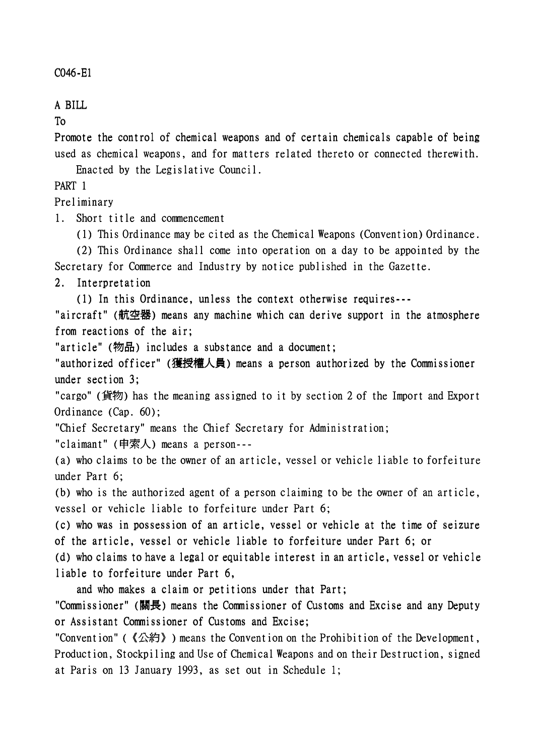C046-E1

A BILL

To

Promote the control of chemical weapons and of certain chemicals capable of being used as chemical weapons, and for matters related thereto or connected therewith.

Enacted by the Legislative Council.

## PART 1

## Preliminary

### 1. Short title and commencement

(1) This Ordinance may be cited as the Chemical Weapons (Convention) Ordinance.

(2) This Ordinance shall come into operation on a day to be appointed by the Secretary for Commerce and Industry by notice published in the Gazette.

### 2. Interpretation

(1) In this Ordinance, unless the context otherwise requires---

"aircraft" (**航空器**) means any machine which can derive support in the atmosphere from reactions of the air;

"article" (**物品**) includes a substance and a document;

"authorized officer" (**獲授權人員**) means a person authorized by the Commissioner under section 3;

"cargo" (**貨物**) has the meaning assigned to it by section 2 of the Import and Export Ordinance (Cap. 60);

"Chief Secretary" means the Chief Secretary for Administration;

"claimant" (**申索人**) means a person---

(a) who claims to be the owner of an article, vessel or vehicle liable to forfeiture under Part 6;

(b) who is the authorized agent of a person claiming to be the owner of an article, vessel or vehicle liable to forfeiture under Part 6;

(c) who was in possession of an article, vessel or vehicle at the time of seizure of the article, vessel or vehicle liable to forfeiture under Part 6; or

(d) who claims to have a legal or equitable interest in an article, vessel or vehicle liable to forfeiture under Part 6,

and who makes a claim or petitions under that Part;

"Commissioner" (**關長**) means the Commissioner of Customs and Excise and any Deputy or Assistant Commissioner of Customs and Excise;

"Convention" (《公約》) means the Convention on the Prohibition of the Development, Production, Stockpiling and Use of Chemical Weapons and on their Destruction, signed at Paris on 13 January 1993, as set out in Schedule 1;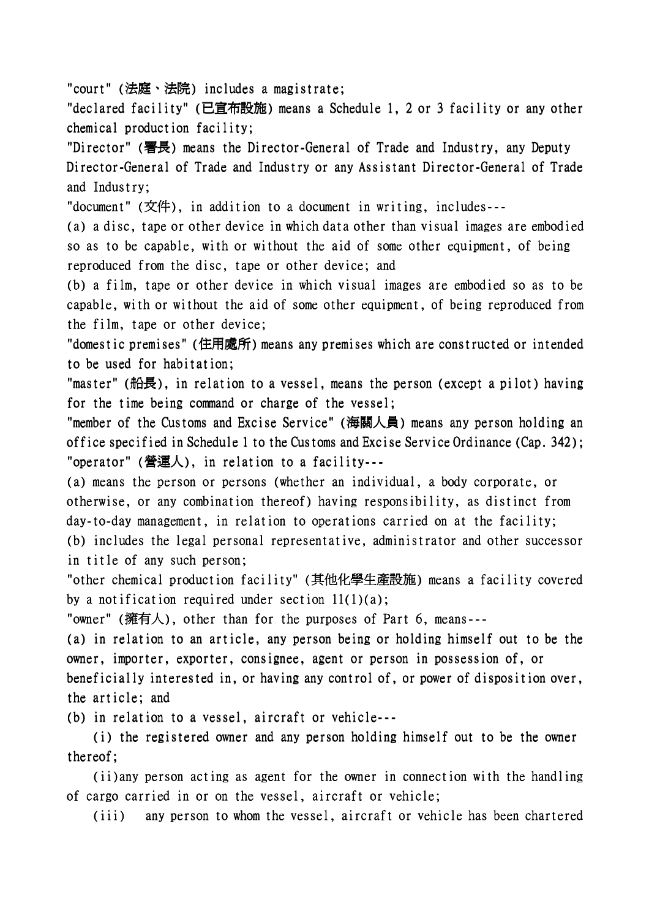"court" (法庭、法院) includes a magistrate;

"declared facility" (已宣布設施) means a Schedule 1, 2 or 3 facility or any other chemical production facility;

"Director" (署長) means the Director-General of Trade and Industry, any Deputy Director-General of Trade and Industry or any Assistant Director-General of Trade and Industry;

"document" (文件), in addition to a document in writing, includes---

(a) a disc, tape or other device in which data other than visual images are embodied so as to be capable, with or without the aid of some other equipment, of being reproduced from the disc, tape or other device; and

(b) a film, tape or other device in which visual images are embodied so as to be capable, with or without the aid of some other equipment, of being reproduced from the film, tape or other device;

"domestic premises" (住用處所) means any premises which are constructed or intended to be used for habitation;

"master" (船長), in relation to a vessel, means the person (except a pilot) having for the time being command or charge of the vessel;

"member of the Customs and Excise Service" (海關人員) means any person holding an office specified in Schedule 1 to the Customs and Excise Service Ordinance (Cap. 342);

"operator" (營運人), in relation to a facility---

(a) means the person or persons (whether an individual, a body corporate, or otherwise, or any combination thereof) having responsibility, as distinct from day-to-day management, in relation to operations carried on at the facility;

(b) includes the legal personal representative, administrator and other successor in title of any such person;

"other chemical production facility" (其他化學生產設施) means a facility covered by a notification required under section 11(1)(a);

"owner" (擁有人), other than for the purposes of Part 6, means---

(a) in relation to an article, any person being or holding himself out to be the owner, importer, exporter, consignee, agent or person in possession of, or beneficially interested in, or having any control of, or power of disposition over, the article; and

(b) in relation to a vessel, aircraft or vehicle---

(i) the registered owner and any person holding himself out to be the owner thereof;

(ii) any person acting as agent for the owner in connection with the handling of cargo carried in or on the vessel, aircraft or vehicle;

(iii) any person to whom the vessel, aircraft or vehicle has been chartered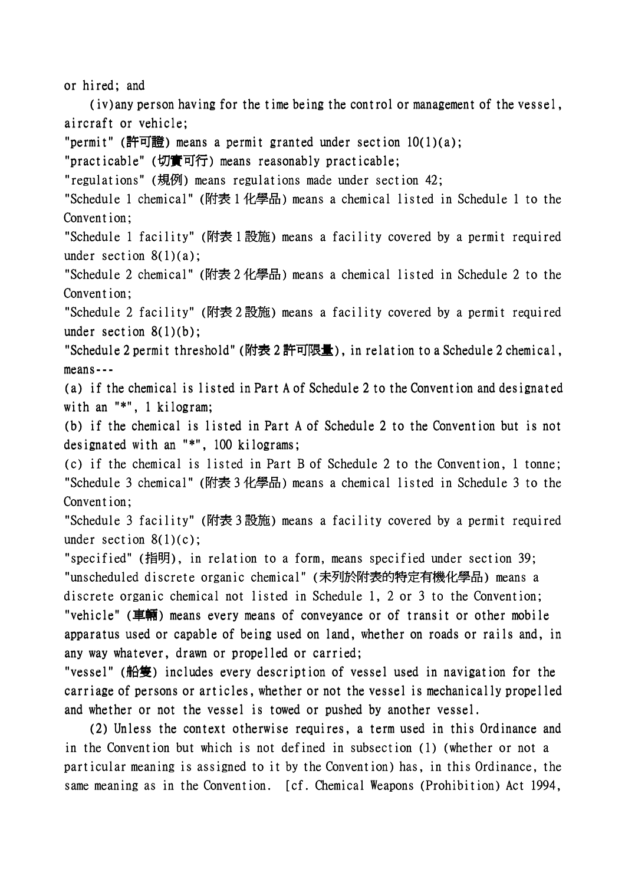or hired; and

(iv) any person having for the time being the control or management of the vessel, aircraft or vehicle;

"permit" (許可證) means a permit granted under section 10(1)(a);

"practicable" (切實可行) means reasonably practicable;

"regulations" (規例) means regulations made under section 42;

"Schedule 1 chemical" (附表 1 化學品) means a chemical listed in Schedule 1 to the Convention;

"Schedule 1 facility" (附表 1 設施) means a facility covered by a permit required under section 8(1)(a);

"Schedule 2 chemical" (附表 2 化學品) means a chemical listed in Schedule 2 to the Convention;

"Schedule 2 facility" (附表 2 設施) means a facility covered by a permit required under section 8(1)(b);

"Schedule 2 permit threshold" (附表 2 許可限量), in relation to a Schedule 2 chemical, means---

(a) if the chemical is listed in Part A of Schedule 2 to the Convention and designated with an "*", 1 kilogram;

(b) if the chemical is listed in Part A of Schedule 2 to the Convention but is not designated with an "*", 100 kilograms;

(c) if the chemical is listed in Part B of Schedule 2 to the Convention, 1 tonne;

"Schedule 3 chemical" (附表 3 化學品) means a chemical listed in Schedule 3 to the Convention;

"Schedule 3 facility" (附表 3 設施) means a facility covered by a permit required under section 8(1)(c);

"specified" (指明), in relation to a form, means specified under section 39;

"unscheduled discrete organic chemical" (未列於附表的特定有機化學品) means a discrete organic chemical not listed in Schedule 1, 2 or 3 to the Convention;

"vehicle" (車輛) means every means of conveyance or of transit or other mobile apparatus used or capable of being used on land, whether on roads or rails and, in any way whatever, drawn or propelled or carried;

"vessel" (船隻) includes every description of vessel used in navigation for the carriage of persons or articles, whether or not the vessel is mechanically propelled and whether or not the vessel is towed or pushed by another vessel.

(2) Unless the context otherwise requires, a term used in this Ordinance and in the Convention but which is not defined in subsection (1) (whether or not a particular meaning is assigned to it by the Convention) has, in this Ordinance, the same meaning as in the Convention. [cf. Chemical Weapons (Prohibition) Act 1994,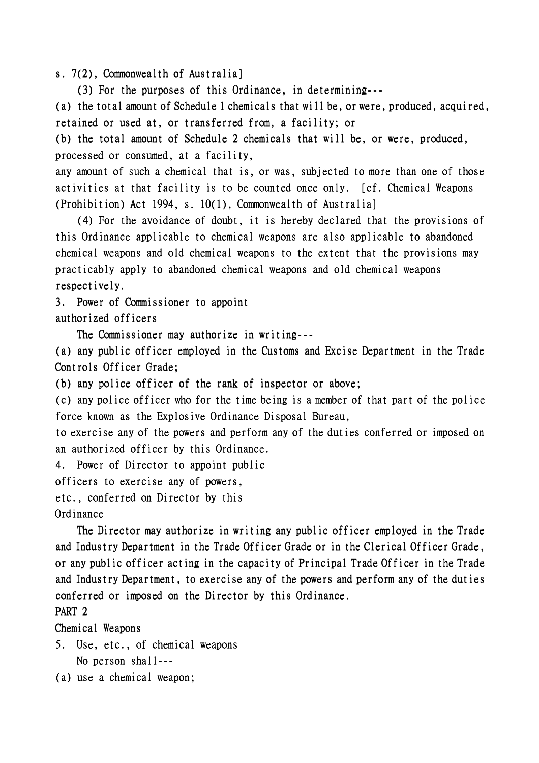s. 7(2), Commonwealth of Australia]

(3) For the purposes of this Ordinance, in determining---

(a) the total amount of Schedule 1 chemicals that will be, or were, produced, acquired, retained or used at, or transferred from, a facility; or

(b) the total amount of Schedule 2 chemicals that will be, or were, produced, processed or consumed, at a facility,

any amount of such a chemical that is, or was, subjected to more than one of those activities at that facility is to be counted once only. [cf. Chemical Weapons (Prohibition) Act 1994, s. 10(1), Commonwealth of Australia]

(4) For the avoidance of doubt, it is hereby declared that the provisions of this Ordinance applicable to chemical weapons are also applicable to abandoned chemical weapons and old chemical weapons to the extent that the provisions may practicably apply to abandoned chemical weapons and old chemical weapons respectively.

3. Power of Commissioner to appoint authorized officers

The Commissioner may authorize in writing---

(a) any public officer employed in the Customs and Excise Department in the Trade Controls Officer Grade;

(b) any police officer of the rank of inspector or above;

(c) any police officer who for the time being is a member of that part of the police force known as the Explosive Ordinance Disposal Bureau,

to exercise any of the powers and perform any of the duties conferred or imposed on an authorized officer by this Ordinance.

4. Power of Director to appoint public officers to exercise any of powers, etc., conferred on Director by this Ordinance

The Director may authorize in writing any public officer employed in the Trade and Industry Department in the Trade Officer Grade or in the Clerical Officer Grade, or any public officer acting in the capacity of Principal Trade Officer in the Trade and Industry Department, to exercise any of the powers and perform any of the duties conferred or imposed on the Director by this Ordinance.

## PART 2

## Chemical Weapons

5. Use, etc., of chemical weapons

No person shall---

(a) use a chemical weapon;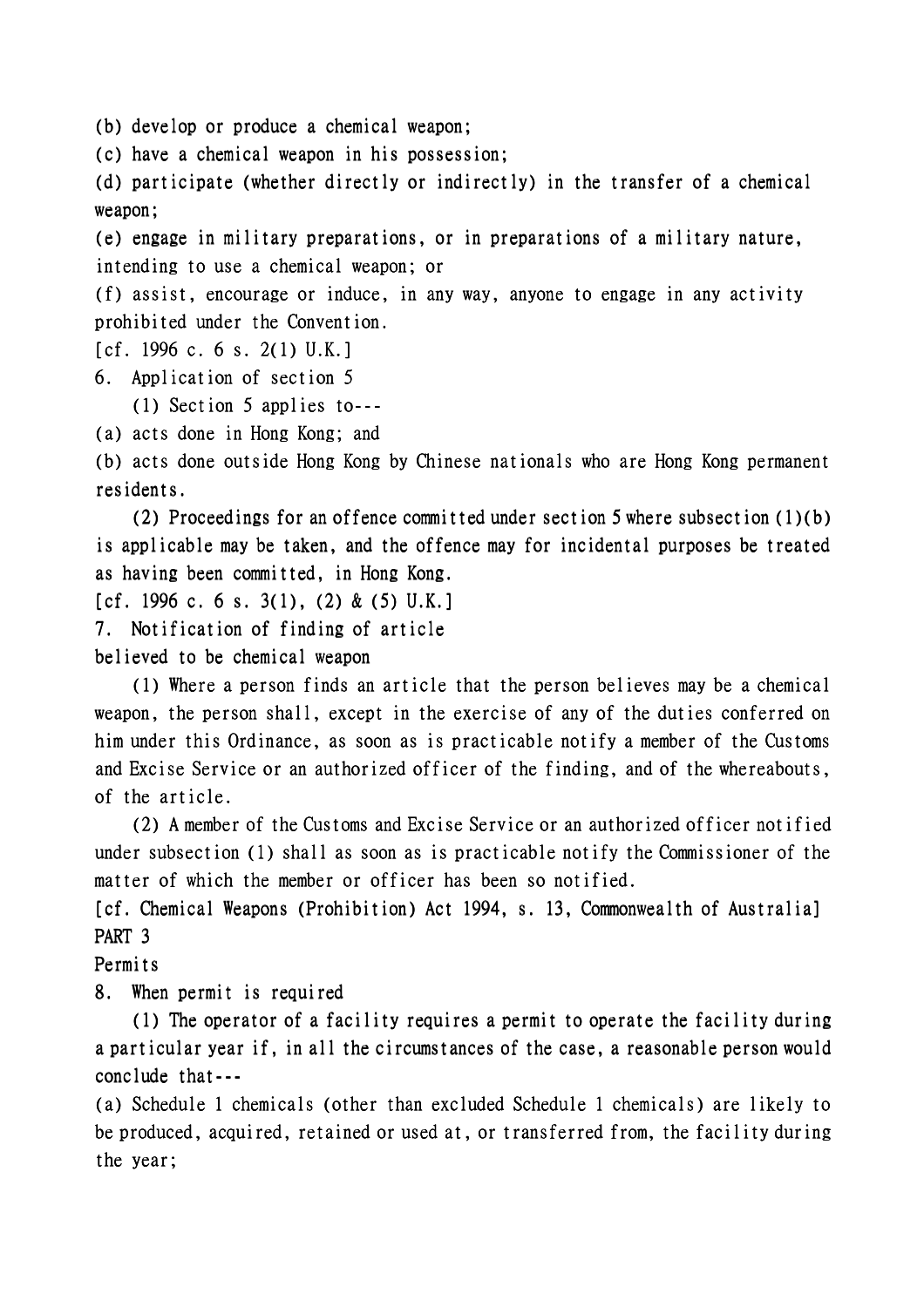(b) develop or produce a chemical weapon;

(c) have a chemical weapon in his possession;

(d) participate (whether directly or indirectly) in the transfer of a chemical weapon;

(e) engage in military preparations, or in preparations of a military nature, intending to use a chemical weapon; or

(f) assist, encourage or induce, in any way, anyone to engage in any activity prohibited under the Convention.

[cf. 1996 c. 6 s. 2(1) U.K.]

6. Application of section 5

(1) Section 5 applies to---

(a) acts done in Hong Kong; and

(b) acts done outside Hong Kong by Chinese nationals who are Hong Kong permanent residents.

(2) Proceedings for an offence committed under section 5 where subsection (1)(b) is applicable may be taken, and the offence may for incidental purposes be treated as having been committed, in Hong Kong.

[cf. 1996 c. 6 s. 3(1), (2) & (5) U.K.]

7. Notification of finding of article believed to be chemical weapon

(1) Where a person finds an article that the person believes may be a chemical weapon, the person shall, except in the exercise of any of the duties conferred on him under this Ordinance, as soon as is practicable notify a member of the Customs and Excise Service or an authorized officer of the finding, and of the whereabouts, of the article.

(2) A member of the Customs and Excise Service or an authorized officer notified under subsection (1) shall as soon as is practicable notify the Commissioner of the matter of which the member or officer has been so notified.

[cf. Chemical Weapons (Prohibition) Act 1994, s. 13, Commonwealth of Australia]

PART 3

Permits

8. When permit is required

(1) The operator of a facility requires a permit to operate the facility during a particular year if, in all the circumstances of the case, a reasonable person would conclude that---

(a) Schedule 1 chemicals (other than excluded Schedule 1 chemicals) are likely to be produced, acquired, retained or used at, or transferred from, the facility during the year;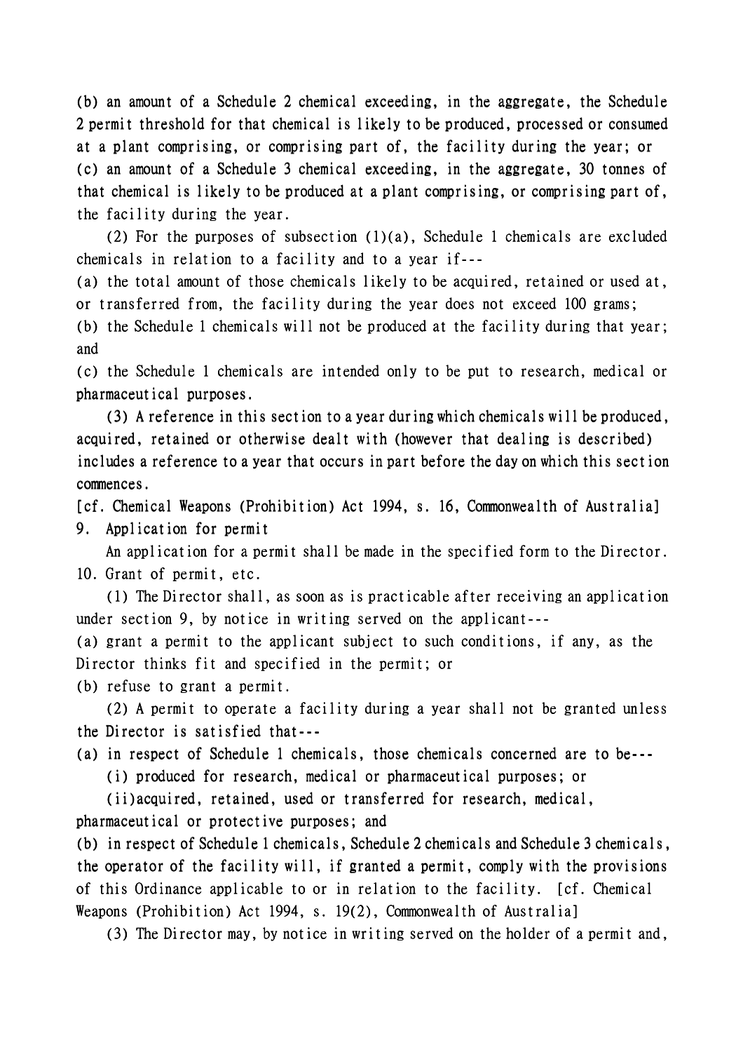(b) an amount of a Schedule 2 chemical exceeding, in the aggregate, the Schedule 2 permit threshold for that chemical is likely to be produced, processed or consumed at a plant comprising, or comprising part of, the facility during the year; or

(c) an amount of a Schedule 3 chemical exceeding, in the aggregate, 30 tonnes of that chemical is likely to be produced at a plant comprising, or comprising part of, the facility during the year.

(2) For the purposes of subsection (1)(a), Schedule 1 chemicals are excluded chemicals in relation to a facility and to a year if---

(a) the total amount of those chemicals likely to be acquired, retained or used at, or transferred from, the facility during the year does not exceed 100 grams;

(b) the Schedule 1 chemicals will not be produced at the facility during that year; and

(c) the Schedule 1 chemicals are intended only to be put to research, medical or pharmaceutical purposes.

(3) A reference in this section to a year during which chemicals will be produced, acquired, retained or otherwise dealt with (however that dealing is described) includes a reference to a year that occurs in part before the day on which this section commences.

[cf. Chemical Weapons (Prohibition) Act 1994, s. 16, Commonwealth of Australia]

9. Application for permit

An application for a permit shall be made in the specified form to the Director.

10. Grant of permit, etc.

(1) The Director shall, as soon as is practicable after receiving an application under section 9, by notice in writing served on the applicant---

(a) grant a permit to the applicant subject to such conditions, if any, as the Director thinks fit and specified in the permit; or

(b) refuse to grant a permit.

(2) A permit to operate a facility during a year shall not be granted unless the Director is satisfied that---

(a) in respect of Schedule 1 chemicals, those chemicals concerned are to be---

(i) produced for research, medical or pharmaceutical purposes; or

(ii)acquired, retained, used or transferred for research, medical, pharmaceutical or protective purposes; and

(b) in respect of Schedule 1 chemicals, Schedule 2 chemicals and Schedule 3 chemicals, the operator of the facility will, if granted a permit, comply with the provisions of this Ordinance applicable to or in relation to the facility. [cf. Chemical Weapons (Prohibition) Act 1994, s. 19(2), Commonwealth of Australia]

(3) The Director may, by notice in writing served on the holder of a permit and,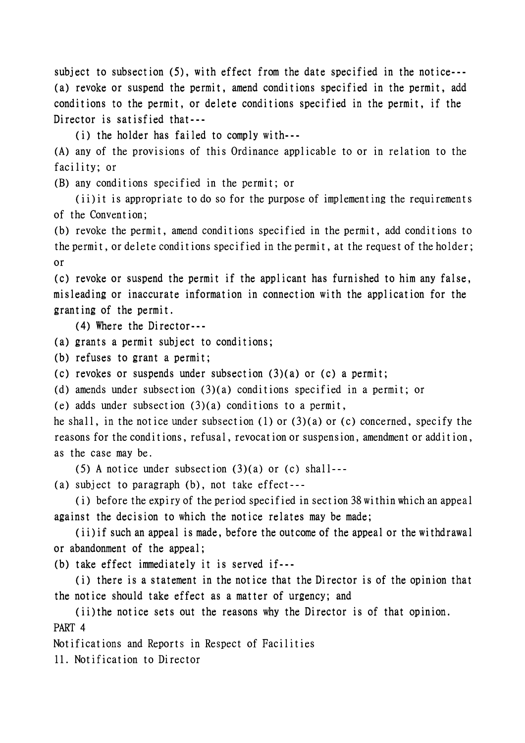subject to subsection (5), with effect from the date specified in the notice---

(a) revoke or suspend the permit, amend conditions specified in the permit, add conditions to the permit, or delete conditions specified in the permit, if the Director is satisfied that---

(i) the holder has failed to comply with---

(A) any of the provisions of this Ordinance applicable to or in relation to the facility; or

(B) any conditions specified in the permit; or

(ii) it is appropriate to do so for the purpose of implementing the requirements of the Convention;

(b) revoke the permit, amend conditions specified in the permit, add conditions to the permit, or delete conditions specified in the permit, at the request of the holder; or

(c) revoke or suspend the permit if the applicant has furnished to him any false, misleading or inaccurate information in connection with the application for the granting of the permit.

(4) Where the Director---

(a) grants a permit subject to conditions;

(b) refuses to grant a permit;

(c) revokes or suspends under subsection (3)(a) or (c) a permit;

(d) amends under subsection (3)(a) conditions specified in a permit; or

(e) adds under subsection (3)(a) conditions to a permit,

he shall, in the notice under subsection (1) or (3)(a) or (c) concerned, specify the reasons for the conditions, refusal, revocation or suspension, amendment or addition, as the case may be.

(5) A notice under subsection (3)(a) or (c) shall---

(a) subject to paragraph (b), not take effect---

(i) before the expiry of the period specified in section 38 within which an appeal against the decision to which the notice relates may be made;

(ii) if such an appeal is made, before the outcome of the appeal or the withdrawal or abandonment of the appeal;

(b) take effect immediately it is served if---

(i) there is a statement in the notice that the Director is of the opinion that the notice should take effect as a matter of urgency; and

(ii) the notice sets out the reasons why the Director is of that opinion.

PART 4

Notifications and Reports in Respect of Facilities

11. Notification to Director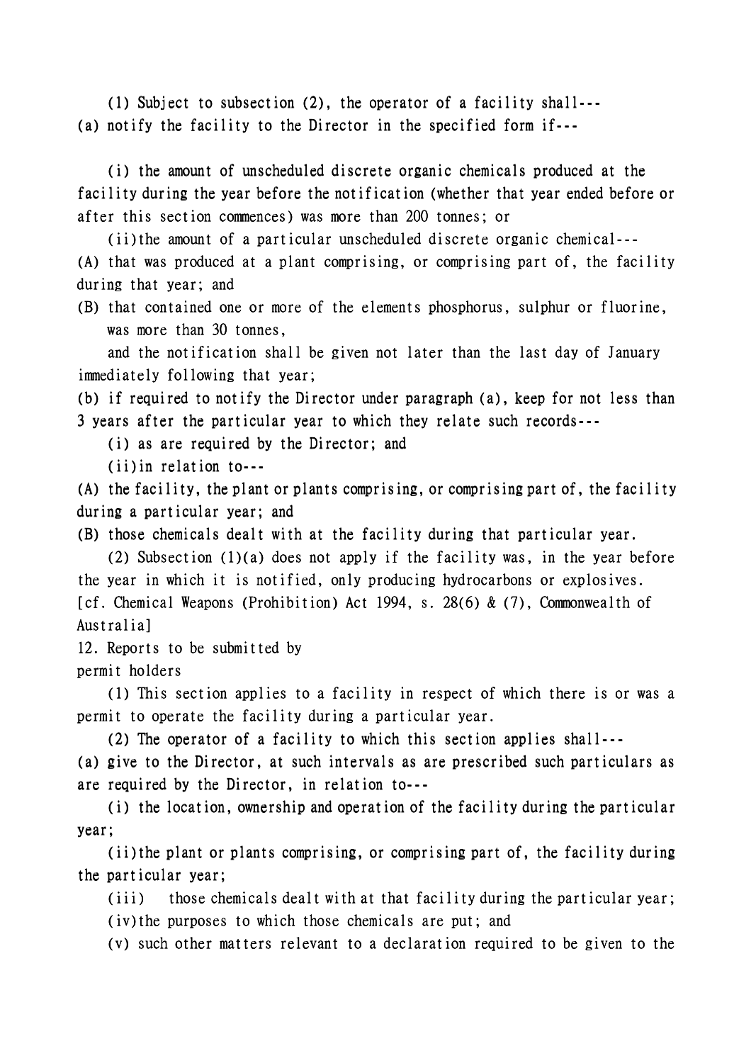(1) Subject to subsection (2), the operator of a facility shall---

(a) notify the facility to the Director in the specified form if---

(i) the amount of unscheduled discrete organic chemicals produced at the facility during the year before the notification (whether that year ended before or after this section commences) was more than 200 tonnes; or

(ii) the amount of a particular unscheduled discrete organic chemical---

(A) that was produced at a plant comprising, or comprising part of, the facility during that year; and

(B) that contained one or more of the elements phosphorus, sulphur or fluorine, was more than 30 tonnes,

and the notification shall be given not later than the last day of January immediately following that year;

(b) if required to notify the Director under paragraph (a), keep for not less than 3 years after the particular year to which they relate such records---

(i) as are required by the Director; and

(ii) in relation to---

(A) the facility, the plant or plants comprising, or comprising part of, the facility during a particular year; and

(B) those chemicals dealt with at the facility during that particular year.

(2) Subsection (1)(a) does not apply if the facility was, in the year before the year in which it is notified, only producing hydrocarbons or explosives.

[cf. Chemical Weapons (Prohibition) Act 1994, s. 28(6) & (7), Commonwealth of Australia]

12. Reports to be submitted by permit holders

(1) This section applies to a facility in respect of which there is or was a permit to operate the facility during a particular year.

(2) The operator of a facility to which this section applies shall---

(a) give to the Director, at such intervals as are prescribed such particulars as are required by the Director, in relation to---

(i) the location, ownership and operation of the facility during the particular year;

(ii) the plant or plants comprising, or comprising part of, the facility during the particular year;

(iii) those chemicals dealt with at that facility during the particular year;

(iv) the purposes to which those chemicals are put; and

(v) such other matters relevant to a declaration required to be given to the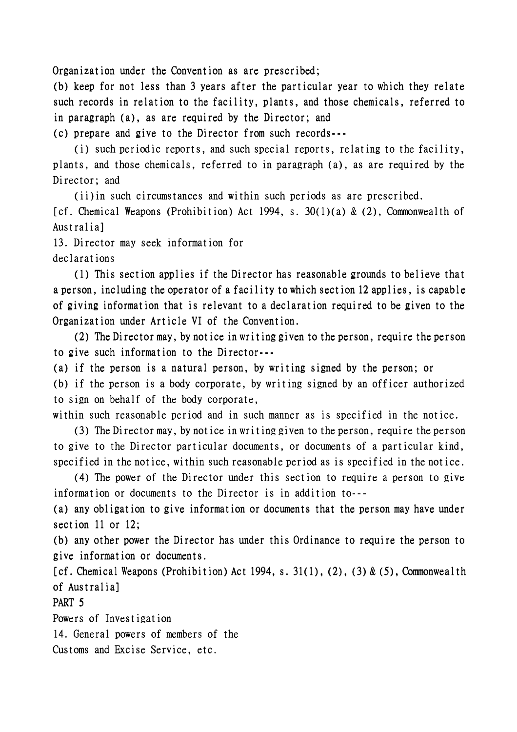Organization under the Convention as are prescribed;

(b) keep for not less than 3 years after the particular year to which they relate such records in relation to the facility, plants, and those chemicals, referred to in paragraph (a), as are required by the Director; and

(c) prepare and give to the Director from such records---

(i) such periodic reports, and such special reports, relating to the facility, plants, and those chemicals, referred to in paragraph (a), as are required by the Director; and

(ii)in such circumstances and within such periods as are prescribed.

[cf. Chemical Weapons (Prohibition) Act 1994, s. 30(1)(a) & (2), Commonwealth of Australia]

13. Director may seek information for declarations

(1) This section applies if the Director has reasonable grounds to believe that a person, including the operator of a facility to which section 12 applies, is capable of giving information that is relevant to a declaration required to be given to the Organization under Article VI of the Convention.

(2) The Director may, by notice in writing given to the person, require the person to give such information to the Director---

(a) if the person is a natural person, by writing signed by the person; or

(b) if the person is a body corporate, by writing signed by an officer authorized to sign on behalf of the body corporate,

within such reasonable period and in such manner as is specified in the notice.

(3) The Director may, by notice in writing given to the person, require the person to give to the Director particular documents, or documents of a particular kind, specified in the notice, within such reasonable period as is specified in the notice.

(4) The power of the Director under this section to require a person to give information or documents to the Director is in addition to---

(a) any obligation to give information or documents that the person may have under section 11 or 12;

(b) any other power the Director has under this Ordinance to require the person to give information or documents.

[cf. Chemical Weapons (Prohibition) Act 1994, s. 31(1), (2), (3) & (5), Commonwealth of Australia]

PART 5

Powers of Investigation

14. General powers of members of the Customs and Excise Service, etc.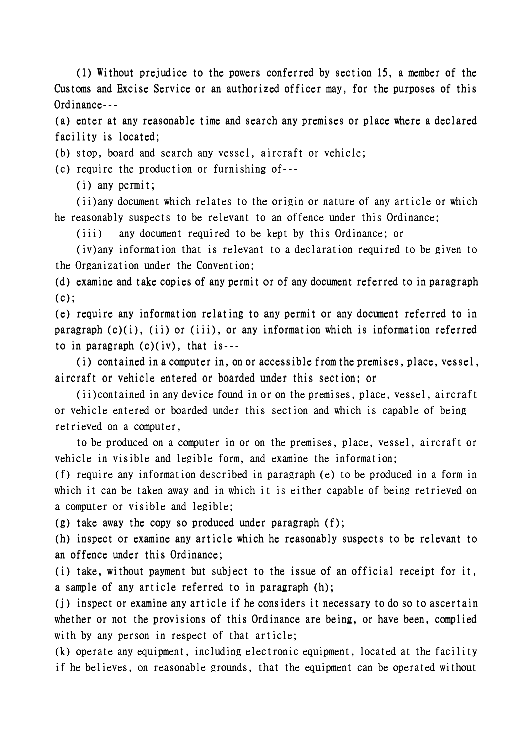(1) Without prejudice to the powers conferred by section 15, a member of the Customs and Excise Service or an authorized officer may, for the purposes of this Ordinance---

(a) enter at any reasonable time and search any premises or place where a declared facility is located;

(b) stop, board and search any vessel, aircraft or vehicle;

(c) require the production or furnishing of---

(i) any permit;

(ii)any document which relates to the origin or nature of any article or which he reasonably suspects to be relevant to an offence under this Ordinance;

(iii) any document required to be kept by this Ordinance; or

(iv)any information that is relevant to a declaration required to be given to the Organization under the Convention;

(d) examine and take copies of any permit or of any document referred to in paragraph (c);

(e) require any information relating to any permit or any document referred to in paragraph (c)(i), (ii) or (iii), or any information which is information referred to in paragraph (c)(iv), that is---

(i) contained in a computer in, on or accessible from the premises, place, vessel, aircraft or vehicle entered or boarded under this section; or

(ii)contained in any device found in or on the premises, place, vessel, aircraft or vehicle entered or boarded under this section and which is capable of being retrieved on a computer,

to be produced on a computer in or on the premises, place, vessel, aircraft or vehicle in visible and legible form, and examine the information;

(f) require any information described in paragraph (e) to be produced in a form in which it can be taken away and in which it is either capable of being retrieved on a computer or visible and legible;

(g) take away the copy so produced under paragraph (f);

(h) inspect or examine any article which he reasonably suspects to be relevant to an offence under this Ordinance;

(i) take, without payment but subject to the issue of an official receipt for it, a sample of any article referred to in paragraph (h);

(j) inspect or examine any article if he considers it necessary to do so to ascertain whether or not the provisions of this Ordinance are being, or have been, complied with by any person in respect of that article;

(k) operate any equipment, including electronic equipment, located at the facility if he believes, on reasonable grounds, that the equipment can be operated without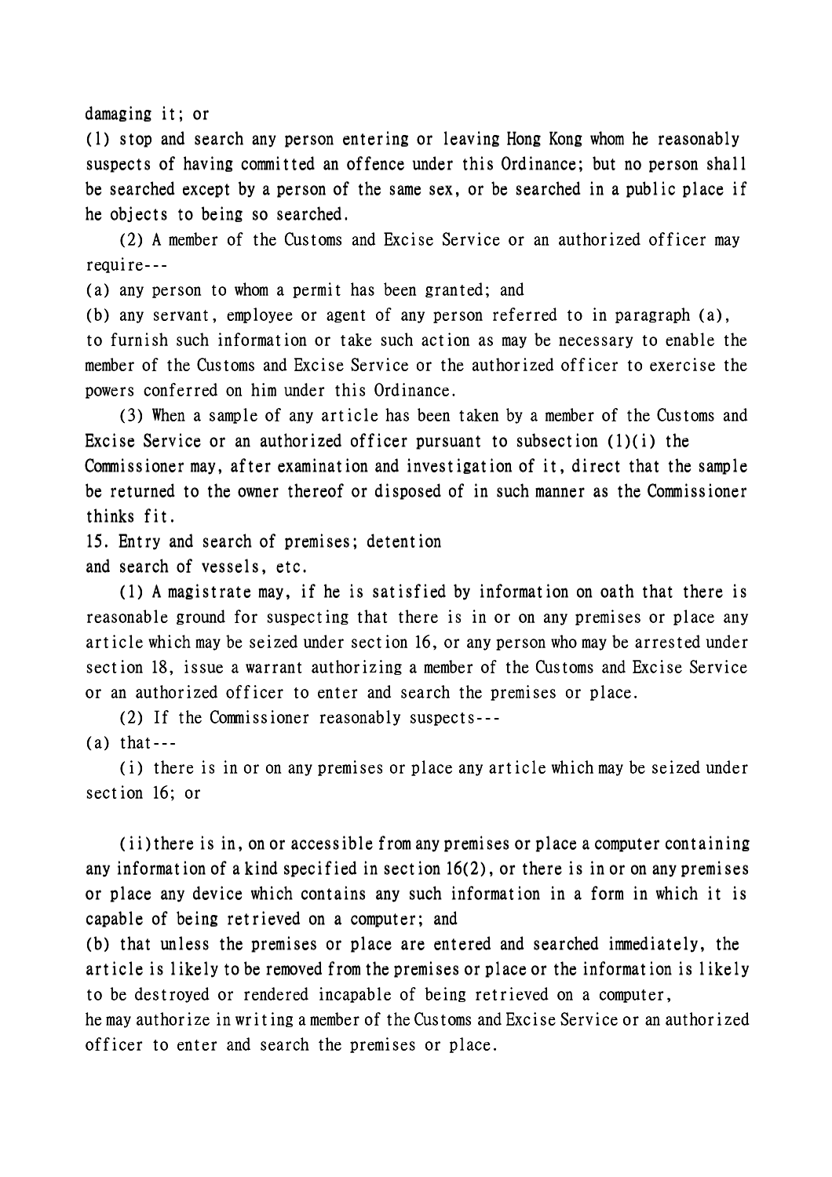damaging it; or

(l) stop and search any person entering or leaving Hong Kong whom he reasonably suspects of having committed an offence under this Ordinance; but no person shall be searched except by a person of the same sex, or be searched in a public place if he objects to being so searched.

(2) A member of the Customs and Excise Service or an authorized officer may require---

(a) any person to whom a permit has been granted; and

(b) any servant, employee or agent of any person referred to in paragraph (a),

to furnish such information or take such action as may be necessary to enable the member of the Customs and Excise Service or the authorized officer to exercise the powers conferred on him under this Ordinance.

(3) When a sample of any article has been taken by a member of the Customs and Excise Service or an authorized officer pursuant to subsection (1)(i) the Commissioner may, after examination and investigation of it, direct that the sample be returned to the owner thereof or disposed of in such manner as the Commissioner thinks fit.

15. Entry and search of premises; detention and search of vessels, etc.

(1) A magistrate may, if he is satisfied by information on oath that there is reasonable ground for suspecting that there is in or on any premises or place any article which may be seized under section 16, or any person who may be arrested under section 18, issue a warrant authorizing a member of the Customs and Excise Service or an authorized officer to enter and search the premises or place.

(2) If the Commissioner reasonably suspects---

(a) that---

(i) there is in or on any premises or place any article which may be seized under section 16; or

(ii) there is in, on or accessible from any premises or place a computer containing any information of a kind specified in section 16(2), or there is in or on any premises or place any device which contains any such information in a form in which it is capable of being retrieved on a computer; and

(b) that unless the premises or place are entered and searched immediately, the article is likely to be removed from the premises or place or the information is likely to be destroyed or rendered incapable of being retrieved on a computer,

he may authorize in writing a member of the Customs and Excise Service or an authorized officer to enter and search the premises or place.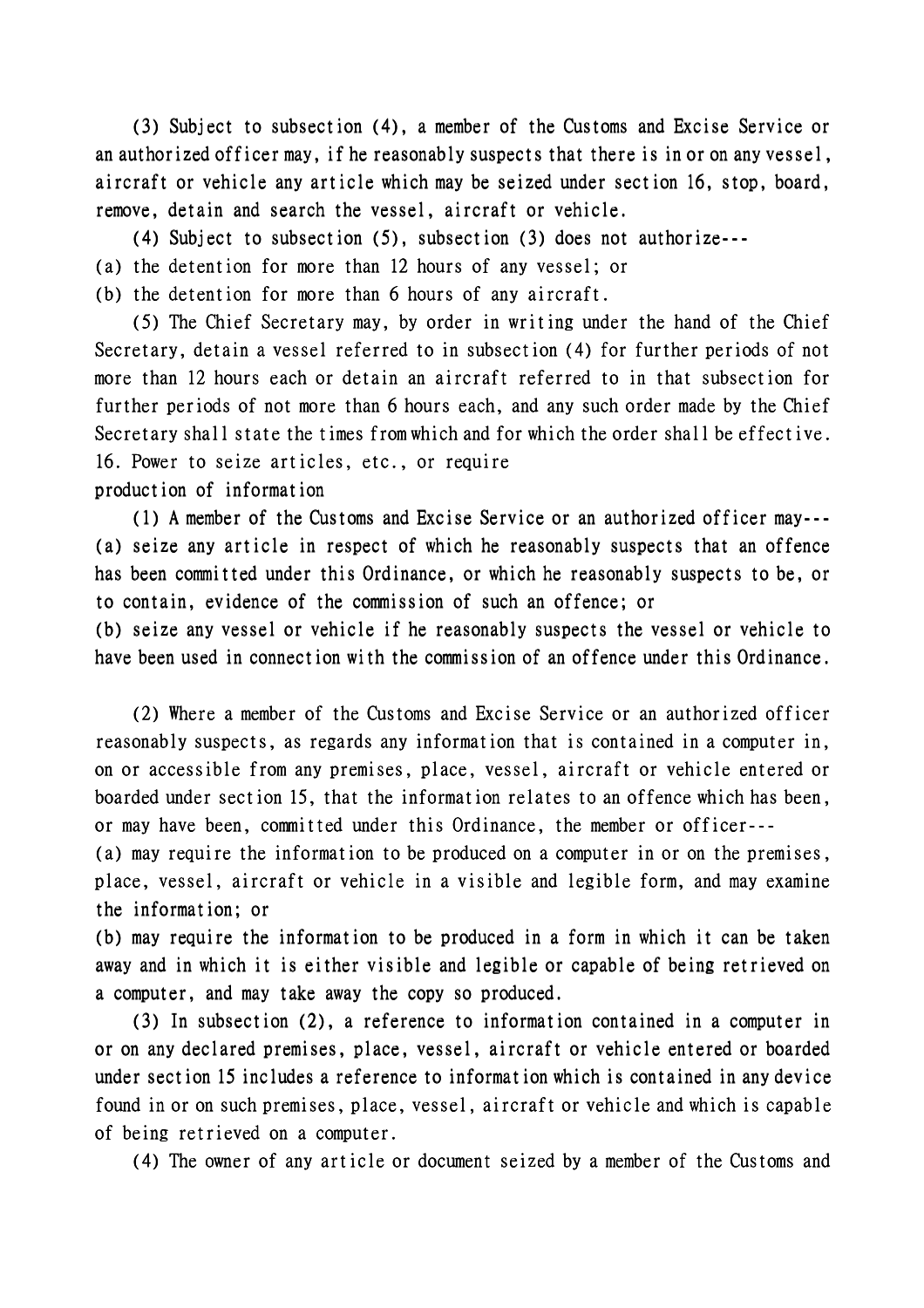(3) Subject to subsection (4), a member of the Customs and Excise Service or an authorized officer may, if he reasonably suspects that there is in or on any vessel, aircraft or vehicle any article which may be seized under section 16, stop, board, remove, detain and search the vessel, aircraft or vehicle.

(4) Subject to subsection (5), subsection (3) does not authorize---

(a) the detention for more than 12 hours of any vessel; or

(b) the detention for more than 6 hours of any aircraft.

(5) The Chief Secretary may, by order in writing under the hand of the Chief Secretary, detain a vessel referred to in subsection (4) for further periods of not more than 12 hours each or detain an aircraft referred to in that subsection for further periods of not more than 6 hours each, and any such order made by the Chief Secretary shall state the times from which and for which the order shall be effective.

16. Power to seize articles, etc., or require production of information

(1) A member of the Customs and Excise Service or an authorized officer may---

(a) seize any article in respect of which he reasonably suspects that an offence has been committed under this Ordinance, or which he reasonably suspects to be, or to contain, evidence of the commission of such an offence; or

(b) seize any vessel or vehicle if he reasonably suspects the vessel or vehicle to have been used in connection with the commission of an offence under this Ordinance.

(2) Where a member of the Customs and Excise Service or an authorized officer reasonably suspects, as regards any information that is contained in a computer in, on or accessible from any premises, place, vessel, aircraft or vehicle entered or boarded under section 15, that the information relates to an offence which has been, or may have been, committed under this Ordinance, the member or officer---

(a) may require the information to be produced on a computer in or on the premises, place, vessel, aircraft or vehicle in a visible and legible form, and may examine the information; or

(b) may require the information to be produced in a form in which it can be taken away and in which it is either visible and legible or capable of being retrieved on a computer, and may take away the copy so produced.

(3) In subsection (2), a reference to information contained in a computer in or on any declared premises, place, vessel, aircraft or vehicle entered or boarded under section 15 includes a reference to information which is contained in any device found in or on such premises, place, vessel, aircraft or vehicle and which is capable of being retrieved on a computer.

(4) The owner of any article or document seized by a member of the Customs and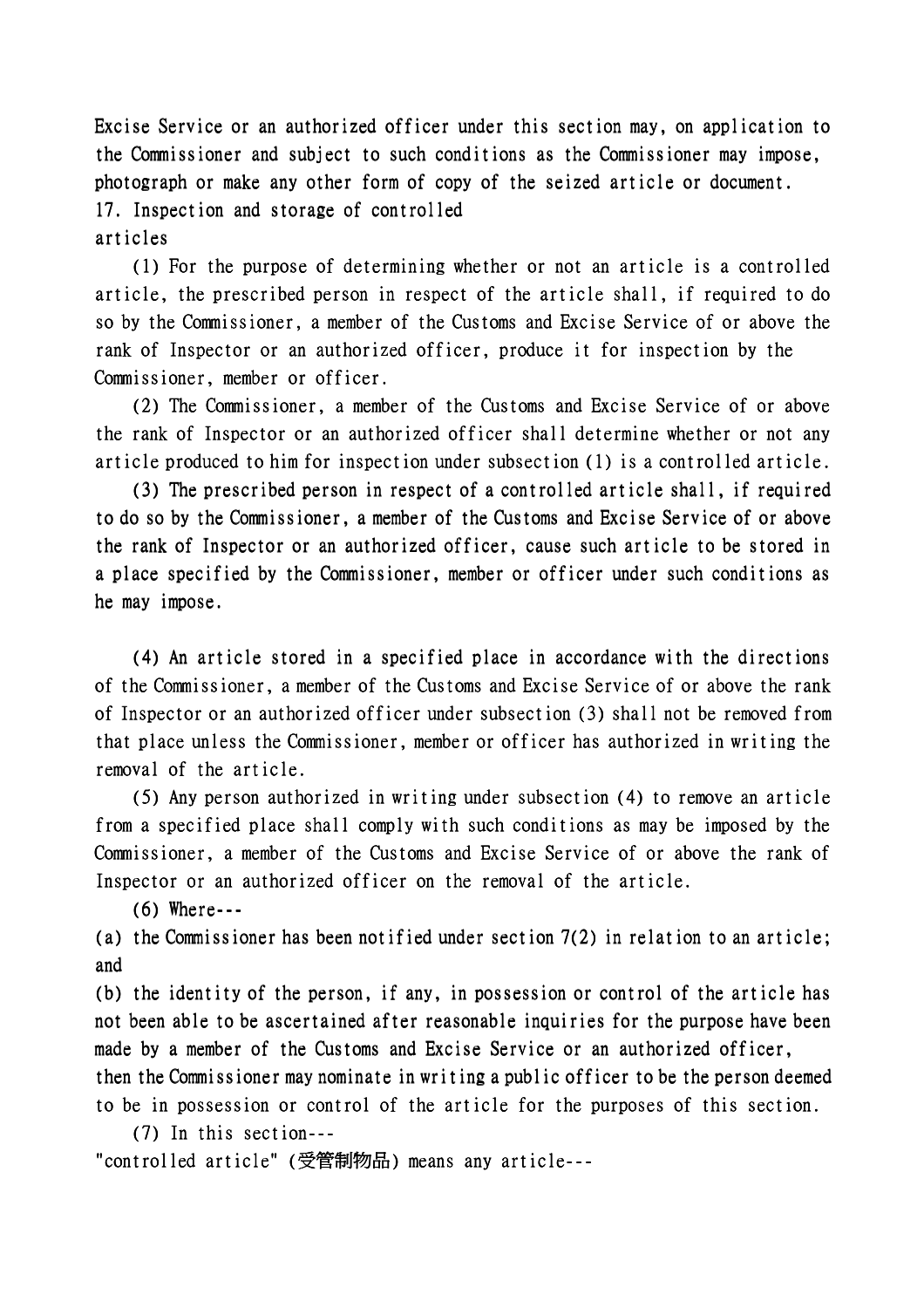Excise Service or an authorized officer under this section may, on application to the Commissioner and subject to such conditions as the Commissioner may impose, photograph or make any other form of copy of the seized article or document.

17. Inspection and storage of controlled articles

(1) For the purpose of determining whether or not an article is a controlled article, the prescribed person in respect of the article shall, if required to do so by the Commissioner, a member of the Customs and Excise Service of or above the rank of Inspector or an authorized officer, produce it for inspection by the Commissioner, member or officer.

(2) The Commissioner, a member of the Customs and Excise Service of or above the rank of Inspector or an authorized officer shall determine whether or not any article produced to him for inspection under subsection (1) is a controlled article.

(3) The prescribed person in respect of a controlled article shall, if required to do so by the Commissioner, a member of the Customs and Excise Service of or above the rank of Inspector or an authorized officer, cause such article to be stored in a place specified by the Commissioner, member or officer under such conditions as he may impose.

(4) An article stored in a specified place in accordance with the directions of the Commissioner, a member of the Customs and Excise Service of or above the rank of Inspector or an authorized officer under subsection (3) shall not be removed from that place unless the Commissioner, member or officer has authorized in writing the removal of the article.

(5) Any person authorized in writing under subsection (4) to remove an article from a specified place shall comply with such conditions as may be imposed by the Commissioner, a member of the Customs and Excise Service of or above the rank of Inspector or an authorized officer on the removal of the article.

(6) Where---

(a) the Commissioner has been notified under section 7(2) in relation to an article; and

(b) the identity of the person, if any, in possession or control of the article has not been able to be ascertained after reasonable inquiries for the purpose have been made by a member of the Customs and Excise Service or an authorized officer,

then the Commissioner may nominate in writing a public officer to be the person deemed to be in possession or control of the article for the purposes of this section.

(7) In this section---

"controlled article" (受管制物品) means any article---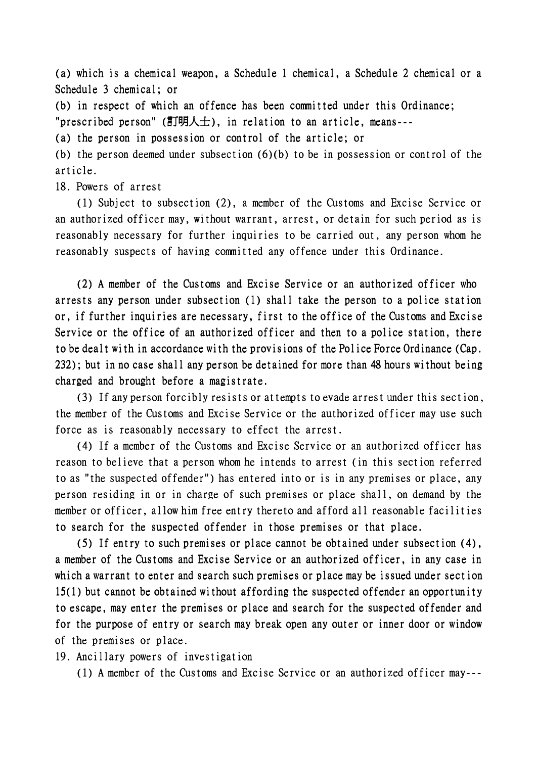(a) which is a chemical weapon, a Schedule 1 chemical, a Schedule 2 chemical or a Schedule 3 chemical; or

(b) in respect of which an offence has been committed under this Ordinance;

"prescribed person" (訂明人士), in relation to an article, means---

(a) the person in possession or control of the article; or

(b) the person deemed under subsection (6)(b) to be in possession or control of the article.

18. Powers of arrest

(1) Subject to subsection (2), a member of the Customs and Excise Service or an authorized officer may, without warrant, arrest, or detain for such period as is reasonably necessary for further inquiries to be carried out, any person whom he reasonably suspects of having committed any offence under this Ordinance.

(2) A member of the Customs and Excise Service or an authorized officer who arrests any person under subsection (1) shall take the person to a police station or, if further inquiries are necessary, first to the office of the Customs and Excise Service or the office of an authorized officer and then to a police station, there to be dealt with in accordance with the provisions of the Police Force Ordinance (Cap. 232); but in no case shall any person be detained for more than 48 hours without being charged and brought before a magistrate.

(3) If any person forcibly resists or attempts to evade arrest under this section, the member of the Customs and Excise Service or the authorized officer may use such force as is reasonably necessary to effect the arrest.

(4) If a member of the Customs and Excise Service or an authorized officer has reason to believe that a person whom he intends to arrest (in this section referred to as "the suspected offender") has entered into or is in any premises or place, any person residing in or in charge of such premises or place shall, on demand by the member or officer, allow him free entry thereto and afford all reasonable facilities to search for the suspected offender in those premises or that place.

(5) If entry to such premises or place cannot be obtained under subsection (4), a member of the Customs and Excise Service or an authorized officer, in any case in which a warrant to enter and search such premises or place may be issued under section 15(1) but cannot be obtained without affording the suspected offender an opportunity to escape, may enter the premises or place and search for the suspected offender and for the purpose of entry or search may break open any outer or inner door or window of the premises or place.

19. Ancillary powers of investigation

(1) A member of the Customs and Excise Service or an authorized officer may---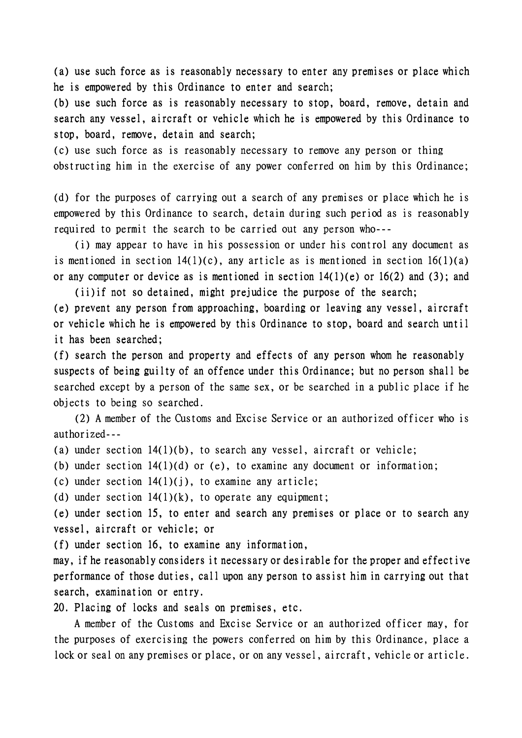(a) use such force as is reasonably necessary to enter any premises or place which he is empowered by this Ordinance to enter and search;

(b) use such force as is reasonably necessary to stop, board, remove, detain and search any vessel, aircraft or vehicle which he is empowered by this Ordinance to stop, board, remove, detain and search;

(c) use such force as is reasonably necessary to remove any person or thing obstructing him in the exercise of any power conferred on him by this Ordinance;

(d) for the purposes of carrying out a search of any premises or place which he is empowered by this Ordinance to search, detain during such period as is reasonably required to permit the search to be carried out any person who---

(i) may appear to have in his possession or under his control any document as is mentioned in section 14(1)(c), any article as is mentioned in section 16(1)(a) or any computer or device as is mentioned in section 14(1)(e) or 16(2) and (3); and

(ii) if not so detained, might prejudice the purpose of the search;

(e) prevent any person from approaching, boarding or leaving any vessel, aircraft or vehicle which he is empowered by this Ordinance to stop, board and search until it has been searched;

(f) search the person and property and effects of any person whom he reasonably suspects of being guilty of an offence under this Ordinance; but no person shall be searched except by a person of the same sex, or be searched in a public place if he objects to being so searched.

(2) A member of the Customs and Excise Service or an authorized officer who is authorized---

(a) under section 14(1)(b), to search any vessel, aircraft or vehicle;

(b) under section 14(1)(d) or (e), to examine any document or information;

(c) under section 14(1)(j), to examine any article;

(d) under section 14(1)(k), to operate any equipment;

(e) under section 15, to enter and search any premises or place or to search any vessel, aircraft or vehicle; or

(f) under section 16, to examine any information,

may, if he reasonably considers it necessary or desirable for the proper and effective performance of those duties, call upon any person to assist him in carrying out that search, examination or entry.

20. Placing of locks and seals on premises, etc.

A member of the Customs and Excise Service or an authorized officer may, for the purposes of exercising the powers conferred on him by this Ordinance, place a lock or seal on any premises or place, or on any vessel, aircraft, vehicle or article.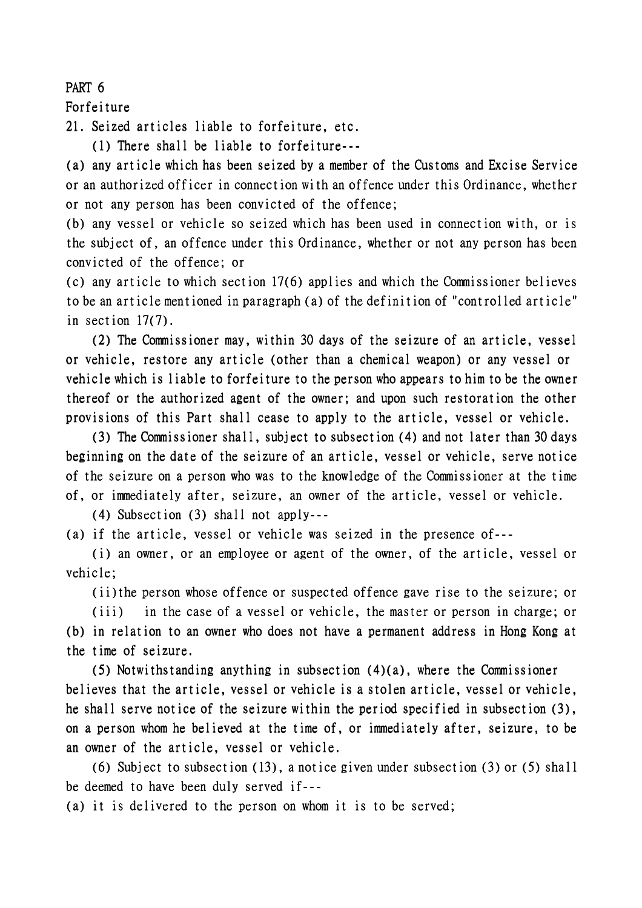PART 6

Forfeiture

21. Seized articles liable to forfeiture, etc.

(1) There shall be liable to forfeiture---

(a) any article which has been seized by a member of the Customs and Excise Service or an authorized officer in connection with an offence under this Ordinance, whether or not any person has been convicted of the offence;

(b) any vessel or vehicle so seized which has been used in connection with, or is the subject of, an offence under this Ordinance, whether or not any person has been convicted of the offence; or

(c) any article to which section 17(6) applies and which the Commissioner believes to be an article mentioned in paragraph (a) of the definition of "controlled article" in section 17(7).

(2) The Commissioner may, within 30 days of the seizure of an article, vessel or vehicle, restore any article (other than a chemical weapon) or any vessel or vehicle which is liable to forfeiture to the person who appears to him to be the owner thereof or the authorized agent of the owner; and upon such restoration the other provisions of this Part shall cease to apply to the article, vessel or vehicle.

(3) The Commissioner shall, subject to subsection (4) and not later than 30 days beginning on the date of the seizure of an article, vessel or vehicle, serve notice of the seizure on a person who was to the knowledge of the Commissioner at the time of, or immediately after, seizure, an owner of the article, vessel or vehicle.

(4) Subsection (3) shall not apply---

(a) if the article, vessel or vehicle was seized in the presence of---

(i) an owner, or an employee or agent of the owner, of the article, vessel or vehicle;

(ii) the person whose offence or suspected offence gave rise to the seizure; or

(iii) in the case of a vessel or vehicle, the master or person in charge; or

(b) in relation to an owner who does not have a permanent address in Hong Kong at the time of seizure.

(5) Notwithstanding anything in subsection (4)(a), where the Commissioner believes that the article, vessel or vehicle is a stolen article, vessel or vehicle, he shall serve notice of the seizure within the period specified in subsection (3), on a person whom he believed at the time of, or immediately after, seizure, to be an owner of the article, vessel or vehicle.

(6) Subject to subsection (13), a notice given under subsection (3) or (5) shall be deemed to have been duly served if---

(a) it is delivered to the person on whom it is to be served;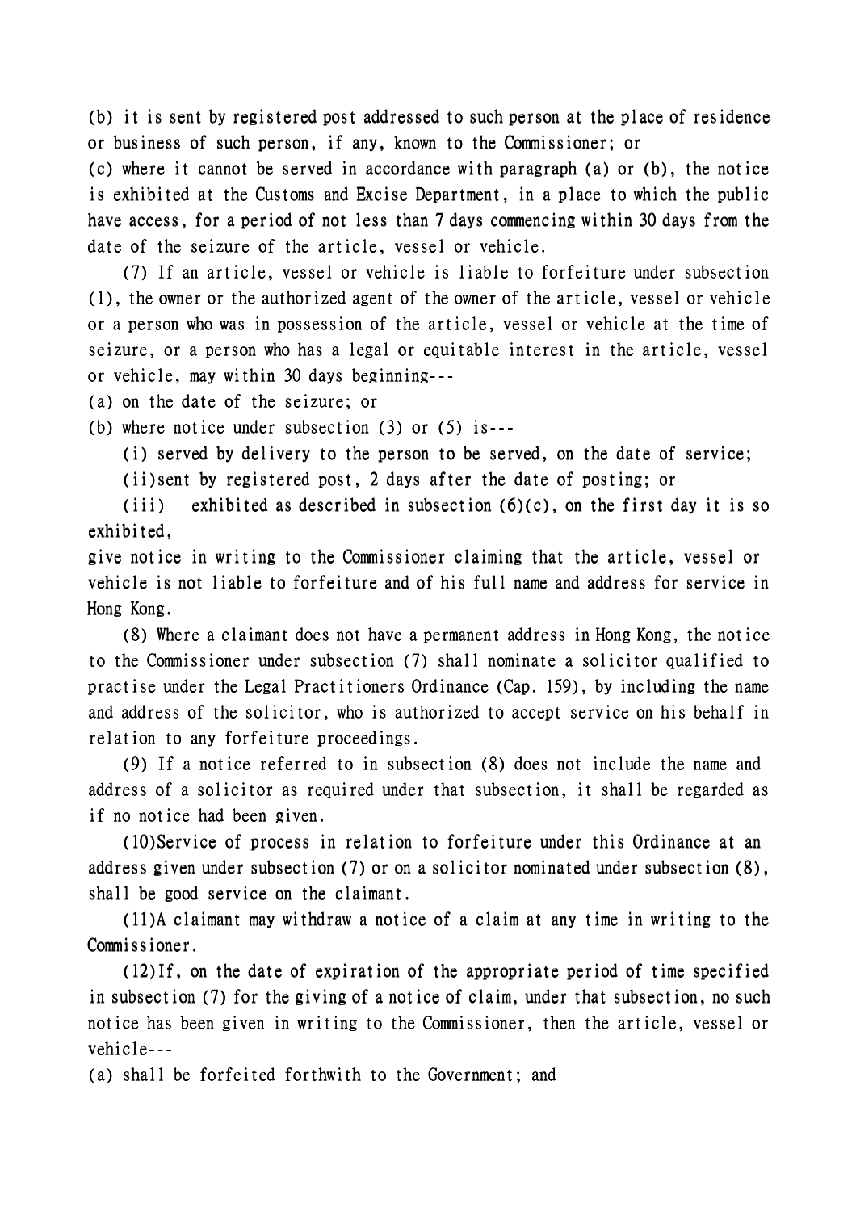(b) it is sent by registered post addressed to such person at the place of residence or business of such person, if any, known to the Commissioner; or

(c) where it cannot be served in accordance with paragraph (a) or (b), the notice is exhibited at the Customs and Excise Department, in a place to which the public have access, for a period of not less than 7 days commencing within 30 days from the date of the seizure of the article, vessel or vehicle.

(7) If an article, vessel or vehicle is liable to forfeiture under subsection (1), the owner or the authorized agent of the owner of the article, vessel or vehicle or a person who was in possession of the article, vessel or vehicle at the time of seizure, or a person who has a legal or equitable interest in the article, vessel or vehicle, may within 30 days beginning---

(a) on the date of the seizure; or

(b) where notice under subsection (3) or (5) is---

(i) served by delivery to the person to be served, on the date of service;

(ii) sent by registered post, 2 days after the date of posting; or

(iii) exhibited as described in subsection (6)(c), on the first day it is so exhibited,

give notice in writing to the Commissioner claiming that the article, vessel or vehicle is not liable to forfeiture and of his full name and address for service in Hong Kong.

(8) Where a claimant does not have a permanent address in Hong Kong, the notice to the Commissioner under subsection (7) shall nominate a solicitor qualified to practise under the Legal Practitioners Ordinance (Cap. 159), by including the name and address of the solicitor, who is authorized to accept service on his behalf in relation to any forfeiture proceedings.

(9) If a notice referred to in subsection (8) does not include the name and address of a solicitor as required under that subsection, it shall be regarded as if no notice had been given.

(10) Service of process in relation to forfeiture under this Ordinance at an address given under subsection (7) or on a solicitor nominated under subsection (8), shall be good service on the claimant.

(11) A claimant may withdraw a notice of a claim at any time in writing to the Commissioner.

(12) If, on the date of expiration of the appropriate period of time specified in subsection (7) for the giving of a notice of claim, under that subsection, no such notice has been given in writing to the Commissioner, then the article, vessel or vehicle---

(a) shall be forfeited forthwith to the Government; and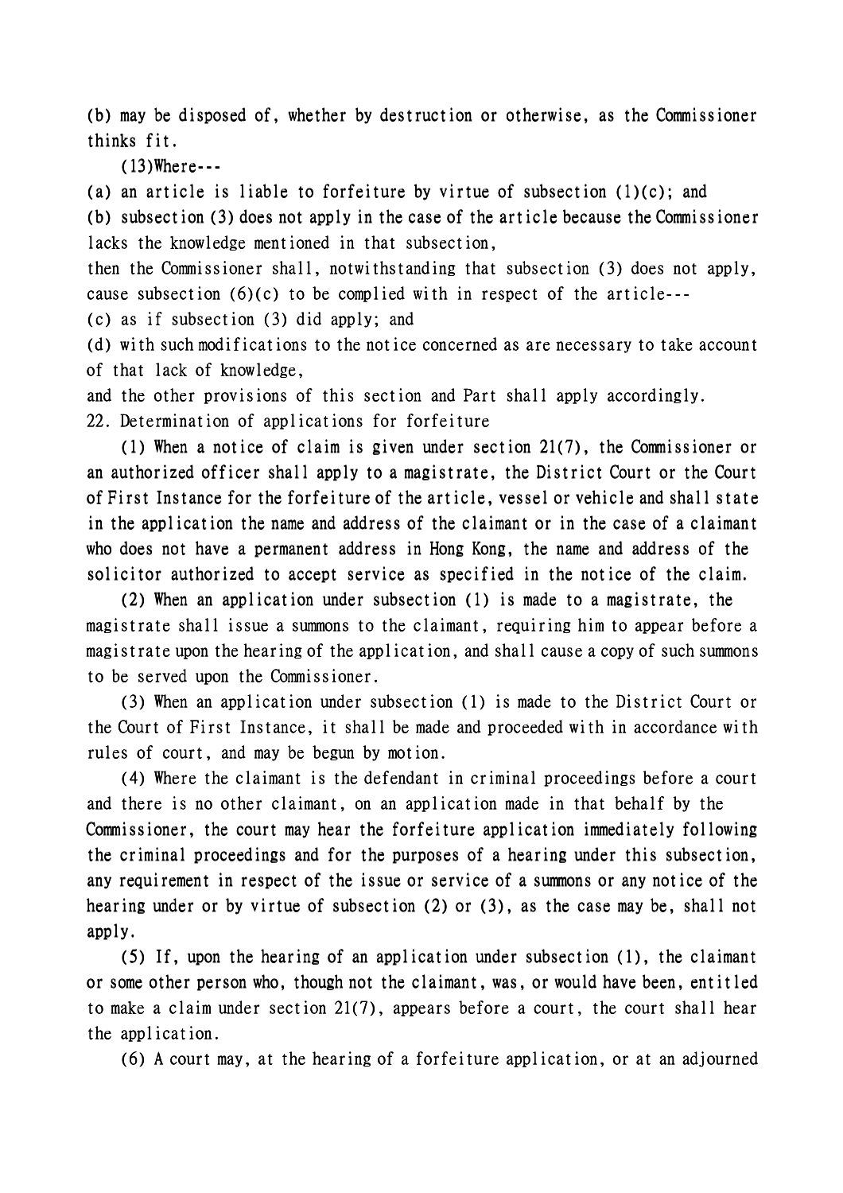(b) may be disposed of, whether by destruction or otherwise, as the Commissioner thinks fit.

(13)Where---

(a) an article is liable to forfeiture by virtue of subsection (1)(c); and

(b) subsection (3) does not apply in the case of the article because the Commissioner lacks the knowledge mentioned in that subsection,

then the Commissioner shall, notwithstanding that subsection (3) does not apply, cause subsection (6)(c) to be complied with in respect of the article---

(c) as if subsection (3) did apply; and

(d) with such modifications to the notice concerned as are necessary to take account of that lack of knowledge,

and the other provisions of this section and Part shall apply accordingly.

22. Determination of applications for forfeiture

(1) When a notice of claim is given under section 21(7), the Commissioner or an authorized officer shall apply to a magistrate, the District Court or the Court of First Instance for the forfeiture of the article, vessel or vehicle and shall state in the application the name and address of the claimant or in the case of a claimant who does not have a permanent address in Hong Kong, the name and address of the solicitor authorized to accept service as specified in the notice of the claim.

(2) When an application under subsection (1) is made to a magistrate, the magistrate shall issue a summons to the claimant, requiring him to appear before a magistrate upon the hearing of the application, and shall cause a copy of such summons to be served upon the Commissioner.

(3) When an application under subsection (1) is made to the District Court or the Court of First Instance, it shall be made and proceeded with in accordance with rules of court, and may be begun by motion.

(4) Where the claimant is the defendant in criminal proceedings before a court and there is no other claimant, on an application made in that behalf by the Commissioner, the court may hear the forfeiture application immediately following the criminal proceedings and for the purposes of a hearing under this subsection, any requirement in respect of the issue or service of a summons or any notice of the hearing under or by virtue of subsection (2) or (3), as the case may be, shall not apply.

(5) If, upon the hearing of an application under subsection (1), the claimant or some other person who, though not the claimant, was, or would have been, entitled to make a claim under section 21(7), appears before a court, the court shall hear the application.

(6) A court may, at the hearing of a forfeiture application, or at an adjourned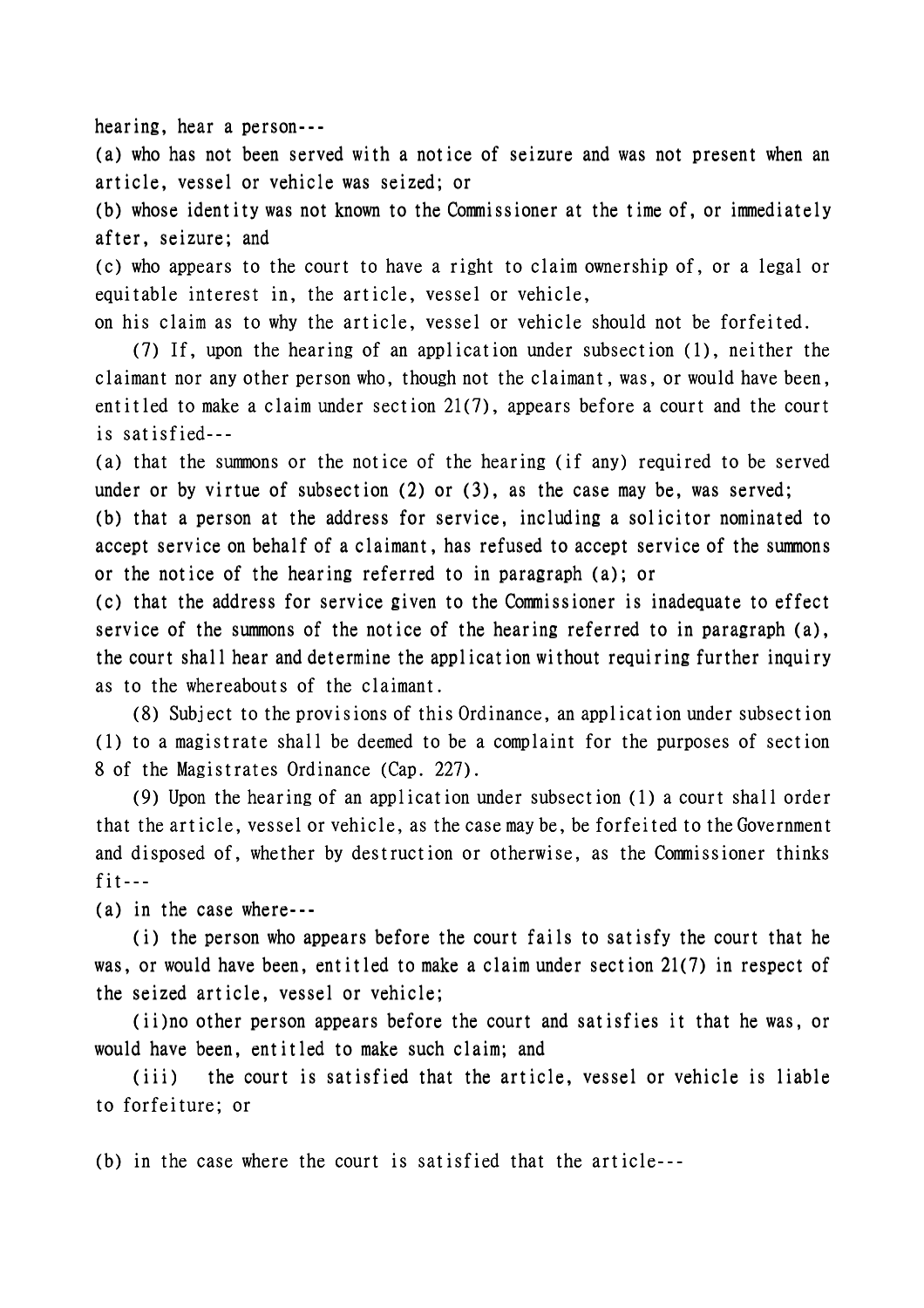hearing, hear a person---

(a) who has not been served with a notice of seizure and was not present when an article, vessel or vehicle was seized; or

(b) whose identity was not known to the Commissioner at the time of, or immediately after, seizure; and

(c) who appears to the court to have a right to claim ownership of, or a legal or equitable interest in, the article, vessel or vehicle,

on his claim as to why the article, vessel or vehicle should not be forfeited.

(7) If, upon the hearing of an application under subsection (1), neither the claimant nor any other person who, though not the claimant, was, or would have been, entitled to make a claim under section 21(7), appears before a court and the court is satisfied---

(a) that the summons or the notice of the hearing (if any) required to be served under or by virtue of subsection (2) or (3), as the case may be, was served;

(b) that a person at the address for service, including a solicitor nominated to accept service on behalf of a claimant, has refused to accept service of the summons or the notice of the hearing referred to in paragraph (a); or

(c) that the address for service given to the Commissioner is inadequate to effect service of the summons of the notice of the hearing referred to in paragraph (a),

the court shall hear and determine the application without requiring further inquiry as to the whereabouts of the claimant.

(8) Subject to the provisions of this Ordinance, an application under subsection (1) to a magistrate shall be deemed to be a complaint for the purposes of section 8 of the Magistrates Ordinance (Cap. 227).

(9) Upon the hearing of an application under subsection (1) a court shall order that the article, vessel or vehicle, as the case may be, be forfeited to the Government and disposed of, whether by destruction or otherwise, as the Commissioner thinks fit---

(a) in the case where---

(i) the person who appears before the court fails to satisfy the court that he was, or would have been, entitled to make a claim under section 21(7) in respect of the seized article, vessel or vehicle;

(ii)no other person appears before the court and satisfies it that he was, or would have been, entitled to make such claim; and

(iii) the court is satisfied that the article, vessel or vehicle is liable to forfeiture; or

(b) in the case where the court is satisfied that the article---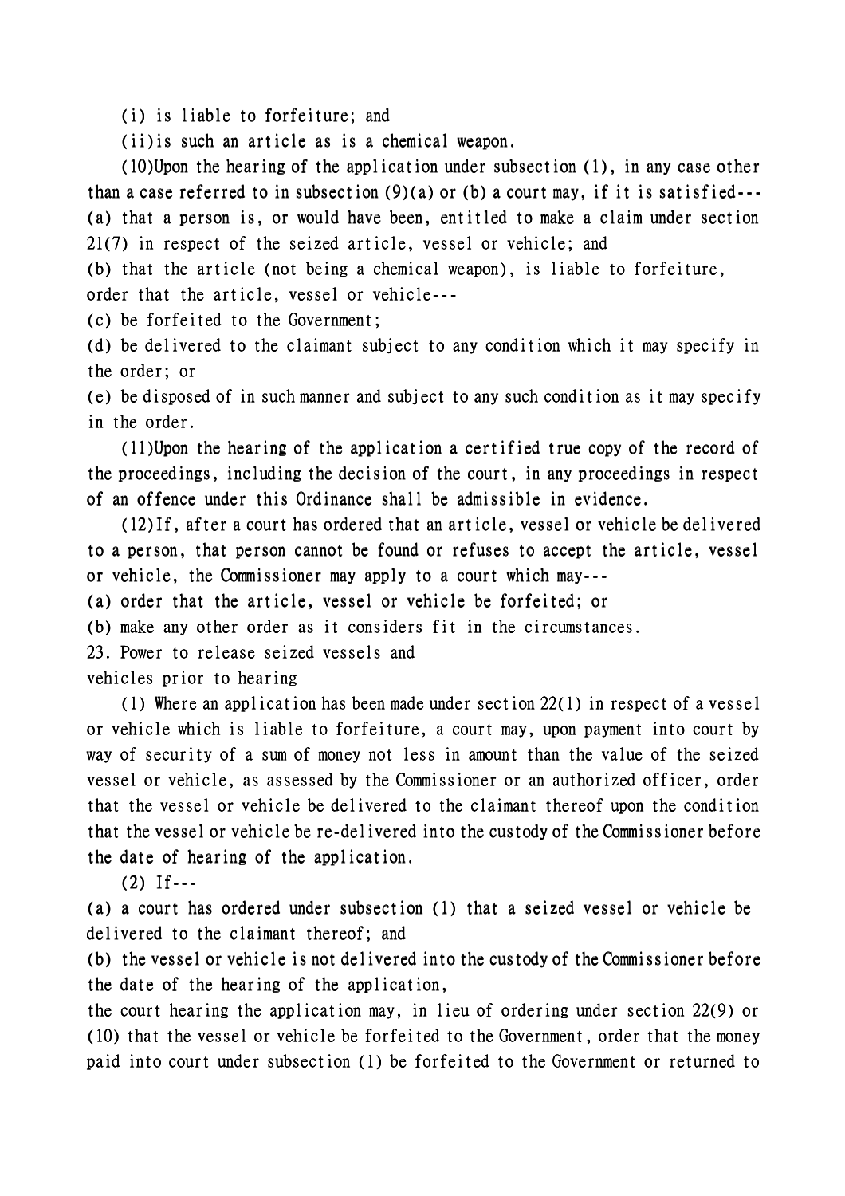(i) is liable to forfeiture; and

(ii) is such an article as is a chemical weapon.

(10) Upon the hearing of the application under subsection (1), in any case other than a case referred to in subsection (9)(a) or (b) a court may, if it is satisfied---

(a) that a person is, or would have been, entitled to make a claim under section 21(7) in respect of the seized article, vessel or vehicle; and

(b) that the article (not being a chemical weapon), is liable to forfeiture,

order that the article, vessel or vehicle---

(c) be forfeited to the Government;

(d) be delivered to the claimant subject to any condition which it may specify in the order; or

(e) be disposed of in such manner and subject to any such condition as it may specify in the order.

(11) Upon the hearing of the application a certified true copy of the record of the proceedings, including the decision of the court, in any proceedings in respect of an offence under this Ordinance shall be admissible in evidence.

(12) If, after a court has ordered that an article, vessel or vehicle be delivered to a person, that person cannot be found or refuses to accept the article, vessel or vehicle, the Commissioner may apply to a court which may---

(a) order that the article, vessel or vehicle be forfeited; or

(b) make any other order as it considers fit in the circumstances.

23. Power to release seized vessels and vehicles prior to hearing

(1) Where an application has been made under section 22(1) in respect of a vessel or vehicle which is liable to forfeiture, a court may, upon payment into court by way of security of a sum of money not less in amount than the value of the seized vessel or vehicle, as assessed by the Commissioner or an authorized officer, order that the vessel or vehicle be delivered to the claimant thereof upon the condition that the vessel or vehicle be re-delivered into the custody of the Commissioner before the date of hearing of the application.

(2) If---

(a) a court has ordered under subsection (1) that a seized vessel or vehicle be delivered to the claimant thereof; and

(b) the vessel or vehicle is not delivered into the custody of the Commissioner before the date of the hearing of the application,

the court hearing the application may, in lieu of ordering under section 22(9) or (10) that the vessel or vehicle be forfeited to the Government, order that the money paid into court under subsection (1) be forfeited to the Government or returned to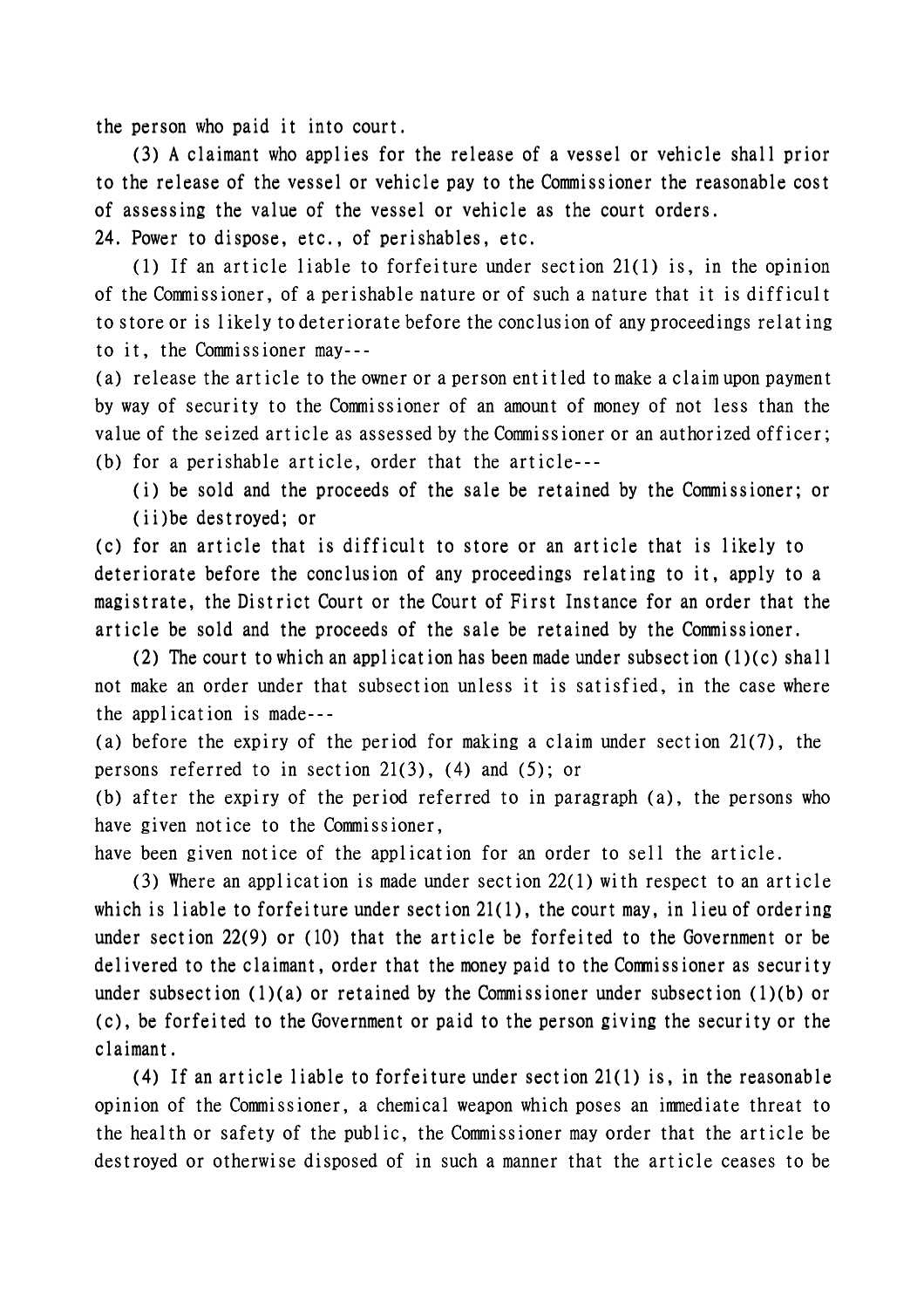the person who paid it into court.

(3) A claimant who applies for the release of a vessel or vehicle shall prior to the release of the vessel or vehicle pay to the Commissioner the reasonable cost of assessing the value of the vessel or vehicle as the court orders.

24. Power to dispose, etc., of perishables, etc.

(1) If an article liable to forfeiture under section 21(1) is, in the opinion of the Commissioner, of a perishable nature or of such a nature that it is difficult to store or is likely to deteriorate before the conclusion of any proceedings relating to it, the Commissioner may---

(a) release the article to the owner or a person entitled to make a claim upon payment by way of security to the Commissioner of an amount of money of not less than the value of the seized article as assessed by the Commissioner or an authorized officer;

(b) for a perishable article, order that the article---

(i) be sold and the proceeds of the sale be retained by the Commissioner; or

(ii)be destroyed; or

(c) for an article that is difficult to store or an article that is likely to deteriorate before the conclusion of any proceedings relating to it, apply to a magistrate, the District Court or the Court of First Instance for an order that the article be sold and the proceeds of the sale be retained by the Commissioner.

(2) The court to which an application has been made under subsection (1)(c) shall not make an order under that subsection unless it is satisfied, in the case where the application is made---

(a) before the expiry of the period for making a claim under section 21(7), the persons referred to in section 21(3), (4) and (5); or

(b) after the expiry of the period referred to in paragraph (a), the persons who have given notice to the Commissioner,

have been given notice of the application for an order to sell the article.

(3) Where an application is made under section 22(1) with respect to an article which is liable to forfeiture under section 21(1), the court may, in lieu of ordering under section 22(9) or (10) that the article be forfeited to the Government or be delivered to the claimant, order that the money paid to the Commissioner as security under subsection (1)(a) or retained by the Commissioner under subsection (1)(b) or (c), be forfeited to the Government or paid to the person giving the security or the claimant.

(4) If an article liable to forfeiture under section 21(1) is, in the reasonable opinion of the Commissioner, a chemical weapon which poses an immediate threat to the health or safety of the public, the Commissioner may order that the article be destroyed or otherwise disposed of in such a manner that the article ceases to be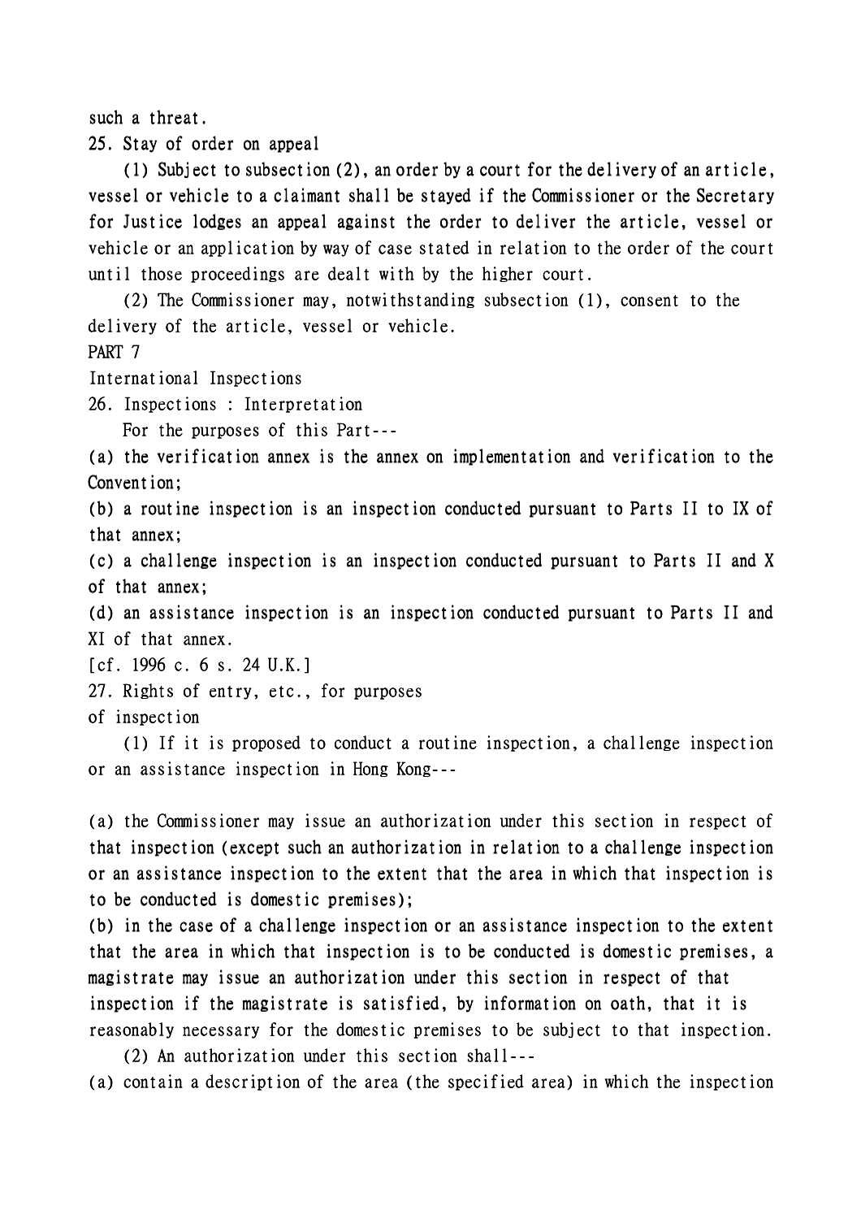such a threat.

25. Stay of order on appeal

(1) Subject to subsection (2), an order by a court for the delivery of an article, vessel or vehicle to a claimant shall be stayed if the Commissioner or the Secretary for Justice lodges an appeal against the order to deliver the article, vessel or vehicle or an application by way of case stated in relation to the order of the court until those proceedings are dealt with by the higher court.

(2) The Commissioner may, notwithstanding subsection (1), consent to the delivery of the article, vessel or vehicle.

PART 7

International Inspections

26. Inspections : Interpretation

For the purposes of this Part---

(a) the verification annex is the annex on implementation and verification to the Convention;

(b) a routine inspection is an inspection conducted pursuant to Parts II to IX of that annex;

(c) a challenge inspection is an inspection conducted pursuant to Parts II and X of that annex;

(d) an assistance inspection is an inspection conducted pursuant to Parts II and XI of that annex.

[cf. 1996 c. 6 s. 24 U.K.]

27. Rights of entry, etc., for purposes of inspection

(1) If it is proposed to conduct a routine inspection, a challenge inspection or an assistance inspection in Hong Kong---

(a) the Commissioner may issue an authorization under this section in respect of that inspection (except such an authorization in relation to a challenge inspection or an assistance inspection to the extent that the area in which that inspection is to be conducted is domestic premises);

(b) in the case of a challenge inspection or an assistance inspection to the extent that the area in which that inspection is to be conducted is domestic premises, a magistrate may issue an authorization under this section in respect of that inspection if the magistrate is satisfied, by information on oath, that it is reasonably necessary for the domestic premises to be subject to that inspection.

(2) An authorization under this section shall---

(a) contain a description of the area (the specified area) in which the inspection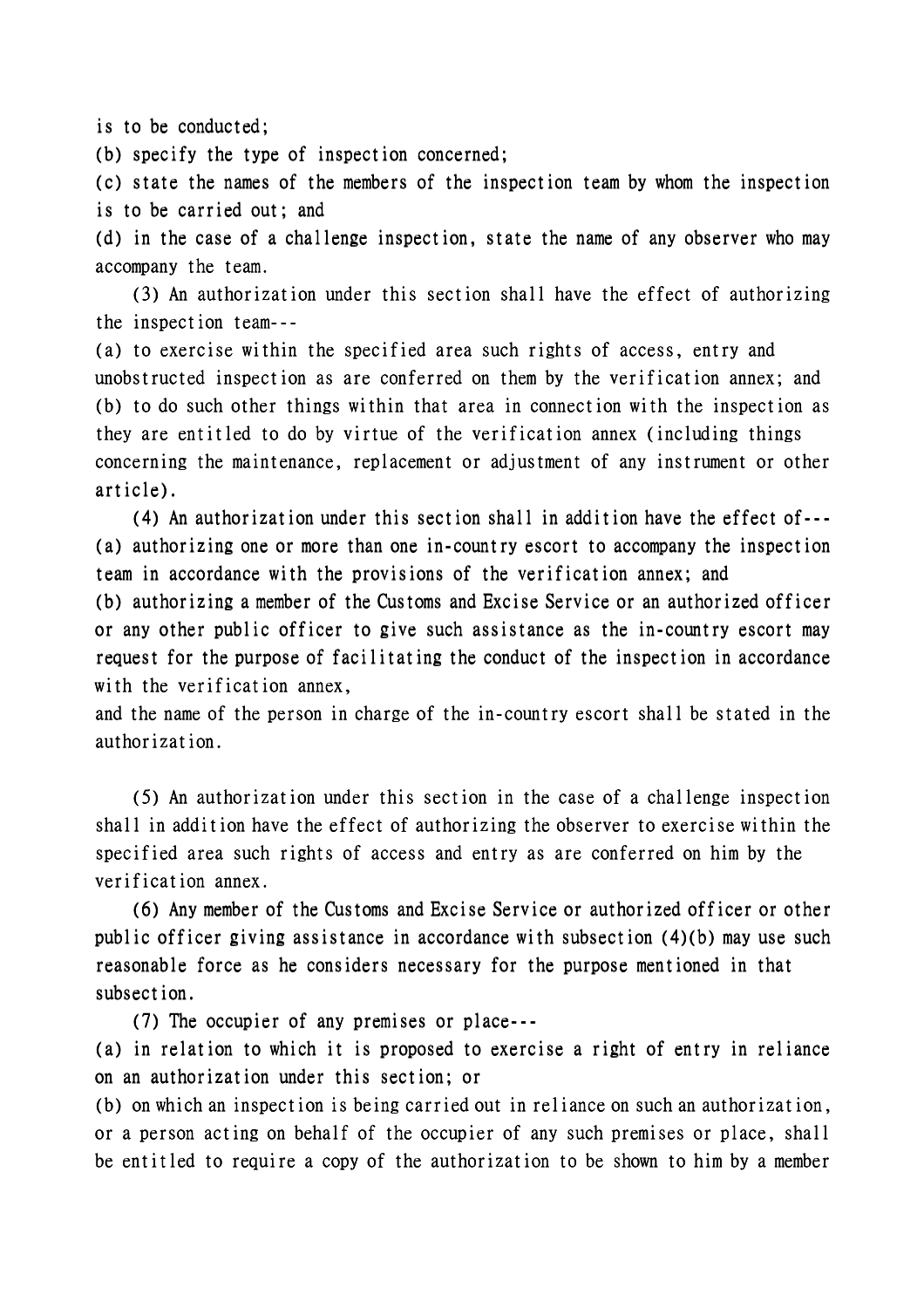is to be conducted;

(b) specify the type of inspection concerned;

(c) state the names of the members of the inspection team by whom the inspection is to be carried out; and

(d) in the case of a challenge inspection, state the name of any observer who may accompany the team.

(3) An authorization under this section shall have the effect of authorizing the inspection team---

(a) to exercise within the specified area such rights of access, entry and unobstructed inspection as are conferred on them by the verification annex; and

(b) to do such other things within that area in connection with the inspection as they are entitled to do by virtue of the verification annex (including things concerning the maintenance, replacement or adjustment of any instrument or other article).

(4) An authorization under this section shall in addition have the effect of---

(a) authorizing one or more than one in-country escort to accompany the inspection team in accordance with the provisions of the verification annex; and

(b) authorizing a member of the Customs and Excise Service or an authorized officer or any other public officer to give such assistance as the in-country escort may request for the purpose of facilitating the conduct of the inspection in accordance with the verification annex,

and the name of the person in charge of the in-country escort shall be stated in the authorization.

(5) An authorization under this section in the case of a challenge inspection shall in addition have the effect of authorizing the observer to exercise within the specified area such rights of access and entry as are conferred on him by the verification annex.

(6) Any member of the Customs and Excise Service or authorized officer or other public officer giving assistance in accordance with subsection (4)(b) may use such reasonable force as he considers necessary for the purpose mentioned in that subsection.

(7) The occupier of any premises or place---

(a) in relation to which it is proposed to exercise a right of entry in reliance on an authorization under this section; or

(b) on which an inspection is being carried out in reliance on such an authorization, or a person acting on behalf of the occupier of any such premises or place, shall be entitled to require a copy of the authorization to be shown to him by a member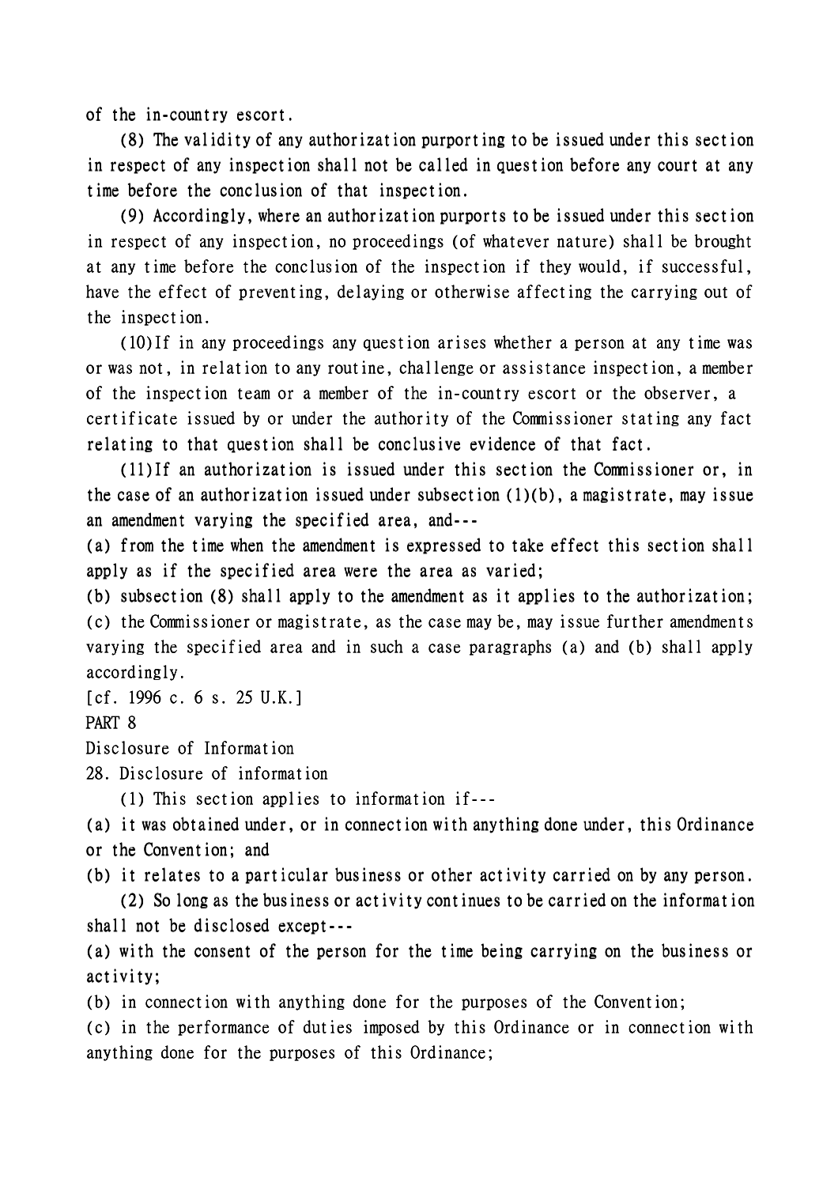of the in-country escort.

(8) The validity of any authorization purporting to be issued under this section in respect of any inspection shall not be called in question before any court at any time before the conclusion of that inspection.

(9) Accordingly, where an authorization purports to be issued under this section in respect of any inspection, no proceedings (of whatever nature) shall be brought at any time before the conclusion of the inspection if they would, if successful, have the effect of preventing, delaying or otherwise affecting the carrying out of the inspection.

(10)If in any proceedings any question arises whether a person at any time was or was not, in relation to any routine, challenge or assistance inspection, a member of the inspection team or a member of the in-country escort or the observer, a certificate issued by or under the authority of the Commissioner stating any fact relating to that question shall be conclusive evidence of that fact.

(11)If an authorization is issued under this section the Commissioner or, in the case of an authorization issued under subsection (1)(b), a magistrate, may issue an amendment varying the specified area, and---

(a) from the time when the amendment is expressed to take effect this section shall apply as if the specified area were the area as varied;

(b) subsection (8) shall apply to the amendment as it applies to the authorization;

(c) the Commissioner or magistrate, as the case may be, may issue further amendments varying the specified area and in such a case paragraphs (a) and (b) shall apply accordingly.

[cf. 1996 c. 6 s. 25 U.K.]

## PART 8

## Disclosure of Information

### 28. Disclosure of information

(1) This section applies to information if---

(a) it was obtained under, or in connection with anything done under, this Ordinance or the Convention; and

(b) it relates to a particular business or other activity carried on by any person.

(2) So long as the business or activity continues to be carried on the information shall not be disclosed except---

(a) with the consent of the person for the time being carrying on the business or activity;

(b) in connection with anything done for the purposes of the Convention;

(c) in the performance of duties imposed by this Ordinance or in connection with anything done for the purposes of this Ordinance;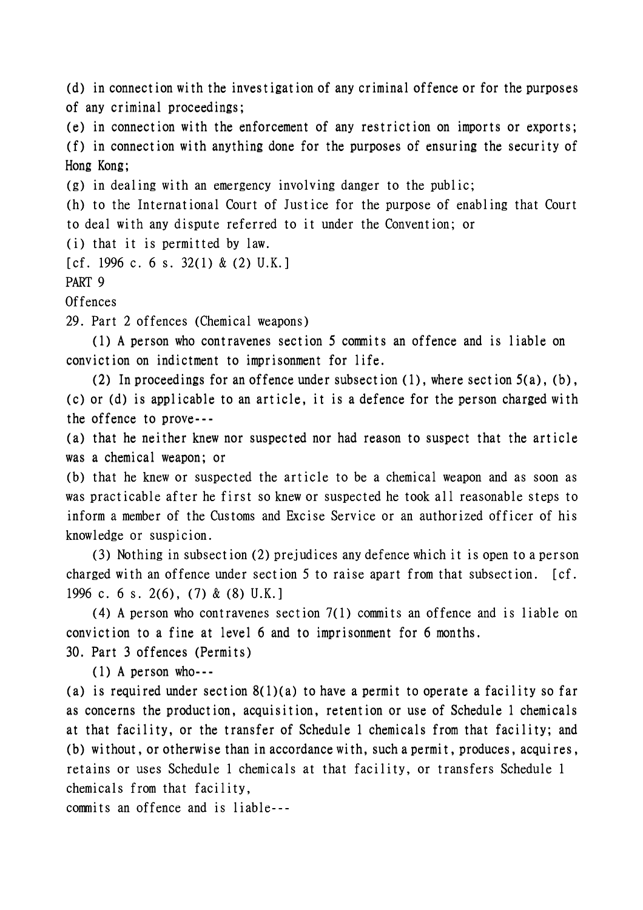(d) in connection with the investigation of any criminal offence or for the purposes of any criminal proceedings;

(e) in connection with the enforcement of any restriction on imports or exports;

(f) in connection with anything done for the purposes of ensuring the security of Hong Kong;

(g) in dealing with an emergency involving danger to the public;

(h) to the International Court of Justice for the purpose of enabling that Court to deal with any dispute referred to it under the Convention; or

(i) that it is permitted by law.

[cf. 1996 c. 6 s. 32(1) & (2) U.K.]

PART 9

Offences

29. Part 2 offences (Chemical weapons)

(1) A person who contravenes section 5 commits an offence and is liable on conviction on indictment to imprisonment for life.

(2) In proceedings for an offence under subsection (1), where section 5(a), (b), (c) or (d) is applicable to an article, it is a defence for the person charged with the offence to prove---

(a) that he neither knew nor suspected nor had reason to suspect that the article was a chemical weapon; or

(b) that he knew or suspected the article to be a chemical weapon and as soon as was practicable after he first so knew or suspected he took all reasonable steps to inform a member of the Customs and Excise Service or an authorized officer of his knowledge or suspicion.

(3) Nothing in subsection (2) prejudices any defence which it is open to a person charged with an offence under section 5 to raise apart from that subsection. [cf. 1996 c. 6 s. 2(6), (7) & (8) U.K.]

(4) A person who contravenes section 7(1) commits an offence and is liable on conviction to a fine at level 6 and to imprisonment for 6 months.

30. Part 3 offences (Permits)

(1) A person who---

(a) is required under section 8(1)(a) to have a permit to operate a facility so far as concerns the production, acquisition, retention or use of Schedule 1 chemicals at that facility, or the transfer of Schedule 1 chemicals from that facility; and

(b) without, or otherwise than in accordance with, such a permit, produces, acquires, retains or uses Schedule 1 chemicals at that facility, or transfers Schedule 1 chemicals from that facility,

commits an offence and is liable---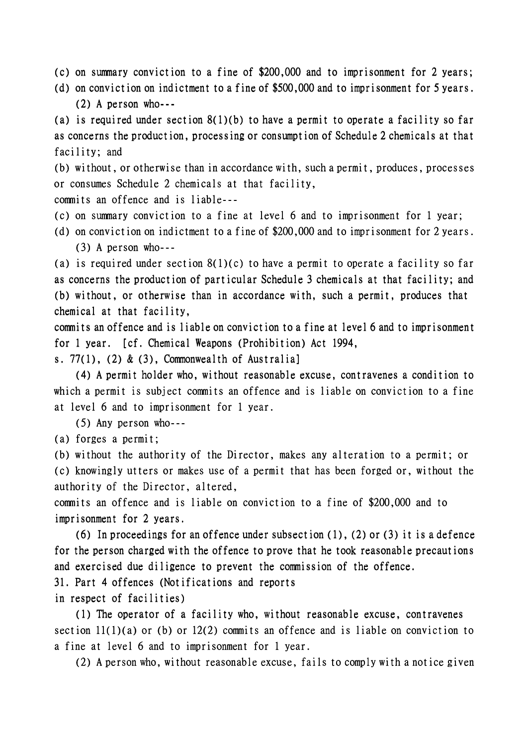(c) on summary conviction to a fine of $200,000 and to imprisonment for 2 years;

(d) on conviction on indictment to a fine of $500,000 and to imprisonment for 5 years.

(2) A person who---

(a) is required under section 8(1)(b) to have a permit to operate a facility so far as concerns the production, processing or consumption of Schedule 2 chemicals at that facility; and

(b) without, or otherwise than in accordance with, such a permit, produces, processes or consumes Schedule 2 chemicals at that facility,

commits an offence and is liable---

(c) on summary conviction to a fine at level 6 and to imprisonment for 1 year;

(d) on conviction on indictment to a fine of $200,000 and to imprisonment for 2 years.

(3) A person who---

(a) is required under section 8(1)(c) to have a permit to operate a facility so far as concerns the production of particular Schedule 3 chemicals at that facility; and

(b) without, or otherwise than in accordance with, such a permit, produces that chemical at that facility,

commits an offence and is liable on conviction to a fine at level 6 and to imprisonment for 1 year. [cf. Chemical Weapons (Prohibition) Act 1994, s. 77(1), (2) & (3), Commonwealth of Australia]

(4) A permit holder who, without reasonable excuse, contravenes a condition to which a permit is subject commits an offence and is liable on conviction to a fine at level 6 and to imprisonment for 1 year.

(5) Any person who---

(a) forges a permit;

(b) without the authority of the Director, makes any alteration to a permit; or

(c) knowingly utters or makes use of a permit that has been forged or, without the authority of the Director, altered,

commits an offence and is liable on conviction to a fine of $200,000 and to imprisonment for 2 years.

(6) In proceedings for an offence under subsection (1), (2) or (3) it is a defence for the person charged with the offence to prove that he took reasonable precautions and exercised due diligence to prevent the commission of the offence.

31. Part 4 offences (Notifications and reports in respect of facilities)

(1) The operator of a facility who, without reasonable excuse, contravenes section 11(1)(a) or (b) or 12(2) commits an offence and is liable on conviction to a fine at level 6 and to imprisonment for 1 year.

(2) A person who, without reasonable excuse, fails to comply with a notice given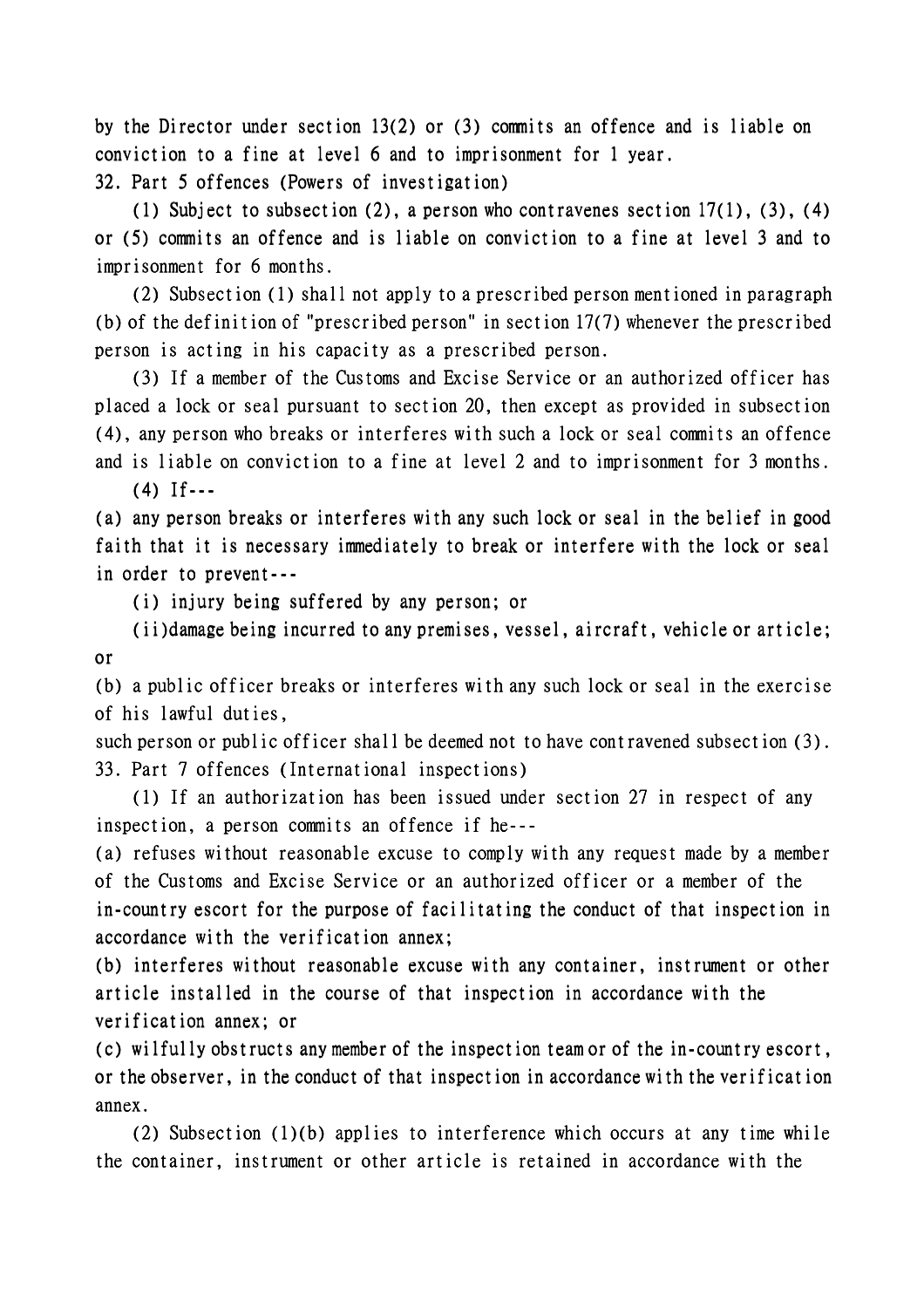by the Director under section 13(2) or (3) commits an offence and is liable on conviction to a fine at level 6 and to imprisonment for 1 year.

32. Part 5 offences (Powers of investigation)

(1) Subject to subsection (2), a person who contravenes section 17(1), (3), (4) or (5) commits an offence and is liable on conviction to a fine at level 3 and to imprisonment for 6 months.

(2) Subsection (1) shall not apply to a prescribed person mentioned in paragraph (b) of the definition of "prescribed person" in section 17(7) whenever the prescribed person is acting in his capacity as a prescribed person.

(3) If a member of the Customs and Excise Service or an authorized officer has placed a lock or seal pursuant to section 20, then except as provided in subsection (4), any person who breaks or interferes with such a lock or seal commits an offence and is liable on conviction to a fine at level 2 and to imprisonment for 3 months.

(4) If---

(a) any person breaks or interferes with any such lock or seal in the belief in good faith that it is necessary immediately to break or interfere with the lock or seal in order to prevent---

(i) injury being suffered by any person; or

(ii) damage being incurred to any premises, vessel, aircraft, vehicle or article; or

(b) a public officer breaks or interferes with any such lock or seal in the exercise of his lawful duties,

such person or public officer shall be deemed not to have contravened subsection (3).

33. Part 7 offences (International inspections)

(1) If an authorization has been issued under section 27 in respect of any inspection, a person commits an offence if he---

(a) refuses without reasonable excuse to comply with any request made by a member of the Customs and Excise Service or an authorized officer or a member of the in-country escort for the purpose of facilitating the conduct of that inspection in accordance with the verification annex;

(b) interferes without reasonable excuse with any container, instrument or other article installed in the course of that inspection in accordance with the verification annex; or

(c) wilfully obstructs any member of the inspection team or of the in-country escort, or the observer, in the conduct of that inspection in accordance with the verification annex.

(2) Subsection (1)(b) applies to interference which occurs at any time while the container, instrument or other article is retained in accordance with the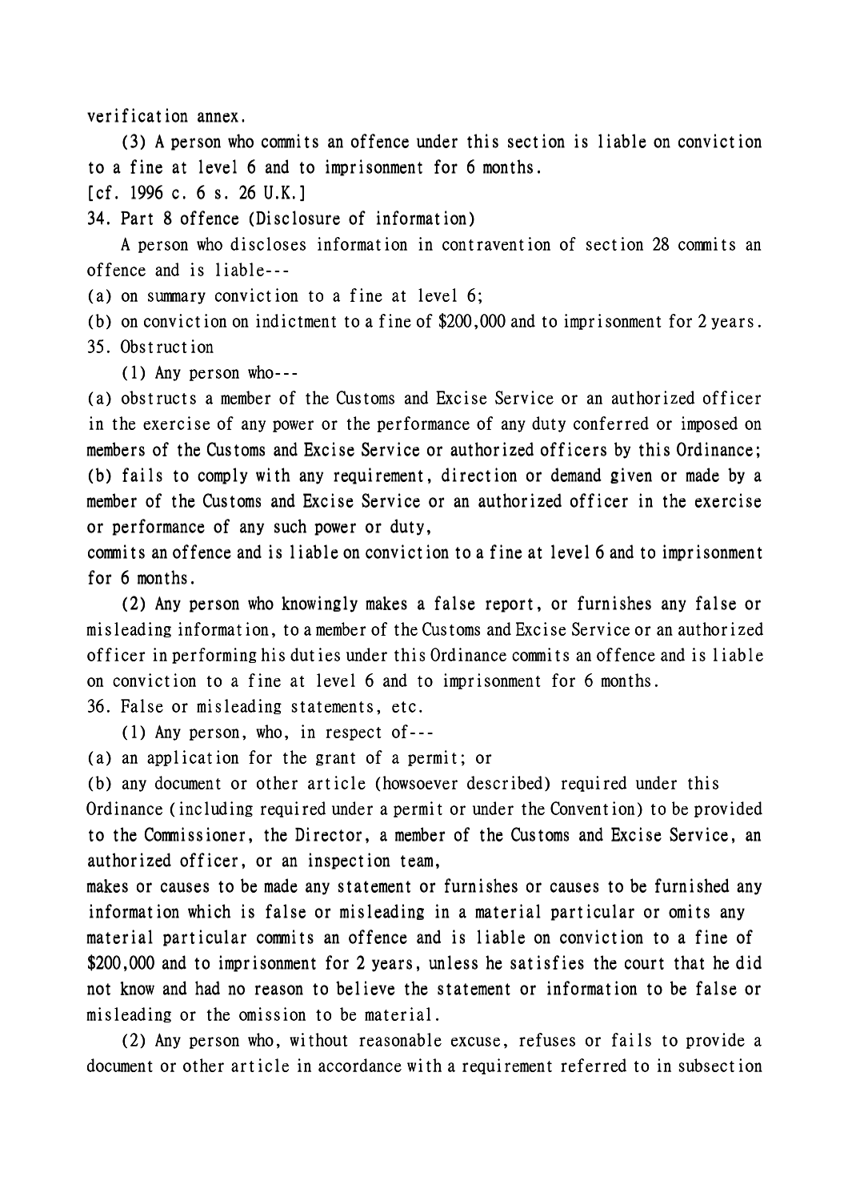verification annex.

(3) A person who commits an offence under this section is liable on conviction to a fine at level 6 and to imprisonment for 6 months.

[cf. 1996 c. 6 s. 26 U.K.]

34. Part 8 offence (Disclosure of information)

A person who discloses information in contravention of section 28 commits an offence and is liable---

(a) on summary conviction to a fine at level 6;

(b) on conviction on indictment to a fine of $200,000 and to imprisonment for 2 years.

35. Obstruction

(1) Any person who---

(a) obstructs a member of the Customs and Excise Service or an authorized officer in the exercise of any power or the performance of any duty conferred or imposed on members of the Customs and Excise Service or authorized officers by this Ordinance;

(b) fails to comply with any requirement, direction or demand given or made by a member of the Customs and Excise Service or an authorized officer in the exercise or performance of any such power or duty,

commits an offence and is liable on conviction to a fine at level 6 and to imprisonment for 6 months.

(2) Any person who knowingly makes a false report, or furnishes any false or misleading information, to a member of the Customs and Excise Service or an authorized officer in performing his duties under this Ordinance commits an offence and is liable on conviction to a fine at level 6 and to imprisonment for 6 months.

36. False or misleading statements, etc.

(1) Any person, who, in respect of---

(a) an application for the grant of a permit; or

(b) any document or other article (howsoever described) required under this Ordinance (including required under a permit or under the Convention) to be provided to the Commissioner, the Director, a member of the Customs and Excise Service, an authorized officer, or an inspection team,

makes or causes to be made any statement or furnishes or causes to be furnished any information which is false or misleading in a material particular or omits any material particular commits an offence and is liable on conviction to a fine of $200,000 and to imprisonment for 2 years, unless he satisfies the court that he did not know and had no reason to believe the statement or information to be false or misleading or the omission to be material.

(2) Any person who, without reasonable excuse, refuses or fails to provide a document or other article in accordance with a requirement referred to in subsection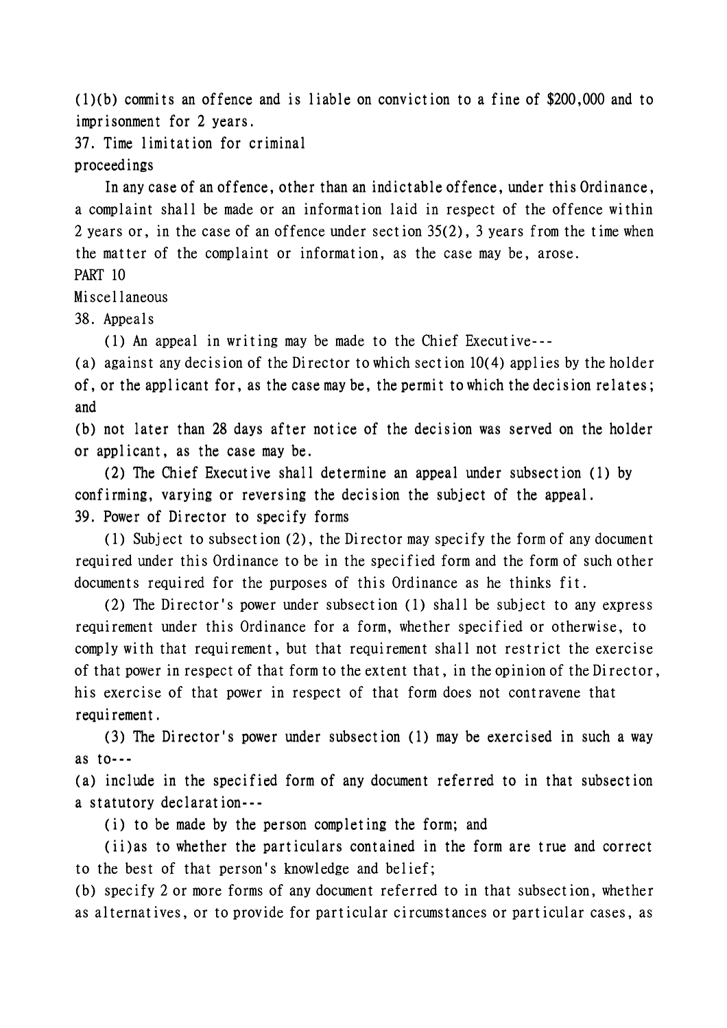(1)(b) commits an offence and is liable on conviction to a fine of $200,000 and to imprisonment for 2 years.

37. Time limitation for criminal proceedings

In any case of an offence, other than an indictable offence, under this Ordinance, a complaint shall be made or an information laid in respect of the offence within 2 years or, in the case of an offence under section 35(2), 3 years from the time when the matter of the complaint or information, as the case may be, arose.

PART 10

Miscellaneous

38. Appeals

(1) An appeal in writing may be made to the Chief Executive---

(a) against any decision of the Director to which section 10(4) applies by the holder of, or the applicant for, as the case may be, the permit to which the decision relates; and

(b) not later than 28 days after notice of the decision was served on the holder or applicant, as the case may be.

(2) The Chief Executive shall determine an appeal under subsection (1) by confirming, varying or reversing the decision the subject of the appeal.

39. Power of Director to specify forms

(1) Subject to subsection (2), the Director may specify the form of any document required under this Ordinance to be in the specified form and the form of such other documents required for the purposes of this Ordinance as he thinks fit.

(2) The Director's power under subsection (1) shall be subject to any express requirement under this Ordinance for a form, whether specified or otherwise, to comply with that requirement, but that requirement shall not restrict the exercise of that power in respect of that form to the extent that, in the opinion of the Director, his exercise of that power in respect of that form does not contravene that requirement.

(3) The Director's power under subsection (1) may be exercised in such a way as to---

(a) include in the specified form of any document referred to in that subsection a statutory declaration---

(i) to be made by the person completing the form; and

(ii) as to whether the particulars contained in the form are true and correct to the best of that person's knowledge and belief;

(b) specify 2 or more forms of any document referred to in that subsection, whether as alternatives, or to provide for particular circumstances or particular cases, as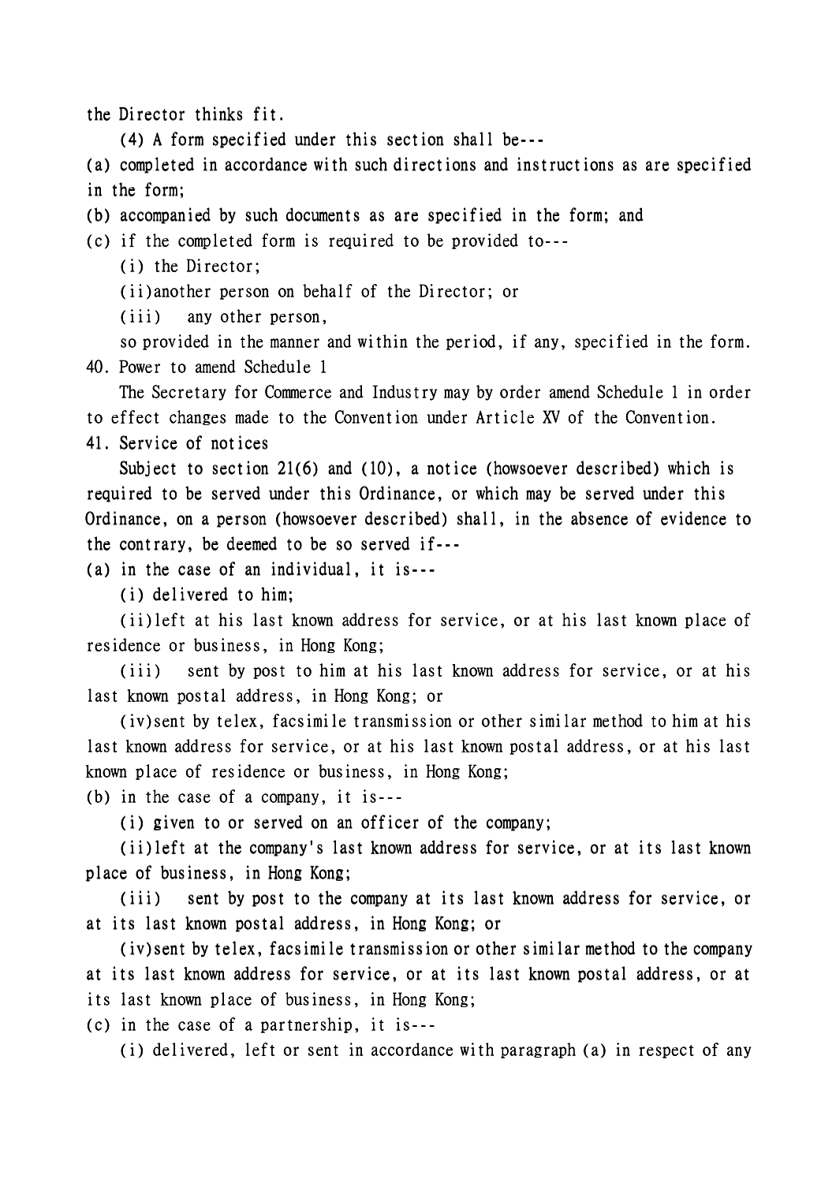the Director thinks fit.

(4) A form specified under this section shall be---

(a) completed in accordance with such directions and instructions as are specified in the form;

(b) accompanied by such documents as are specified in the form; and

(c) if the completed form is required to be provided to---

(i) the Director;

(ii) another person on behalf of the Director; or

(iii) any other person,

so provided in the manner and within the period, if any, specified in the form.

40. Power to amend Schedule 1

The Secretary for Commerce and Industry may by order amend Schedule 1 in order to effect changes made to the Convention under Article XV of the Convention.

41. Service of notices

Subject to section 21(6) and (10), a notice (howsoever described) which is required to be served under this Ordinance, or which may be served under this Ordinance, on a person (howsoever described) shall, in the absence of evidence to the contrary, be deemed to be so served if---

(a) in the case of an individual, it is---

(i) delivered to him;

(ii) left at his last known address for service, or at his last known place of residence or business, in Hong Kong;

(iii) sent by post to him at his last known address for service, or at his last known postal address, in Hong Kong; or

(iv) sent by telex, facsimile transmission or other similar method to him at his last known address for service, or at his last known postal address, or at his last known place of residence or business, in Hong Kong;

(b) in the case of a company, it is---

(i) given to or served on an officer of the company;

(ii) left at the company's last known address for service, or at its last known place of business, in Hong Kong;

(iii) sent by post to the company at its last known address for service, or at its last known postal address, in Hong Kong; or

(iv) sent by telex, facsimile transmission or other similar method to the company at its last known address for service, or at its last known postal address, or at its last known place of business, in Hong Kong;

(c) in the case of a partnership, it is---

(i) delivered, left or sent in accordance with paragraph (a) in respect of any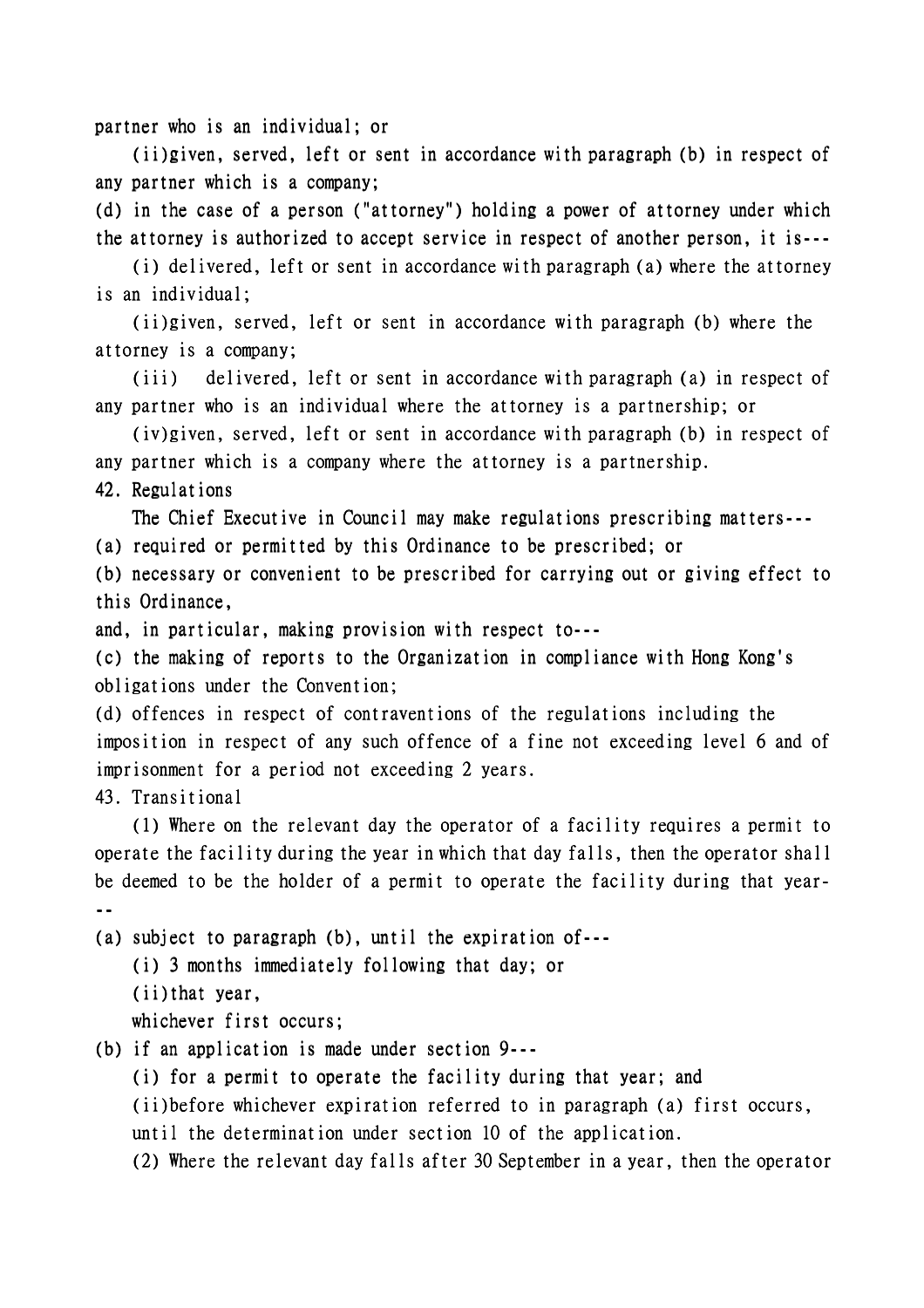partner who is an individual; or

(ii)given, served, left or sent in accordance with paragraph (b) in respect of any partner which is a company;

(d) in the case of a person ("attorney") holding a power of attorney under which the attorney is authorized to accept service in respect of another person, it is---

(i) delivered, left or sent in accordance with paragraph (a) where the attorney is an individual;

(ii)given, served, left or sent in accordance with paragraph (b) where the attorney is a company;

(iii) delivered, left or sent in accordance with paragraph (a) in respect of any partner who is an individual where the attorney is a partnership; or

(iv)given, served, left or sent in accordance with paragraph (b) in respect of any partner which is a company where the attorney is a partnership.

42. Regulations

The Chief Executive in Council may make regulations prescribing matters---

(a) required or permitted by this Ordinance to be prescribed; or

(b) necessary or convenient to be prescribed for carrying out or giving effect to this Ordinance,

and, in particular, making provision with respect to---

(c) the making of reports to the Organization in compliance with Hong Kong's obligations under the Convention;

(d) offences in respect of contraventions of the regulations including the imposition in respect of any such offence of a fine not exceeding level 6 and of imprisonment for a period not exceeding 2 years.

43. Transitional

(1) Where on the relevant day the operator of a facility requires a permit to operate the facility during the year in which that day falls, then the operator shall be deemed to be the holder of a permit to operate the facility during that year---

(a) subject to paragraph (b), until the expiration of---

(i) 3 months immediately following that day; or

(ii)that year,

whichever first occurs;

(b) if an application is made under section 9---

(i) for a permit to operate the facility during that year; and

(ii)before whichever expiration referred to in paragraph (a) first occurs, until the determination under section 10 of the application.

(2) Where the relevant day falls after 30 September in a year, then the operator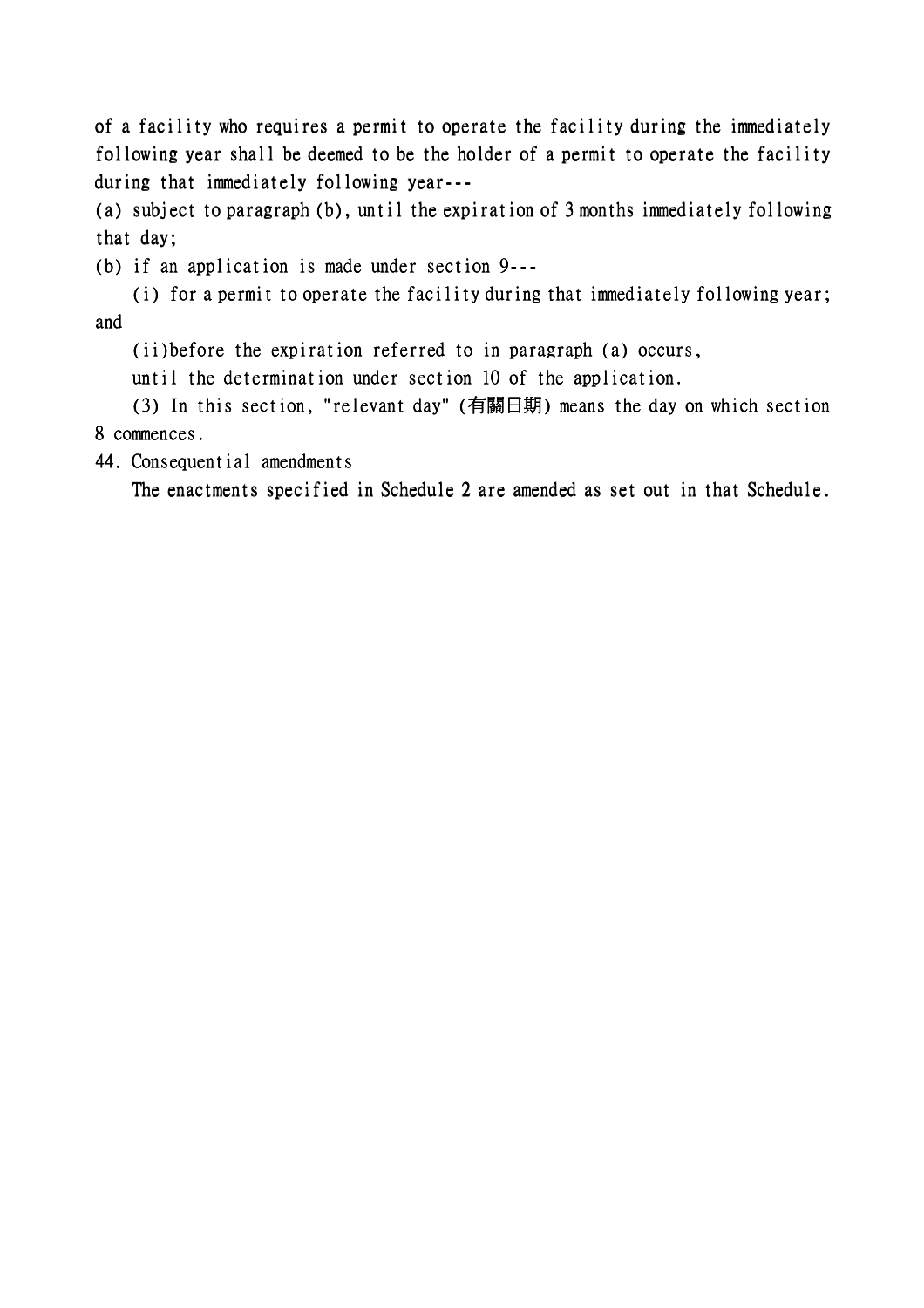of a facility who requires a permit to operate the facility during the immediately following year shall be deemed to be the holder of a permit to operate the facility during that immediately following year---

(a) subject to paragraph (b), until the expiration of 3 months immediately following that day;

(b) if an application is made under section 9---

(i) for a permit to operate the facility during that immediately following year; and

(ii)before the expiration referred to in paragraph (a) occurs,

until the determination under section 10 of the application.

(3) In this section, "relevant day" (有關日期) means the day on which section 8 commences.

44. Consequential amendments

The enactments specified in Schedule 2 are amended as set out in that Schedule.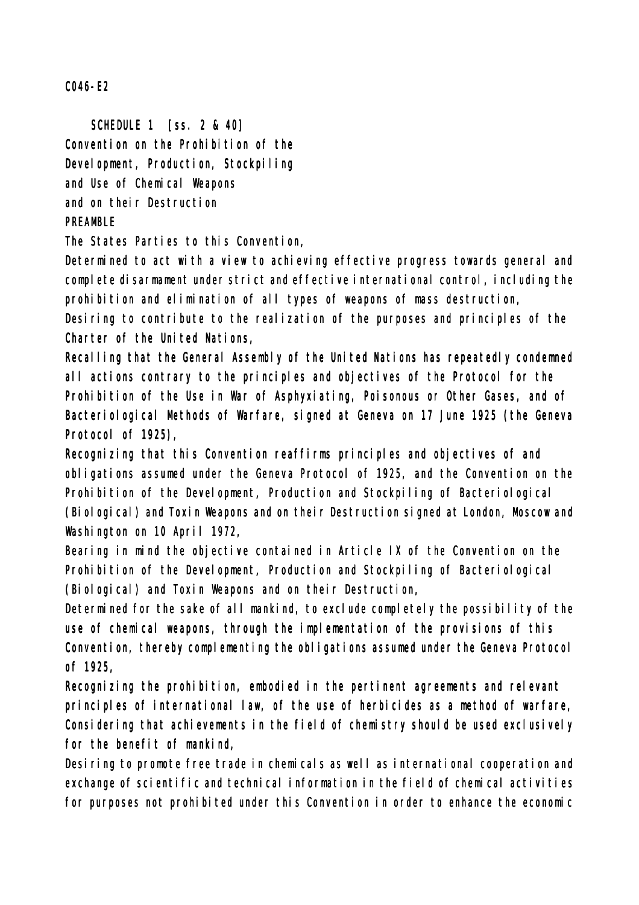C046-E2

SCHEDULE 1 [ss. 2 & 40]

# Convention on the Prohibition of the Development, Production, Stockpiling and Use of Chemical Weapons and on their Destruction

## PREAMBLE

The States Parties to this Convention,

Determined to act with a view to achieving effective progress towards general and complete disarmament under strict and effective international control, including the prohibition and elimination of all types of weapons of mass destruction,

Desiring to contribute to the realization of the purposes and principles of the Charter of the United Nations,

Recalling that the General Assembly of the United Nations has repeatedly condemned all actions contrary to the principles and objectives of the Protocol for the Prohibition of the Use in War of Asphyxiating, Poisonous or Other Gases, and of Bacteriological Methods of Warfare, signed at Geneva on 17 June 1925 (the Geneva Protocol of 1925),

Recognizing that this Convention reaffirms principles and objectives of and obligations assumed under the Geneva Protocol of 1925, and the Convention on the Prohibition of the Development, Production and Stockpiling of Bacteriological (Biological) and Toxin Weapons and on their Destruction signed at London, Moscow and Washington on 10 April 1972,

Bearing in mind the objective contained in Article IX of the Convention on the Prohibition of the Development, Production and Stockpiling of Bacteriological (Biological) and Toxin Weapons and on their Destruction,

Determined for the sake of all mankind, to exclude completely the possibility of the use of chemical weapons, through the implementation of the provisions of this Convention, thereby complementing the obligations assumed under the Geneva Protocol of 1925,

Recognizing the prohibition, embodied in the pertinent agreements and relevant principles of international law, of the use of herbicides as a method of warfare,

Considering that achievements in the field of chemistry should be used exclusively for the benefit of mankind,

Desiring to promote free trade in chemicals as well as international cooperation and exchange of scientific and technical information in the field of chemical activities for purposes not prohibited under this Convention in order to enhance the economic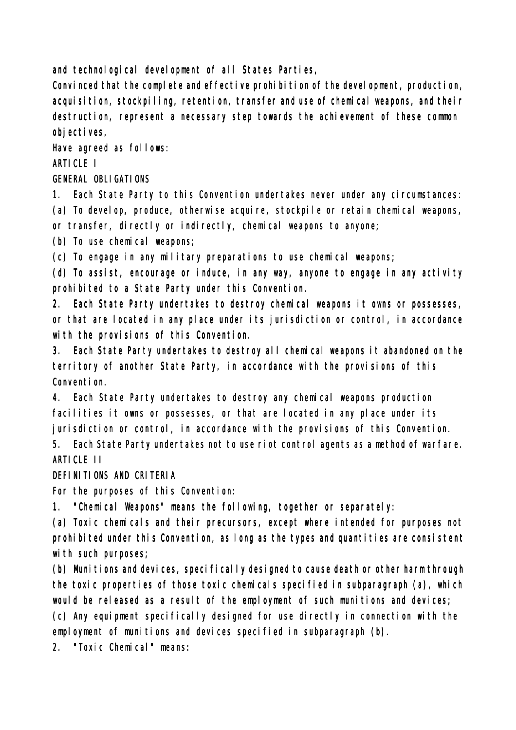and technological development of all States Parties,

Convinced that the complete and effective prohibition of the development, production, acquisition, stockpiling, retention, transfer and use of chemical weapons, and their destruction, represent a necessary step towards the achievement of these common objectives,

Have agreed as follows:

## ARTICLE I

### GENERAL OBLIGATIONS

1. Each State Party to this Convention undertakes never under any circumstances:

(a) To develop, produce, otherwise acquire, stockpile or retain chemical weapons, or transfer, directly or indirectly, chemical weapons to anyone;

(b) To use chemical weapons;

(c) To engage in any military preparations to use chemical weapons;

(d) To assist, encourage or induce, in any way, anyone to engage in any activity prohibited to a State Party under this Convention.

2. Each State Party undertakes to destroy chemical weapons it owns or possesses, or that are located in any place under its jurisdiction or control, in accordance with the provisions of this Convention.

3. Each State Party undertakes to destroy all chemical weapons it abandoned on the territory of another State Party, in accordance with the provisions of this Convention.

4. Each State Party undertakes to destroy any chemical weapons production facilities it owns or possesses, or that are located in any place under its jurisdiction or control, in accordance with the provisions of this Convention.

5. Each State Party undertakes not to use riot control agents as a method of warfare.

## ARTICLE II

### DEFINITIONS AND CRITERIA

For the purposes of this Convention:

1. "Chemical Weapons" means the following, together or separately:

(a) Toxic chemicals and their precursors, except where intended for purposes not prohibited under this Convention, as long as the types and quantities are consistent with such purposes;

(b) Munitions and devices, specifically designed to cause death or other harm through the toxic properties of those toxic chemicals specified in subparagraph (a), which would be released as a result of the employment of such munitions and devices;

(c) Any equipment specifically designed for use directly in connection with the employment of munitions and devices specified in subparagraph (b).

2. "Toxic Chemical" means: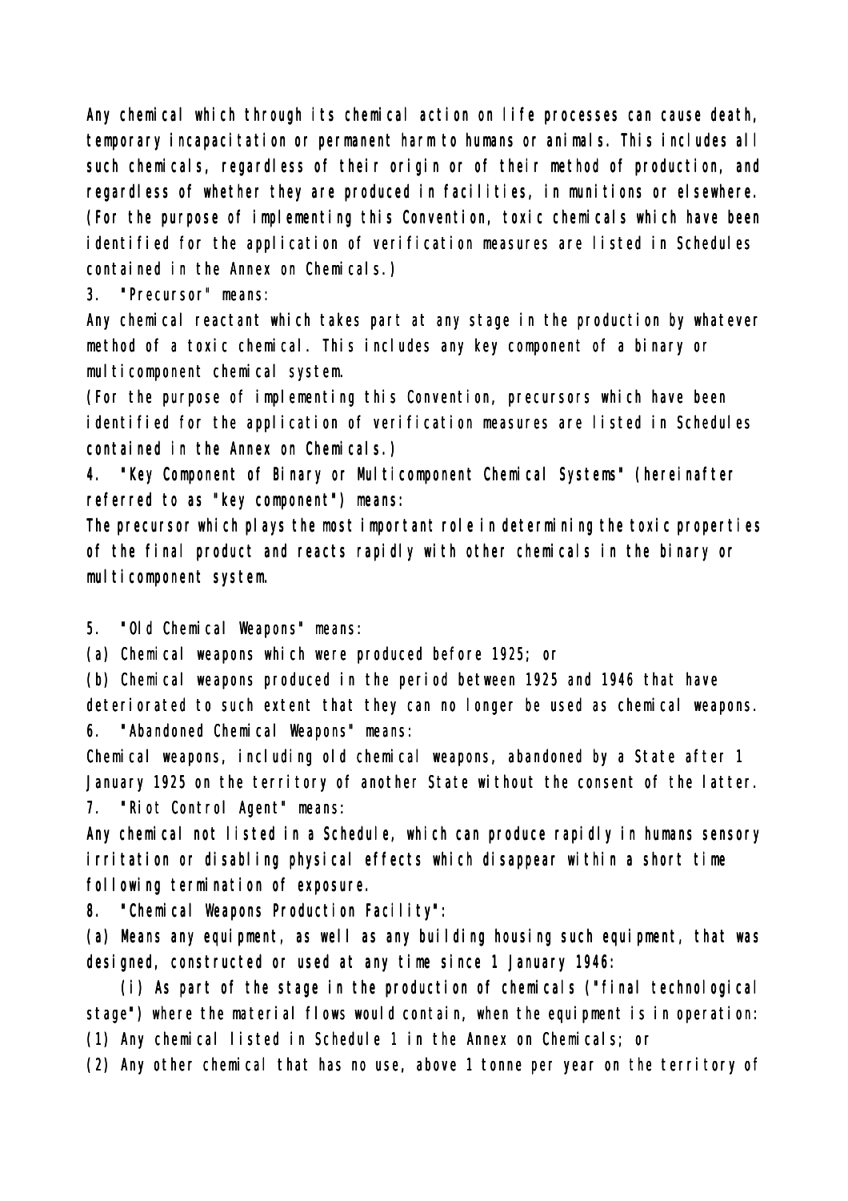Any chemical which through its chemical action on life processes can cause death, temporary incapacitation or permanent harm to humans or animals. This includes all such chemicals, regardless of their origin or of their method of production, and regardless of whether they are produced in facilities, in munitions or elsewhere. (For the purpose of implementing this Convention, toxic chemicals which have been identified for the application of verification measures are listed in Schedules contained in the Annex on Chemicals.)

3. "Precursor" means:

Any chemical reactant which takes part at any stage in the production by whatever method of a toxic chemical. This includes any key component of a binary or multicomponent chemical system.

(For the purpose of implementing this Convention, precursors which have been identified for the application of verification measures are listed in Schedules contained in the Annex on Chemicals.)

4. "Key Component of Binary or Multicomponent Chemical Systems" (hereinafter referred to as "key component") means:

The precursor which plays the most important role in determining the toxic properties of the final product and reacts rapidly with other chemicals in the binary or multicomponent system.

5. "Old Chemical Weapons" means:

(a) Chemical weapons which were produced before 1925; or

(b) Chemical weapons produced in the period between 1925 and 1946 that have deteriorated to such extent that they can no longer be used as chemical weapons.

6. "Abandoned Chemical Weapons" means:

Chemical weapons, including old chemical weapons, abandoned by a State after 1 January 1925 on the territory of another State without the consent of the latter.

7. "Riot Control Agent" means:

Any chemical not listed in a Schedule, which can produce rapidly in humans sensory irritation or disabling physical effects which disappear within a short time following termination of exposure.

8. "Chemical Weapons Production Facility":

(a) Means any equipment, as well as any building housing such equipment, that was designed, constructed or used at any time since 1 January 1946:

(i) As part of the stage in the production of chemicals ("final technological stage") where the material flows would contain, when the equipment is in operation:

(1) Any chemical listed in Schedule 1 in the Annex on Chemicals; or

(2) Any other chemical that has no use, above 1 tonne per year on the territory of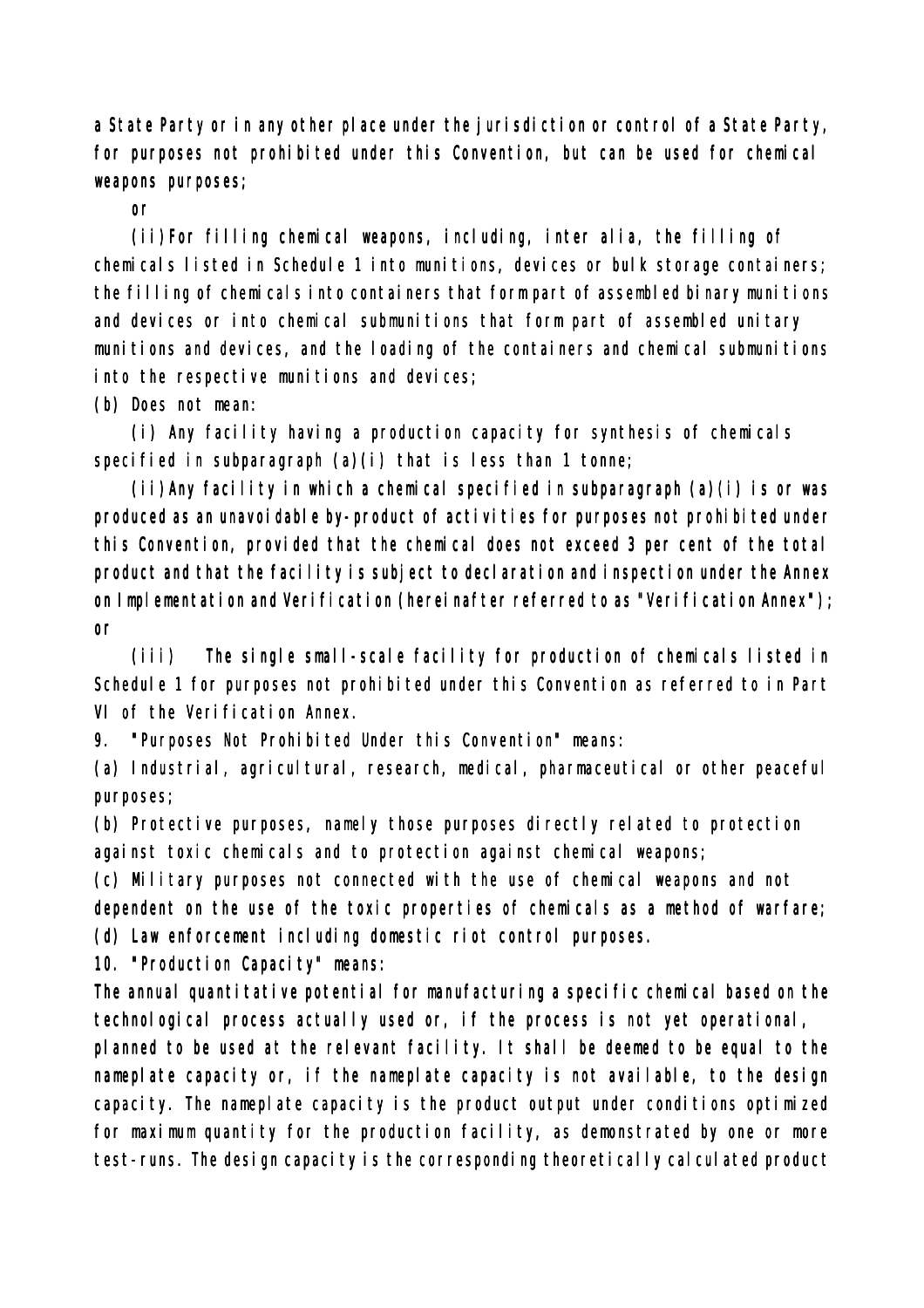a State Party or in any other place under the jurisdiction or control of a State Party, for purposes not prohibited under this Convention, but can be used for chemical weapons purposes;

or

(ii) For filling chemical weapons, including, inter alia, the filling of chemicals listed in Schedule 1 into munitions, devices or bulk storage containers; the filling of chemicals into containers that form part of assembled binary munitions and devices or into chemical submunitions that form part of assembled unitary munitions and devices, and the loading of the containers and chemical submunitions into the respective munitions and devices;

(b) Does not mean:

(i) Any facility having a production capacity for synthesis of chemicals specified in subparagraph (a)(i) that is less than 1 tonne;

(ii) Any facility in which a chemical specified in subparagraph (a)(i) is or was produced as an unavoidable by-product of activities for purposes not prohibited under this Convention, provided that the chemical does not exceed 3 per cent of the total product and that the facility is subject to declaration and inspection under the Annex on Implementation and Verification (hereinafter referred to as "Verification Annex"); or

(iii) The single small-scale facility for production of chemicals listed in Schedule 1 for purposes not prohibited under this Convention as referred to in Part VI of the Verification Annex.

9. "Purposes Not Prohibited Under this Convention" means:

(a) Industrial, agricultural, research, medical, pharmaceutical or other peaceful purposes;

(b) Protective purposes, namely those purposes directly related to protection against toxic chemicals and to protection against chemical weapons;

(c) Military purposes not connected with the use of chemical weapons and not dependent on the use of the toxic properties of chemicals as a method of warfare;

(d) Law enforcement including domestic riot control purposes.

10. "Production Capacity" means:

The annual quantitative potential for manufacturing a specific chemical based on the technological process actually used or, if the process is not yet operational, planned to be used at the relevant facility. It shall be deemed to be equal to the nameplate capacity or, if the nameplate capacity is not available, to the design capacity. The nameplate capacity is the product output under conditions optimized for maximum quantity for the production facility, as demonstrated by one or more test-runs. The design capacity is the corresponding theoretically calculated product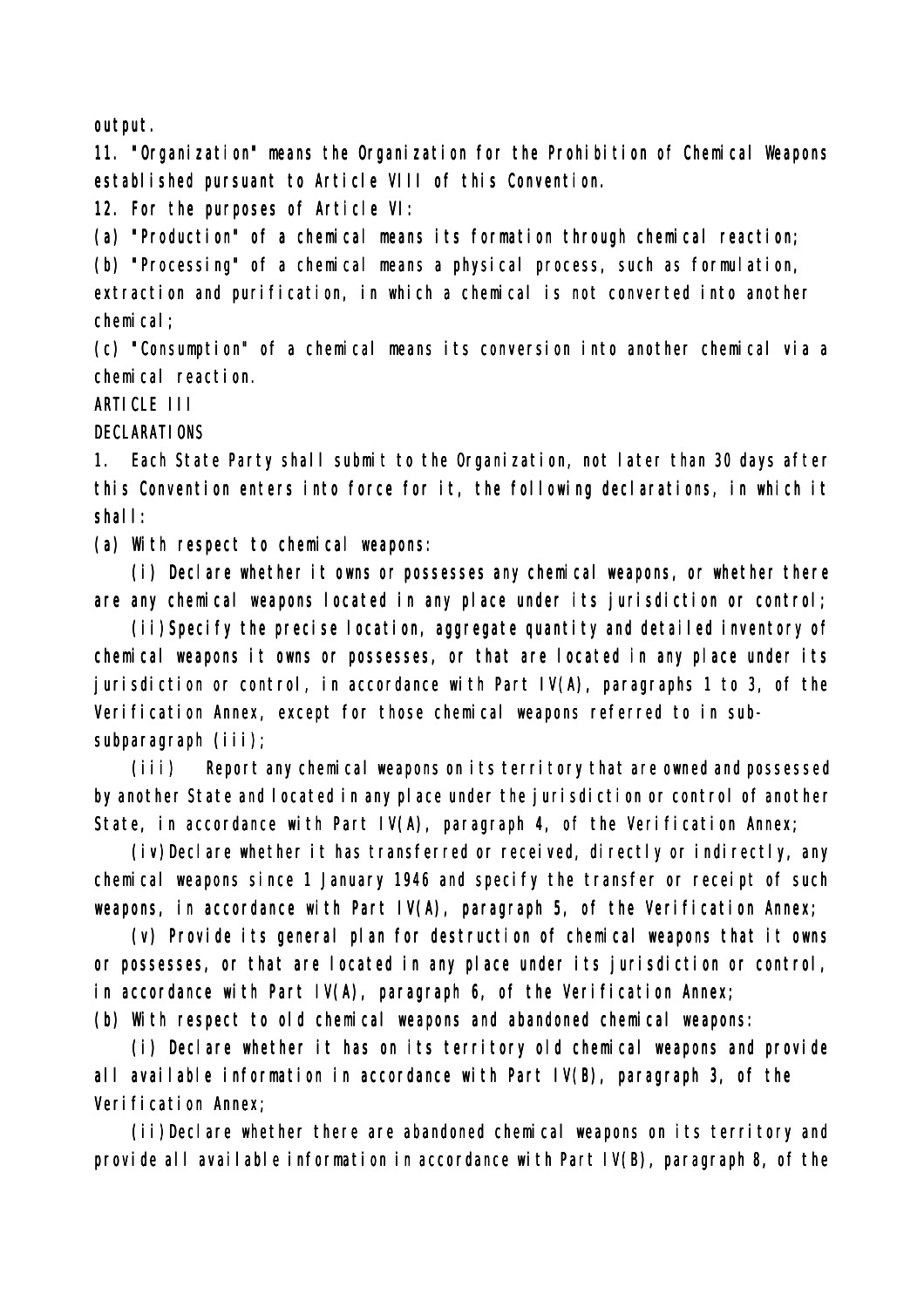output.

11. "Organization" means the Organization for the Prohibition of Chemical Weapons established pursuant to Article VIII of this Convention.

12. For the purposes of Article VI:

(a) "Production" of a chemical means its formation through chemical reaction;

(b) "Processing" of a chemical means a physical process, such as formulation, extraction and purification, in which a chemical is not converted into another chemical;

(c) "Consumption" of a chemical means its conversion into another chemical via a chemical reaction.

ARTICLE III

DECLARATIONS

1. Each State Party shall submit to the Organization, not later than 30 days after this Convention enters into force for it, the following declarations, in which it shall:

(a) With respect to chemical weapons:

(i) Declare whether it owns or possesses any chemical weapons, or whether there are any chemical weapons located in any place under its jurisdiction or control;

(ii) Specify the precise location, aggregate quantity and detailed inventory of chemical weapons it owns or possesses, or that are located in any place under its jurisdiction or control, in accordance with Part IV(A), paragraphs 1 to 3, of the Verification Annex, except for those chemical weapons referred to in sub-subparagraph (iii);

(iii) Report any chemical weapons on its territory that are owned and possessed by another State and located in any place under the jurisdiction or control of another State, in accordance with Part IV(A), paragraph 4, of the Verification Annex;

(iv) Declare whether it has transferred or received, directly or indirectly, any chemical weapons since 1 January 1946 and specify the transfer or receipt of such weapons, in accordance with Part IV(A), paragraph 5, of the Verification Annex;

(v) Provide its general plan for destruction of chemical weapons that it owns or possesses, or that are located in any place under its jurisdiction or control, in accordance with Part IV(A), paragraph 6, of the Verification Annex;

(b) With respect to old chemical weapons and abandoned chemical weapons:

(i) Declare whether it has on its territory old chemical weapons and provide all available information in accordance with Part IV(B), paragraph 3, of the Verification Annex;

(ii) Declare whether there are abandoned chemical weapons on its territory and provide all available information in accordance with Part IV(B), paragraph 8, of the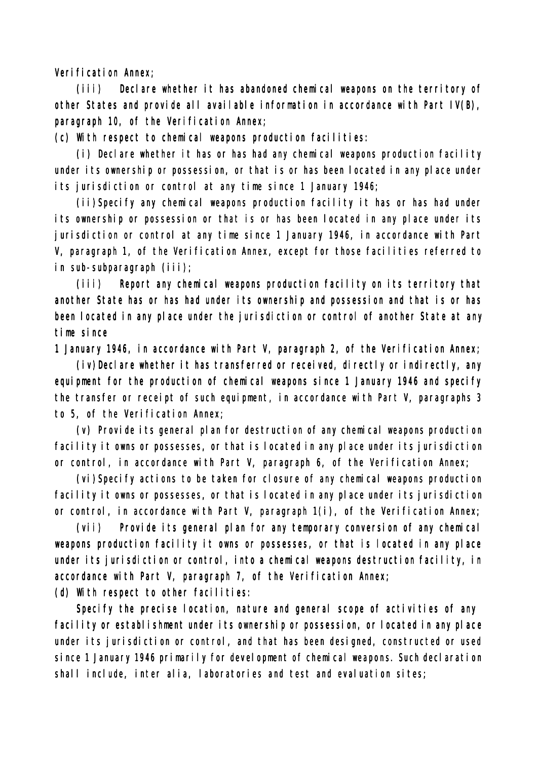Verification Annex;

(iii) Declare whether it has abandoned chemical weapons on the territory of other States and provide all available information in accordance with Part IV(B), paragraph 10, of the Verification Annex;

(c) With respect to chemical weapons production facilities:

(i) Declare whether it has or has had any chemical weapons production facility under its ownership or possession, or that is or has been located in any place under its jurisdiction or control at any time since 1 January 1946;

(ii) Specify any chemical weapons production facility it has or has had under its ownership or possession or that is or has been located in any place under its jurisdiction or control at any time since 1 January 1946, in accordance with Part V, paragraph 1, of the Verification Annex, except for those facilities referred to in sub-subparagraph (iii);

(iii) Report any chemical weapons production facility on its territory that another State has or has had under its ownership and possession and that is or has been located in any place under the jurisdiction or control of another State at any time since 1 January 1946, in accordance with Part V, paragraph 2, of the Verification Annex;

(iv) Declare whether it has transferred or received, directly or indirectly, any equipment for the production of chemical weapons since 1 January 1946 and specify the transfer or receipt of such equipment, in accordance with Part V, paragraphs 3 to 5, of the Verification Annex;

(v) Provide its general plan for destruction of any chemical weapons production facility it owns or possesses, or that is located in any place under its jurisdiction or control, in accordance with Part V, paragraph 6, of the Verification Annex;

(vi) Specify actions to be taken for closure of any chemical weapons production facility it owns or possesses, or that is located in any place under its jurisdiction or control, in accordance with Part V, paragraph 1(i), of the Verification Annex;

(vii) Provide its general plan for any temporary conversion of any chemical weapons production facility it owns or possesses, or that is located in any place under its jurisdiction or control, into a chemical weapons destruction facility, in accordance with Part V, paragraph 7, of the Verification Annex;

(d) With respect to other facilities:

Specify the precise location, nature and general scope of activities of any facility or establishment under its ownership or possession, or located in any place under its jurisdiction or control, and that has been designed, constructed or used since 1 January 1946 primarily for development of chemical weapons. Such declaration shall include, inter alia, laboratories and test and evaluation sites;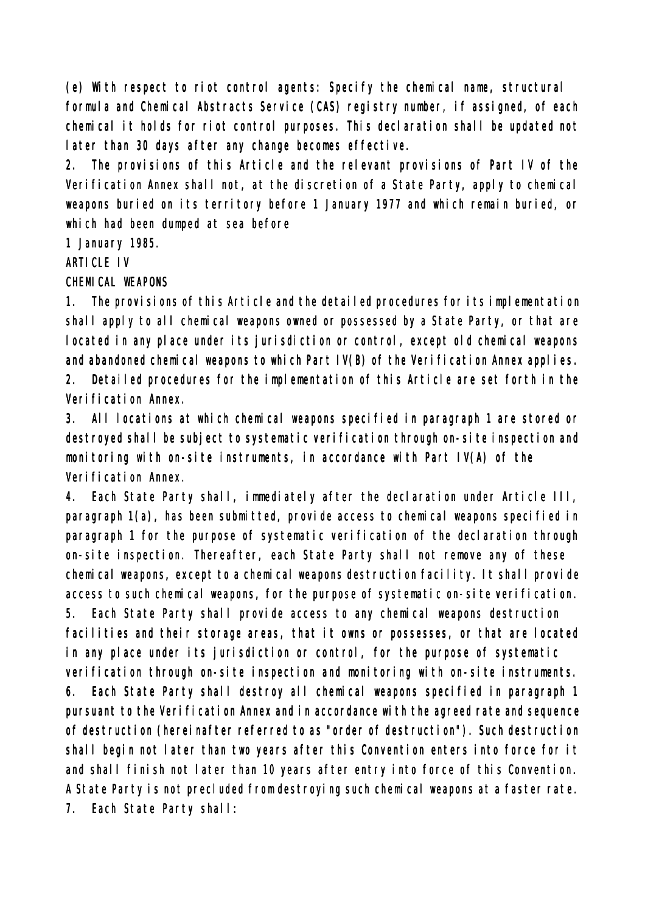(e) With respect to riot control agents: Specify the chemical name, structural formula and Chemical Abstracts Service (CAS) registry number, if assigned, of each chemical it holds for riot control purposes. This declaration shall be updated not later than 30 days after any change becomes effective.

2. The provisions of this Article and the relevant provisions of Part IV of the Verification Annex shall not, at the discretion of a State Party, apply to chemical weapons buried on its territory before 1 January 1977 and which remain buried, or which had been dumped at sea before 1 January 1985.

## ARTICLE IV

## CHEMICAL WEAPONS

1. The provisions of this Article and the detailed procedures for its implementation shall apply to all chemical weapons owned or possessed by a State Party, or that are located in any place under its jurisdiction or control, except old chemical weapons and abandoned chemical weapons to which Part IV(B) of the Verification Annex applies.

2. Detailed procedures for the implementation of this Article are set forth in the Verification Annex.

3. All locations at which chemical weapons specified in paragraph 1 are stored or destroyed shall be subject to systematic verification through on-site inspection and monitoring with on-site instruments, in accordance with Part IV(A) of the Verification Annex.

4. Each State Party shall, immediately after the declaration under Article III, paragraph 1(a), has been submitted, provide access to chemical weapons specified in paragraph 1 for the purpose of systematic verification of the declaration through on-site inspection. Thereafter, each State Party shall not remove any of these chemical weapons, except to a chemical weapons destruction facility. It shall provide access to such chemical weapons, for the purpose of systematic on-site verification.

5. Each State Party shall provide access to any chemical weapons destruction facilities and their storage areas, that it owns or possesses, or that are located in any place under its jurisdiction or control, for the purpose of systematic verification through on-site inspection and monitoring with on-site instruments.

6. Each State Party shall destroy all chemical weapons specified in paragraph 1 pursuant to the Verification Annex and in accordance with the agreed rate and sequence of destruction (hereinafter referred to as "order of destruction"). Such destruction shall begin not later than two years after this Convention enters into force for it and shall finish not later than 10 years after entry into force of this Convention. A State Party is not precluded from destroying such chemical weapons at a faster rate.

7. Each State Party shall: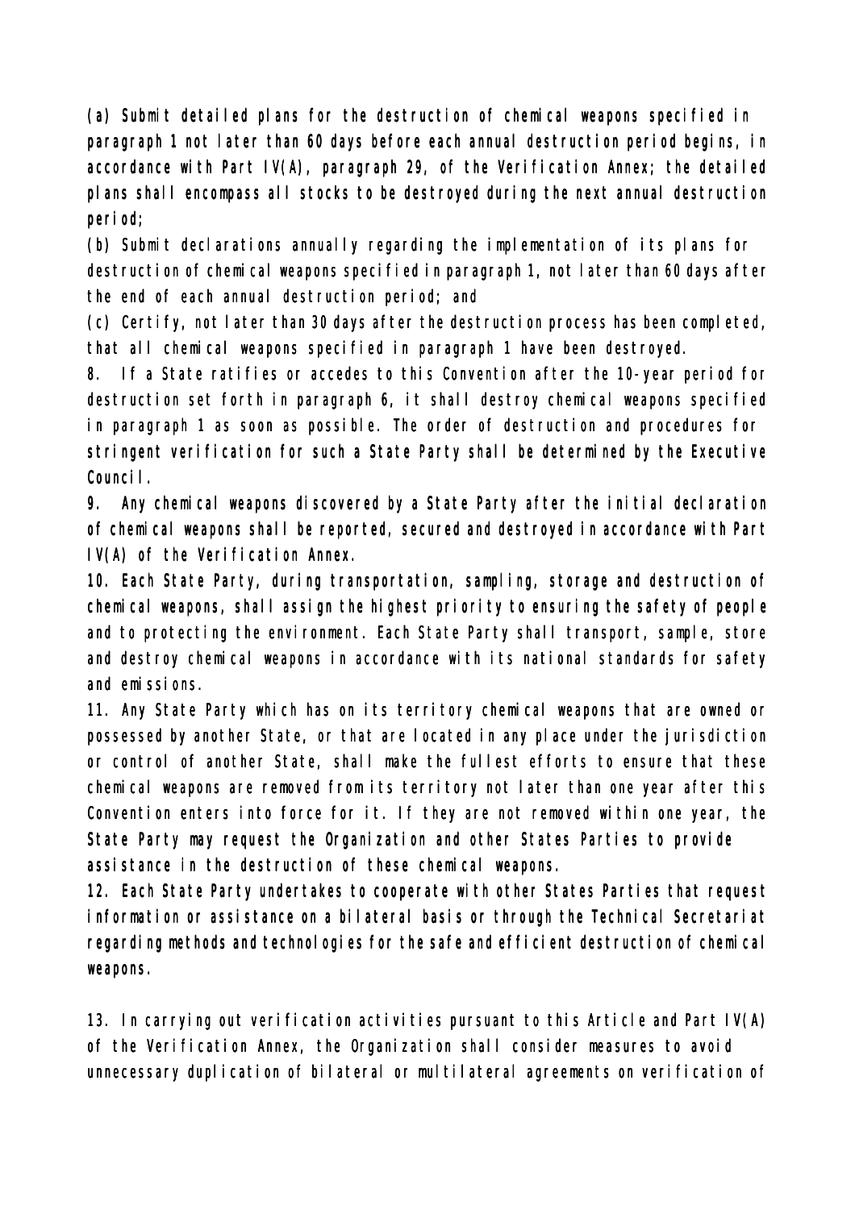(a) Submit detailed plans for the destruction of chemical weapons specified in paragraph 1 not later than 60 days before each annual destruction period begins, in accordance with Part IV(A), paragraph 29, of the Verification Annex; the detailed plans shall encompass all stocks to be destroyed during the next annual destruction period;

(b) Submit declarations annually regarding the implementation of its plans for destruction of chemical weapons specified in paragraph 1, not later than 60 days after the end of each annual destruction period; and

(c) Certify, not later than 30 days after the destruction process has been completed, that all chemical weapons specified in paragraph 1 have been destroyed.

8. If a State ratifies or accedes to this Convention after the 10-year period for destruction set forth in paragraph 6, it shall destroy chemical weapons specified in paragraph 1 as soon as possible. The order of destruction and procedures for stringent verification for such a State Party shall be determined by the Executive Council.

9. Any chemical weapons discovered by a State Party after the initial declaration of chemical weapons shall be reported, secured and destroyed in accordance with Part IV(A) of the Verification Annex.

10. Each State Party, during transportation, sampling, storage and destruction of chemical weapons, shall assign the highest priority to ensuring the safety of people and to protecting the environment. Each State Party shall transport, sample, store and destroy chemical weapons in accordance with its national standards for safety and emissions.

11. Any State Party which has on its territory chemical weapons that are owned or possessed by another State, or that are located in any place under the jurisdiction or control of another State, shall make the fullest efforts to ensure that these chemical weapons are removed from its territory not later than one year after this Convention enters into force for it. If they are not removed within one year, the State Party may request the Organization and other States Parties to provide assistance in the destruction of these chemical weapons.

12. Each State Party undertakes to cooperate with other States Parties that request information or assistance on a bilateral basis or through the Technical Secretariat regarding methods and technologies for the safe and efficient destruction of chemical weapons.

13. In carrying out verification activities pursuant to this Article and Part IV(A) of the Verification Annex, the Organization shall consider measures to avoid unnecessary duplication of bilateral or multilateral agreements on verification of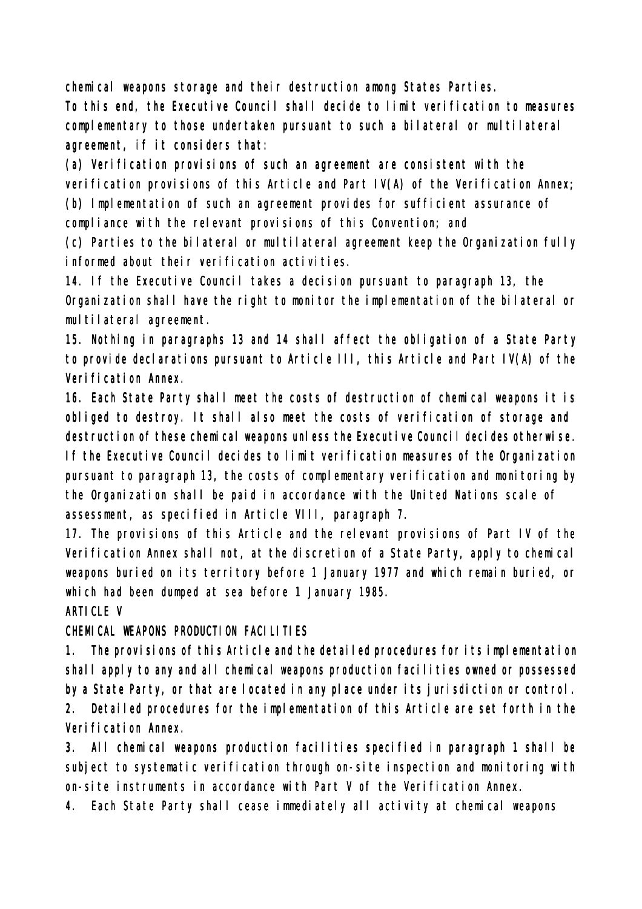chemical weapons storage and their destruction among States Parties.

To this end, the Executive Council shall decide to limit verification to measures complementary to those undertaken pursuant to such a bilateral or multilateral agreement, if it considers that:

(a) Verification provisions of such an agreement are consistent with the verification provisions of this Article and Part IV(A) of the Verification Annex;

(b) Implementation of such an agreement provides for sufficient assurance of compliance with the relevant provisions of this Convention; and

(c) Parties to the bilateral or multilateral agreement keep the Organization fully informed about their verification activities.

14. If the Executive Council takes a decision pursuant to paragraph 13, the Organization shall have the right to monitor the implementation of the bilateral or multilateral agreement.

15. Nothing in paragraphs 13 and 14 shall affect the obligation of a State Party to provide declarations pursuant to Article III, this Article and Part IV(A) of the Verification Annex.

16. Each State Party shall meet the costs of destruction of chemical weapons it is obliged to destroy. It shall also meet the costs of verification of storage and destruction of these chemical weapons unless the Executive Council decides otherwise. If the Executive Council decides to limit verification measures of the Organization pursuant to paragraph 13, the costs of complementary verification and monitoring by the Organization shall be paid in accordance with the United Nations scale of assessment, as specified in Article VIII, paragraph 7.

17. The provisions of this Article and the relevant provisions of Part IV of the Verification Annex shall not, at the discretion of a State Party, apply to chemical weapons buried on its territory before 1 January 1977 and which remain buried, or which had been dumped at sea before 1 January 1985.

## ARTICLE V

## CHEMICAL WEAPONS PRODUCTION FACILITIES

1. The provisions of this Article and the detailed procedures for its implementation shall apply to any and all chemical weapons production facilities owned or possessed by a State Party, or that are located in any place under its jurisdiction or control.

2. Detailed procedures for the implementation of this Article are set forth in the Verification Annex.

3. All chemical weapons production facilities specified in paragraph 1 shall be subject to systematic verification through on-site inspection and monitoring with on-site instruments in accordance with Part V of the Verification Annex.

4. Each State Party shall cease immediately all activity at chemical weapons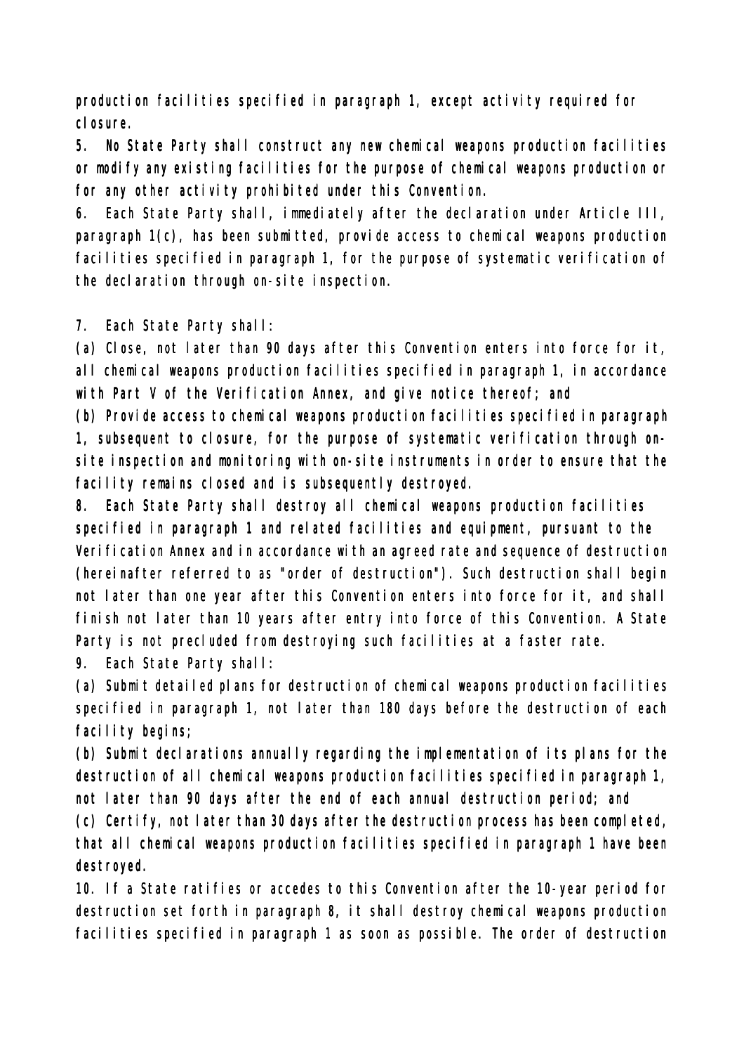production facilities specified in paragraph 1, except activity required for closure.

5. No State Party shall construct any new chemical weapons production facilities or modify any existing facilities for the purpose of chemical weapons production or for any other activity prohibited under this Convention.

6. Each State Party shall, immediately after the declaration under Article III, paragraph 1(c), has been submitted, provide access to chemical weapons production facilities specified in paragraph 1, for the purpose of systematic verification of the declaration through on-site inspection.

7. Each State Party shall:

(a) Close, not later than 90 days after this Convention enters into force for it, all chemical weapons production facilities specified in paragraph 1, in accordance with Part V of the Verification Annex, and give notice thereof; and

(b) Provide access to chemical weapons production facilities specified in paragraph 1, subsequent to closure, for the purpose of systematic verification through on-site inspection and monitoring with on-site instruments in order to ensure that the facility remains closed and is subsequently destroyed.

8. Each State Party shall destroy all chemical weapons production facilities specified in paragraph 1 and related facilities and equipment, pursuant to the Verification Annex and in accordance with an agreed rate and sequence of destruction (hereinafter referred to as "order of destruction"). Such destruction shall begin not later than one year after this Convention enters into force for it, and shall finish not later than 10 years after entry into force of this Convention. A State Party is not precluded from destroying such facilities at a faster rate.

9. Each State Party shall:

(a) Submit detailed plans for destruction of chemical weapons production facilities specified in paragraph 1, not later than 180 days before the destruction of each facility begins;

(b) Submit declarations annually regarding the implementation of its plans for the destruction of all chemical weapons production facilities specified in paragraph 1, not later than 90 days after the end of each annual destruction period; and

(c) Certify, not later than 30 days after the destruction process has been completed, that all chemical weapons production facilities specified in paragraph 1 have been destroyed.

10. If a State ratifies or accedes to this Convention after the 10-year period for destruction set forth in paragraph 8, it shall destroy chemical weapons production facilities specified in paragraph 1 as soon as possible. The order of destruction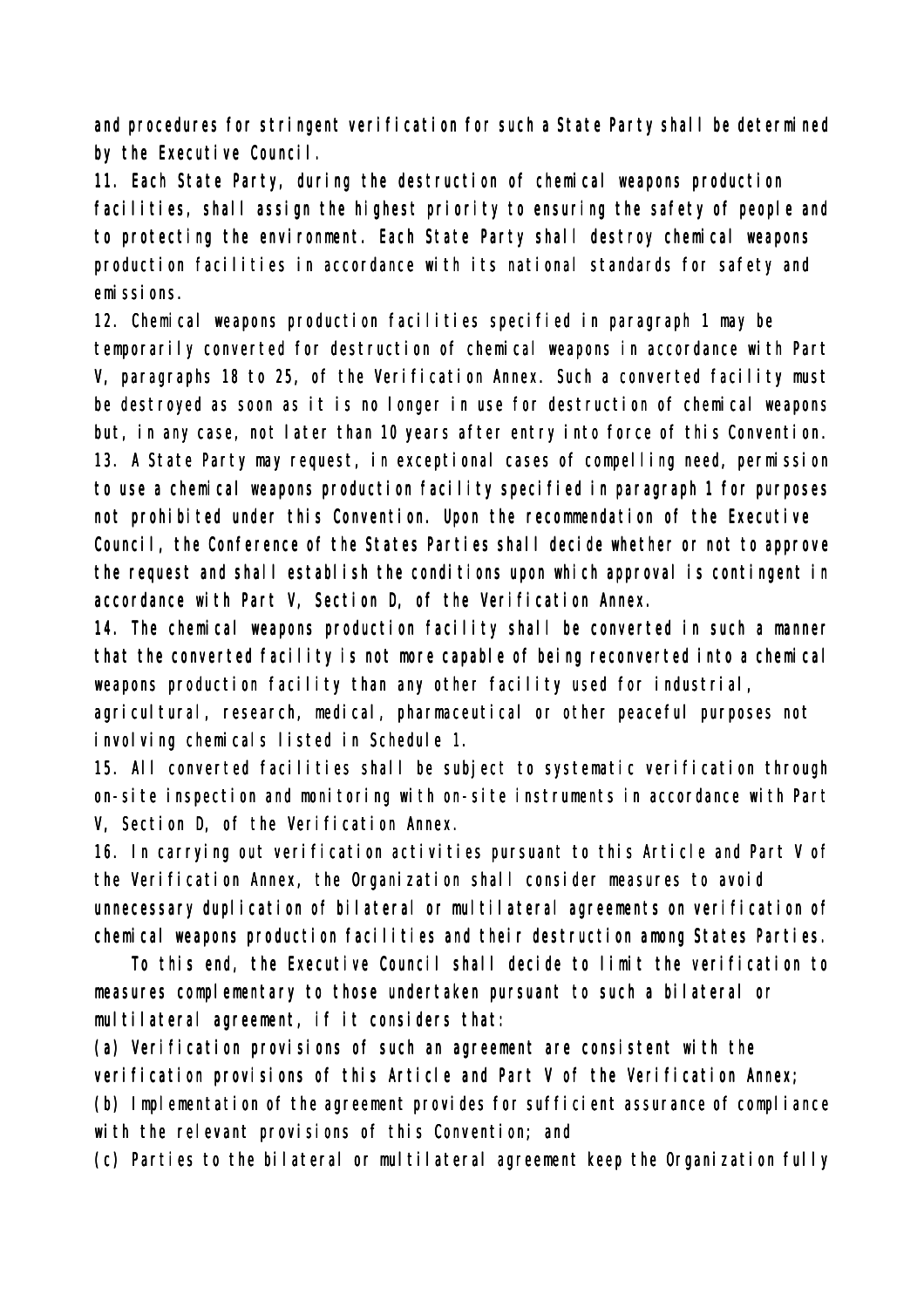and procedures for stringent verification for such a State Party shall be determined by the Executive Council.

11. Each State Party, during the destruction of chemical weapons production facilities, shall assign the highest priority to ensuring the safety of people and to protecting the environment. Each State Party shall destroy chemical weapons production facilities in accordance with its national standards for safety and emissions.

12. Chemical weapons production facilities specified in paragraph 1 may be temporarily converted for destruction of chemical weapons in accordance with Part V, paragraphs 18 to 25, of the Verification Annex. Such a converted facility must be destroyed as soon as it is no longer in use for destruction of chemical weapons but, in any case, not later than 10 years after entry into force of this Convention.

13. A State Party may request, in exceptional cases of compelling need, permission to use a chemical weapons production facility specified in paragraph 1 for purposes not prohibited under this Convention. Upon the recommendation of the Executive Council, the Conference of the States Parties shall decide whether or not to approve the request and shall establish the conditions upon which approval is contingent in accordance with Part V, Section D, of the Verification Annex.

14. The chemical weapons production facility shall be converted in such a manner that the converted facility is not more capable of being reconverted into a chemical weapons production facility than any other facility used for industrial, agricultural, research, medical, pharmaceutical or other peaceful purposes not involving chemicals listed in Schedule 1.

15. All converted facilities shall be subject to systematic verification through on-site inspection and monitoring with on-site instruments in accordance with Part V, Section D, of the Verification Annex.

16. In carrying out verification activities pursuant to this Article and Part V of the Verification Annex, the Organization shall consider measures to avoid unnecessary duplication of bilateral or multilateral agreements on verification of chemical weapons production facilities and their destruction among States Parties.

To this end, the Executive Council shall decide to limit the verification to measures complementary to those undertaken pursuant to such a bilateral or multilateral agreement, if it considers that:

(a) Verification provisions of such an agreement are consistent with the verification provisions of this Article and Part V of the Verification Annex;

(b) Implementation of the agreement provides for sufficient assurance of compliance with the relevant provisions of this Convention; and

(c) Parties to the bilateral or multilateral agreement keep the Organization fully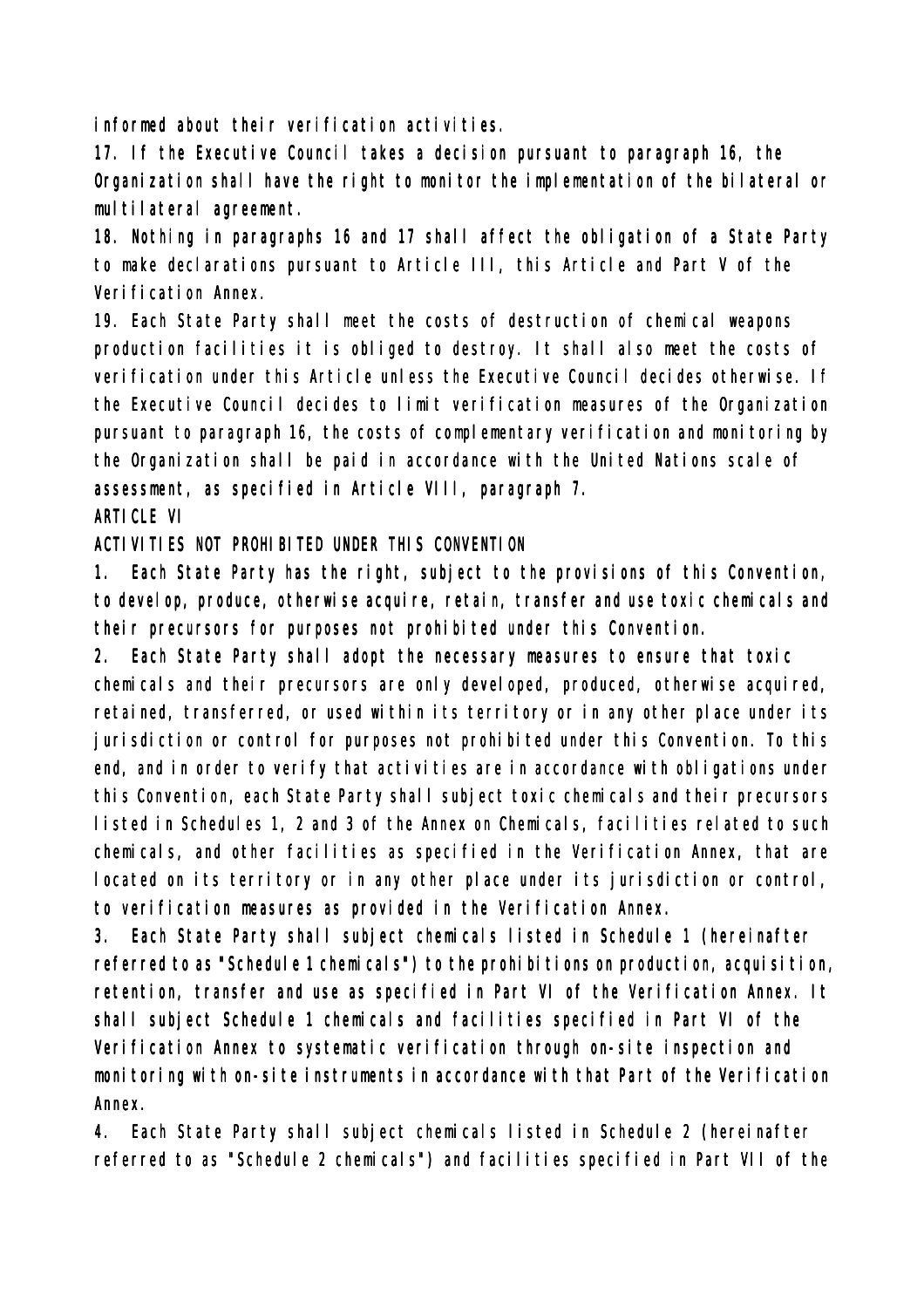informed about their verification activities.

17. If the Executive Council takes a decision pursuant to paragraph 16, the Organization shall have the right to monitor the implementation of the bilateral or multilateral agreement.

18. Nothing in paragraphs 16 and 17 shall affect the obligation of a State Party to make declarations pursuant to Article III, this Article and Part V of the Verification Annex.

19. Each State Party shall meet the costs of destruction of chemical weapons production facilities it is obliged to destroy. It shall also meet the costs of verification under this Article unless the Executive Council decides otherwise. If the Executive Council decides to limit verification measures of the Organization pursuant to paragraph 16, the costs of complementary verification and monitoring by the Organization shall be paid in accordance with the United Nations scale of assessment, as specified in Article VIII, paragraph 7.

## ARTICLE VI

## ACTIVITIES NOT PROHIBITED UNDER THIS CONVENTION

1. Each State Party has the right, subject to the provisions of this Convention, to develop, produce, otherwise acquire, retain, transfer and use toxic chemicals and their precursors for purposes not prohibited under this Convention.

2. Each State Party shall adopt the necessary measures to ensure that toxic chemicals and their precursors are only developed, produced, otherwise acquired, retained, transferred, or used within its territory or in any other place under its jurisdiction or control for purposes not prohibited under this Convention. To this end, and in order to verify that activities are in accordance with obligations under this Convention, each State Party shall subject toxic chemicals and their precursors listed in Schedules 1, 2 and 3 of the Annex on Chemicals, facilities related to such chemicals, and other facilities as specified in the Verification Annex, that are located on its territory or in any other place under its jurisdiction or control, to verification measures as provided in the Verification Annex.

3. Each State Party shall subject chemicals listed in Schedule 1 (hereinafter referred to as "Schedule 1 chemicals") to the prohibitions on production, acquisition, retention, transfer and use as specified in Part VI of the Verification Annex. It shall subject Schedule 1 chemicals and facilities specified in Part VI of the Verification Annex to systematic verification through on-site inspection and monitoring with on-site instruments in accordance with that Part of the Verification Annex.

4. Each State Party shall subject chemicals listed in Schedule 2 (hereinafter referred to as "Schedule 2 chemicals") and facilities specified in Part VII of the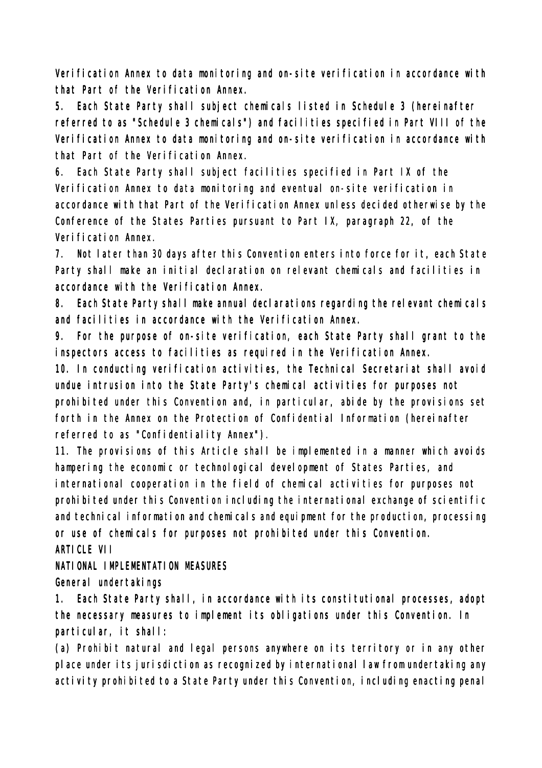Verification Annex to data monitoring and on-site verification in accordance with that Part of the Verification Annex.

5. Each State Party shall subject chemicals listed in Schedule 3 (hereinafter referred to as "Schedule 3 chemicals") and facilities specified in Part VIII of the Verification Annex to data monitoring and on-site verification in accordance with that Part of the Verification Annex.

6. Each State Party shall subject facilities specified in Part IX of the Verification Annex to data monitoring and eventual on-site verification in accordance with that Part of the Verification Annex unless decided otherwise by the Conference of the States Parties pursuant to Part IX, paragraph 22, of the Verification Annex.

7. Not later than 30 days after this Convention enters into force for it, each State Party shall make an initial declaration on relevant chemicals and facilities in accordance with the Verification Annex.

8. Each State Party shall make annual declarations regarding the relevant chemicals and facilities in accordance with the Verification Annex.

9. For the purpose of on-site verification, each State Party shall grant to the inspectors access to facilities as required in the Verification Annex.

10. In conducting verification activities, the Technical Secretariat shall avoid undue intrusion into the State Party's chemical activities for purposes not prohibited under this Convention and, in particular, abide by the provisions set forth in the Annex on the Protection of Confidential Information (hereinafter referred to as "Confidentiality Annex").

11. The provisions of this Article shall be implemented in a manner which avoids hampering the economic or technological development of States Parties, and international cooperation in the field of chemical activities for purposes not prohibited under this Convention including the international exchange of scientific and technical information and chemicals and equipment for the production, processing or use of chemicals for purposes not prohibited under this Convention.

## ARTICLE VII

## NATIONAL IMPLEMENTATION MEASURES

### General undertakings

1. Each State Party shall, in accordance with its constitutional processes, adopt the necessary measures to implement its obligations under this Convention. In particular, it shall:

(a) Prohibit natural and legal persons anywhere on its territory or in any other place under its jurisdiction as recognized by international law from undertaking any activity prohibited to a State Party under this Convention, including enacting penal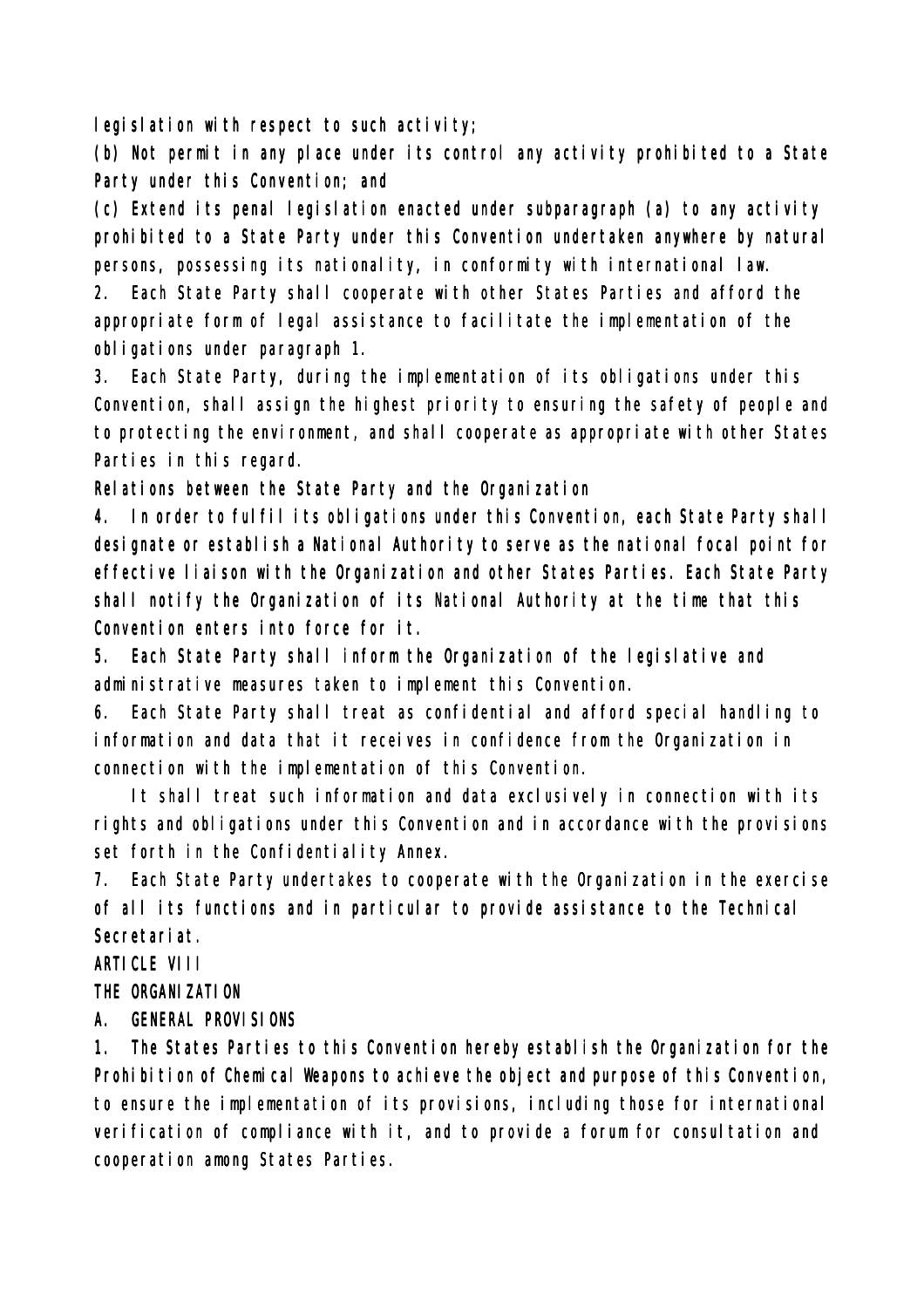legislation with respect to such activity;

(b) Not permit in any place under its control any activity prohibited to a State Party under this Convention; and

(c) Extend its penal legislation enacted under subparagraph (a) to any activity prohibited to a State Party under this Convention undertaken anywhere by natural persons, possessing its nationality, in conformity with international law.

2. Each State Party shall cooperate with other States Parties and afford the appropriate form of legal assistance to facilitate the implementation of the obligations under paragraph 1.

3. Each State Party, during the implementation of its obligations under this Convention, shall assign the highest priority to ensuring the safety of people and to protecting the environment, and shall cooperate as appropriate with other States Parties in this regard.

Relations between the State Party and the Organization

4. In order to fulfil its obligations under this Convention, each State Party shall designate or establish a National Authority to serve as the national focal point for effective liaison with the Organization and other States Parties. Each State Party shall notify the Organization of its National Authority at the time that this Convention enters into force for it.

5. Each State Party shall inform the Organization of the legislative and administrative measures taken to implement this Convention.

6. Each State Party shall treat as confidential and afford special handling to information and data that it receives in confidence from the Organization in connection with the implementation of this Convention.

It shall treat such information and data exclusively in connection with its rights and obligations under this Convention and in accordance with the provisions set forth in the Confidentiality Annex.

7. Each State Party undertakes to cooperate with the Organization in the exercise of all its functions and in particular to provide assistance to the Technical Secretariat.

## ARTICLE VIII

## THE ORGANIZATION

### A. GENERAL PROVISIONS

1. The States Parties to this Convention hereby establish the Organization for the Prohibition of Chemical Weapons to achieve the object and purpose of this Convention, to ensure the implementation of its provisions, including those for international verification of compliance with it, and to provide a forum for consultation and cooperation among States Parties.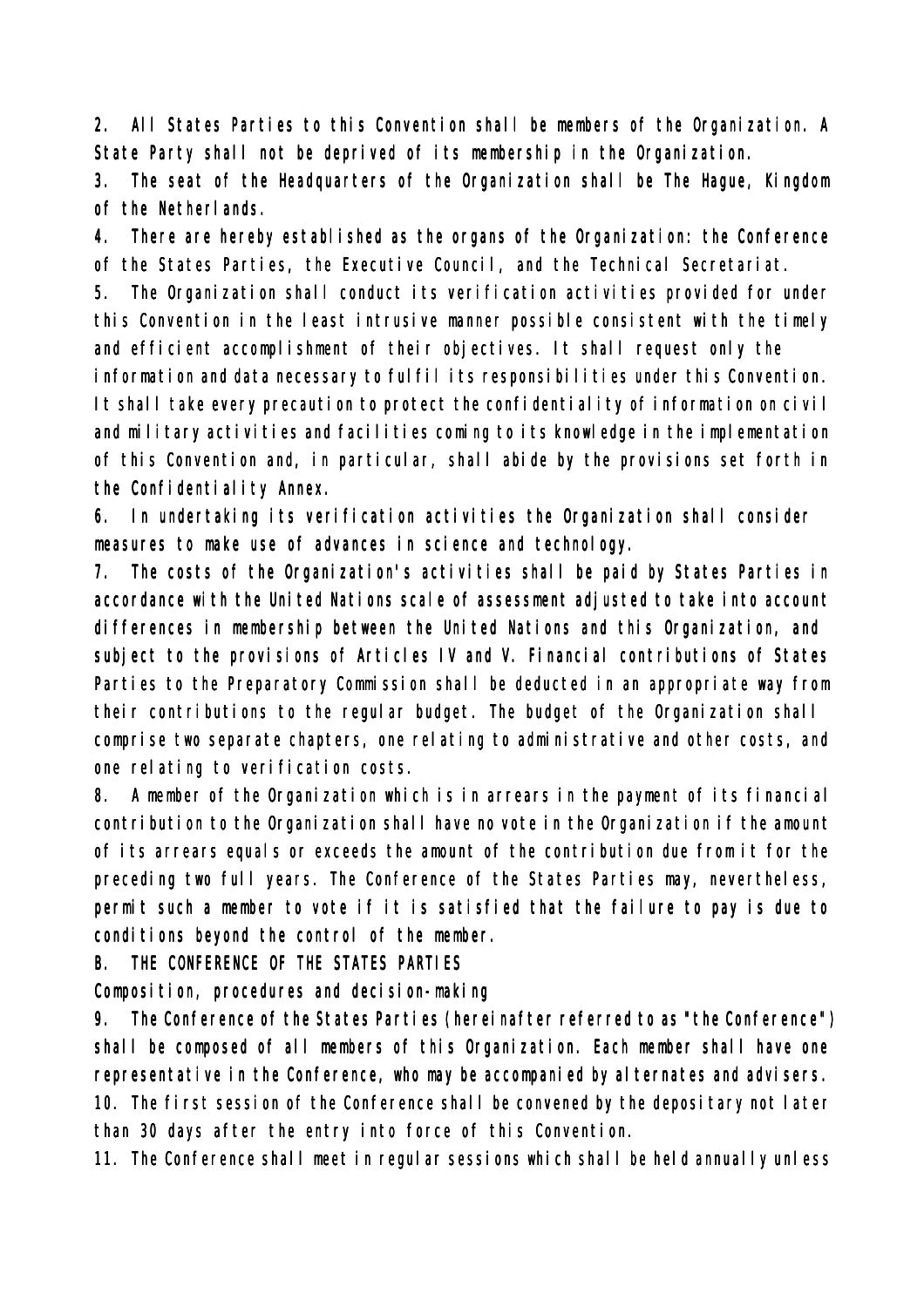2. All States Parties to this Convention shall be members of the Organization. A State Party shall not be deprived of its membership in the Organization.

3. The seat of the Headquarters of the Organization shall be The Hague, Kingdom of the Netherlands.

4. There are hereby established as the organs of the Organization: the Conference of the States Parties, the Executive Council, and the Technical Secretariat.

5. The Organization shall conduct its verification activities provided for under this Convention in the least intrusive manner possible consistent with the timely and efficient accomplishment of their objectives. It shall request only the information and data necessary to fulfil its responsibilities under this Convention. It shall take every precaution to protect the confidentiality of information on civil and military activities and facilities coming to its knowledge in the implementation of this Convention and, in particular, shall abide by the provisions set forth in the Confidentiality Annex.

6. In undertaking its verification activities the Organization shall consider measures to make use of advances in science and technology.

7. The costs of the Organization's activities shall be paid by States Parties in accordance with the United Nations scale of assessment adjusted to take into account differences in membership between the United Nations and this Organization, and subject to the provisions of Articles IV and V. Financial contributions of States Parties to the Preparatory Commission shall be deducted in an appropriate way from their contributions to the regular budget. The budget of the Organization shall comprise two separate chapters, one relating to administrative and other costs, and one relating to verification costs.

8. A member of the Organization which is in arrears in the payment of its financial contribution to the Organization shall have no vote in the Organization if the amount of its arrears equals or exceeds the amount of the contribution due from it for the preceding two full years. The Conference of the States Parties may, nevertheless, permit such a member to vote if it is satisfied that the failure to pay is due to conditions beyond the control of the member.

## B. THE CONFERENCE OF THE STATES PARTIES

### Composition, procedures and decision-making

9. The Conference of the States Parties (hereinafter referred to as "the Conference") shall be composed of all members of this Organization. Each member shall have one representative in the Conference, who may be accompanied by alternates and advisers.

10. The first session of the Conference shall be convened by the depositary not later than 30 days after the entry into force of this Convention.

11. The Conference shall meet in regular sessions which shall be held annually unless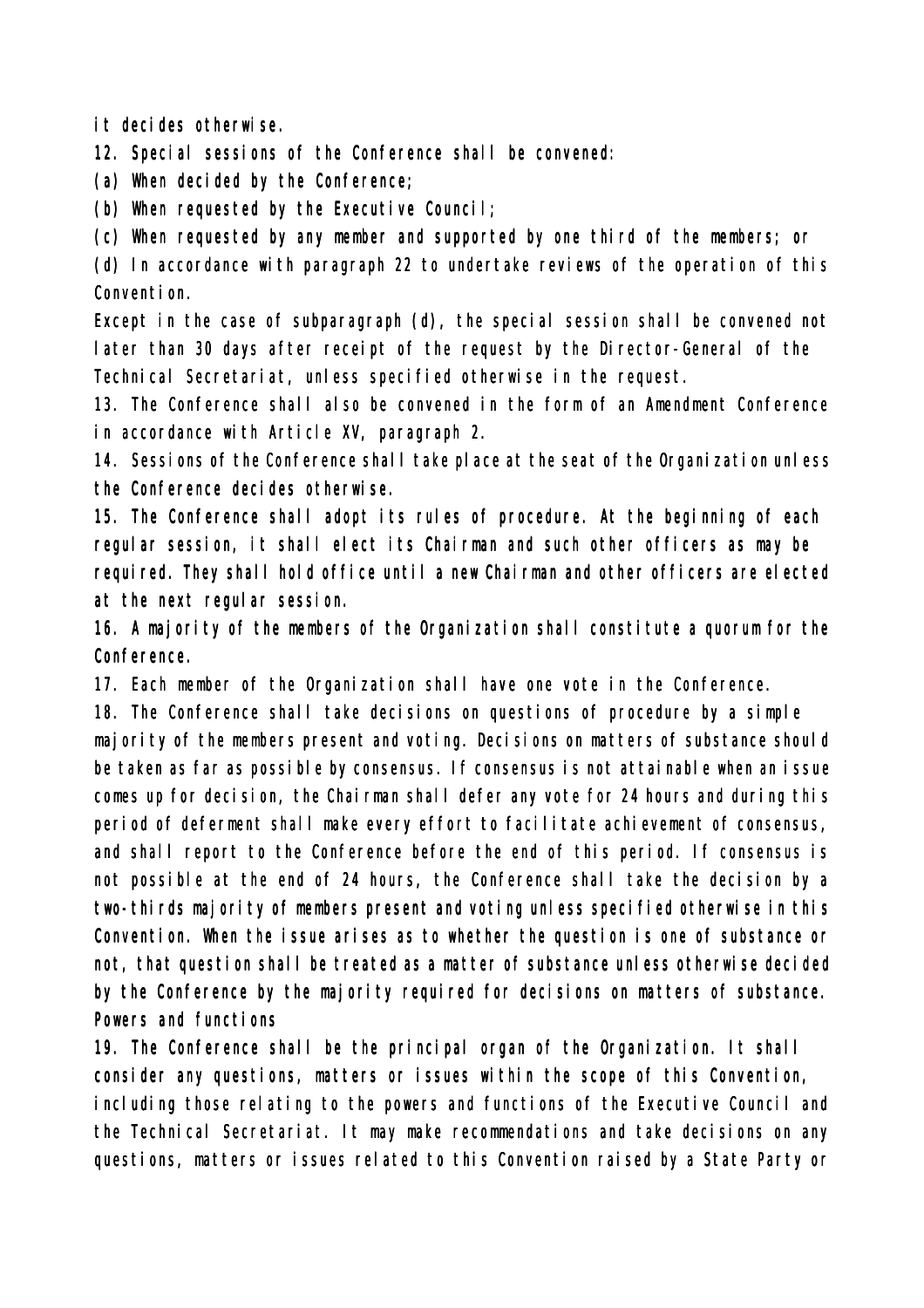it decides otherwise.

12. Special sessions of the Conference shall be convened:

(a) When decided by the Conference;

(b) When requested by the Executive Council;

(c) When requested by any member and supported by one third of the members; or

(d) In accordance with paragraph 22 to undertake reviews of the operation of this Convention.

Except in the case of subparagraph (d), the special session shall be convened not later than 30 days after receipt of the request by the Director-General of the Technical Secretariat, unless specified otherwise in the request.

13. The Conference shall also be convened in the form of an Amendment Conference in accordance with Article XV, paragraph 2.

14. Sessions of the Conference shall take place at the seat of the Organization unless the Conference decides otherwise.

15. The Conference shall adopt its rules of procedure. At the beginning of each regular session, it shall elect its Chairman and such other officers as may be required. They shall hold office until a new Chairman and other officers are elected at the next regular session.

16. A majority of the members of the Organization shall constitute a quorum for the Conference.

17. Each member of the Organization shall have one vote in the Conference.

18. The Conference shall take decisions on questions of procedure by a simple majority of the members present and voting. Decisions on matters of substance should be taken as far as possible by consensus. If consensus is not attainable when an issue comes up for decision, the Chairman shall defer any vote for 24 hours and during this period of deferment shall make every effort to facilitate achievement of consensus, and shall report to the Conference before the end of this period. If consensus is not possible at the end of 24 hours, the Conference shall take the decision by a two-thirds majority of members present and voting unless specified otherwise in this Convention. When the issue arises as to whether the question is one of substance or not, that question shall be treated as a matter of substance unless otherwise decided by the Conference by the majority required for decisions on matters of substance.

Powers and functions

19. The Conference shall be the principal organ of the Organization. It shall consider any questions, matters or issues within the scope of this Convention, including those relating to the powers and functions of the Executive Council and the Technical Secretariat. It may make recommendations and take decisions on any questions, matters or issues related to this Convention raised by a State Party or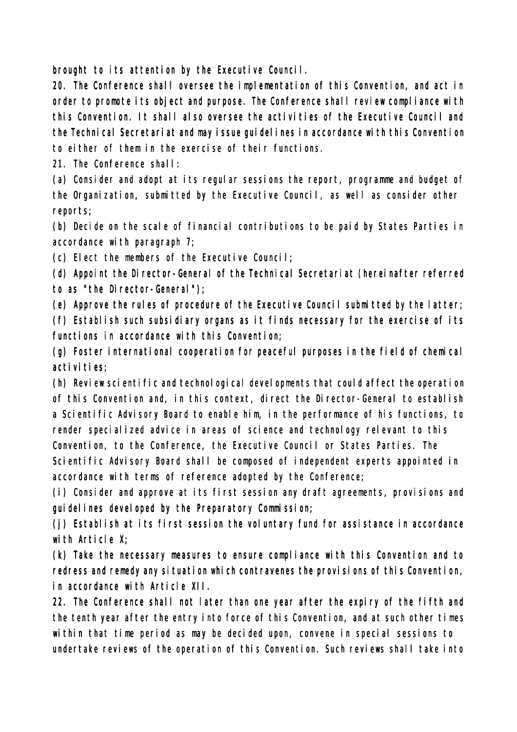brought to its attention by the Executive Council.

20. The Conference shall oversee the implementation of this Convention, and act in order to promote its object and purpose. The Conference shall review compliance with this Convention. It shall also oversee the activities of the Executive Council and the Technical Secretariat and may issue guidelines in accordance with this Convention to either of them in the exercise of their functions.

21. The Conference shall:

(a) Consider and adopt at its regular sessions the report, programme and budget of the Organization, submitted by the Executive Council, as well as consider other reports;

(b) Decide on the scale of financial contributions to be paid by States Parties in accordance with paragraph 7;

(c) Elect the members of the Executive Council;

(d) Appoint the Director-General of the Technical Secretariat (hereinafter referred to as "the Director-General");

(e) Approve the rules of procedure of the Executive Council submitted by the latter;

(f) Establish such subsidiary organs as it finds necessary for the exercise of its functions in accordance with this Convention;

(g) Foster international cooperation for peaceful purposes in the field of chemical activities;

(h) Review scientific and technological developments that could affect the operation of this Convention and, in this context, direct the Director-General to establish a Scientific Advisory Board to enable him, in the performance of his functions, to render specialized advice in areas of science and technology relevant to this Convention, to the Conference, the Executive Council or States Parties. The Scientific Advisory Board shall be composed of independent experts appointed in accordance with terms of reference adopted by the Conference;

(i) Consider and approve at its first session any draft agreements, provisions and guidelines developed by the Preparatory Commission;

(j) Establish at its first session the voluntary fund for assistance in accordance with Article X;

(k) Take the necessary measures to ensure compliance with this Convention and to redress and remedy any situation which contravenes the provisions of this Convention, in accordance with Article XII.

22. The Conference shall not later than one year after the expiry of the fifth and the tenth year after the entry into force of this Convention, and at such other times within that time period as may be decided upon, convene in special sessions to undertake reviews of the operation of this Convention. Such reviews shall take into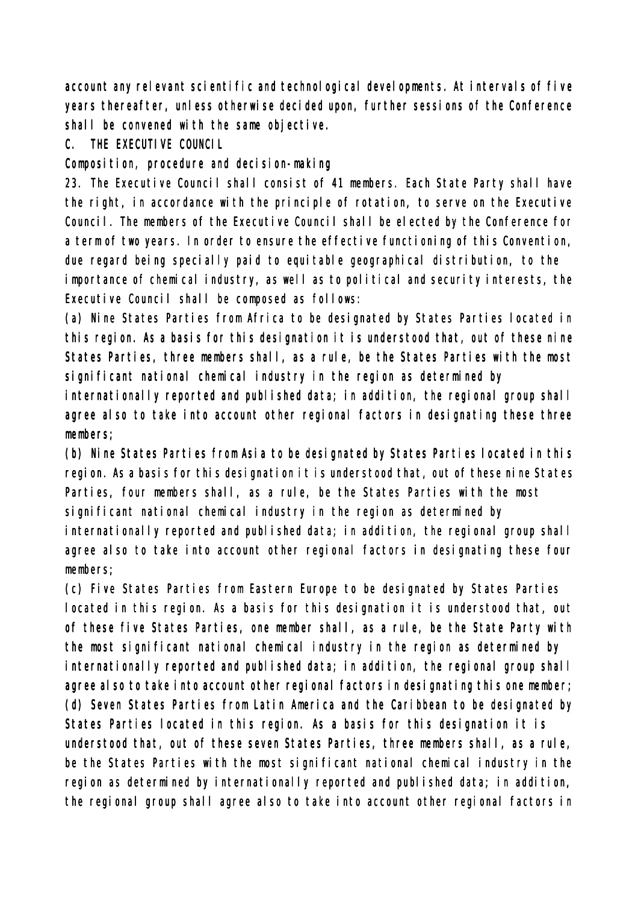account any relevant scientific and technological developments. At intervals of five years thereafter, unless otherwise decided upon, further sessions of the Conference shall be convened with the same objective.

## C. THE EXECUTIVE COUNCIL

### Composition, procedure and decision-making

23. The Executive Council shall consist of 41 members. Each State Party shall have the right, in accordance with the principle of rotation, to serve on the Executive Council. The members of the Executive Council shall be elected by the Conference for a term of two years. In order to ensure the effective functioning of this Convention, due regard being specially paid to equitable geographical distribution, to the importance of chemical industry, as well as to political and security interests, the Executive Council shall be composed as follows:

(a) Nine States Parties from Africa to be designated by States Parties located in this region. As a basis for this designation it is understood that, out of these nine States Parties, three members shall, as a rule, be the States Parties with the most significant national chemical industry in the region as determined by internationally reported and published data; in addition, the regional group shall agree also to take into account other regional factors in designating these three members;

(b) Nine States Parties from Asia to be designated by States Parties located in this region. As a basis for this designation it is understood that, out of these nine States Parties, four members shall, as a rule, be the States Parties with the most significant national chemical industry in the region as determined by internationally reported and published data; in addition, the regional group shall agree also to take into account other regional factors in designating these four members;

(c) Five States Parties from Eastern Europe to be designated by States Parties located in this region. As a basis for this designation it is understood that, out of these five States Parties, one member shall, as a rule, be the State Party with the most significant national chemical industry in the region as determined by internationally reported and published data; in addition, the regional group shall agree also to take into account other regional factors in designating this one member;

(d) Seven States Parties from Latin America and the Caribbean to be designated by States Parties located in this region. As a basis for this designation it is understood that, out of these seven States Parties, three members shall, as a rule, be the States Parties with the most significant national chemical industry in the region as determined by internationally reported and published data; in addition, the regional group shall agree also to take into account other regional factors in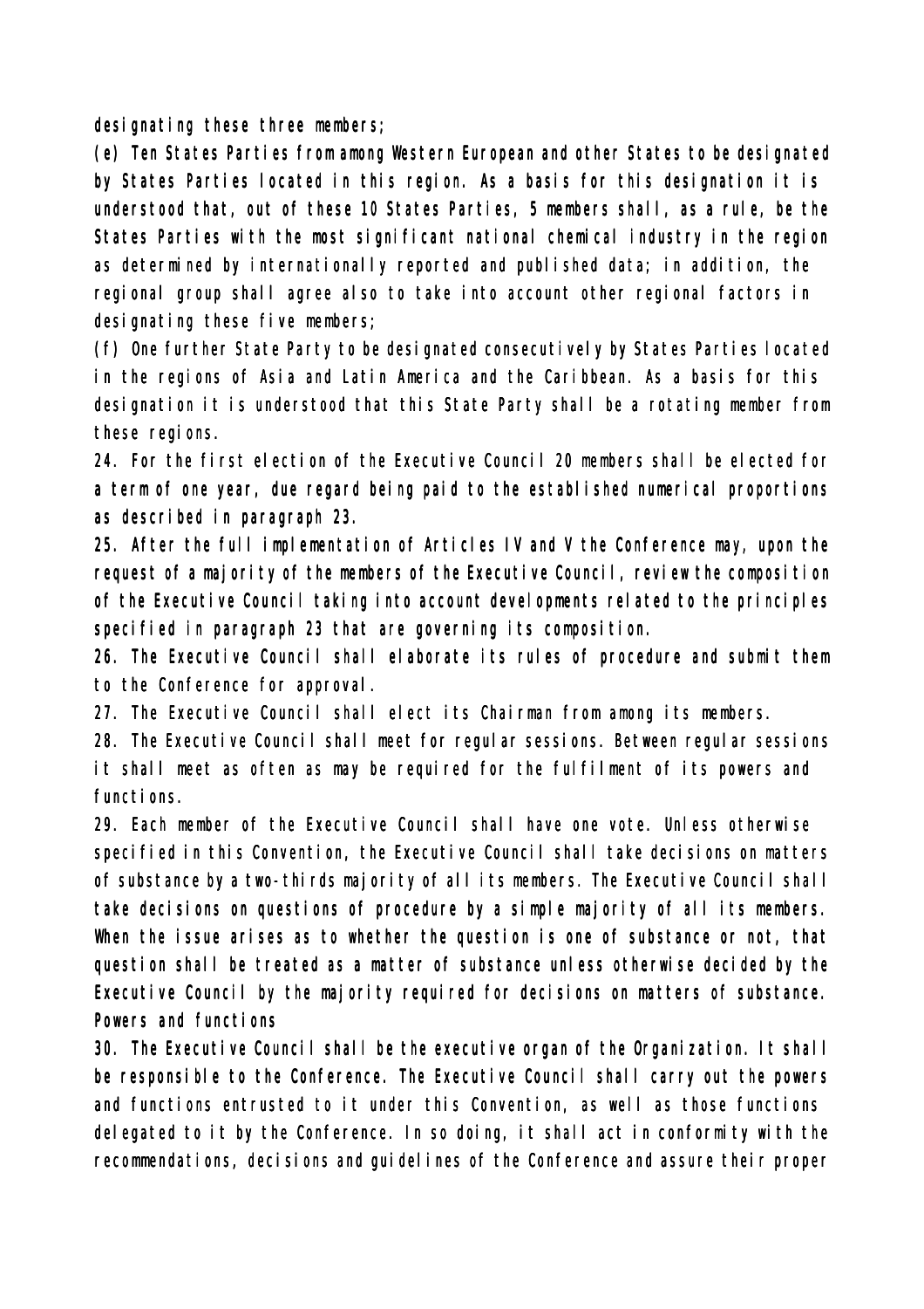designating these three members;

(e) Ten States Parties from among Western European and other States to be designated by States Parties located in this region. As a basis for this designation it is understood that, out of these 10 States Parties, 5 members shall, as a rule, be the States Parties with the most significant national chemical industry in the region as determined by internationally reported and published data; in addition, the regional group shall agree also to take into account other regional factors in designating these five members;

(f) One further State Party to be designated consecutively by States Parties located in the regions of Asia and Latin America and the Caribbean. As a basis for this designation it is understood that this State Party shall be a rotating member from these regions.

24. For the first election of the Executive Council 20 members shall be elected for a term of one year, due regard being paid to the established numerical proportions as described in paragraph 23.

25. After the full implementation of Articles IV and V the Conference may, upon the request of a majority of the members of the Executive Council, review the composition of the Executive Council taking into account developments related to the principles specified in paragraph 23 that are governing its composition.

26. The Executive Council shall elaborate its rules of procedure and submit them to the Conference for approval.

27. The Executive Council shall elect its Chairman from among its members.

28. The Executive Council shall meet for regular sessions. Between regular sessions it shall meet as often as may be required for the fulfilment of its powers and functions.

29. Each member of the Executive Council shall have one vote. Unless otherwise specified in this Convention, the Executive Council shall take decisions on matters of substance by a two-thirds majority of all its members. The Executive Council shall take decisions on questions of procedure by a simple majority of all its members. When the issue arises as to whether the question is one of substance or not, that question shall be treated as a matter of substance unless otherwise decided by the Executive Council by the majority required for decisions on matters of substance.

Powers and functions

30. The Executive Council shall be the executive organ of the Organization. It shall be responsible to the Conference. The Executive Council shall carry out the powers and functions entrusted to it under this Convention, as well as those functions delegated to it by the Conference. In so doing, it shall act in conformity with the recommendations, decisions and guidelines of the Conference and assure their proper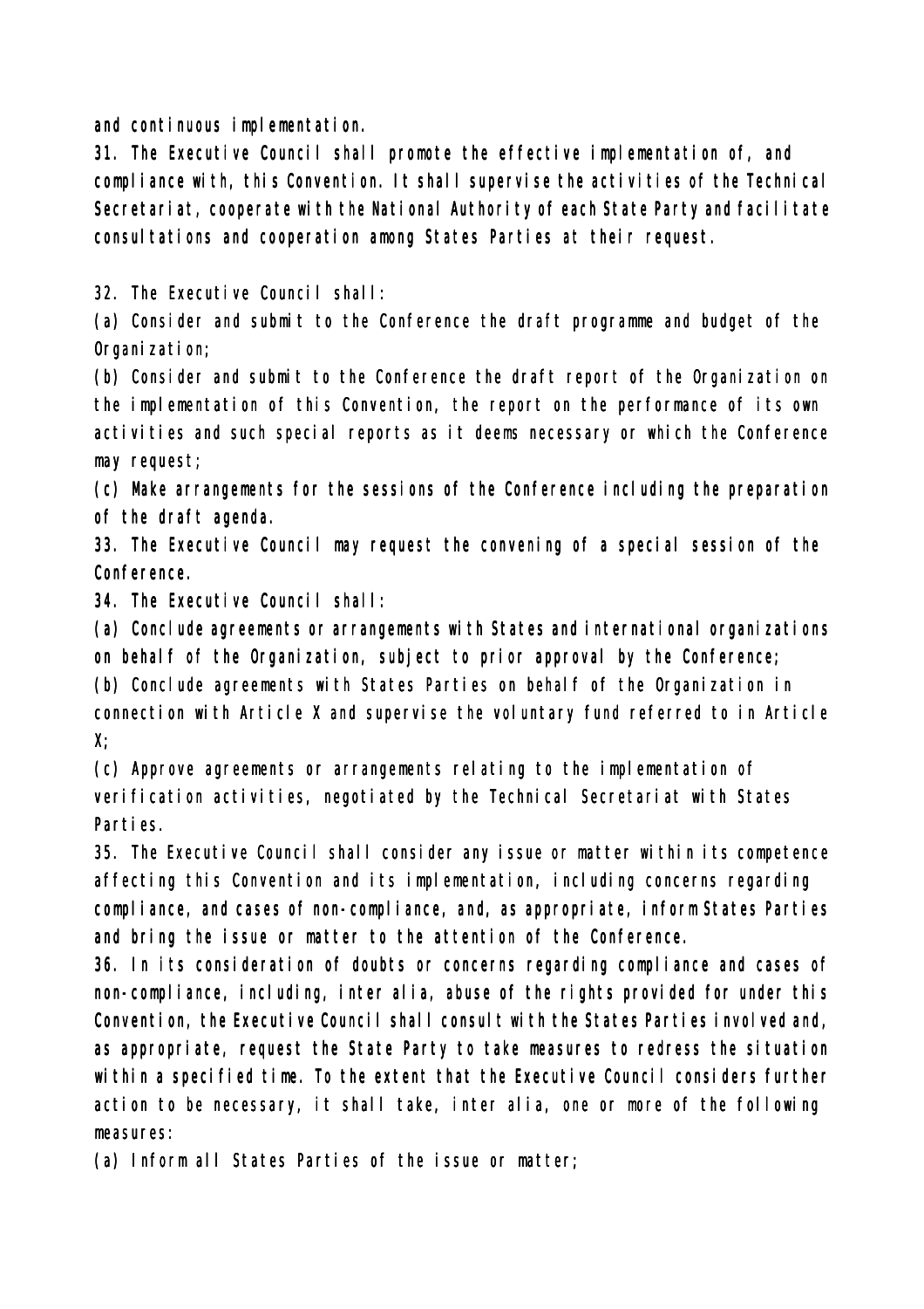and continuous implementation.

31. The Executive Council shall promote the effective implementation of, and compliance with, this Convention. It shall supervise the activities of the Technical Secretariat, cooperate with the National Authority of each State Party and facilitate consultations and cooperation among States Parties at their request.

32. The Executive Council shall:

(a) Consider and submit to the Conference the draft programme and budget of the Organization;

(b) Consider and submit to the Conference the draft report of the Organization on the implementation of this Convention, the report on the performance of its own activities and such special reports as it deems necessary or which the Conference may request;

(c) Make arrangements for the sessions of the Conference including the preparation of the draft agenda.

33. The Executive Council may request the convening of a special session of the Conference.

34. The Executive Council shall:

(a) Conclude agreements or arrangements with States and international organizations on behalf of the Organization, subject to prior approval by the Conference;

(b) Conclude agreements with States Parties on behalf of the Organization in connection with Article X and supervise the voluntary fund referred to in Article X;

(c) Approve agreements or arrangements relating to the implementation of verification activities, negotiated by the Technical Secretariat with States Parties.

35. The Executive Council shall consider any issue or matter within its competence affecting this Convention and its implementation, including concerns regarding compliance, and cases of non-compliance, and, as appropriate, inform States Parties and bring the issue or matter to the attention of the Conference.

36. In its consideration of doubts or concerns regarding compliance and cases of non-compliance, including, inter alia, abuse of the rights provided for under this Convention, the Executive Council shall consult with the States Parties involved and, as appropriate, request the State Party to take measures to redress the situation within a specified time. To the extent that the Executive Council considers further action to be necessary, it shall take, inter alia, one or more of the following measures:

(a) Inform all States Parties of the issue or matter;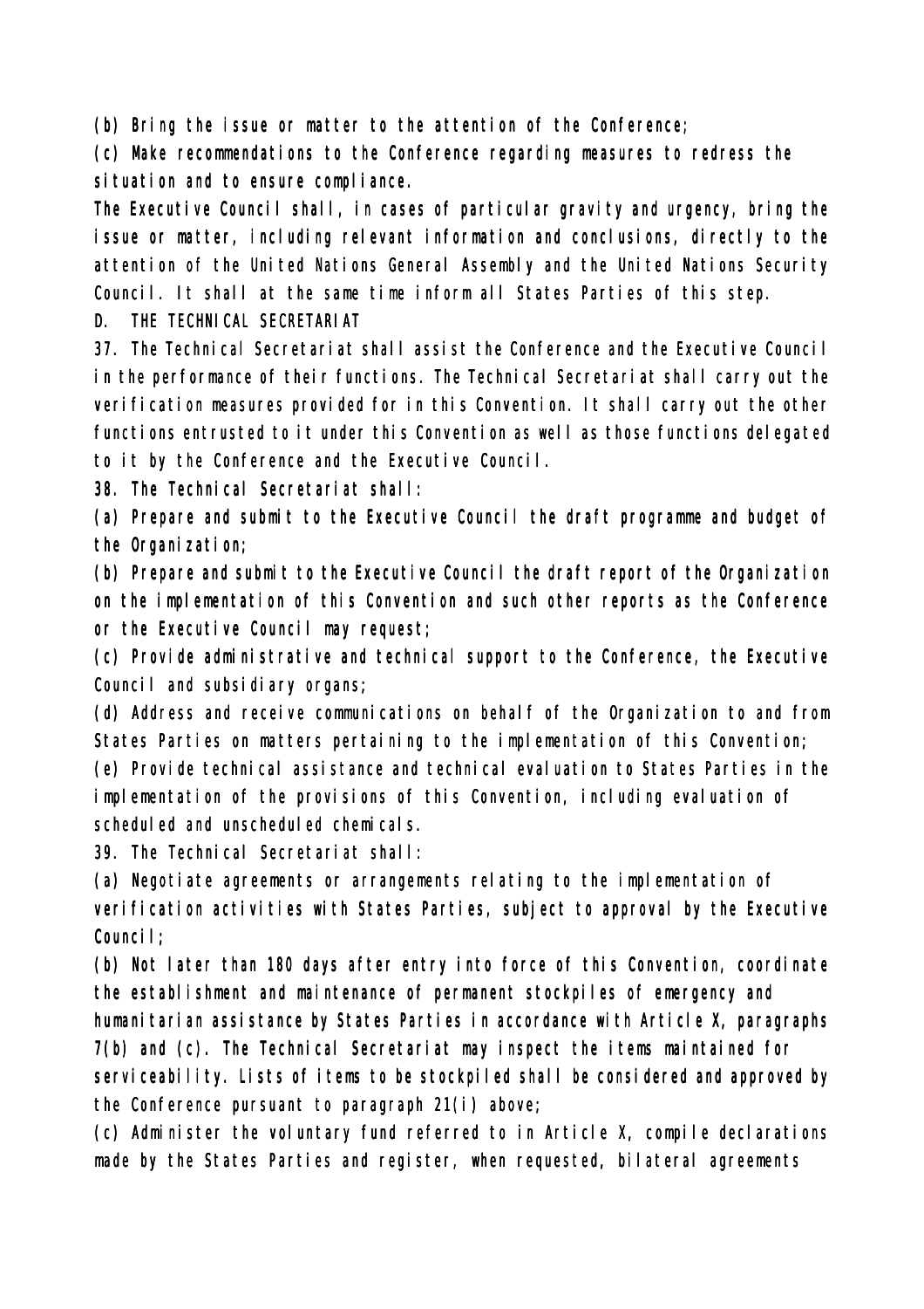(b) Bring the issue or matter to the attention of the Conference;

(c) Make recommendations to the Conference regarding measures to redress the situation and to ensure compliance.

The Executive Council shall, in cases of particular gravity and urgency, bring the issue or matter, including relevant information and conclusions, directly to the attention of the United Nations General Assembly and the United Nations Security Council. It shall at the same time inform all States Parties of this step.

## D. THE TECHNICAL SECRETARIAT

37. The Technical Secretariat shall assist the Conference and the Executive Council in the performance of their functions. The Technical Secretariat shall carry out the verification measures provided for in this Convention. It shall carry out the other functions entrusted to it under this Convention as well as those functions delegated to it by the Conference and the Executive Council.

38. The Technical Secretariat shall:

(a) Prepare and submit to the Executive Council the draft programme and budget of the Organization;

(b) Prepare and submit to the Executive Council the draft report of the Organization on the implementation of this Convention and such other reports as the Conference or the Executive Council may request;

(c) Provide administrative and technical support to the Conference, the Executive Council and subsidiary organs;

(d) Address and receive communications on behalf of the Organization to and from States Parties on matters pertaining to the implementation of this Convention;

(e) Provide technical assistance and technical evaluation to States Parties in the implementation of the provisions of this Convention, including evaluation of scheduled and unscheduled chemicals.

39. The Technical Secretariat shall:

(a) Negotiate agreements or arrangements relating to the implementation of verification activities with States Parties, subject to approval by the Executive Council;

(b) Not later than 180 days after entry into force of this Convention, coordinate the establishment and maintenance of permanent stockpiles of emergency and humanitarian assistance by States Parties in accordance with Article X, paragraphs 7(b) and (c). The Technical Secretariat may inspect the items maintained for serviceability. Lists of items to be stockpiled shall be considered and approved by the Conference pursuant to paragraph 21(i) above;

(c) Administer the voluntary fund referred to in Article X, compile declarations made by the States Parties and register, when requested, bilateral agreements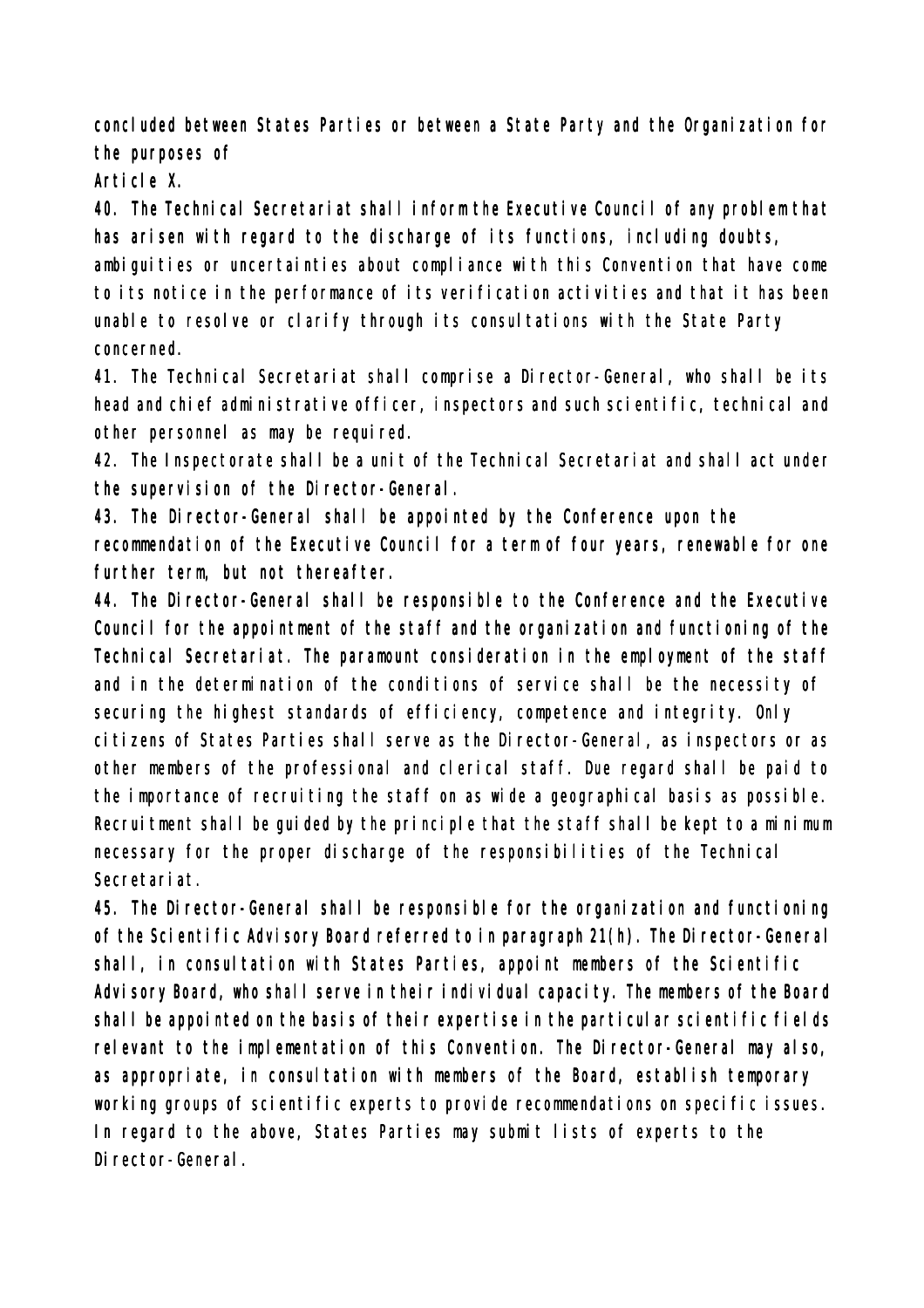concluded between States Parties or between a State Party and the Organization for the purposes of
Article X.

40. The Technical Secretariat shall inform the Executive Council of any problem that has arisen with regard to the discharge of its functions, including doubts, ambiguities or uncertainties about compliance with this Convention that have come to its notice in the performance of its verification activities and that it has been unable to resolve or clarify through its consultations with the State Party concerned.

41. The Technical Secretariat shall comprise a Director-General, who shall be its head and chief administrative officer, inspectors and such scientific, technical and other personnel as may be required.

42. The Inspectorate shall be a unit of the Technical Secretariat and shall act under the supervision of the Director-General.

43. The Director-General shall be appointed by the Conference upon the recommendation of the Executive Council for a term of four years, renewable for one further term, but not thereafter.

44. The Director-General shall be responsible to the Conference and the Executive Council for the appointment of the staff and the organization and functioning of the Technical Secretariat. The paramount consideration in the employment of the staff and in the determination of the conditions of service shall be the necessity of securing the highest standards of efficiency, competence and integrity. Only citizens of States Parties shall serve as the Director-General, as inspectors or as other members of the professional and clerical staff. Due regard shall be paid to the importance of recruiting the staff on as wide a geographical basis as possible. Recruitment shall be guided by the principle that the staff shall be kept to a minimum necessary for the proper discharge of the responsibilities of the Technical Secretariat.

45. The Director-General shall be responsible for the organization and functioning of the Scientific Advisory Board referred to in paragraph 21(h). The Director-General shall, in consultation with States Parties, appoint members of the Scientific Advisory Board, who shall serve in their individual capacity. The members of the Board shall be appointed on the basis of their expertise in the particular scientific fields relevant to the implementation of this Convention. The Director-General may also, as appropriate, in consultation with members of the Board, establish temporary working groups of scientific experts to provide recommendations on specific issues. In regard to the above, States Parties may submit lists of experts to the Director-General.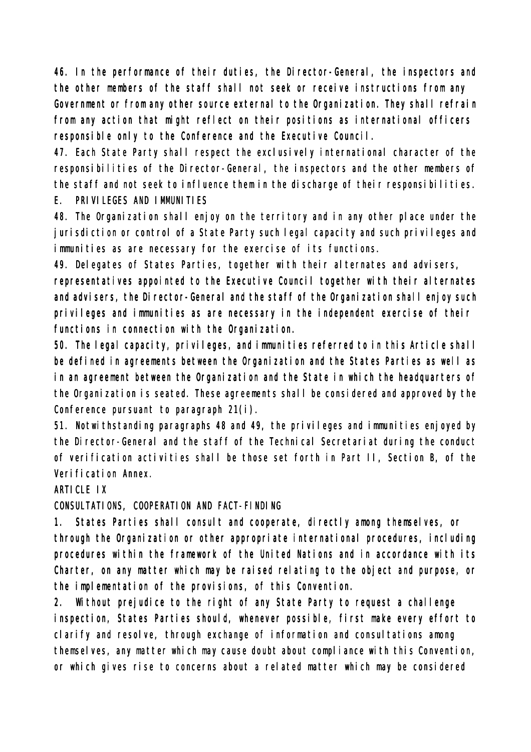46. In the performance of their duties, the Director-General, the inspectors and the other members of the staff shall not seek or receive instructions from any Government or from any other source external to the Organization. They shall refrain from any action that might reflect on their positions as international officers responsible only to the Conference and the Executive Council.

47. Each State Party shall respect the exclusively international character of the responsibilities of the Director-General, the inspectors and the other members of the staff and not seek to influence them in the discharge of their responsibilities.

## E. PRIVILEGES AND IMMUNITIES

48. The Organization shall enjoy on the territory and in any other place under the jurisdiction or control of a State Party such legal capacity and such privileges and immunities as are necessary for the exercise of its functions.

49. Delegates of States Parties, together with their alternates and advisers, representatives appointed to the Executive Council together with their alternates and advisers, the Director-General and the staff of the Organization shall enjoy such privileges and immunities as are necessary in the independent exercise of their functions in connection with the Organization.

50. The legal capacity, privileges, and immunities referred to in this Article shall be defined in agreements between the Organization and the States Parties as well as in an agreement between the Organization and the State in which the headquarters of the Organization is seated. These agreements shall be considered and approved by the Conference pursuant to paragraph 21(i).

51. Notwithstanding paragraphs 48 and 49, the privileges and immunities enjoyed by the Director-General and the staff of the Technical Secretariat during the conduct of verification activities shall be those set forth in Part II, Section B, of the Verification Annex.

# ARTICLE IX

## CONSULTATIONS, COOPERATION AND FACT-FINDING

1. States Parties shall consult and cooperate, directly among themselves, or through the Organization or other appropriate international procedures, including procedures within the framework of the United Nations and in accordance with its Charter, on any matter which may be raised relating to the object and purpose, or the implementation of the provisions, of this Convention.

2. Without prejudice to the right of any State Party to request a challenge inspection, States Parties should, whenever possible, first make every effort to clarify and resolve, through exchange of information and consultations among themselves, any matter which may cause doubt about compliance with this Convention, or which gives rise to concerns about a related matter which may be considered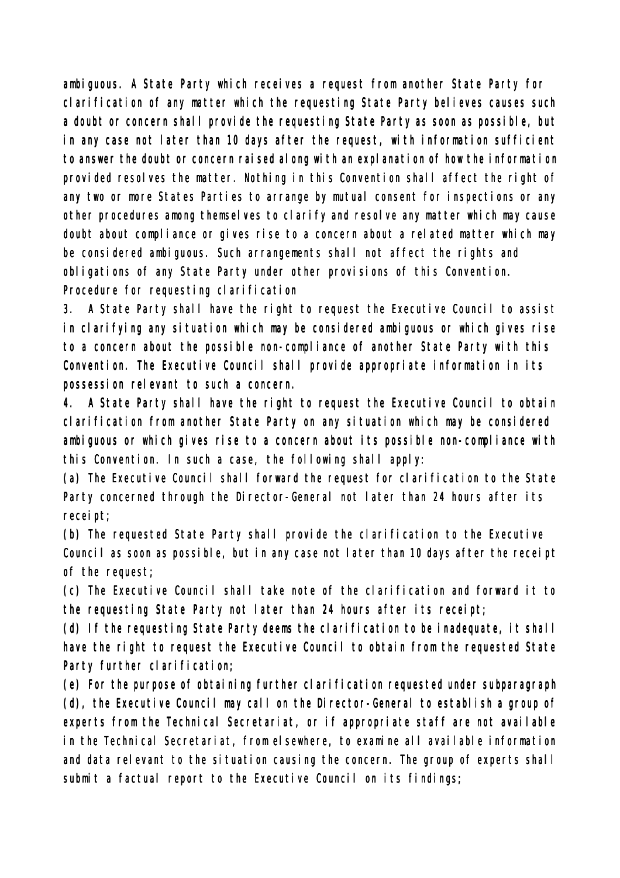ambiguous. A State Party which receives a request from another State Party for clarification of any matter which the requesting State Party believes causes such a doubt or concern shall provide the requesting State Party as soon as possible, but in any case not later than 10 days after the request, with information sufficient to answer the doubt or concern raised along with an explanation of how the information provided resolves the matter. Nothing in this Convention shall affect the right of any two or more States Parties to arrange by mutual consent for inspections or any other procedures among themselves to clarify and resolve any matter which may cause doubt about compliance or gives rise to a concern about a related matter which may be considered ambiguous. Such arrangements shall not affect the rights and obligations of any State Party under other provisions of this Convention.

Procedure for requesting clarification

3. A State Party shall have the right to request the Executive Council to assist in clarifying any situation which may be considered ambiguous or which gives rise to a concern about the possible non-compliance of another State Party with this Convention. The Executive Council shall provide appropriate information in its possession relevant to such a concern.

4. A State Party shall have the right to request the Executive Council to obtain clarification from another State Party on any situation which may be considered ambiguous or which gives rise to a concern about its possible non-compliance with this Convention. In such a case, the following shall apply:

(a) The Executive Council shall forward the request for clarification to the State Party concerned through the Director-General not later than 24 hours after its receipt;

(b) The requested State Party shall provide the clarification to the Executive Council as soon as possible, but in any case not later than 10 days after the receipt of the request;

(c) The Executive Council shall take note of the clarification and forward it to the requesting State Party not later than 24 hours after its receipt;

(d) If the requesting State Party deems the clarification to be inadequate, it shall have the right to request the Executive Council to obtain from the requested State Party further clarification;

(e) For the purpose of obtaining further clarification requested under subparagraph (d), the Executive Council may call on the Director-General to establish a group of experts from the Technical Secretariat, or if appropriate staff are not available in the Technical Secretariat, from elsewhere, to examine all available information and data relevant to the situation causing the concern. The group of experts shall submit a factual report to the Executive Council on its findings;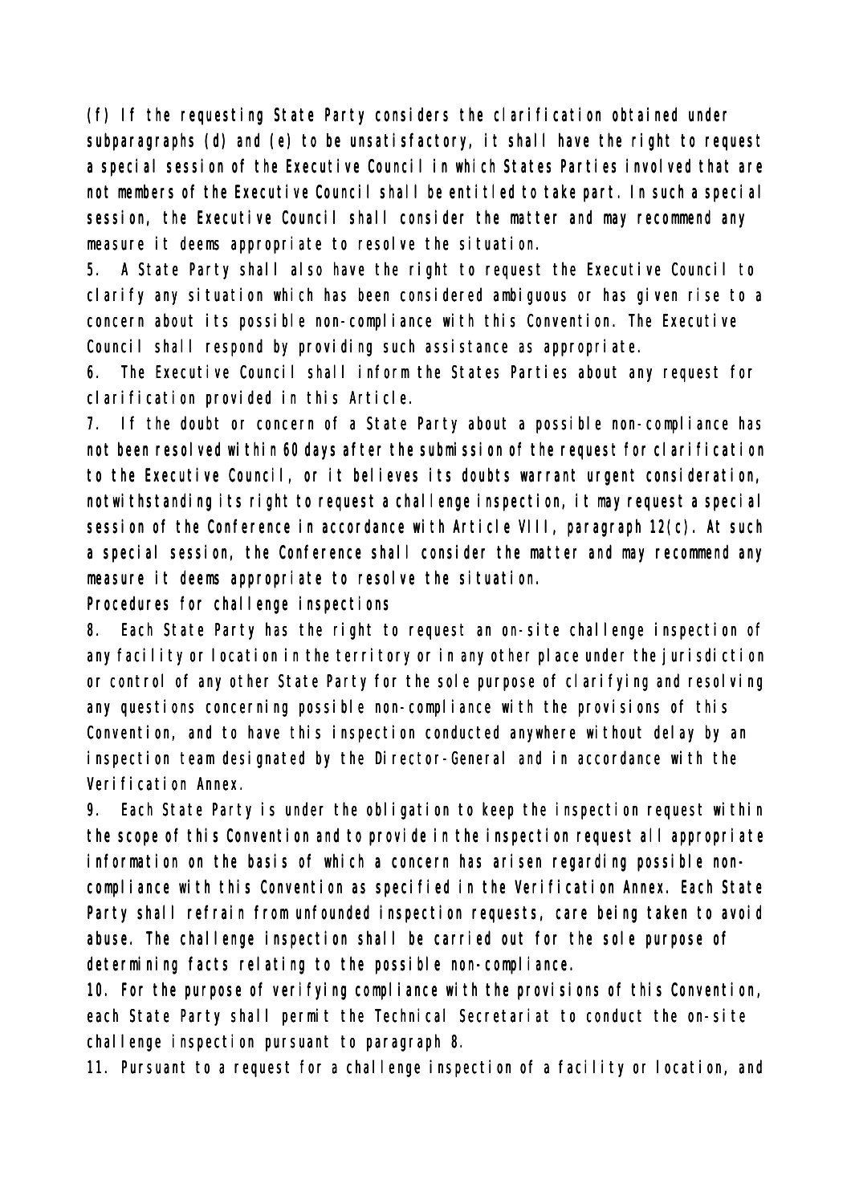(f) If the requesting State Party considers the clarification obtained under subparagraphs (d) and (e) to be unsatisfactory, it shall have the right to request a special session of the Executive Council in which States Parties involved that are not members of the Executive Council shall be entitled to take part. In such a special session, the Executive Council shall consider the matter and may recommend any measure it deems appropriate to resolve the situation.

5. A State Party shall also have the right to request the Executive Council to clarify any situation which has been considered ambiguous or has given rise to a concern about its possible non-compliance with this Convention. The Executive Council shall respond by providing such assistance as appropriate.

6. The Executive Council shall inform the States Parties about any request for clarification provided in this Article.

7. If the doubt or concern of a State Party about a possible non-compliance has not been resolved within 60 days after the submission of the request for clarification to the Executive Council, or it believes its doubts warrant urgent consideration, notwithstanding its right to request a challenge inspection, it may request a special session of the Conference in accordance with Article VIII, paragraph 12(c). At such a special session, the Conference shall consider the matter and may recommend any measure it deems appropriate to resolve the situation.

Procedures for challenge inspections

8. Each State Party has the right to request an on-site challenge inspection of any facility or location in the territory or in any other place under the jurisdiction or control of any other State Party for the sole purpose of clarifying and resolving any questions concerning possible non-compliance with the provisions of this Convention, and to have this inspection conducted anywhere without delay by an inspection team designated by the Director-General and in accordance with the Verification Annex.

9. Each State Party is under the obligation to keep the inspection request within the scope of this Convention and to provide in the inspection request all appropriate information on the basis of which a concern has arisen regarding possible non-compliance with this Convention as specified in the Verification Annex. Each State Party shall refrain from unfounded inspection requests, care being taken to avoid abuse. The challenge inspection shall be carried out for the sole purpose of determining facts relating to the possible non-compliance.

10. For the purpose of verifying compliance with the provisions of this Convention, each State Party shall permit the Technical Secretariat to conduct the on-site challenge inspection pursuant to paragraph 8.

11. Pursuant to a request for a challenge inspection of a facility or location, and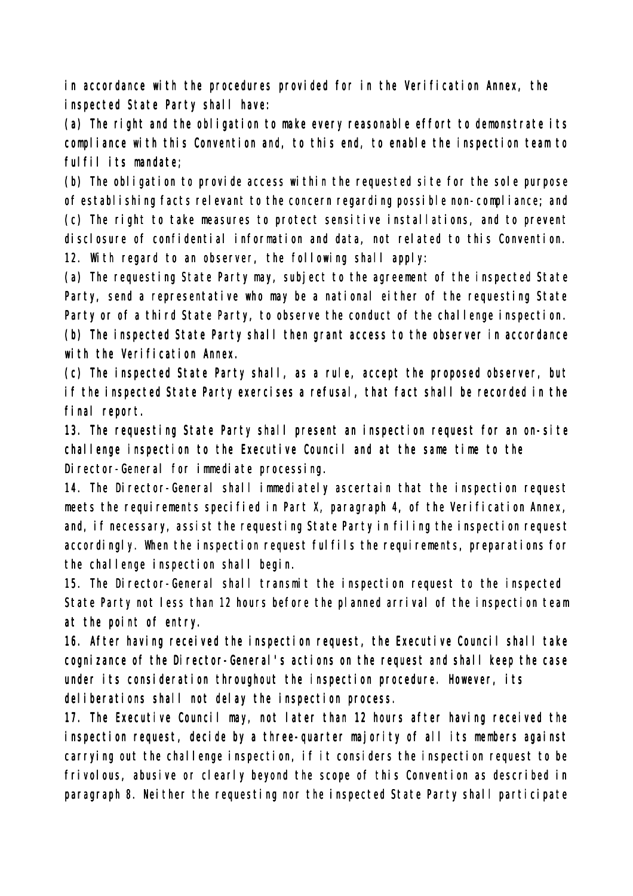in accordance with the procedures provided for in the Verification Annex, the inspected State Party shall have:

(a) The right and the obligation to make every reasonable effort to demonstrate its compliance with this Convention and, to this end, to enable the inspection team to fulfil its mandate;

(b) The obligation to provide access within the requested site for the sole purpose of establishing facts relevant to the concern regarding possible non-compliance; and

(c) The right to take measures to protect sensitive installations, and to prevent disclosure of confidential information and data, not related to this Convention.

12. With regard to an observer, the following shall apply:

(a) The requesting State Party may, subject to the agreement of the inspected State Party, send a representative who may be a national either of the requesting State Party or of a third State Party, to observe the conduct of the challenge inspection.

(b) The inspected State Party shall then grant access to the observer in accordance with the Verification Annex.

(c) The inspected State Party shall, as a rule, accept the proposed observer, but if the inspected State Party exercises a refusal, that fact shall be recorded in the final report.

13. The requesting State Party shall present an inspection request for an on-site challenge inspection to the Executive Council and at the same time to the Director-General for immediate processing.

14. The Director-General shall immediately ascertain that the inspection request meets the requirements specified in Part X, paragraph 4, of the Verification Annex, and, if necessary, assist the requesting State Party in filing the inspection request accordingly. When the inspection request fulfils the requirements, preparations for the challenge inspection shall begin.

15. The Director-General shall transmit the inspection request to the inspected State Party not less than 12 hours before the planned arrival of the inspection team at the point of entry.

16. After having received the inspection request, the Executive Council shall take cognizance of the Director-General's actions on the request and shall keep the case under its consideration throughout the inspection procedure. However, its deliberations shall not delay the inspection process.

17. The Executive Council may, not later than 12 hours after having received the inspection request, decide by a three-quarter majority of all its members against carrying out the challenge inspection, if it considers the inspection request to be frivolous, abusive or clearly beyond the scope of this Convention as described in paragraph 8. Neither the requesting nor the inspected State Party shall participate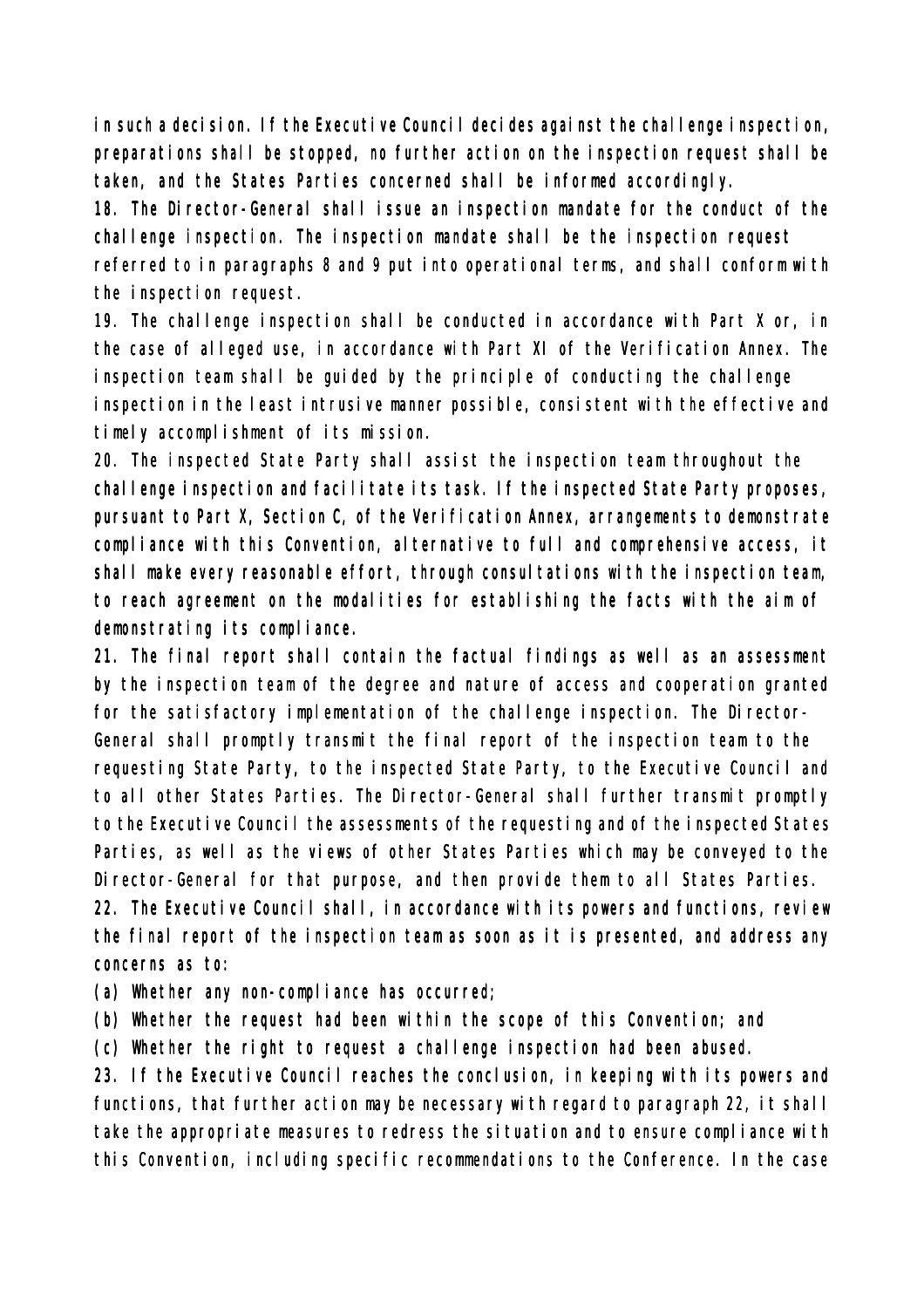in such a decision. If the Executive Council decides against the challenge inspection, preparations shall be stopped, no further action on the inspection request shall be taken, and the States Parties concerned shall be informed accordingly.

18. The Director-General shall issue an inspection mandate for the conduct of the challenge inspection. The inspection mandate shall be the inspection request referred to in paragraphs 8 and 9 put into operational terms, and shall conform with the inspection request.

19. The challenge inspection shall be conducted in accordance with Part X or, in the case of alleged use, in accordance with Part XI of the Verification Annex. The inspection team shall be guided by the principle of conducting the challenge inspection in the least intrusive manner possible, consistent with the effective and timely accomplishment of its mission.

20. The inspected State Party shall assist the inspection team throughout the challenge inspection and facilitate its task. If the inspected State Party proposes, pursuant to Part X, Section C, of the Verification Annex, arrangements to demonstrate compliance with this Convention, alternative to full and comprehensive access, it shall make every reasonable effort, through consultations with the inspection team, to reach agreement on the modalities for establishing the facts with the aim of demonstrating its compliance.

21. The final report shall contain the factual findings as well as an assessment by the inspection team of the degree and nature of access and cooperation granted for the satisfactory implementation of the challenge inspection. The Director-General shall promptly transmit the final report of the inspection team to the requesting State Party, to the inspected State Party, to the Executive Council and to all other States Parties. The Director-General shall further transmit promptly to the Executive Council the assessments of the requesting and of the inspected States Parties, as well as the views of other States Parties which may be conveyed to the Director-General for that purpose, and then provide them to all States Parties.

22. The Executive Council shall, in accordance with its powers and functions, review the final report of the inspection team as soon as it is presented, and address any concerns as to:

(a) Whether any non-compliance has occurred;

(b) Whether the request had been within the scope of this Convention; and

(c) Whether the right to request a challenge inspection had been abused.

23. If the Executive Council reaches the conclusion, in keeping with its powers and functions, that further action may be necessary with regard to paragraph 22, it shall take the appropriate measures to redress the situation and to ensure compliance with this Convention, including specific recommendations to the Conference. In the case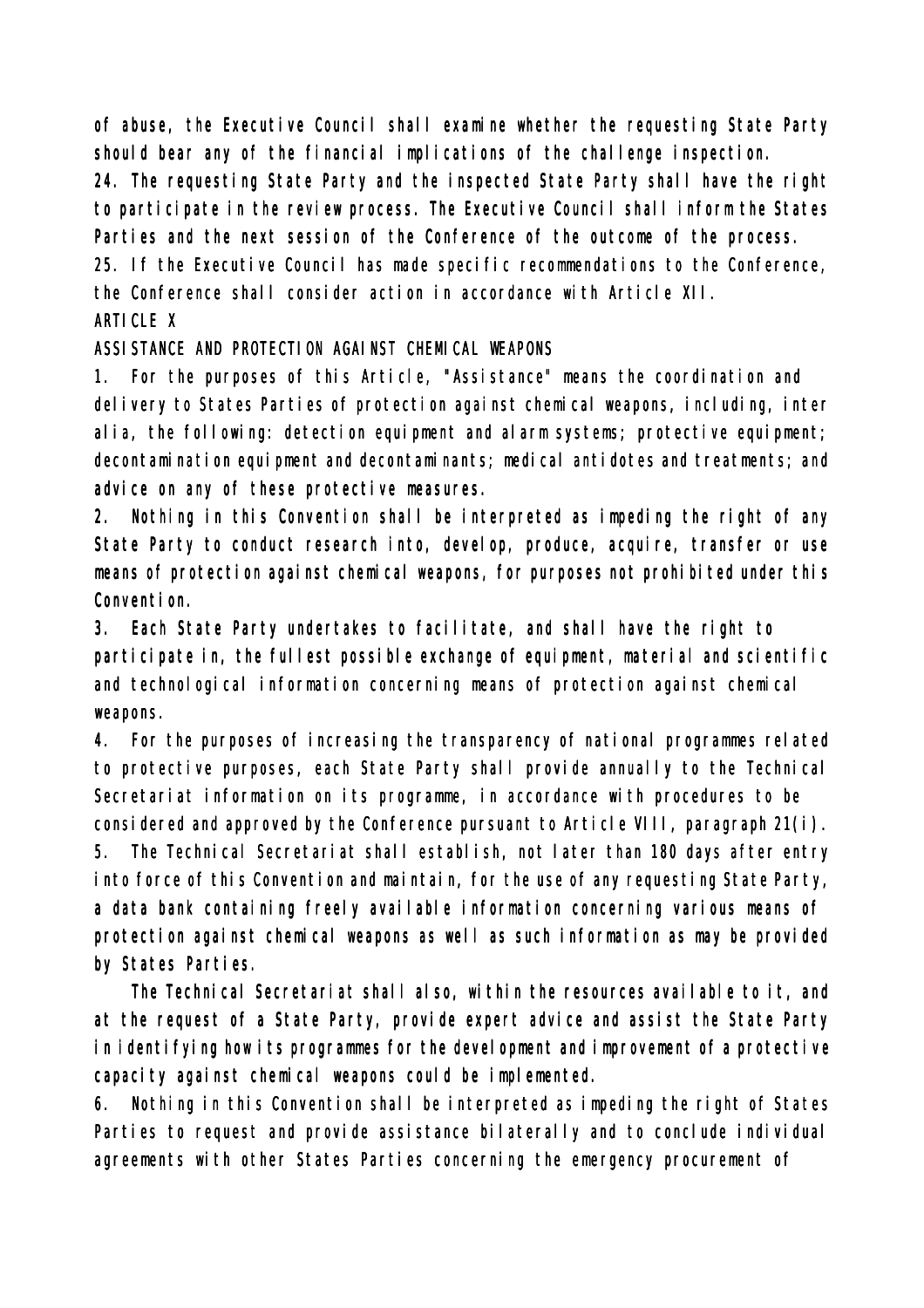of abuse, the Executive Council shall examine whether the requesting State Party should bear any of the financial implications of the challenge inspection.

24. The requesting State Party and the inspected State Party shall have the right to participate in the review process. The Executive Council shall inform the States Parties and the next session of the Conference of the outcome of the process.

25. If the Executive Council has made specific recommendations to the Conference, the Conference shall consider action in accordance with Article XII.

## ARTICLE X

## ASSISTANCE AND PROTECTION AGAINST CHEMICAL WEAPONS

1. For the purposes of this Article, "Assistance" means the coordination and delivery to States Parties of protection against chemical weapons, including, inter alia, the following: detection equipment and alarm systems; protective equipment; decontamination equipment and decontaminants; medical antidotes and treatments; and advice on any of these protective measures.

2. Nothing in this Convention shall be interpreted as impeding the right of any State Party to conduct research into, develop, produce, acquire, transfer or use means of protection against chemical weapons, for purposes not prohibited under this Convention.

3. Each State Party undertakes to facilitate, and shall have the right to participate in, the fullest possible exchange of equipment, material and scientific and technological information concerning means of protection against chemical weapons.

4. For the purposes of increasing the transparency of national programmes related to protective purposes, each State Party shall provide annually to the Technical Secretariat information on its programme, in accordance with procedures to be considered and approved by the Conference pursuant to Article VIII, paragraph 21(i).

5. The Technical Secretariat shall establish, not later than 180 days after entry into force of this Convention and maintain, for the use of any requesting State Party, a data bank containing freely available information concerning various means of protection against chemical weapons as well as such information as may be provided by States Parties.

The Technical Secretariat shall also, within the resources available to it, and at the request of a State Party, provide expert advice and assist the State Party in identifying how its programmes for the development and improvement of a protective capacity against chemical weapons could be implemented.

6. Nothing in this Convention shall be interpreted as impeding the right of States Parties to request and provide assistance bilaterally and to conclude individual agreements with other States Parties concerning the emergency procurement of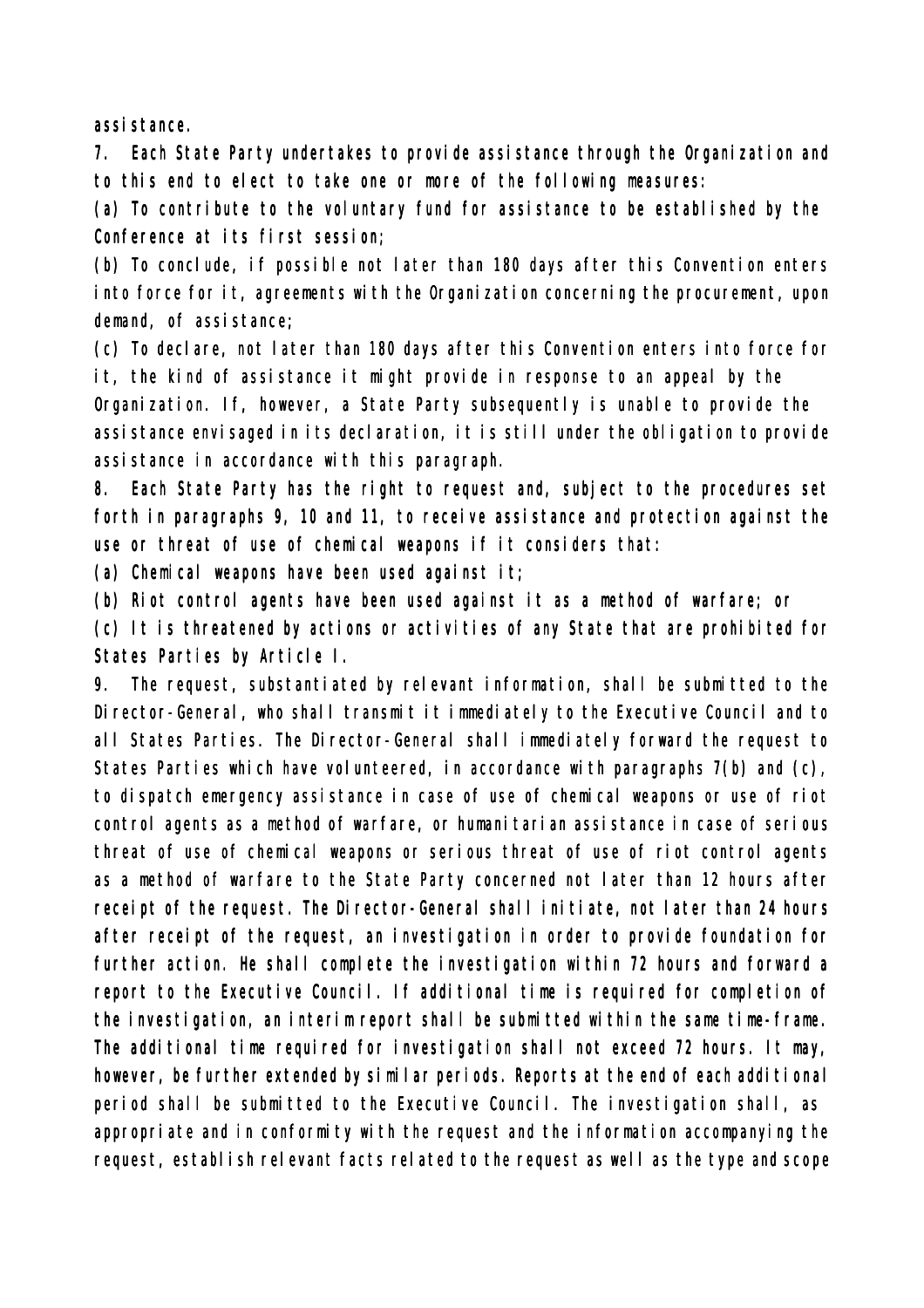assistance.

7. Each State Party undertakes to provide assistance through the Organization and to this end to elect to take one or more of the following measures:

(a) To contribute to the voluntary fund for assistance to be established by the Conference at its first session;

(b) To conclude, if possible not later than 180 days after this Convention enters into force for it, agreements with the Organization concerning the procurement, upon demand, of assistance;

(c) To declare, not later than 180 days after this Convention enters into force for it, the kind of assistance it might provide in response to an appeal by the Organization. If, however, a State Party subsequently is unable to provide the assistance envisaged in its declaration, it is still under the obligation to provide assistance in accordance with this paragraph.

8. Each State Party has the right to request and, subject to the procedures set forth in paragraphs 9, 10 and 11, to receive assistance and protection against the use or threat of use of chemical weapons if it considers that:

(a) Chemical weapons have been used against it;

(b) Riot control agents have been used against it as a method of warfare; or

(c) It is threatened by actions or activities of any State that are prohibited for States Parties by Article I.

9. The request, substantiated by relevant information, shall be submitted to the Director-General, who shall transmit it immediately to the Executive Council and to all States Parties. The Director-General shall immediately forward the request to States Parties which have volunteered, in accordance with paragraphs 7(b) and (c), to dispatch emergency assistance in case of use of chemical weapons or use of riot control agents as a method of warfare, or humanitarian assistance in case of serious threat of use of chemical weapons or serious threat of use of riot control agents as a method of warfare to the State Party concerned not later than 12 hours after receipt of the request. The Director-General shall initiate, not later than 24 hours after receipt of the request, an investigation in order to provide foundation for further action. He shall complete the investigation within 72 hours and forward a report to the Executive Council. If additional time is required for completion of the investigation, an interim report shall be submitted within the same time-frame. The additional time required for investigation shall not exceed 72 hours. It may, however, be further extended by similar periods. Reports at the end of each additional period shall be submitted to the Executive Council. The investigation shall, as appropriate and in conformity with the request and the information accompanying the request, establish relevant facts related to the request as well as the type and scope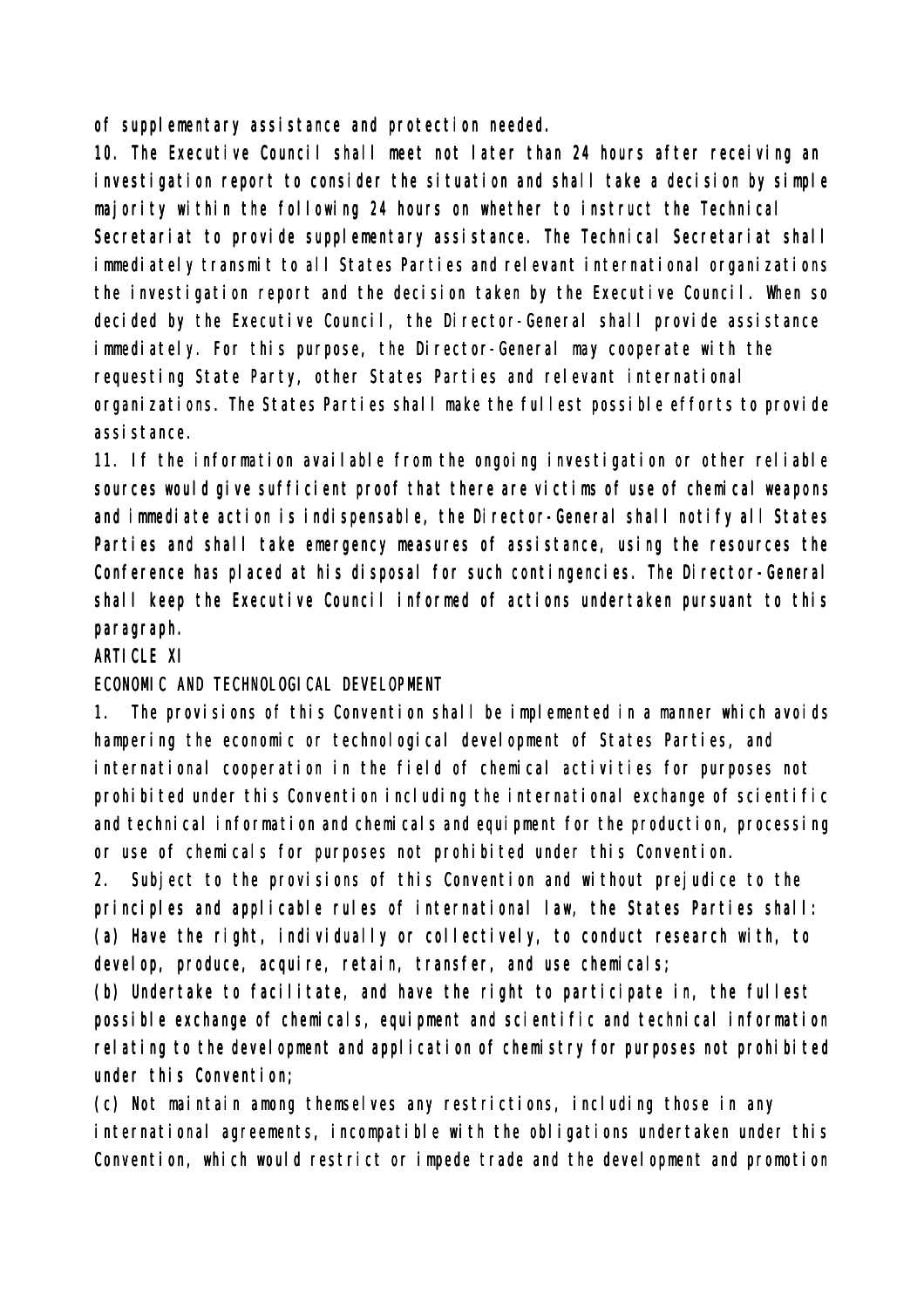of supplementary assistance and protection needed.

10. The Executive Council shall meet not later than 24 hours after receiving an investigation report to consider the situation and shall take a decision by simple majority within the following 24 hours on whether to instruct the Technical Secretariat to provide supplementary assistance. The Technical Secretariat shall immediately transmit to all States Parties and relevant international organizations the investigation report and the decision taken by the Executive Council. When so decided by the Executive Council, the Director-General shall provide assistance immediately. For this purpose, the Director-General may cooperate with the requesting State Party, other States Parties and relevant international organizations. The States Parties shall make the fullest possible efforts to provide assistance.

11. If the information available from the ongoing investigation or other reliable sources would give sufficient proof that there are victims of use of chemical weapons and immediate action is indispensable, the Director-General shall notify all States Parties and shall take emergency measures of assistance, using the resources the Conference has placed at his disposal for such contingencies. The Director-General shall keep the Executive Council informed of actions undertaken pursuant to this paragraph.

## ARTICLE XI

## ECONOMIC AND TECHNOLOGICAL DEVELOPMENT

1. The provisions of this Convention shall be implemented in a manner which avoids hampering the economic or technological development of States Parties, and international cooperation in the field of chemical activities for purposes not prohibited under this Convention including the international exchange of scientific and technical information and chemicals and equipment for the production, processing or use of chemicals for purposes not prohibited under this Convention.

2. Subject to the provisions of this Convention and without prejudice to the principles and applicable rules of international law, the States Parties shall:

(a) Have the right, individually or collectively, to conduct research with, to develop, produce, acquire, retain, transfer, and use chemicals;

(b) Undertake to facilitate, and have the right to participate in, the fullest possible exchange of chemicals, equipment and scientific and technical information relating to the development and application of chemistry for purposes not prohibited under this Convention;

(c) Not maintain among themselves any restrictions, including those in any international agreements, incompatible with the obligations undertaken under this Convention, which would restrict or impede trade and the development and promotion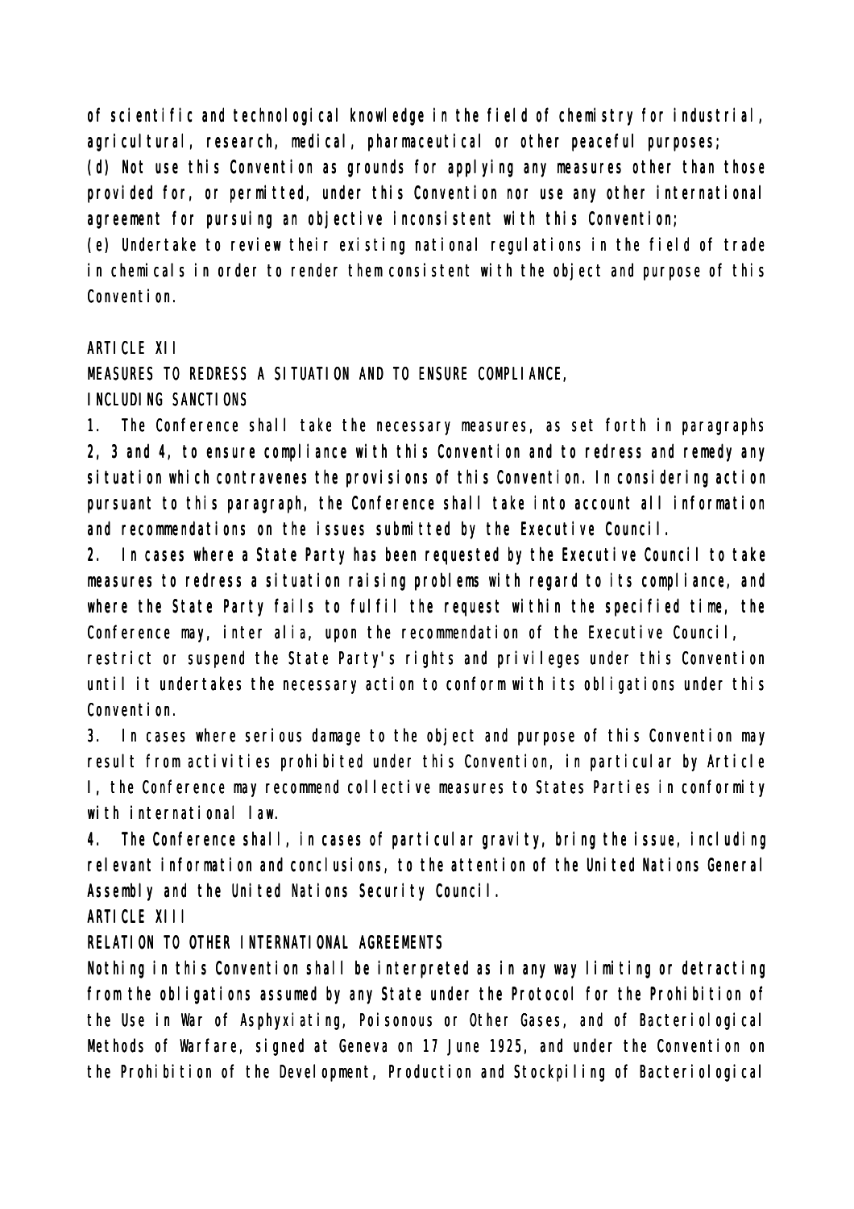of scientific and technological knowledge in the field of chemistry for industrial, agricultural, research, medical, pharmaceutical or other peaceful purposes;

(d) Not use this Convention as grounds for applying any measures other than those provided for, or permitted, under this Convention nor use any other international agreement for pursuing an objective inconsistent with this Convention;

(e) Undertake to review their existing national regulations in the field of trade in chemicals in order to render them consistent with the object and purpose of this Convention.

## ARTICLE XII

## MEASURES TO REDRESS A SITUATION AND TO ENSURE COMPLIANCE, INCLUDING SANCTIONS

1. The Conference shall take the necessary measures, as set forth in paragraphs 2, 3 and 4, to ensure compliance with this Convention and to redress and remedy any situation which contravenes the provisions of this Convention. In considering action pursuant to this paragraph, the Conference shall take into account all information and recommendations on the issues submitted by the Executive Council.

2. In cases where a State Party has been requested by the Executive Council to take measures to redress a situation raising problems with regard to its compliance, and where the State Party fails to fulfil the request within the specified time, the Conference may, inter alia, upon the recommendation of the Executive Council, restrict or suspend the State Party's rights and privileges under this Convention until it undertakes the necessary action to conform with its obligations under this Convention.

3. In cases where serious damage to the object and purpose of this Convention may result from activities prohibited under this Convention, in particular by Article I, the Conference may recommend collective measures to States Parties in conformity with international law.

4. The Conference shall, in cases of particular gravity, bring the issue, including relevant information and conclusions, to the attention of the United Nations General Assembly and the United Nations Security Council.

## ARTICLE XIII

## RELATION TO OTHER INTERNATIONAL AGREEMENTS

Nothing in this Convention shall be interpreted as in any way limiting or detracting from the obligations assumed by any State under the Protocol for the Prohibition of the Use in War of Asphyxiating, Poisonous or Other Gases, and of Bacteriological Methods of Warfare, signed at Geneva on 17 June 1925, and under the Convention on the Prohibition of the Development, Production and Stockpiling of Bacteriological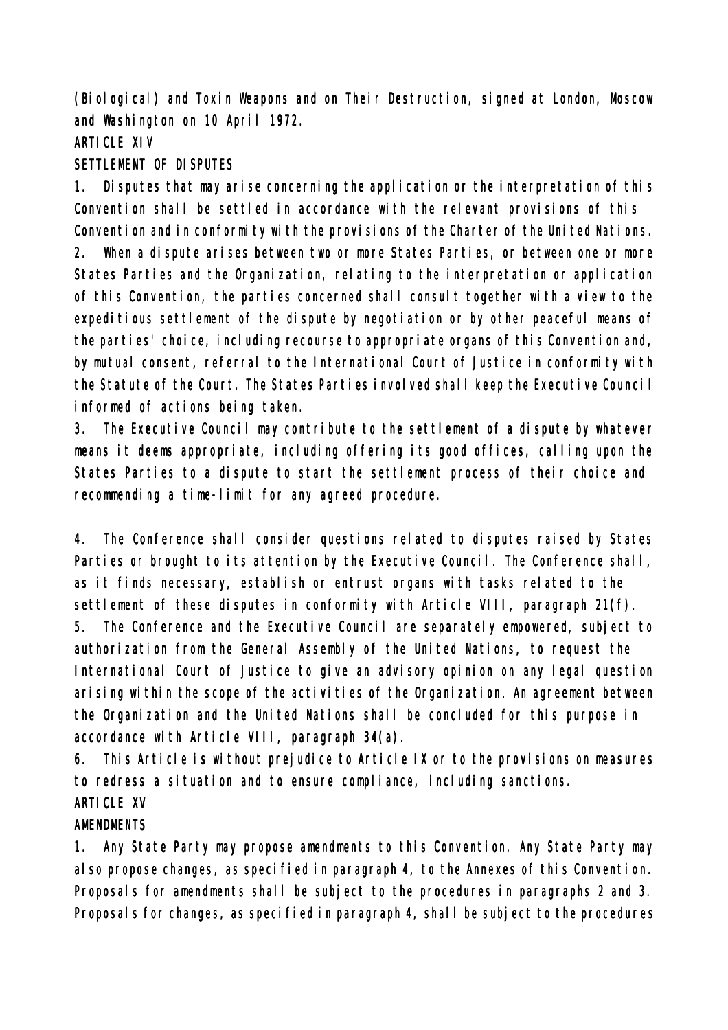(Biological) and Toxin Weapons and on Their Destruction, signed at London, Moscow and Washington on 10 April 1972.

## ARTICLE XIV

### SETTLEMENT OF DISPUTES

1. Disputes that may arise concerning the application or the interpretation of this Convention shall be settled in accordance with the relevant provisions of this Convention and in conformity with the provisions of the Charter of the United Nations.

2. When a dispute arises between two or more States Parties, or between one or more States Parties and the Organization, relating to the interpretation or application of this Convention, the parties concerned shall consult together with a view to the expeditious settlement of the dispute by negotiation or by other peaceful means of the parties' choice, including recourse to appropriate organs of this Convention and, by mutual consent, referral to the International Court of Justice in conformity with the Statute of the Court. The States Parties involved shall keep the Executive Council informed of actions being taken.

3. The Executive Council may contribute to the settlement of a dispute by whatever means it deems appropriate, including offering its good offices, calling upon the States Parties to a dispute to start the settlement process of their choice and recommending a time-limit for any agreed procedure.

4. The Conference shall consider questions related to disputes raised by States Parties or brought to its attention by the Executive Council. The Conference shall, as it finds necessary, establish or entrust organs with tasks related to the settlement of these disputes in conformity with Article VIII, paragraph 21(f).

5. The Conference and the Executive Council are separately empowered, subject to authorization from the General Assembly of the United Nations, to request the International Court of Justice to give an advisory opinion on any legal question arising within the scope of the activities of the Organization. An agreement between the Organization and the United Nations shall be concluded for this purpose in accordance with Article VIII, paragraph 34(a).

6. This Article is without prejudice to Article IX or to the provisions on measures to redress a situation and to ensure compliance, including sanctions.

## ARTICLE XV

### AMENDMENTS

1. Any State Party may propose amendments to this Convention. Any State Party may also propose changes, as specified in paragraph 4, to the Annexes of this Convention. Proposals for amendments shall be subject to the procedures in paragraphs 2 and 3. Proposals for changes, as specified in paragraph 4, shall be subject to the procedures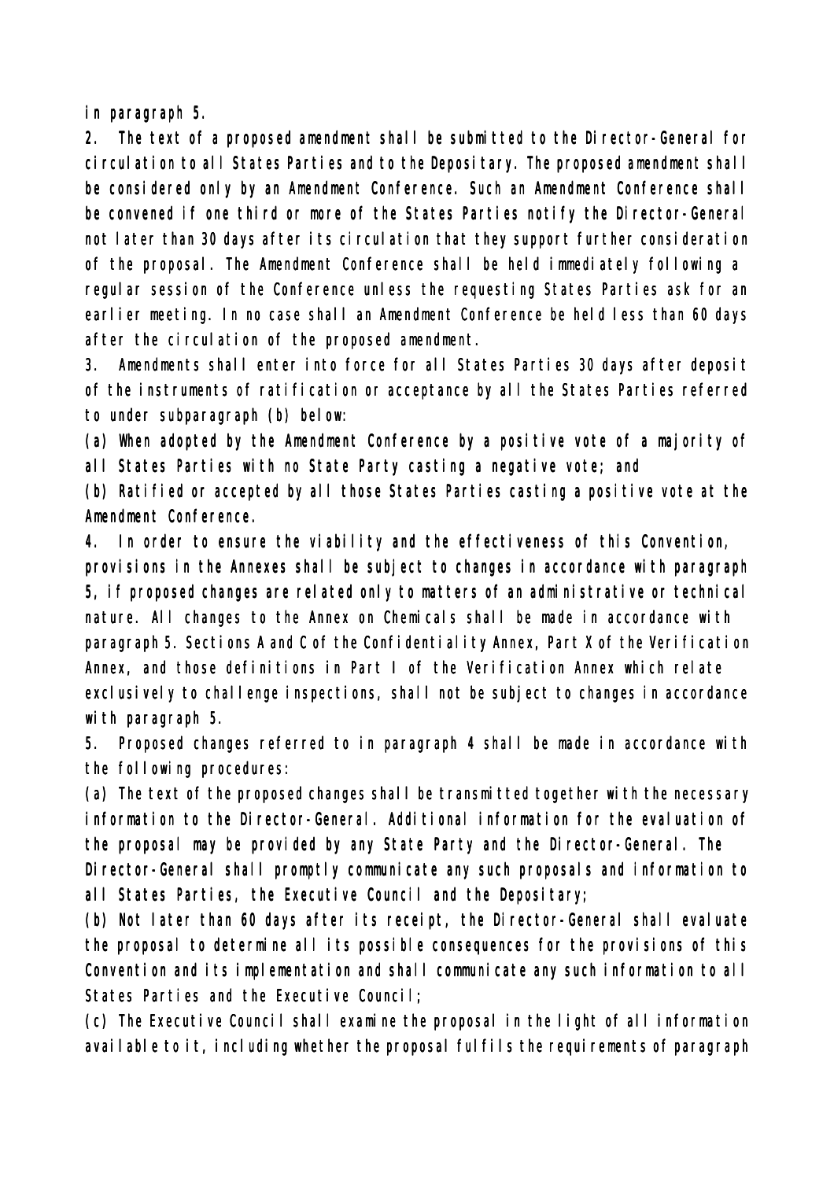in paragraph 5.

2. The text of a proposed amendment shall be submitted to the Director-General for circulation to all States Parties and to the Depositary. The proposed amendment shall be considered only by an Amendment Conference. Such an Amendment Conference shall be convened if one third or more of the States Parties notify the Director-General not later than 30 days after its circulation that they support further consideration of the proposal. The Amendment Conference shall be held immediately following a regular session of the Conference unless the requesting States Parties ask for an earlier meeting. In no case shall an Amendment Conference be held less than 60 days after the circulation of the proposed amendment.

3. Amendments shall enter into force for all States Parties 30 days after deposit of the instruments of ratification or acceptance by all the States Parties referred to under subparagraph (b) below:

(a) When adopted by the Amendment Conference by a positive vote of a majority of all States Parties with no State Party casting a negative vote; and

(b) Ratified or accepted by all those States Parties casting a positive vote at the Amendment Conference.

4. In order to ensure the viability and the effectiveness of this Convention, provisions in the Annexes shall be subject to changes in accordance with paragraph 5, if proposed changes are related only to matters of an administrative or technical nature. All changes to the Annex on Chemicals shall be made in accordance with paragraph 5. Sections A and C of the Confidentiality Annex, Part X of the Verification Annex, and those definitions in Part I of the Verification Annex which relate exclusively to challenge inspections, shall not be subject to changes in accordance with paragraph 5.

5. Proposed changes referred to in paragraph 4 shall be made in accordance with the following procedures:

(a) The text of the proposed changes shall be transmitted together with the necessary information to the Director-General. Additional information for the evaluation of the proposal may be provided by any State Party and the Director-General. The Director-General shall promptly communicate any such proposals and information to all States Parties, the Executive Council and the Depositary;

(b) Not later than 60 days after its receipt, the Director-General shall evaluate the proposal to determine all its possible consequences for the provisions of this Convention and its implementation and shall communicate any such information to all States Parties and the Executive Council;

(c) The Executive Council shall examine the proposal in the light of all information available to it, including whether the proposal fulfils the requirements of paragraph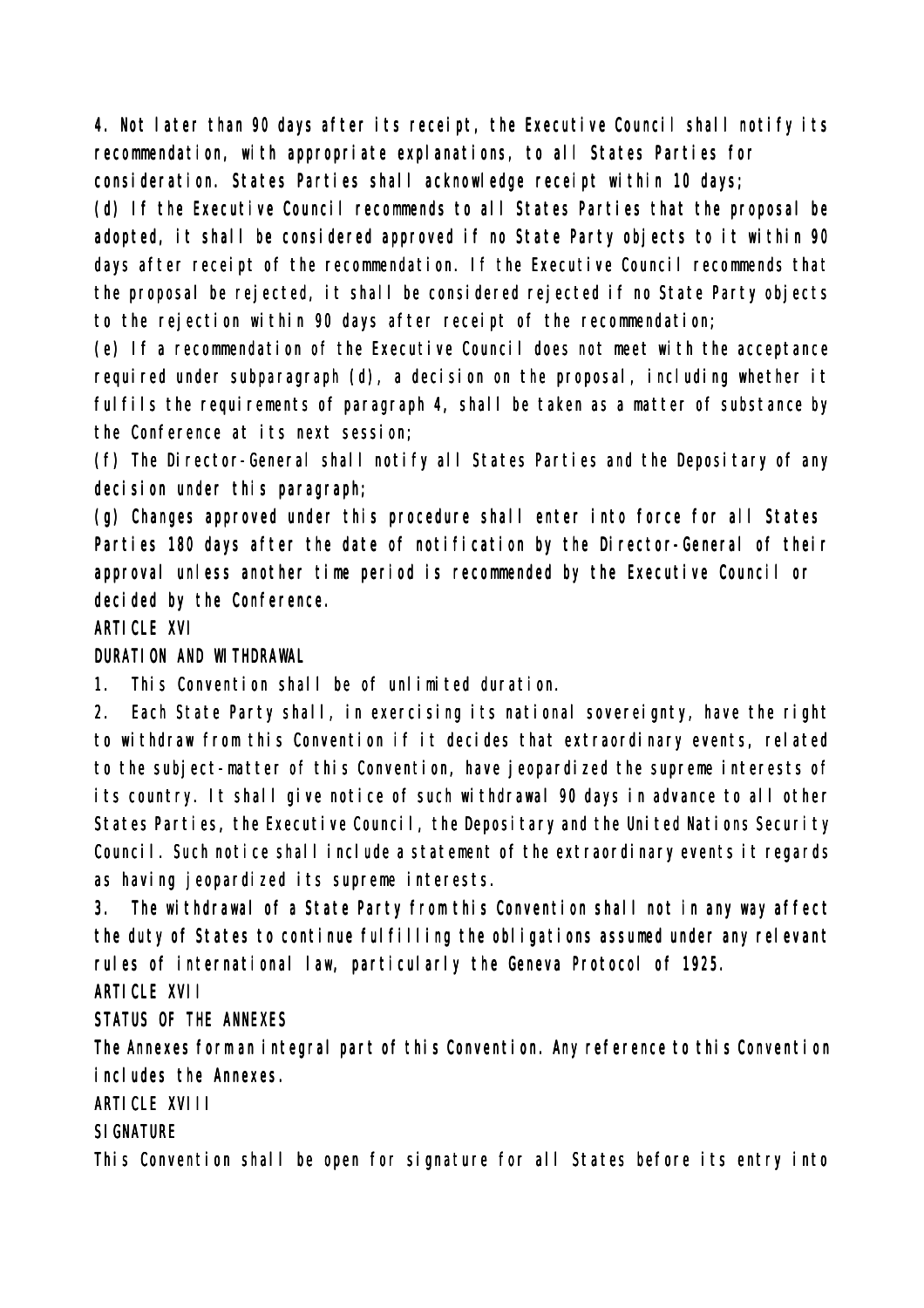4. Not later than 90 days after its receipt, the Executive Council shall notify its recommendation, with appropriate explanations, to all States Parties for consideration. States Parties shall acknowledge receipt within 10 days;

(d) If the Executive Council recommends to all States Parties that the proposal be adopted, it shall be considered approved if no State Party objects to it within 90 days after receipt of the recommendation. If the Executive Council recommends that the proposal be rejected, it shall be considered rejected if no State Party objects to the rejection within 90 days after receipt of the recommendation;

(e) If a recommendation of the Executive Council does not meet with the acceptance required under subparagraph (d), a decision on the proposal, including whether it fulfils the requirements of paragraph 4, shall be taken as a matter of substance by the Conference at its next session;

(f) The Director-General shall notify all States Parties and the Depositary of any decision under this paragraph;

(g) Changes approved under this procedure shall enter into force for all States Parties 180 days after the date of notification by the Director-General of their approval unless another time period is recommended by the Executive Council or decided by the Conference.

## ARTICLE XVI

## DURATION AND WITHDRAWAL

1. This Convention shall be of unlimited duration.

2. Each State Party shall, in exercising its national sovereignty, have the right to withdraw from this Convention if it decides that extraordinary events, related to the subject-matter of this Convention, have jeopardized the supreme interests of its country. It shall give notice of such withdrawal 90 days in advance to all other States Parties, the Executive Council, the Depositary and the United Nations Security Council. Such notice shall include a statement of the extraordinary events it regards as having jeopardized its supreme interests.

3. The withdrawal of a State Party from this Convention shall not in any way affect the duty of States to continue fulfilling the obligations assumed under any relevant rules of international law, particularly the Geneva Protocol of 1925.

## ARTICLE XVII

## STATUS OF THE ANNEXES

The Annexes form an integral part of this Convention. Any reference to this Convention includes the Annexes.

## ARTICLE XVIII

## SIGNATURE

This Convention shall be open for signature for all States before its entry into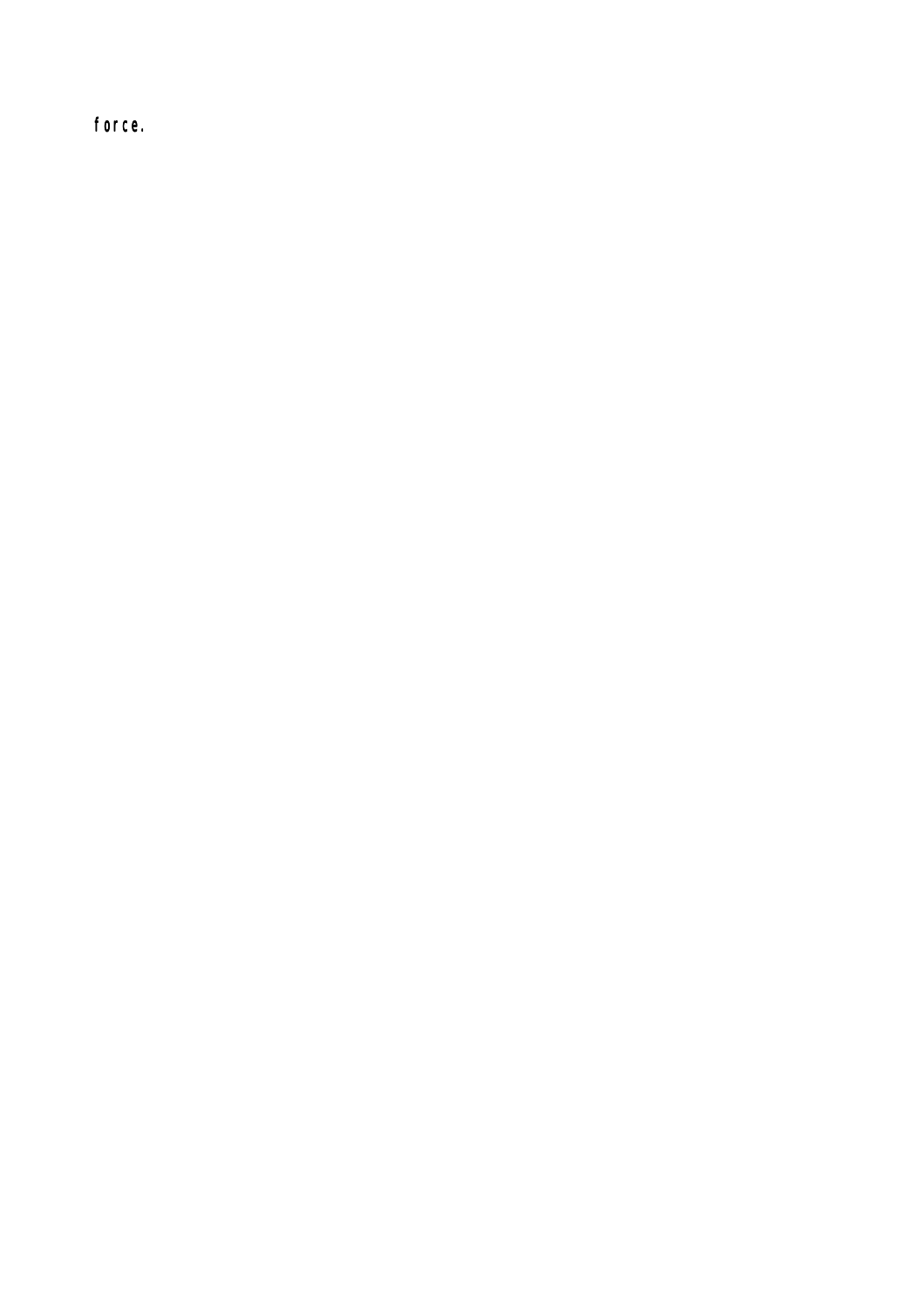force.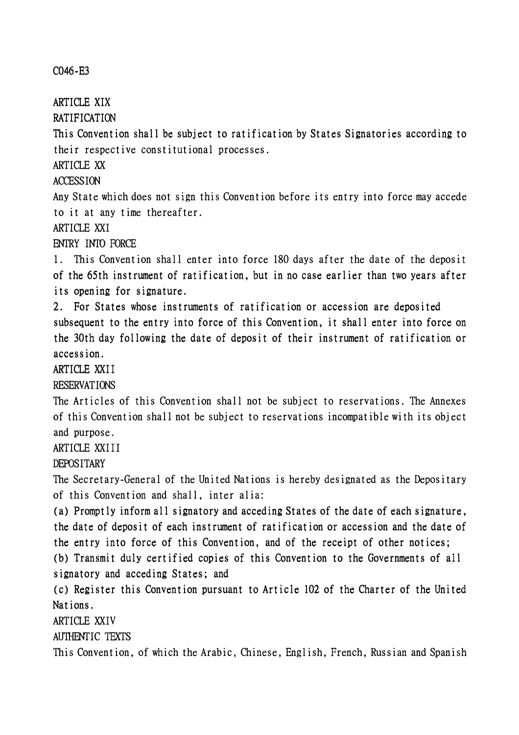C046-E3

ARTICLE XIX

RATIFICATION

This Convention shall be subject to ratification by States Signatories according to their respective constitutional processes.

ARTICLE XX

ACCESSION

Any State which does not sign this Convention before its entry into force may accede to it at any time thereafter.

ARTICLE XXI

ENTRY INTO FORCE

1. This Convention shall enter into force 180 days after the date of the deposit of the 65th instrument of ratification, but in no case earlier than two years after its opening for signature.

2. For States whose instruments of ratification or accession are deposited subsequent to the entry into force of this Convention, it shall enter into force on the 30th day following the date of deposit of their instrument of ratification or accession.

ARTICLE XXII

RESERVATIONS

The Articles of this Convention shall not be subject to reservations. The Annexes of this Convention shall not be subject to reservations incompatible with its object and purpose.

ARTICLE XXIII

DEPOSITARY

The Secretary-General of the United Nations is hereby designated as the Depositary of this Convention and shall, inter alia:

(a) Promptly inform all signatory and acceding States of the date of each signature, the date of deposit of each instrument of ratification or accession and the date of the entry into force of this Convention, and of the receipt of other notices;

(b) Transmit duly certified copies of this Convention to the Governments of all signatory and acceding States; and

(c) Register this Convention pursuant to Article 102 of the Charter of the United Nations.

ARTICLE XXIV

AUTHENTIC TEXTS

This Convention, of which the Arabic, Chinese, English, French, Russian and Spanish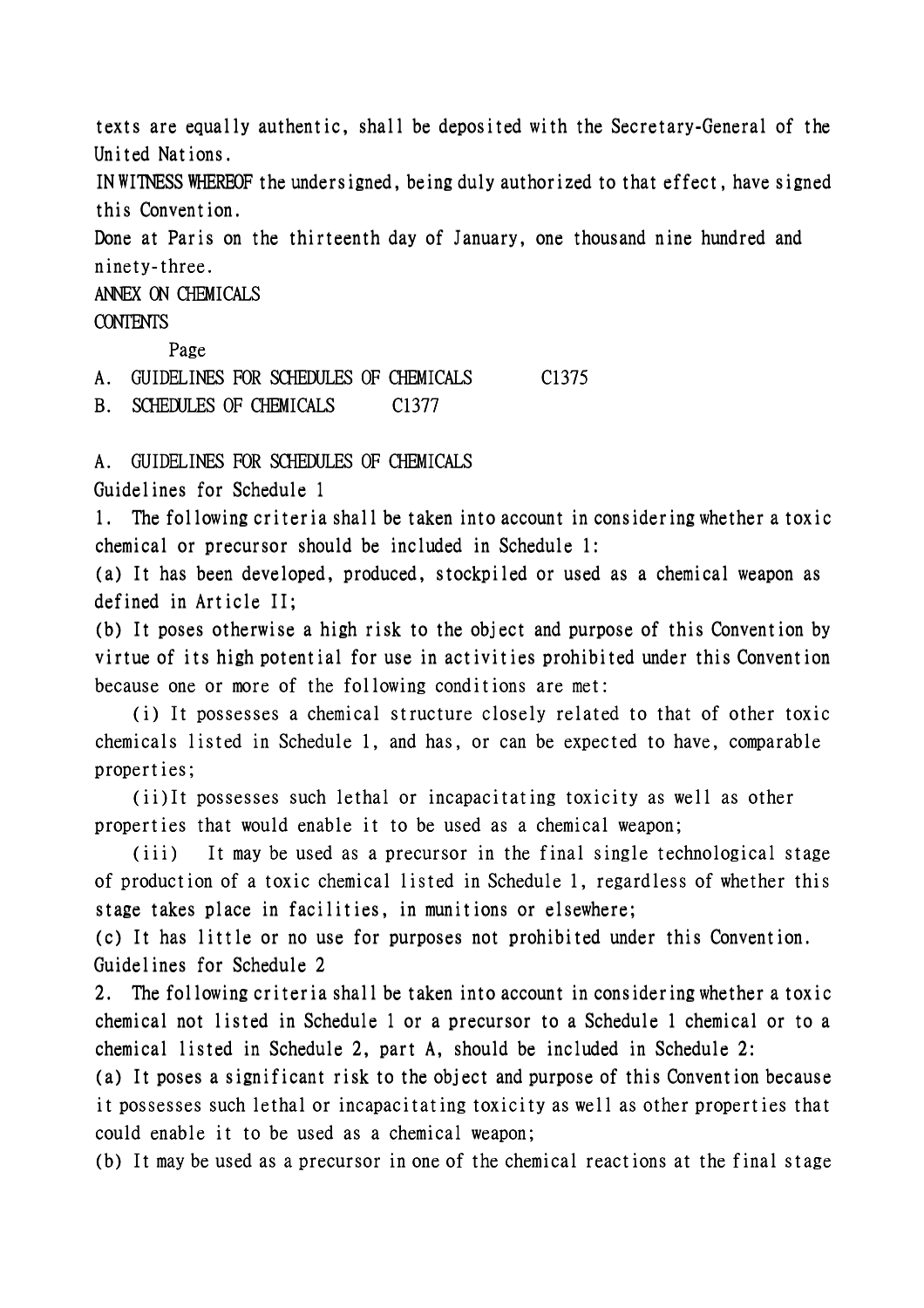texts are equally authentic, shall be deposited with the Secretary-General of the United Nations.

IN WITNESS WHEREOF the undersigned, being duly authorized to that effect, have signed this Convention.

Done at Paris on the thirteenth day of January, one thousand nine hundred and ninety-three.

## ANNEX ON CHEMICALS

### CONTENTS

| | Page |
|---|---|
| A. GUIDELINES FOR SCHEDULES OF CHEMICALS | C1375 |
| B. SCHEDULES OF CHEMICALS | C1377 |

### A. GUIDELINES FOR SCHEDULES OF CHEMICALS

Guidelines for Schedule 1

1. The following criteria shall be taken into account in considering whether a toxic chemical or precursor should be included in Schedule 1:

(a) It has been developed, produced, stockpiled or used as a chemical weapon as defined in Article II;

(b) It poses otherwise a high risk to the object and purpose of this Convention by virtue of its high potential for use in activities prohibited under this Convention because one or more of the following conditions are met:

(i) It possesses a chemical structure closely related to that of other toxic chemicals listed in Schedule 1, and has, or can be expected to have, comparable properties;

(ii)It possesses such lethal or incapacitating toxicity as well as other properties that would enable it to be used as a chemical weapon;

(iii) It may be used as a precursor in the final single technological stage of production of a toxic chemical listed in Schedule 1, regardless of whether this stage takes place in facilities, in munitions or elsewhere;

(c) It has little or no use for purposes not prohibited under this Convention.

Guidelines for Schedule 2

2. The following criteria shall be taken into account in considering whether a toxic chemical not listed in Schedule 1 or a precursor to a Schedule 1 chemical or to a chemical listed in Schedule 2, part A, should be included in Schedule 2:

(a) It poses a significant risk to the object and purpose of this Convention because it possesses such lethal or incapacitating toxicity as well as other properties that could enable it to be used as a chemical weapon;

(b) It may be used as a precursor in one of the chemical reactions at the final stage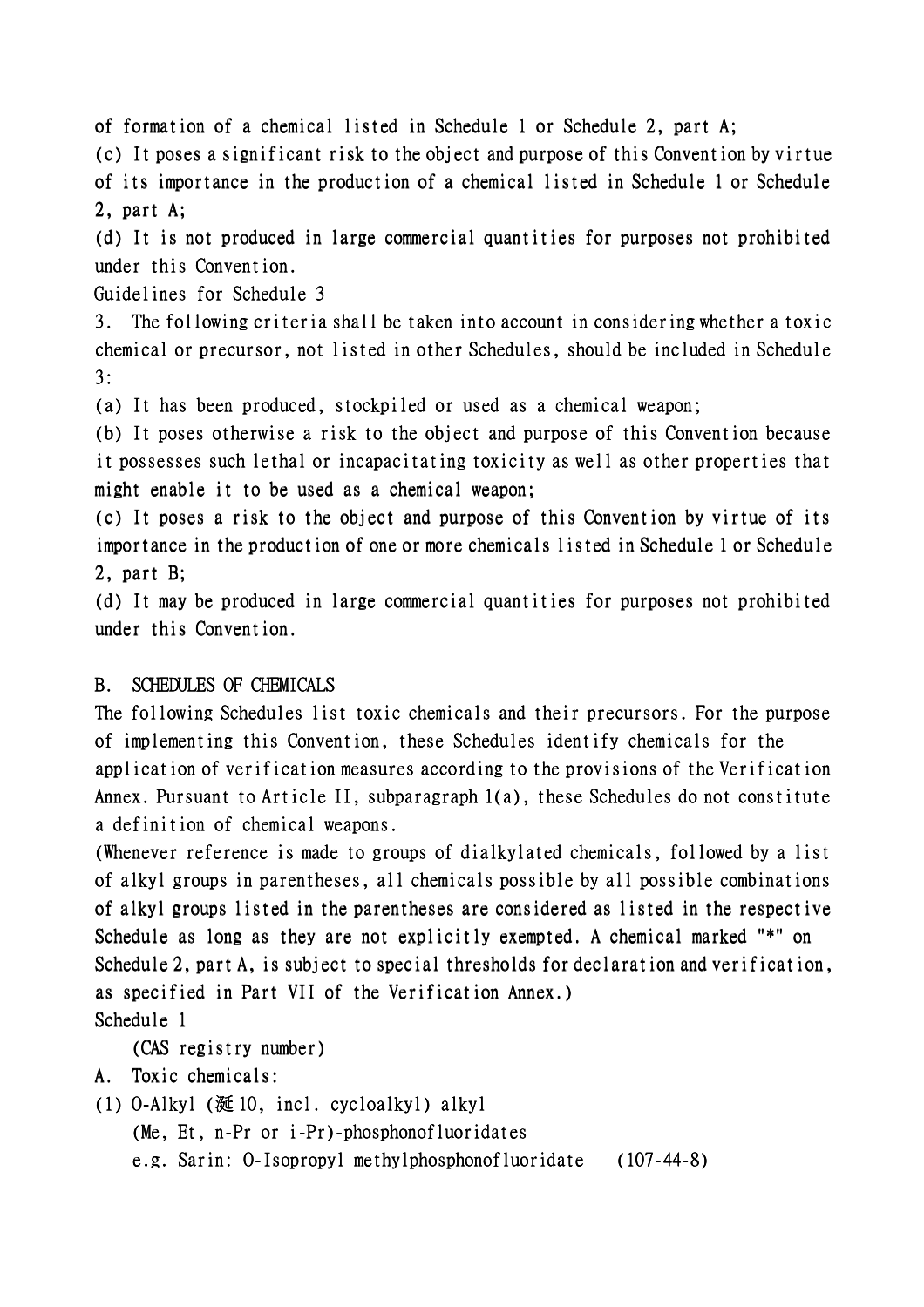of formation of a chemical listed in Schedule 1 or Schedule 2, part A;

(c) It poses a significant risk to the object and purpose of this Convention by virtue of its importance in the production of a chemical listed in Schedule 1 or Schedule 2, part A;

(d) It is not produced in large commercial quantities for purposes not prohibited under this Convention.

Guidelines for Schedule 3

3. The following criteria shall be taken into account in considering whether a toxic chemical or precursor, not listed in other Schedules, should be included in Schedule 3:

(a) It has been produced, stockpiled or used as a chemical weapon;

(b) It poses otherwise a risk to the object and purpose of this Convention because it possesses such lethal or incapacitating toxicity as well as other properties that might enable it to be used as a chemical weapon;

(c) It poses a risk to the object and purpose of this Convention by virtue of its importance in the production of one or more chemicals listed in Schedule 1 or Schedule 2, part B;

(d) It may be produced in large commercial quantities for purposes not prohibited under this Convention.

B. SCHEDULES OF CHEMICALS

The following Schedules list toxic chemicals and their precursors. For the purpose of implementing this Convention, these Schedules identify chemicals for the application of verification measures according to the provisions of the Verification Annex. Pursuant to Article II, subparagraph 1(a), these Schedules do not constitute a definition of chemical weapons.

(Whenever reference is made to groups of dialkylated chemicals, followed by a list of alkyl groups in parentheses, all chemicals possible by all possible combinations of alkyl groups listed in the parentheses are considered as listed in the respective Schedule as long as they are not explicitly exempted. A chemical marked "*" on Schedule 2, part A, is subject to special thresholds for declaration and verification, as specified in Part VII of the Verification Annex.)

Schedule 1

(CAS registry number)

A. Toxic chemicals:

(1) O-Alkyl (≤C10, incl. cycloalkyl) alkyl (Me, Et, n-Pr or i-Pr)-phosphonofluoridates

e.g. Sarin: O-Isopropyl methylphosphonofluoridate (107-44-8)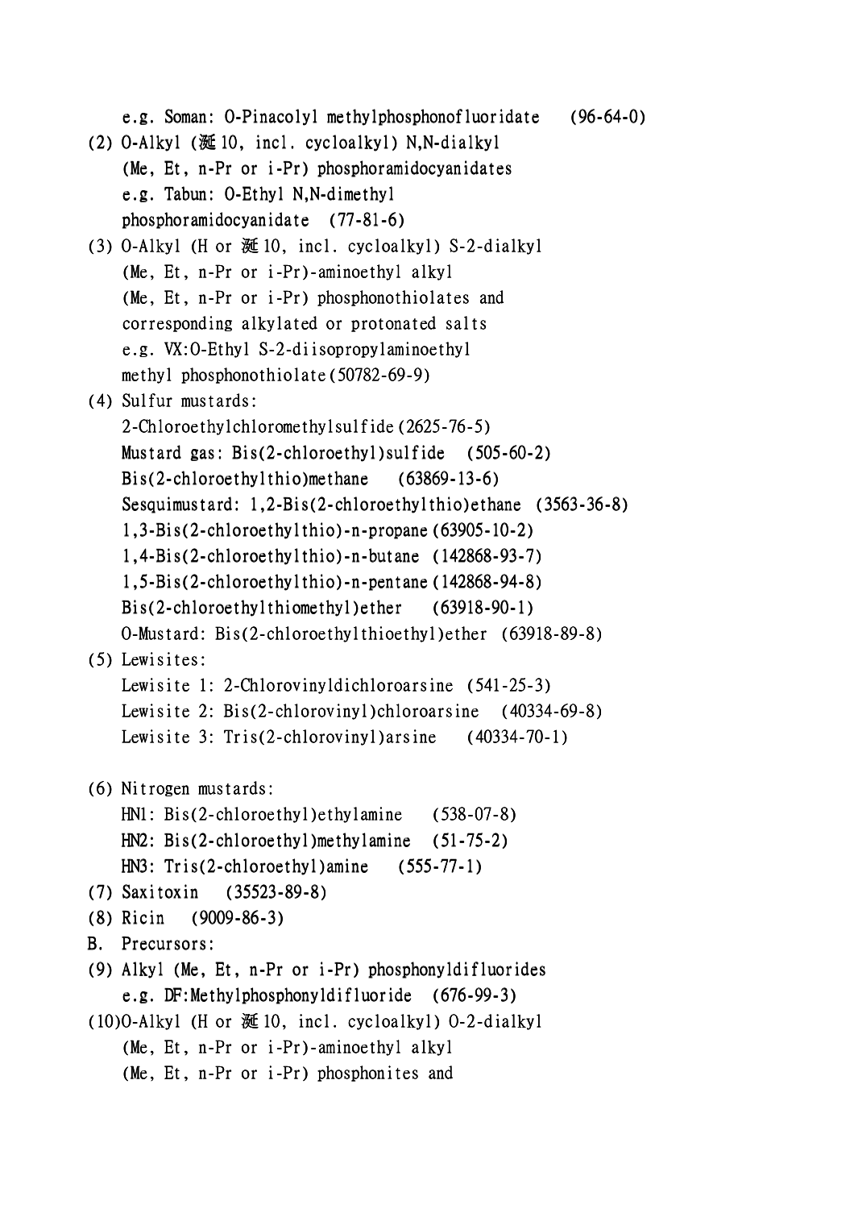e.g. Soman: O-Pinacolyl methylphosphonofluoridate (96-64-0)

(2) O-Alkyl (挻10, incl. cycloalkyl) N,N-dialkyl (Me, Et, n-Pr or i-Pr) phosphoramidocyanidates
e.g. Tabun: O-Ethyl N,N-dimethyl phosphoramidocyanidate (77-81-6)

(3) O-Alkyl (H or 挻10, incl. cycloalkyl) S-2-dialkyl (Me, Et, n-Pr or i-Pr)-aminoethyl alkyl (Me, Et, n-Pr or i-Pr) phosphonothiolates and corresponding alkylated or protonated salts
e.g. VX:O-Ethyl S-2-diisopropylaminoethyl methyl phosphonothiolate (50782-69-9)

(4) Sulfur mustards:
2-Chloroethylchloromethylsulfide (2625-76-5)
Mustard gas: Bis(2-chloroethyl)sulfide (505-60-2)
Bis(2-chloroethylthio)methane (63869-13-6)
Sesquimustard: 1,2-Bis(2-chloroethylthio)ethane (3563-36-8)
1,3-Bis(2-chloroethylthio)-n-propane (63905-10-2)
1,4-Bis(2-chloroethylthio)-n-butane (142868-93-7)
1,5-Bis(2-chloroethylthio)-n-pentane (142868-94-8)
Bis(2-chloroethylthiomethyl)ether (63918-90-1)
O-Mustard: Bis(2-chloroethylthioethyl)ether (63918-89-8)

(5) Lewisites:
Lewisite 1: 2-Chlorovinyldichloroarsine (541-25-3)
Lewisite 2: Bis(2-chlorovinyl)chloroarsine (40334-69-8)
Lewisite 3: Tris(2-chlorovinyl)arsine (40334-70-1)

(6) Nitrogen mustards:
HN1: Bis(2-chloroethyl)ethylamine (538-07-8)
HN2: Bis(2-chloroethyl)methylamine (51-75-2)
HN3: Tris(2-chloroethyl)amine (555-77-1)

(7) Saxitoxin (35523-89-8)

(8) Ricin (9009-86-3)

B. Precursors:

(9) Alkyl (Me, Et, n-Pr or i-Pr) phosphonyldifluorides
e.g. DF:Methylphosphonyldifluoride (676-99-3)

(10) O-Alkyl (H or 挻10, incl. cycloalkyl) O-2-dialkyl (Me, Et, n-Pr or i-Pr)-aminoethyl alkyl (Me, Et, n-Pr or i-Pr) phosphonites and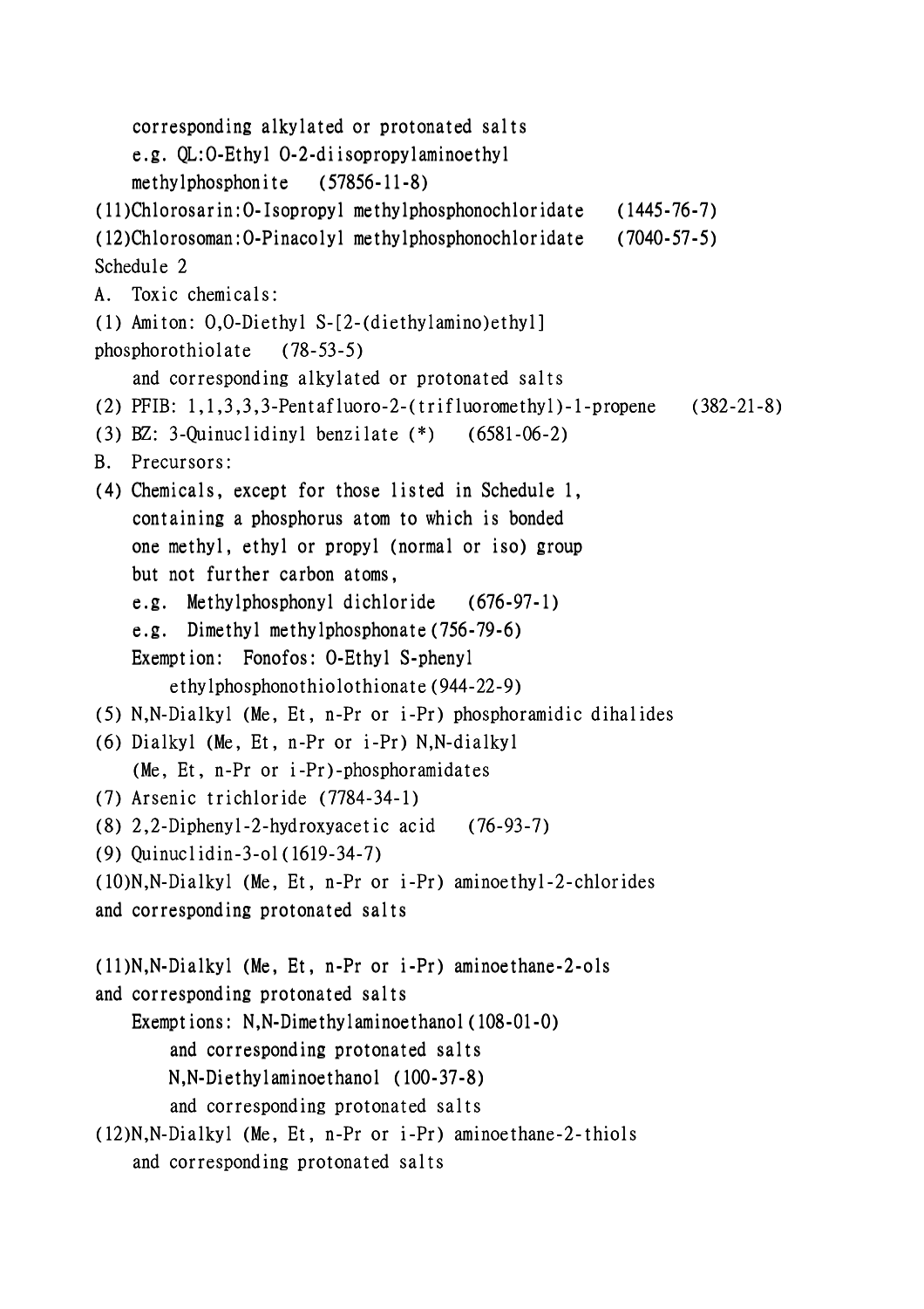corresponding alkylated or protonated salts

e.g. QL:O-Ethyl O-2-diisopropylaminoethyl methylphosphonite (57856-11-8)

(11)Chlorosarin:O-Isopropyl methylphosphonochloridate (1445-76-7)

(12)Chlorosoman:O-Pinacolyl methylphosphonochloridate (7040-57-5)

Schedule 2

A. Toxic chemicals:

(1) Amiton: O,O-Diethyl S-[2-(diethylamino)ethyl] phosphorothiolate (78-53-5)
and corresponding alkylated or protonated salts

(2) PFIB: 1,1,3,3,3-Pentafluoro-2-(trifluoromethyl)-1-propene (382-21-8)

(3) BZ: 3-Quinuclidinyl benzilate (*) (6581-06-2)

B. Precursors:

(4) Chemicals, except for those listed in Schedule 1, containing a phosphorus atom to which is bonded one methyl, ethyl or propyl (normal or iso) group but not further carbon atoms,
e.g. Methylphosphonyl dichloride (676-97-1)
e.g. Dimethyl methylphosphonate(756-79-6)
Exemption: Fonofos: O-Ethyl S-phenyl ethylphosphonothiolothionate(944-22-9)

(5) N,N-Dialkyl (Me, Et, n-Pr or i-Pr) phosphoramidic dihalides

(6) Dialkyl (Me, Et, n-Pr or i-Pr) N,N-dialkyl (Me, Et, n-Pr or i-Pr)-phosphoramidates

(7) Arsenic trichloride (7784-34-1)

(8) 2,2-Diphenyl-2-hydroxyacetic acid (76-93-7)

(9) Quinuclidin-3-ol(1619-34-7)

(10)N,N-Dialkyl (Me, Et, n-Pr or i-Pr) aminoethyl-2-chlorides and corresponding protonated salts

(11)N,N-Dialkyl (Me, Et, n-Pr or i-Pr) aminoethane-2-ols and corresponding protonated salts
Exemptions: N,N-Dimethylaminoethanol(108-01-0) and corresponding protonated salts
N,N-Diethylaminoethanol (100-37-8) and corresponding protonated salts

(12)N,N-Dialkyl (Me, Et, n-Pr or i-Pr) aminoethane-2-thiols and corresponding protonated salts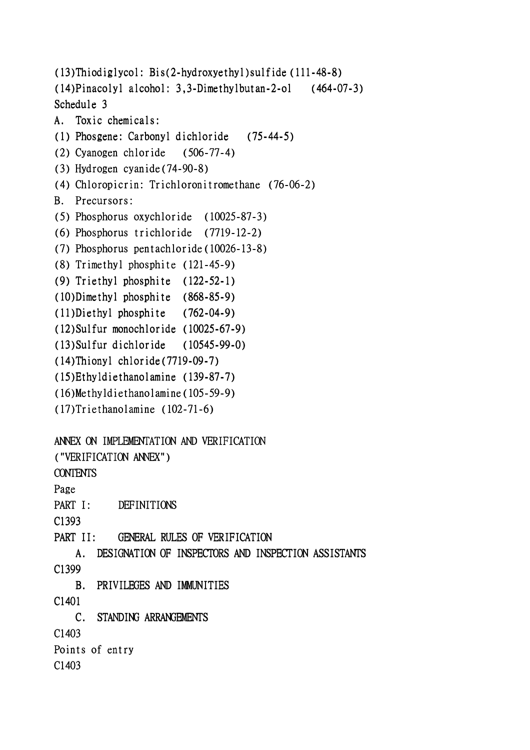(13)Thiodiglycol: Bis(2-hydroxyethyl)sulfide(111-48-8)

(14)Pinacolyl alcohol: 3,3-Dimethylbutan-2-ol (464-07-3)

Schedule 3

A. Toxic chemicals:

(1) Phosgene: Carbonyl dichloride (75-44-5)

(2) Cyanogen chloride (506-77-4)

(3) Hydrogen cyanide(74-90-8)

(4) Chloropicrin: Trichloronitromethane (76-06-2)

B. Precursors:

(5) Phosphorus oxychloride (10025-87-3)

(6) Phosphorus trichloride (7719-12-2)

(7) Phosphorus pentachloride(10026-13-8)

(8) Trimethyl phosphite (121-45-9)

(9) Triethyl phosphite (122-52-1)

(10)Dimethyl phosphite (868-85-9)

(11)Diethyl phosphite (762-04-9)

(12)Sulfur monochloride (10025-67-9)

(13)Sulfur dichloride (10545-99-0)

(14)Thionyl chloride(7719-09-7)

(15)Ethyldiethanolamine (139-87-7)

(16)Methyldiethanolamine(105-59-9)

(17)Triethanolamine (102-71-6)

ANNEX ON IMPLEMENTATION AND VERIFICATION

("VERIFICATION ANNEX")

CONTENTS

Page

PART I: DEFINITIONS

C1393

PART II: GENERAL RULES OF VERIFICATION

A. DESIGNATION OF INSPECTORS AND INSPECTION ASSISTANTS

C1399

B. PRIVILEGES AND IMMUNITIES

C1401

C. STANDING ARRANGEMENTS

C1403

Points of entry

C1403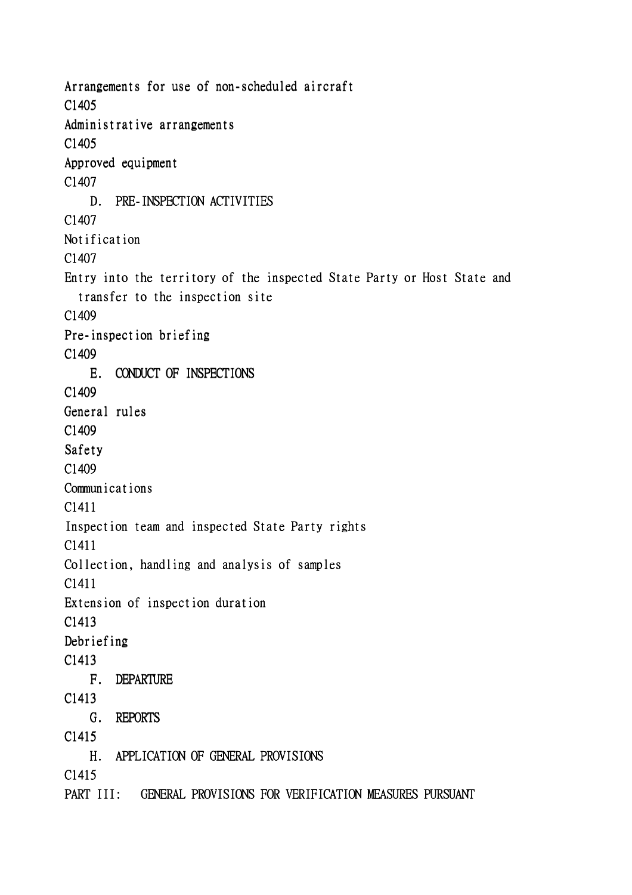Arrangements for use of non-scheduled aircraft
C1405
Administrative arrangements
C1405
Approved equipment
C1407

D. PRE-INSPECTION ACTIVITIES
C1407
Notification
C1407
Entry into the territory of the inspected State Party or Host State and transfer to the inspection site
C1409
Pre-inspection briefing
C1409

E. CONDUCT OF INSPECTIONS
C1409
General rules
C1409
Safety
C1409
Communications
C1411
Inspection team and inspected State Party rights
C1411
Collection, handling and analysis of samples
C1411
Extension of inspection duration
C1413
Debriefing
C1413

F. DEPARTURE
C1413

G. REPORTS
C1415

H. APPLICATION OF GENERAL PROVISIONS
C1415

PART III: GENERAL PROVISIONS FOR VERIFICATION MEASURES PURSUANT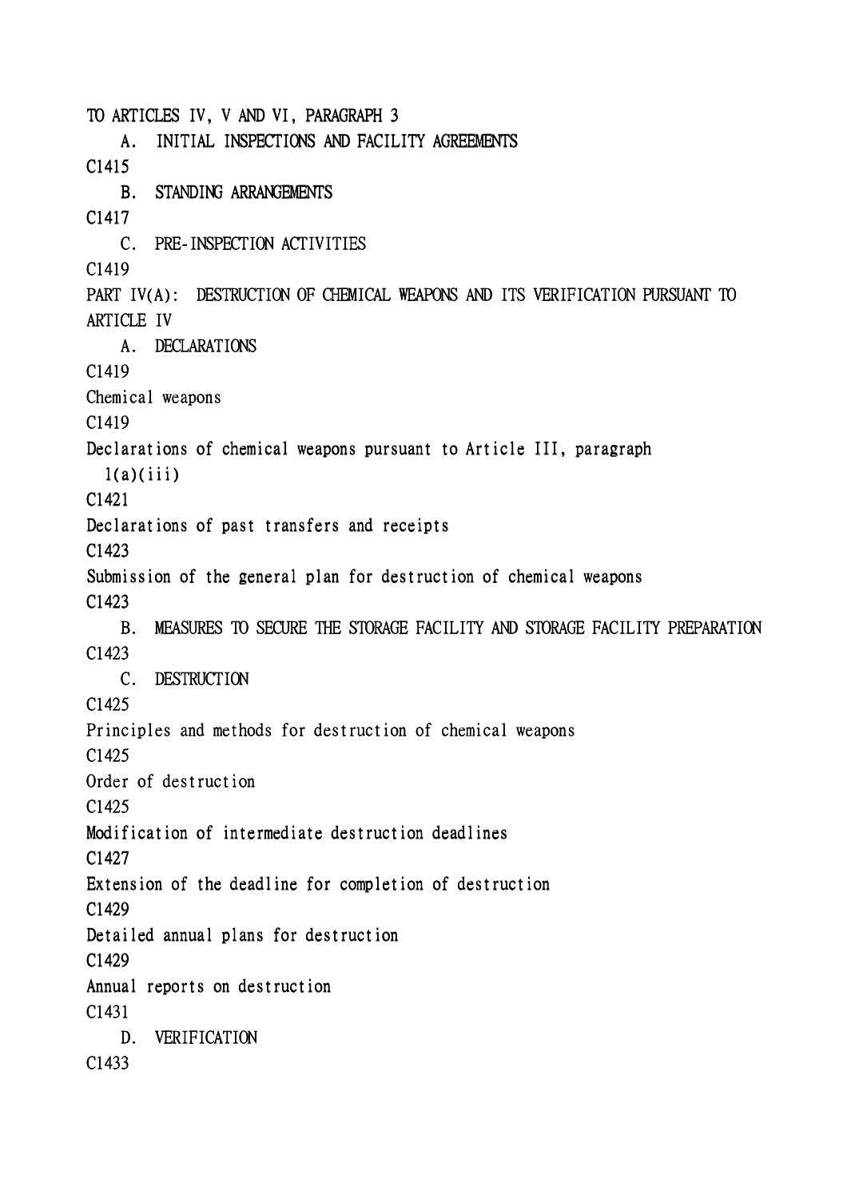TO ARTICLES IV, V AND VI, PARAGRAPH 3

A. INITIAL INSPECTIONS AND FACILITY AGREEMENTS

C1415

B. STANDING ARRANGEMENTS

C1417

C. PRE-INSPECTION ACTIVITIES

C1419

PART IV(A): DESTRUCTION OF CHEMICAL WEAPONS AND ITS VERIFICATION PURSUANT TO ARTICLE IV

A. DECLARATIONS

C1419

Chemical weapons

C1419

Declarations of chemical weapons pursuant to Article III, paragraph 1(a)(iii)

C1421

Declarations of past transfers and receipts

C1423

Submission of the general plan for destruction of chemical weapons

C1423

B. MEASURES TO SECURE THE STORAGE FACILITY AND STORAGE FACILITY PREPARATION

C1423

C. DESTRUCTION

C1425

Principles and methods for destruction of chemical weapons

C1425

Order of destruction

C1425

Modification of intermediate destruction deadlines

C1427

Extension of the deadline for completion of destruction

C1429

Detailed annual plans for destruction

C1429

Annual reports on destruction

C1431

D. VERIFICATION

C1433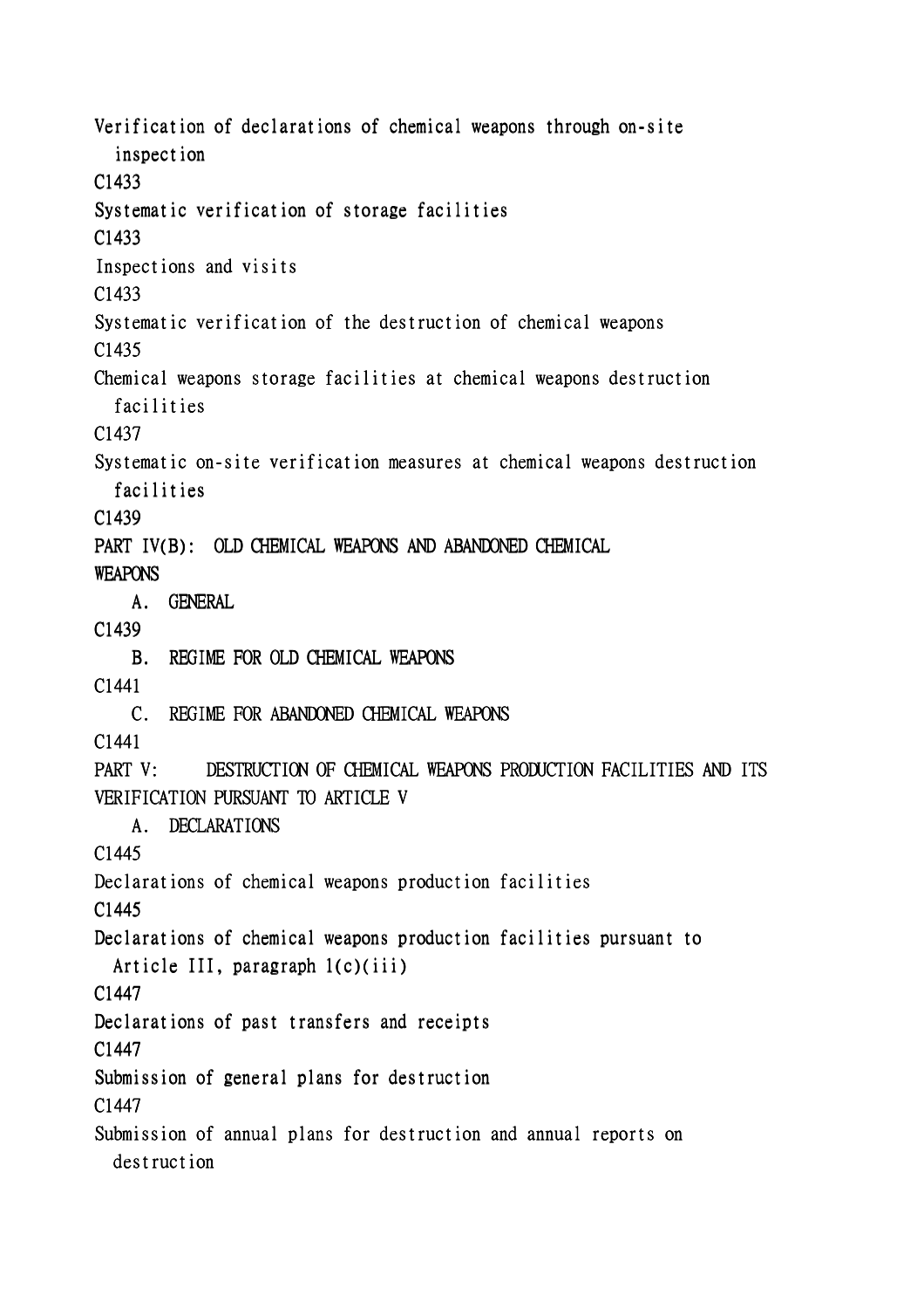Verification of declarations of chemical weapons through on-site inspection

C1433

Systematic verification of storage facilities

C1433

Inspections and visits

C1433

Systematic verification of the destruction of chemical weapons

C1435

Chemical weapons storage facilities at chemical weapons destruction facilities

C1437

Systematic on-site verification measures at chemical weapons destruction facilities

C1439

PART IV(B): OLD CHEMICAL WEAPONS AND ABANDONED CHEMICAL WEAPONS

A. GENERAL

C1439

B. REGIME FOR OLD CHEMICAL WEAPONS

C1441

C. REGIME FOR ABANDONED CHEMICAL WEAPONS

C1441

PART V: DESTRUCTION OF CHEMICAL WEAPONS PRODUCTION FACILITIES AND ITS VERIFICATION PURSUANT TO ARTICLE V

A. DECLARATIONS

C1445

Declarations of chemical weapons production facilities

C1445

Declarations of chemical weapons production facilities pursuant to Article III, paragraph 1(c)(iii)

C1447

Declarations of past transfers and receipts

C1447

Submission of general plans for destruction

C1447

Submission of annual plans for destruction and annual reports on destruction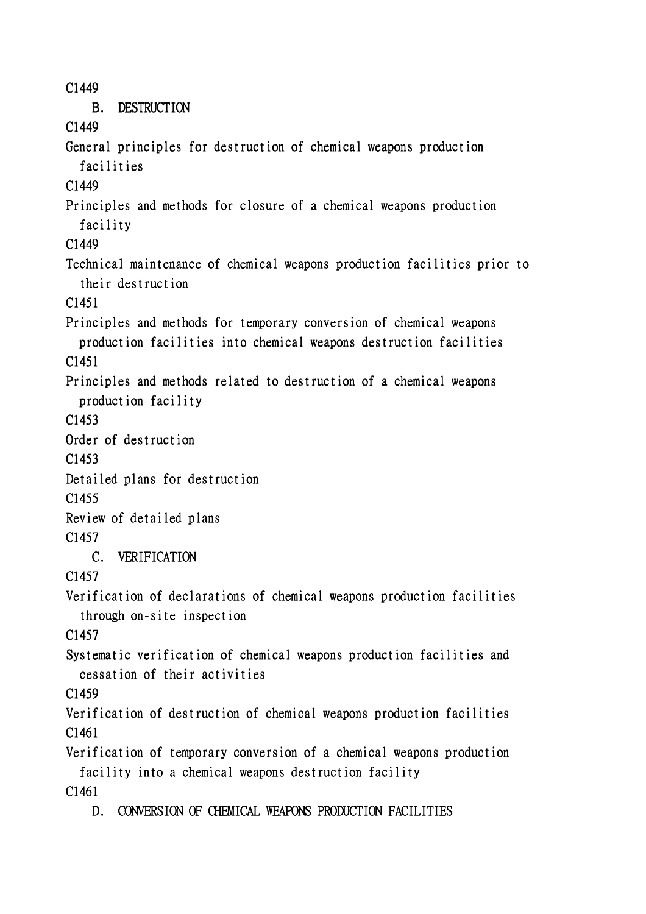C1449

B. DESTRUCTION

C1449

General principles for destruction of chemical weapons production facilities

C1449

Principles and methods for closure of a chemical weapons production facility

C1449

Technical maintenance of chemical weapons production facilities prior to their destruction

C1451

Principles and methods for temporary conversion of chemical weapons production facilities into chemical weapons destruction facilities

C1451

Principles and methods related to destruction of a chemical weapons production facility

C1453

Order of destruction

C1453

Detailed plans for destruction

C1455

Review of detailed plans

C1457

C. VERIFICATION

C1457

Verification of declarations of chemical weapons production facilities through on-site inspection

C1457

Systematic verification of chemical weapons production facilities and cessation of their activities

C1459

Verification of destruction of chemical weapons production facilities

C1461

Verification of temporary conversion of a chemical weapons production facility into a chemical weapons destruction facility

C1461

D. CONVERSION OF CHEMICAL WEAPONS PRODUCTION FACILITIES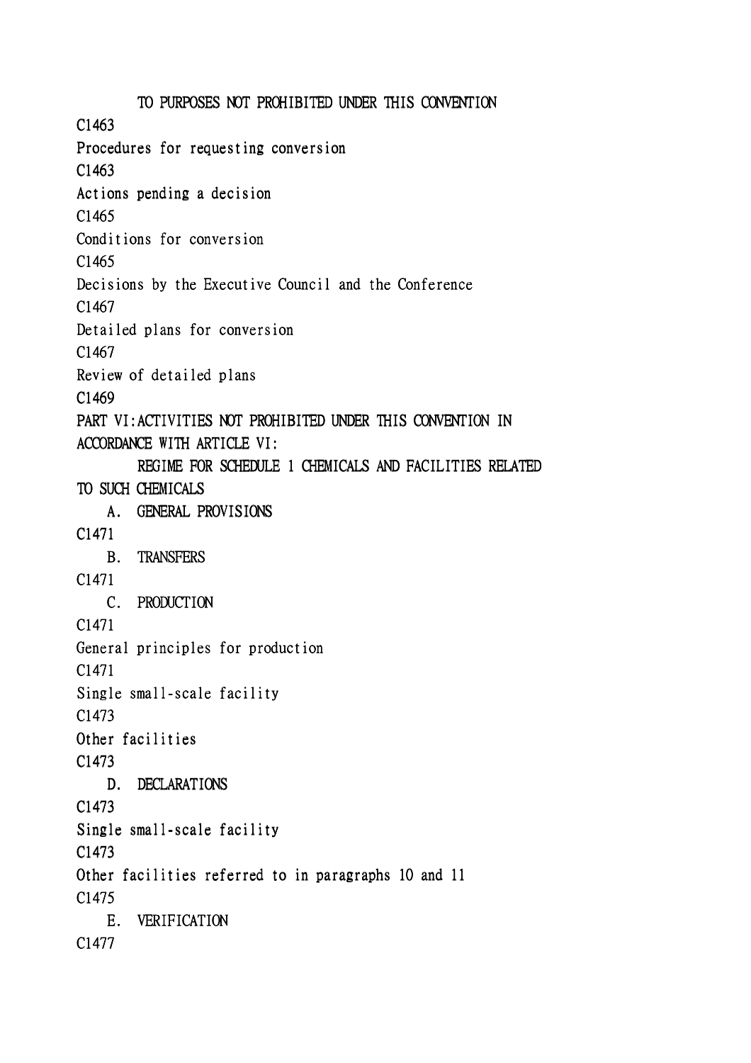TO PURPOSES NOT PROHIBITED UNDER THIS CONVENTION

C1463

Procedures for requesting conversion

C1463

Actions pending a decision

C1465

Conditions for conversion

C1465

Decisions by the Executive Council and the Conference

C1467

Detailed plans for conversion

C1467

Review of detailed plans

C1469

PART VI:ACTIVITIES NOT PROHIBITED UNDER THIS CONVENTION IN ACCORDANCE WITH ARTICLE VI:

REGIME FOR SCHEDULE 1 CHEMICALS AND FACILITIES RELATED TO SUCH CHEMICALS

A. GENERAL PROVISIONS

C1471

B. TRANSFERS

C1471

C. PRODUCTION

C1471

General principles for production

C1471

Single small-scale facility

C1473

Other facilities

C1473

D. DECLARATIONS

C1473

Single small-scale facility

C1473

Other facilities referred to in paragraphs 10 and 11

C1475

E. VERIFICATION

C1477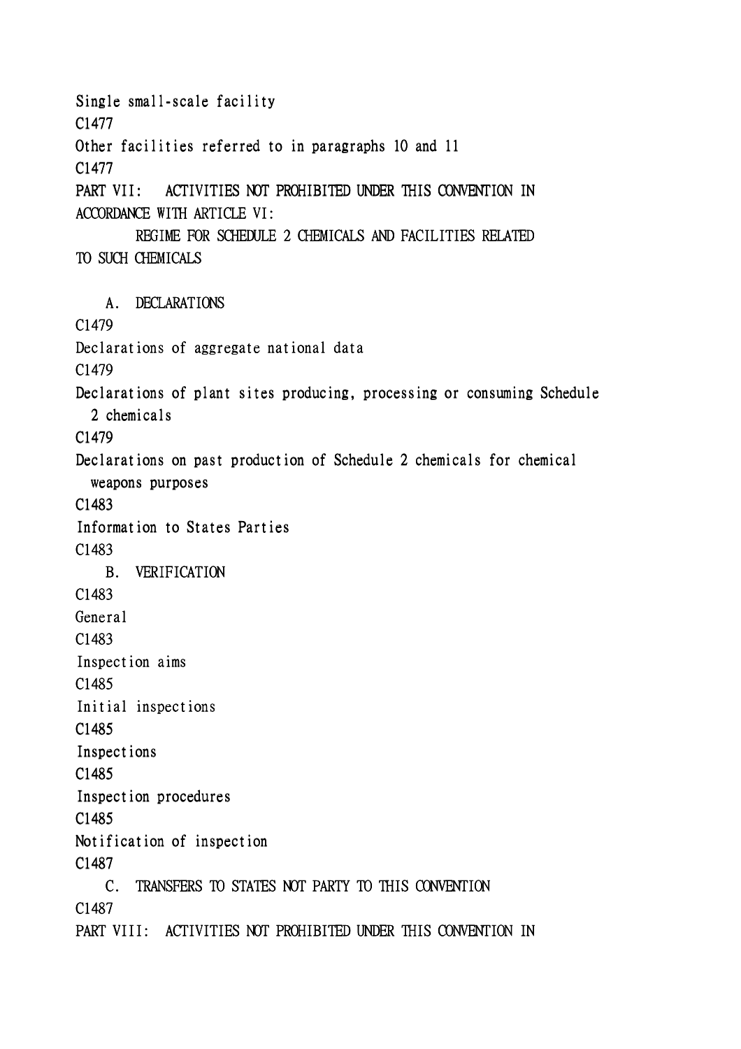Single small-scale facility
C1477
Other facilities referred to in paragraphs 10 and 11
C1477
PART VII: ACTIVITIES NOT PROHIBITED UNDER THIS CONVENTION IN ACCORDANCE WITH ARTICLE VI:
REGIME FOR SCHEDULE 2 CHEMICALS AND FACILITIES RELATED TO SUCH CHEMICALS

A. DECLARATIONS
C1479
Declarations of aggregate national data
C1479
Declarations of plant sites producing, processing or consuming Schedule 2 chemicals
C1479
Declarations on past production of Schedule 2 chemicals for chemical weapons purposes
C1483
Information to States Parties
C1483
B. VERIFICATION
C1483
General
C1483
Inspection aims
C1485
Initial inspections
C1485
Inspections
C1485
Inspection procedures
C1485
Notification of inspection
C1487
C. TRANSFERS TO STATES NOT PARTY TO THIS CONVENTION
C1487
PART VIII: ACTIVITIES NOT PROHIBITED UNDER THIS CONVENTION IN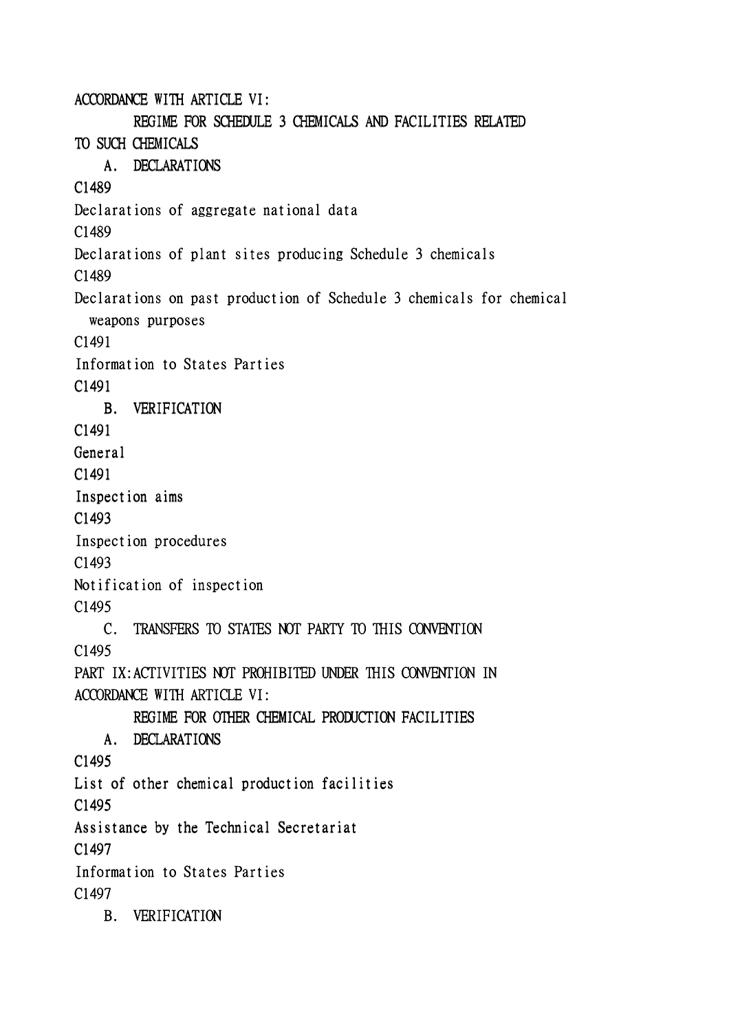ACCORDANCE WITH ARTICLE VI:

REGIME FOR SCHEDULE 3 CHEMICALS AND FACILITIES RELATED TO SUCH CHEMICALS

A. DECLARATIONS

C1489

Declarations of aggregate national data

C1489

Declarations of plant sites producing Schedule 3 chemicals

C1489

Declarations on past production of Schedule 3 chemicals for chemical weapons purposes

C1491

Information to States Parties

C1491

B. VERIFICATION

C1491

General

C1491

Inspection aims

C1493

Inspection procedures

C1493

Notification of inspection

C1495

C. TRANSFERS TO STATES NOT PARTY TO THIS CONVENTION

C1495

PART IX:ACTIVITIES NOT PROHIBITED UNDER THIS CONVENTION IN ACCORDANCE WITH ARTICLE VI:

REGIME FOR OTHER CHEMICAL PRODUCTION FACILITIES

A. DECLARATIONS

C1495

List of other chemical production facilities

C1495

Assistance by the Technical Secretariat

C1497

Information to States Parties

C1497

B. VERIFICATION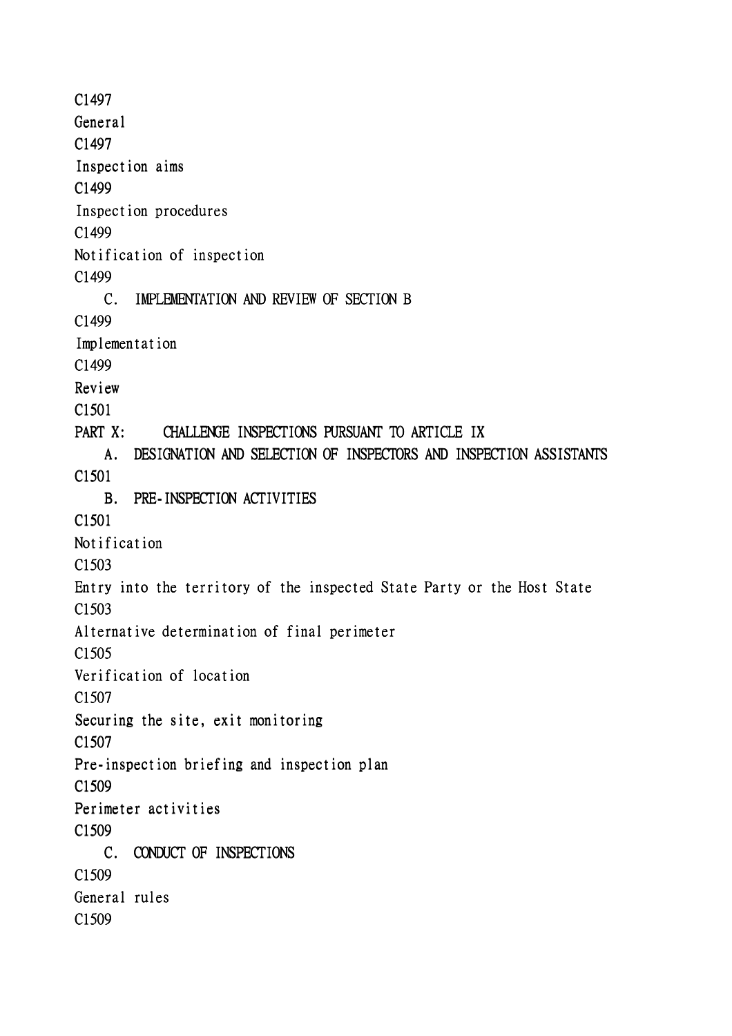C1497

General

C1497

Inspection aims

C1499

Inspection procedures

C1499

Notification of inspection

C1499

C. IMPLEMENTATION AND REVIEW OF SECTION B

C1499

Implementation

C1499

Review

C1501

PART X: CHALLENGE INSPECTIONS PURSUANT TO ARTICLE IX

A. DESIGNATION AND SELECTION OF INSPECTORS AND INSPECTION ASSISTANTS

C1501

B. PRE-INSPECTION ACTIVITIES

C1501

Notification

C1503

Entry into the territory of the inspected State Party or the Host State

C1503

Alternative determination of final perimeter

C1505

Verification of location

C1507

Securing the site, exit monitoring

C1507

Pre-inspection briefing and inspection plan

C1509

Perimeter activities

C1509

C. CONDUCT OF INSPECTIONS

C1509

General rules

C1509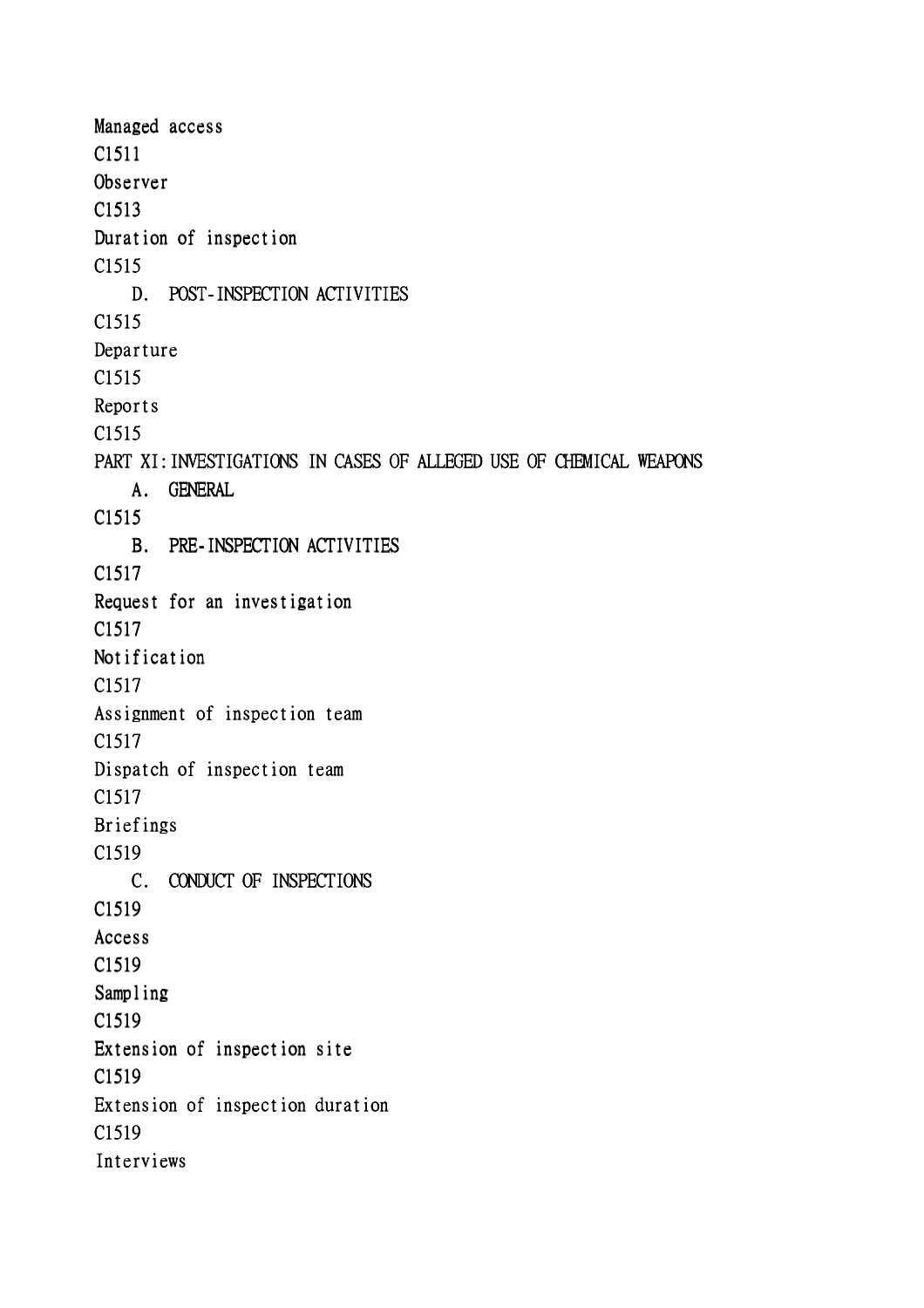Managed access
C1511
Observer
C1513
Duration of inspection
C1515
D. POST-INSPECTION ACTIVITIES
C1515
Departure
C1515
Reports
C1515
PART XI:INVESTIGATIONS IN CASES OF ALLEGED USE OF CHEMICAL WEAPONS
A. GENERAL
C1515
B. PRE-INSPECTION ACTIVITIES
C1517
Request for an investigation
C1517
Notification
C1517
Assignment of inspection team
C1517
Dispatch of inspection team
C1517
Briefings
C1519
C. CONDUCT OF INSPECTIONS
C1519
Access
C1519
Sampling
C1519
Extension of inspection site
C1519
Extension of inspection duration
C1519
Interviews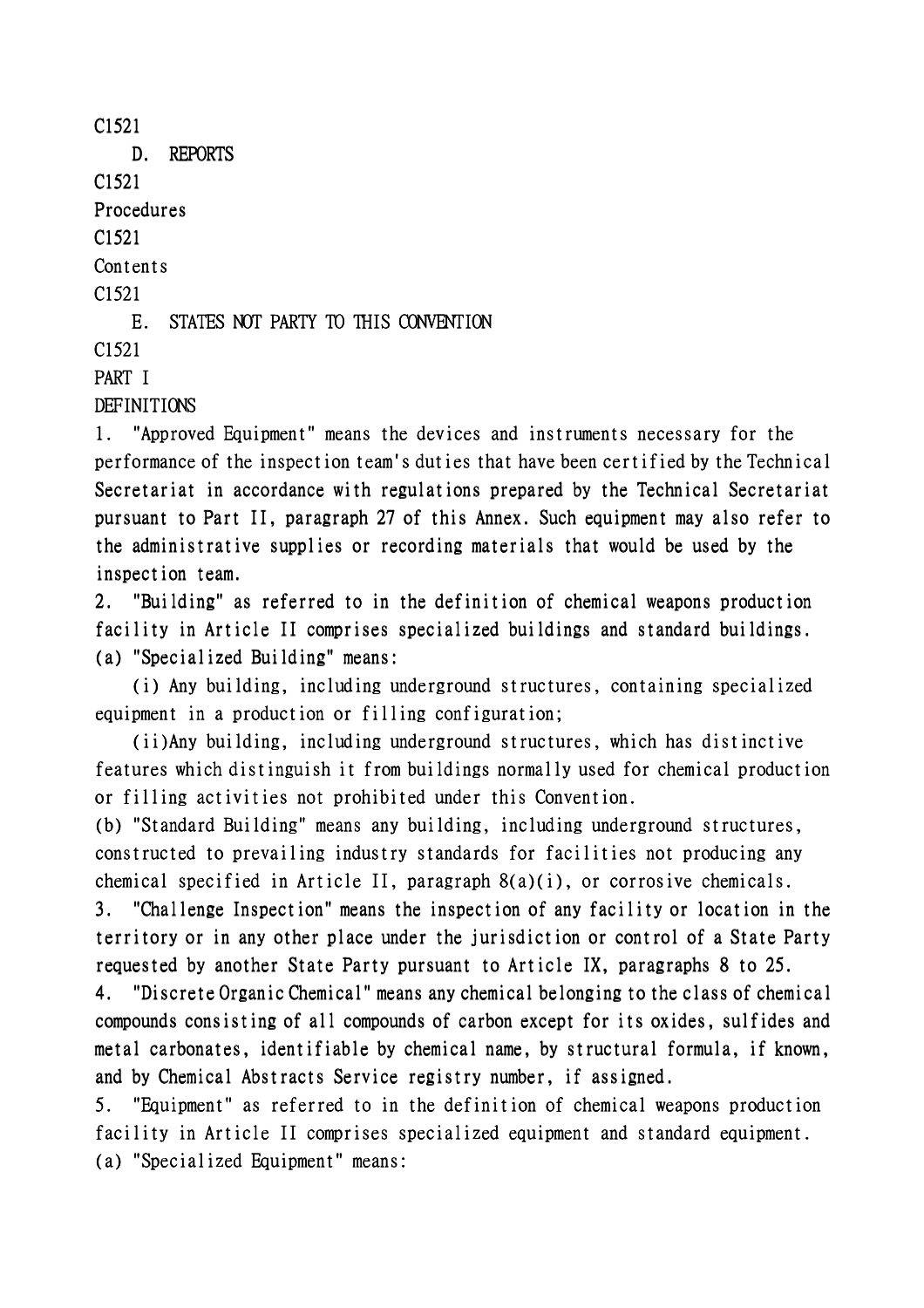C1521

D. REPORTS

C1521

Procedures

C1521

Contents

C1521

E. STATES NOT PARTY TO THIS CONVENTION

C1521

PART I

DEFINITIONS

1. "Approved Equipment" means the devices and instruments necessary for the performance of the inspection team's duties that have been certified by the Technical Secretariat in accordance with regulations prepared by the Technical Secretariat pursuant to Part II, paragraph 27 of this Annex. Such equipment may also refer to the administrative supplies or recording materials that would be used by the inspection team.

2. "Building" as referred to in the definition of chemical weapons production facility in Article II comprises specialized buildings and standard buildings.

(a) "Specialized Building" means:

(i) Any building, including underground structures, containing specialized equipment in a production or filling configuration;

(ii) Any building, including underground structures, which has distinctive features which distinguish it from buildings normally used for chemical production or filling activities not prohibited under this Convention.

(b) "Standard Building" means any building, including underground structures, constructed to prevailing industry standards for facilities not producing any chemical specified in Article II, paragraph 8(a)(i), or corrosive chemicals.

3. "Challenge Inspection" means the inspection of any facility or location in the territory or in any other place under the jurisdiction or control of a State Party requested by another State Party pursuant to Article IX, paragraphs 8 to 25.

4. "Discrete Organic Chemical" means any chemical belonging to the class of chemical compounds consisting of all compounds of carbon except for its oxides, sulfides and metal carbonates, identifiable by chemical name, by structural formula, if known, and by Chemical Abstracts Service registry number, if assigned.

5. "Equipment" as referred to in the definition of chemical weapons production facility in Article II comprises specialized equipment and standard equipment.

(a) "Specialized Equipment" means: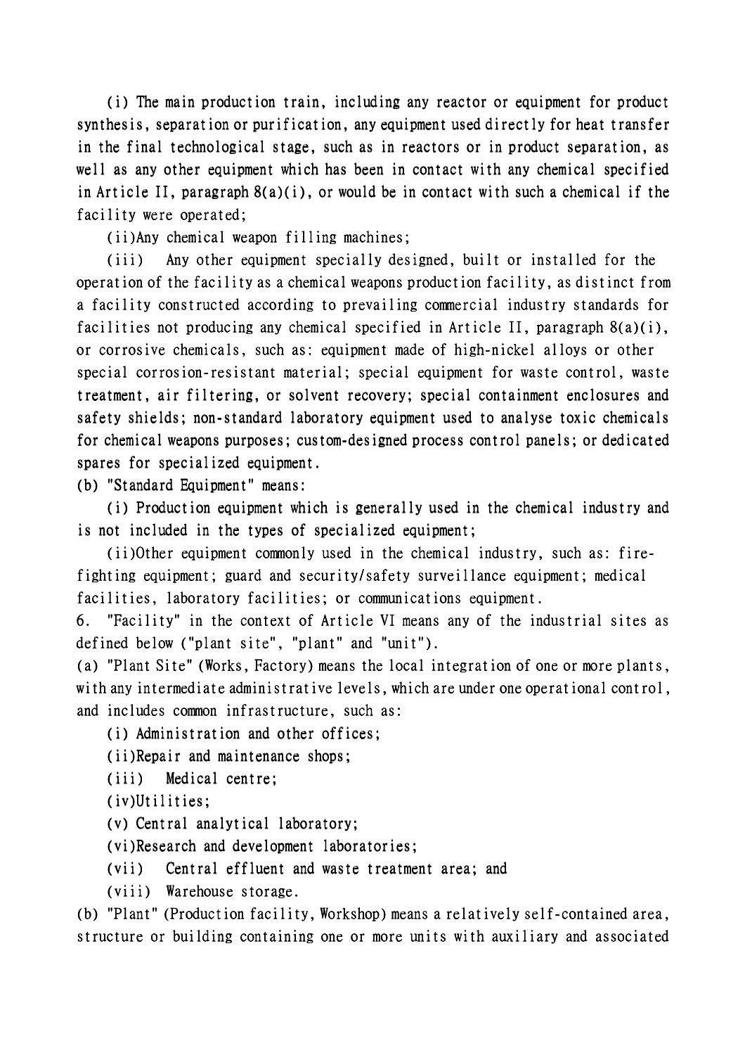(i) The main production train, including any reactor or equipment for product synthesis, separation or purification, any equipment used directly for heat transfer in the final technological stage, such as in reactors or in product separation, as well as any other equipment which has been in contact with any chemical specified in Article II, paragraph 8(a)(i), or would be in contact with such a chemical if the facility were operated;

(ii)Any chemical weapon filling machines;

(iii) Any other equipment specially designed, built or installed for the operation of the facility as a chemical weapons production facility, as distinct from a facility constructed according to prevailing commercial industry standards for facilities not producing any chemical specified in Article II, paragraph 8(a)(i), or corrosive chemicals, such as: equipment made of high-nickel alloys or other special corrosion-resistant material; special equipment for waste control, waste treatment, air filtering, or solvent recovery; special containment enclosures and safety shields; non-standard laboratory equipment used to analyse toxic chemicals for chemical weapons purposes; custom-designed process control panels; or dedicated spares for specialized equipment.

(b) "Standard Equipment" means:

(i) Production equipment which is generally used in the chemical industry and is not included in the types of specialized equipment;

(ii)Other equipment commonly used in the chemical industry, such as: fire-fighting equipment; guard and security/safety surveillance equipment; medical facilities, laboratory facilities; or communications equipment.

6. "Facility" in the context of Article VI means any of the industrial sites as defined below ("plant site", "plant" and "unit").

(a) "Plant Site" (Works, Factory) means the local integration of one or more plants, with any intermediate administrative levels, which are under one operational control, and includes common infrastructure, such as:

(i) Administration and other offices;

(ii)Repair and maintenance shops;

(iii) Medical centre;

(iv)Utilities;

(v) Central analytical laboratory;

(vi)Research and development laboratories;

(vii) Central effluent and waste treatment area; and

(viii) Warehouse storage.

(b) "Plant" (Production facility, Workshop) means a relatively self-contained area, structure or building containing one or more units with auxiliary and associated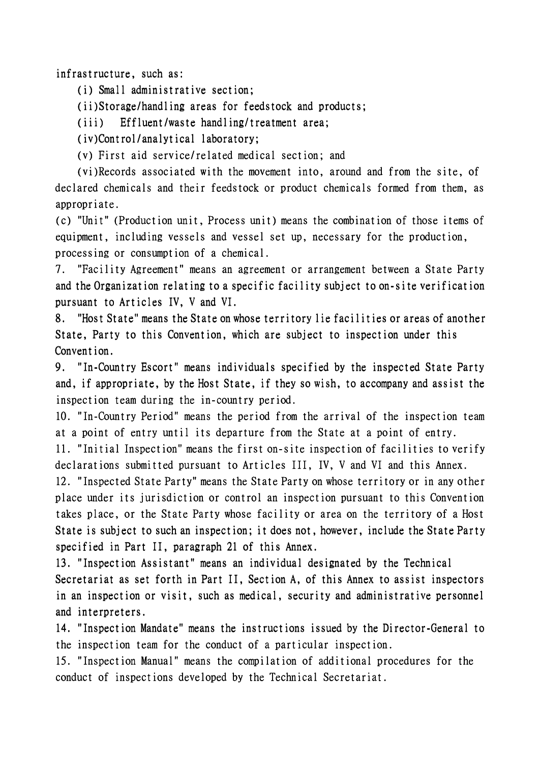infrastructure, such as:

(i) Small administrative section;

(ii)Storage/handling areas for feedstock and products;

(iii) Effluent/waste handling/treatment area;

(iv)Control/analytical laboratory;

(v) First aid service/related medical section; and

(vi)Records associated with the movement into, around and from the site, of declared chemicals and their feedstock or product chemicals formed from them, as appropriate.

(c) "Unit" (Production unit, Process unit) means the combination of those items of equipment, including vessels and vessel set up, necessary for the production, processing or consumption of a chemical.

7. "Facility Agreement" means an agreement or arrangement between a State Party and the Organization relating to a specific facility subject to on-site verification pursuant to Articles IV, V and VI.

8. "Host State" means the State on whose territory lie facilities or areas of another State, Party to this Convention, which are subject to inspection under this Convention.

9. "In-Country Escort" means individuals specified by the inspected State Party and, if appropriate, by the Host State, if they so wish, to accompany and assist the inspection team during the in-country period.

10. "In-Country Period" means the period from the arrival of the inspection team at a point of entry until its departure from the State at a point of entry.

11. "Initial Inspection" means the first on-site inspection of facilities to verify declarations submitted pursuant to Articles III, IV, V and VI and this Annex.

12. "Inspected State Party" means the State Party on whose territory or in any other place under its jurisdiction or control an inspection pursuant to this Convention takes place, or the State Party whose facility or area on the territory of a Host State is subject to such an inspection; it does not, however, include the State Party specified in Part II, paragraph 21 of this Annex.

13. "Inspection Assistant" means an individual designated by the Technical Secretariat as set forth in Part II, Section A, of this Annex to assist inspectors in an inspection or visit, such as medical, security and administrative personnel and interpreters.

14. "Inspection Mandate" means the instructions issued by the Director-General to the inspection team for the conduct of a particular inspection.

15. "Inspection Manual" means the compilation of additional procedures for the conduct of inspections developed by the Technical Secretariat.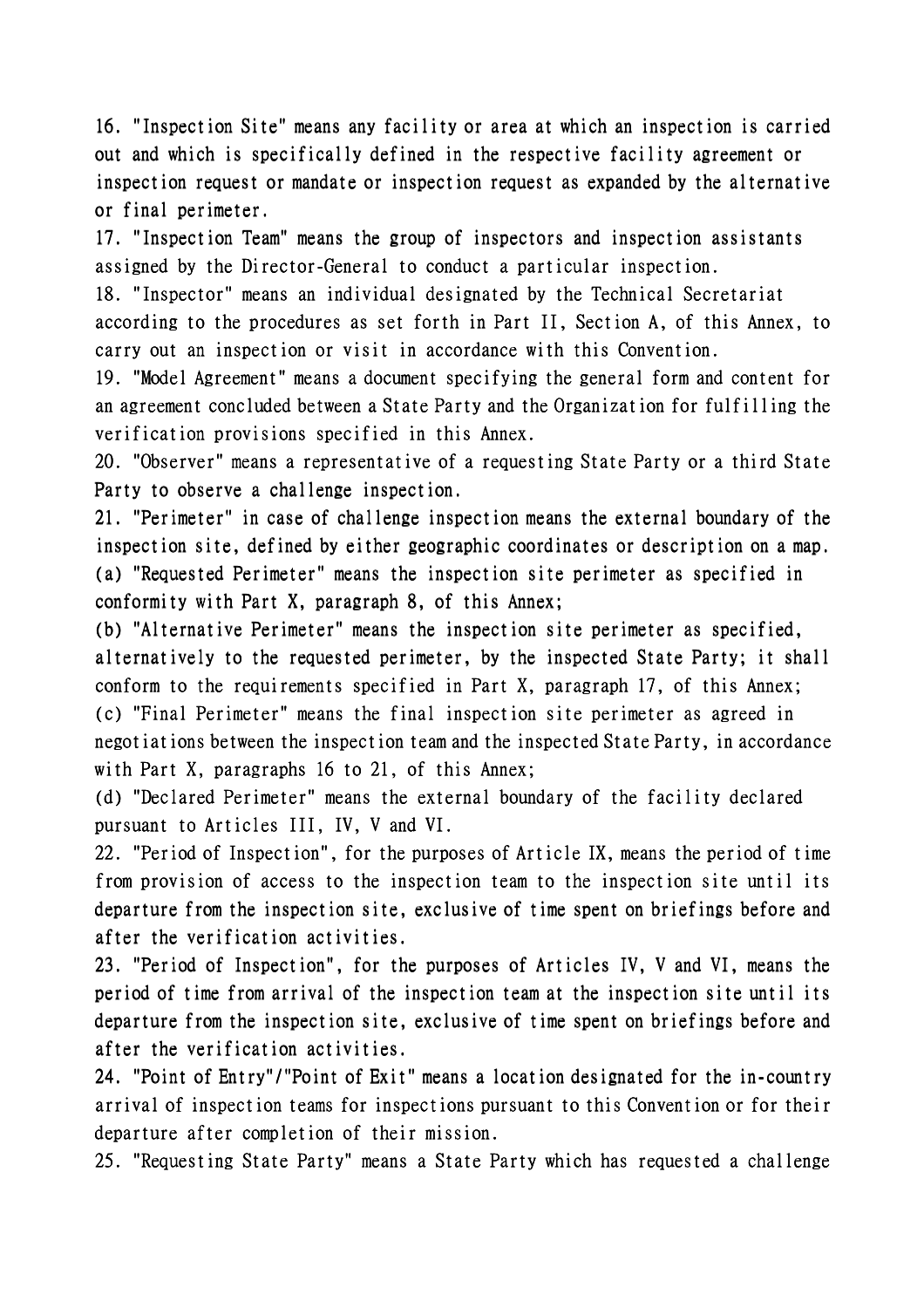16. "Inspection Site" means any facility or area at which an inspection is carried out and which is specifically defined in the respective facility agreement or inspection request or mandate or inspection request as expanded by the alternative or final perimeter.

17. "Inspection Team" means the group of inspectors and inspection assistants assigned by the Director-General to conduct a particular inspection.

18. "Inspector" means an individual designated by the Technical Secretariat according to the procedures as set forth in Part II, Section A, of this Annex, to carry out an inspection or visit in accordance with this Convention.

19. "Model Agreement" means a document specifying the general form and content for an agreement concluded between a State Party and the Organization for fulfilling the verification provisions specified in this Annex.

20. "Observer" means a representative of a requesting State Party or a third State Party to observe a challenge inspection.

21. "Perimeter" in case of challenge inspection means the external boundary of the inspection site, defined by either geographic coordinates or description on a map.

(a) "Requested Perimeter" means the inspection site perimeter as specified in conformity with Part X, paragraph 8, of this Annex;

(b) "Alternative Perimeter" means the inspection site perimeter as specified, alternatively to the requested perimeter, by the inspected State Party; it shall conform to the requirements specified in Part X, paragraph 17, of this Annex;

(c) "Final Perimeter" means the final inspection site perimeter as agreed in negotiations between the inspection team and the inspected State Party, in accordance with Part X, paragraphs 16 to 21, of this Annex;

(d) "Declared Perimeter" means the external boundary of the facility declared pursuant to Articles III, IV, V and VI.

22. "Period of Inspection", for the purposes of Article IX, means the period of time from provision of access to the inspection team to the inspection site until its departure from the inspection site, exclusive of time spent on briefings before and after the verification activities.

23. "Period of Inspection", for the purposes of Articles IV, V and VI, means the period of time from arrival of the inspection team at the inspection site until its departure from the inspection site, exclusive of time spent on briefings before and after the verification activities.

24. "Point of Entry"/"Point of Exit" means a location designated for the in-country arrival of inspection teams for inspections pursuant to this Convention or for their departure after completion of their mission.

25. "Requesting State Party" means a State Party which has requested a challenge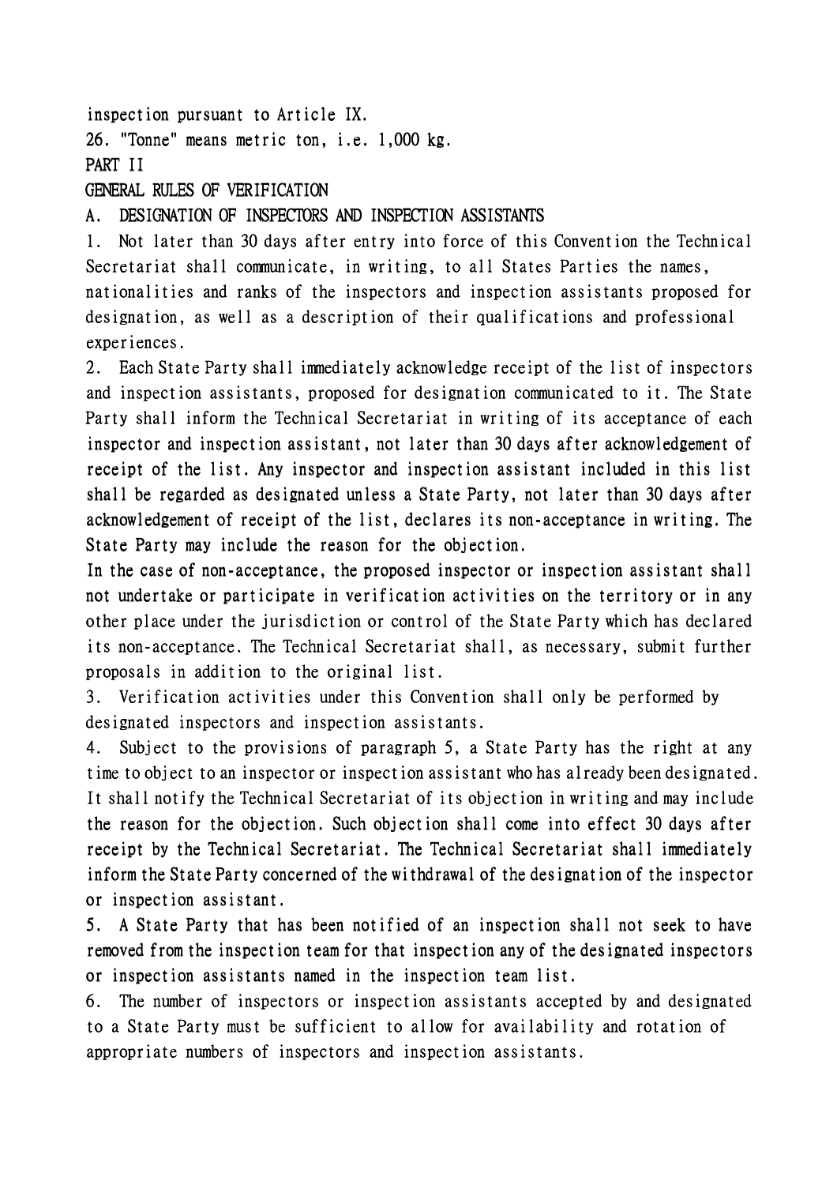inspection pursuant to Article IX.

26. "Tonne" means metric ton, i.e. 1,000 kg.

# PART II

## GENERAL RULES OF VERIFICATION

### A. DESIGNATION OF INSPECTORS AND INSPECTION ASSISTANTS

1. Not later than 30 days after entry into force of this Convention the Technical Secretariat shall communicate, in writing, to all States Parties the names, nationalities and ranks of the inspectors and inspection assistants proposed for designation, as well as a description of their qualifications and professional experiences.

2. Each State Party shall immediately acknowledge receipt of the list of inspectors and inspection assistants, proposed for designation communicated to it. The State Party shall inform the Technical Secretariat in writing of its acceptance of each inspector and inspection assistant, not later than 30 days after acknowledgement of receipt of the list. Any inspector and inspection assistant included in this list shall be regarded as designated unless a State Party, not later than 30 days after acknowledgement of receipt of the list, declares its non-acceptance in writing. The State Party may include the reason for the objection.

In the case of non-acceptance, the proposed inspector or inspection assistant shall not undertake or participate in verification activities on the territory or in any other place under the jurisdiction or control of the State Party which has declared its non-acceptance. The Technical Secretariat shall, as necessary, submit further proposals in addition to the original list.

3. Verification activities under this Convention shall only be performed by designated inspectors and inspection assistants.

4. Subject to the provisions of paragraph 5, a State Party has the right at any time to object to an inspector or inspection assistant who has already been designated. It shall notify the Technical Secretariat of its objection in writing and may include the reason for the objection. Such objection shall come into effect 30 days after receipt by the Technical Secretariat. The Technical Secretariat shall immediately inform the State Party concerned of the withdrawal of the designation of the inspector or inspection assistant.

5. A State Party that has been notified of an inspection shall not seek to have removed from the inspection team for that inspection any of the designated inspectors or inspection assistants named in the inspection team list.

6. The number of inspectors or inspection assistants accepted by and designated to a State Party must be sufficient to allow for availability and rotation of appropriate numbers of inspectors and inspection assistants.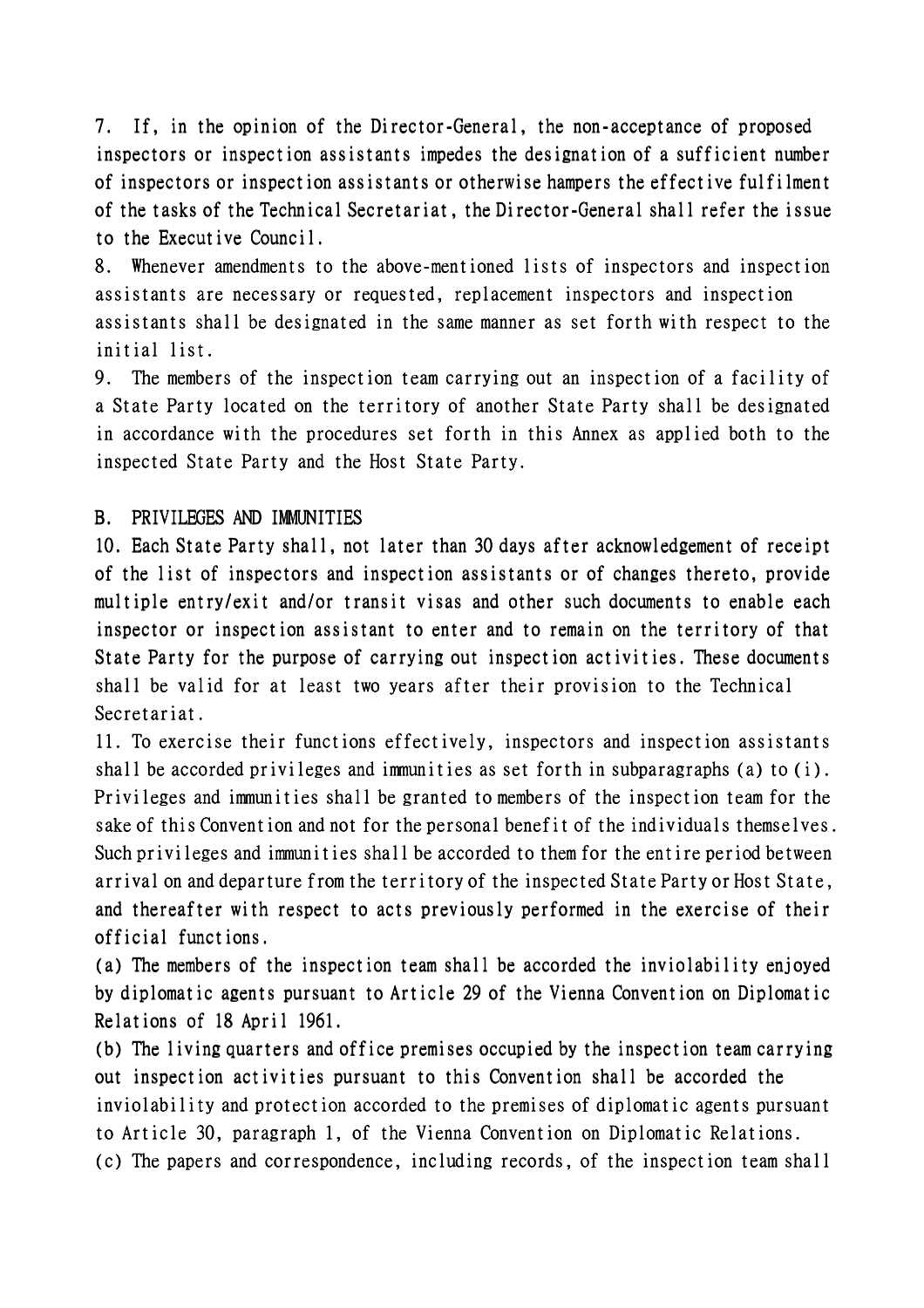7. If, in the opinion of the Director-General, the non-acceptance of proposed inspectors or inspection assistants impedes the designation of a sufficient number of inspectors or inspection assistants or otherwise hampers the effective fulfilment of the tasks of the Technical Secretariat, the Director-General shall refer the issue to the Executive Council.

8. Whenever amendments to the above-mentioned lists of inspectors and inspection assistants are necessary or requested, replacement inspectors and inspection assistants shall be designated in the same manner as set forth with respect to the initial list.

9. The members of the inspection team carrying out an inspection of a facility of a State Party located on the territory of another State Party shall be designated in accordance with the procedures set forth in this Annex as applied both to the inspected State Party and the Host State Party.

## B. PRIVILEGES AND IMMUNITIES

10. Each State Party shall, not later than 30 days after acknowledgement of receipt of the list of inspectors and inspection assistants or of changes thereto, provide multiple entry/exit and/or transit visas and other such documents to enable each inspector or inspection assistant to enter and to remain on the territory of that State Party for the purpose of carrying out inspection activities. These documents shall be valid for at least two years after their provision to the Technical Secretariat.

11. To exercise their functions effectively, inspectors and inspection assistants shall be accorded privileges and immunities as set forth in subparagraphs (a) to (i). Privileges and immunities shall be granted to members of the inspection team for the sake of this Convention and not for the personal benefit of the individuals themselves. Such privileges and immunities shall be accorded to them for the entire period between arrival on and departure from the territory of the inspected State Party or Host State, and thereafter with respect to acts previously performed in the exercise of their official functions.

(a) The members of the inspection team shall be accorded the inviolability enjoyed by diplomatic agents pursuant to Article 29 of the Vienna Convention on Diplomatic Relations of 18 April 1961.

(b) The living quarters and office premises occupied by the inspection team carrying out inspection activities pursuant to this Convention shall be accorded the inviolability and protection accorded to the premises of diplomatic agents pursuant to Article 30, paragraph 1, of the Vienna Convention on Diplomatic Relations.

(c) The papers and correspondence, including records, of the inspection team shall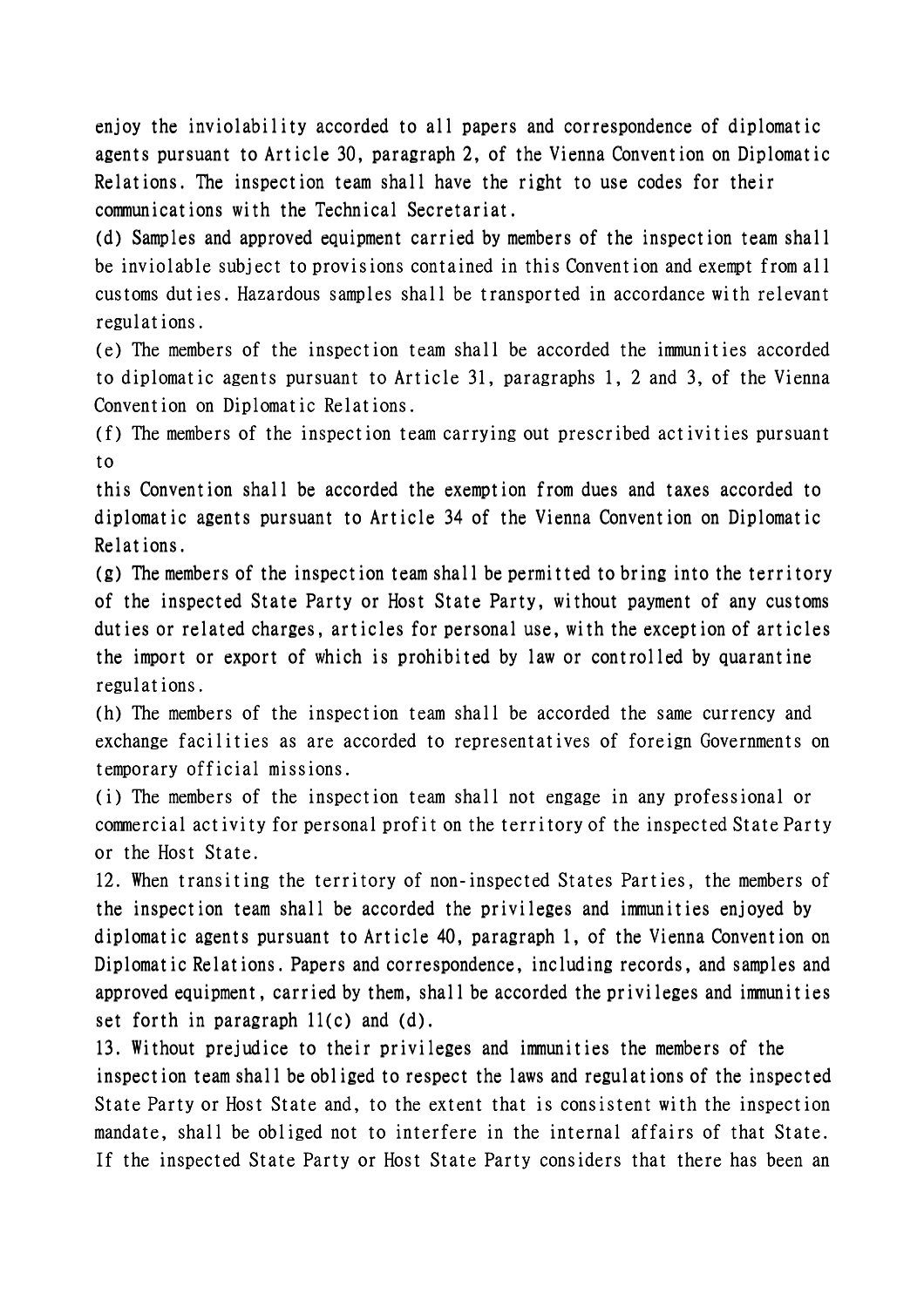enjoy the inviolability accorded to all papers and correspondence of diplomatic agents pursuant to Article 30, paragraph 2, of the Vienna Convention on Diplomatic Relations. The inspection team shall have the right to use codes for their communications with the Technical Secretariat.

(d) Samples and approved equipment carried by members of the inspection team shall be inviolable subject to provisions contained in this Convention and exempt from all customs duties. Hazardous samples shall be transported in accordance with relevant regulations.

(e) The members of the inspection team shall be accorded the immunities accorded to diplomatic agents pursuant to Article 31, paragraphs 1, 2 and 3, of the Vienna Convention on Diplomatic Relations.

(f) The members of the inspection team carrying out prescribed activities pursuant to
this Convention shall be accorded the exemption from dues and taxes accorded to diplomatic agents pursuant to Article 34 of the Vienna Convention on Diplomatic Relations.

(g) The members of the inspection team shall be permitted to bring into the territory of the inspected State Party or Host State Party, without payment of any customs duties or related charges, articles for personal use, with the exception of articles the import or export of which is prohibited by law or controlled by quarantine regulations.

(h) The members of the inspection team shall be accorded the same currency and exchange facilities as are accorded to representatives of foreign Governments on temporary official missions.

(i) The members of the inspection team shall not engage in any professional or commercial activity for personal profit on the territory of the inspected State Party or the Host State.

12. When transiting the territory of non-inspected States Parties, the members of the inspection team shall be accorded the privileges and immunities enjoyed by diplomatic agents pursuant to Article 40, paragraph 1, of the Vienna Convention on Diplomatic Relations. Papers and correspondence, including records, and samples and approved equipment, carried by them, shall be accorded the privileges and immunities set forth in paragraph 11(c) and (d).

13. Without prejudice to their privileges and immunities the members of the inspection team shall be obliged to respect the laws and regulations of the inspected State Party or Host State and, to the extent that is consistent with the inspection mandate, shall be obliged not to interfere in the internal affairs of that State. If the inspected State Party or Host State Party considers that there has been an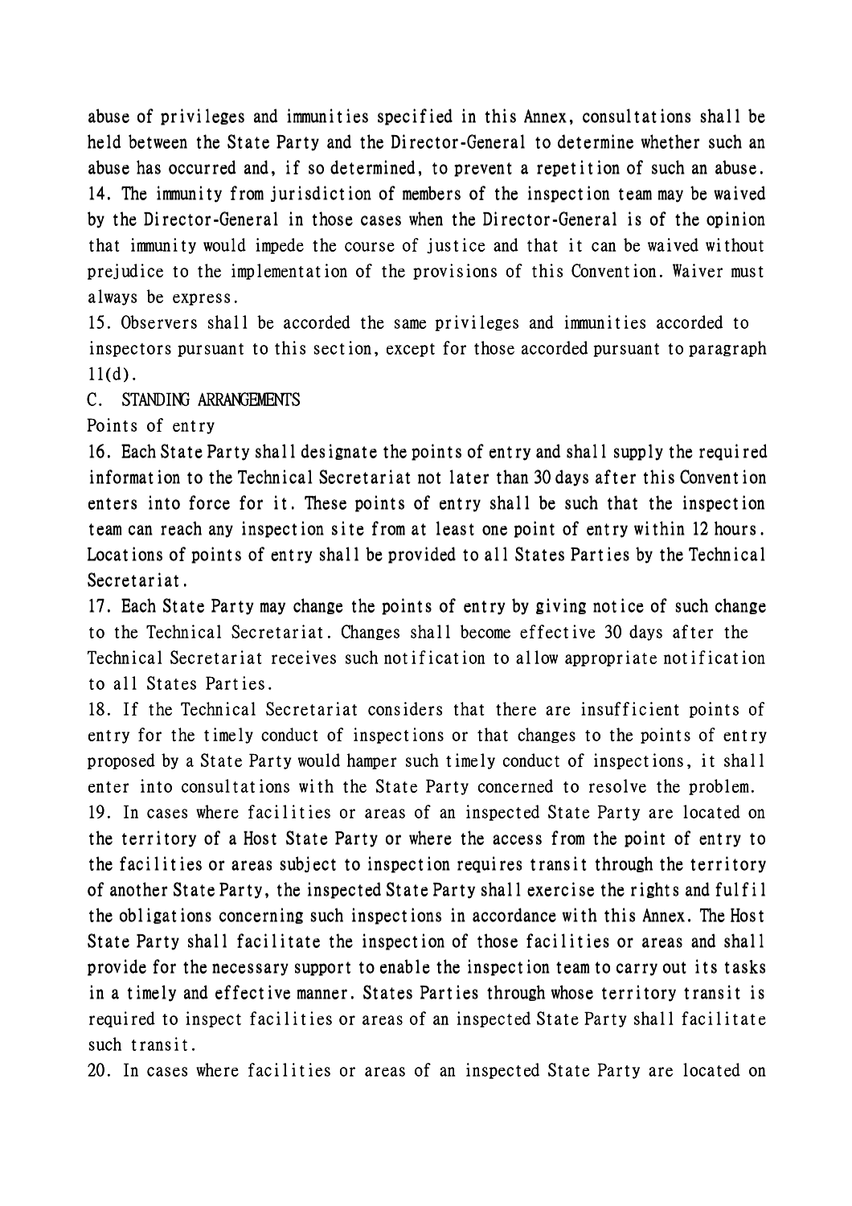abuse of privileges and immunities specified in this Annex, consultations shall be held between the State Party and the Director-General to determine whether such an abuse has occurred and, if so determined, to prevent a repetition of such an abuse.

14. The immunity from jurisdiction of members of the inspection team may be waived by the Director-General in those cases when the Director-General is of the opinion that immunity would impede the course of justice and that it can be waived without prejudice to the implementation of the provisions of this Convention. Waiver must always be express.

15. Observers shall be accorded the same privileges and immunities accorded to inspectors pursuant to this section, except for those accorded pursuant to paragraph 11(d).

## C. STANDING ARRANGEMENTS

### Points of entry

16. Each State Party shall designate the points of entry and shall supply the required information to the Technical Secretariat not later than 30 days after this Convention enters into force for it. These points of entry shall be such that the inspection team can reach any inspection site from at least one point of entry within 12 hours. Locations of points of entry shall be provided to all States Parties by the Technical Secretariat.

17. Each State Party may change the points of entry by giving notice of such change to the Technical Secretariat. Changes shall become effective 30 days after the Technical Secretariat receives such notification to allow appropriate notification to all States Parties.

18. If the Technical Secretariat considers that there are insufficient points of entry for the timely conduct of inspections or that changes to the points of entry proposed by a State Party would hamper such timely conduct of inspections, it shall enter into consultations with the State Party concerned to resolve the problem.

19. In cases where facilities or areas of an inspected State Party are located on the territory of a Host State Party or where the access from the point of entry to the facilities or areas subject to inspection requires transit through the territory of another State Party, the inspected State Party shall exercise the rights and fulfil the obligations concerning such inspections in accordance with this Annex. The Host State Party shall facilitate the inspection of those facilities or areas and shall provide for the necessary support to enable the inspection team to carry out its tasks in a timely and effective manner. States Parties through whose territory transit is required to inspect facilities or areas of an inspected State Party shall facilitate such transit.

20. In cases where facilities or areas of an inspected State Party are located on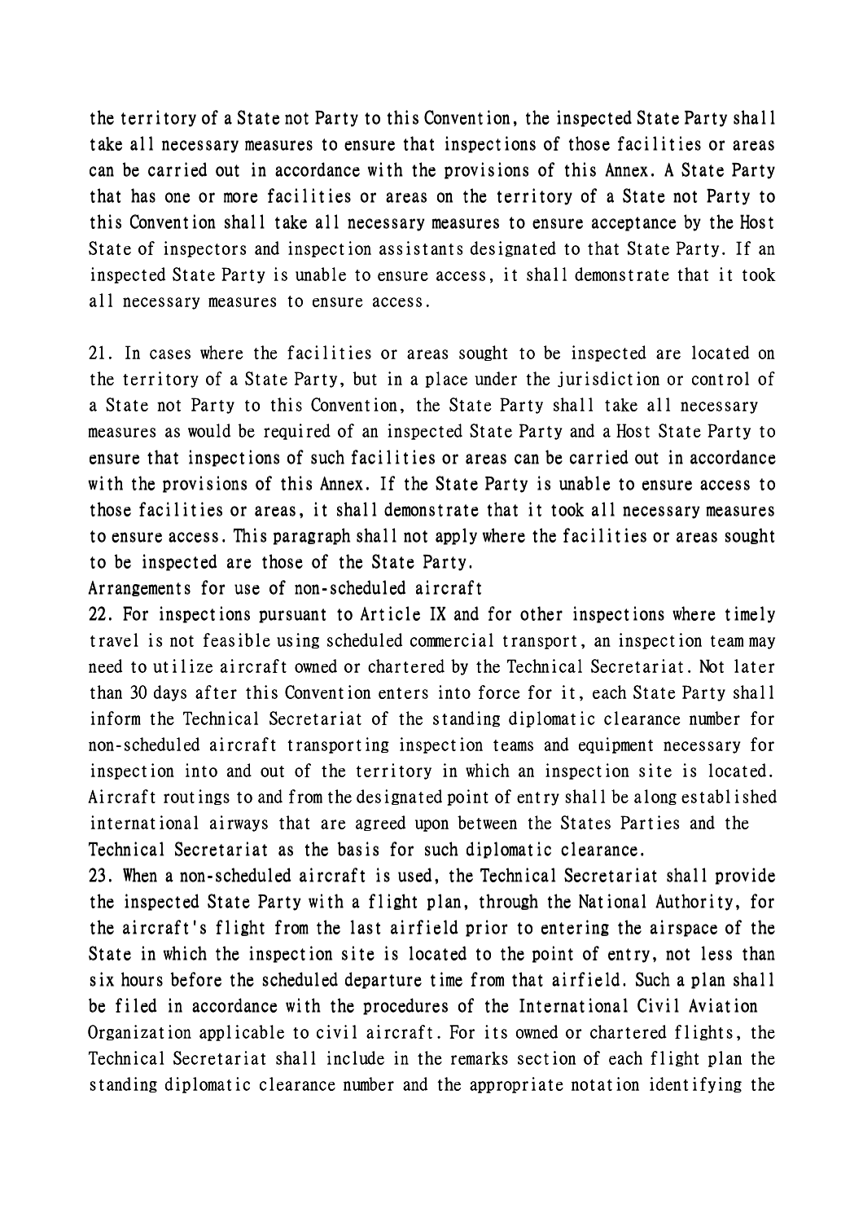the territory of a State not Party to this Convention, the inspected State Party shall take all necessary measures to ensure that inspections of those facilities or areas can be carried out in accordance with the provisions of this Annex. A State Party that has one or more facilities or areas on the territory of a State not Party to this Convention shall take all necessary measures to ensure acceptance by the Host State of inspectors and inspection assistants designated to that State Party. If an inspected State Party is unable to ensure access, it shall demonstrate that it took all necessary measures to ensure access.

21. In cases where the facilities or areas sought to be inspected are located on the territory of a State Party, but in a place under the jurisdiction or control of a State not Party to this Convention, the State Party shall take all necessary measures as would be required of an inspected State Party and a Host State Party to ensure that inspections of such facilities or areas can be carried out in accordance with the provisions of this Annex. If the State Party is unable to ensure access to those facilities or areas, it shall demonstrate that it took all necessary measures to ensure access. This paragraph shall not apply where the facilities or areas sought to be inspected are those of the State Party.

### Arrangements for use of non-scheduled aircraft

22. For inspections pursuant to Article IX and for other inspections where timely travel is not feasible using scheduled commercial transport, an inspection team may need to utilize aircraft owned or chartered by the Technical Secretariat. Not later than 30 days after this Convention enters into force for it, each State Party shall inform the Technical Secretariat of the standing diplomatic clearance number for non-scheduled aircraft transporting inspection teams and equipment necessary for inspection into and out of the territory in which an inspection site is located. Aircraft routings to and from the designated point of entry shall be along established international airways that are agreed upon between the States Parties and the Technical Secretariat as the basis for such diplomatic clearance.

23. When a non-scheduled aircraft is used, the Technical Secretariat shall provide the inspected State Party with a flight plan, through the National Authority, for the aircraft's flight from the last airfield prior to entering the airspace of the State in which the inspection site is located to the point of entry, not less than six hours before the scheduled departure time from that airfield. Such a plan shall be filed in accordance with the procedures of the International Civil Aviation Organization applicable to civil aircraft. For its owned or chartered flights, the Technical Secretariat shall include in the remarks section of each flight plan the standing diplomatic clearance number and the appropriate notation identifying the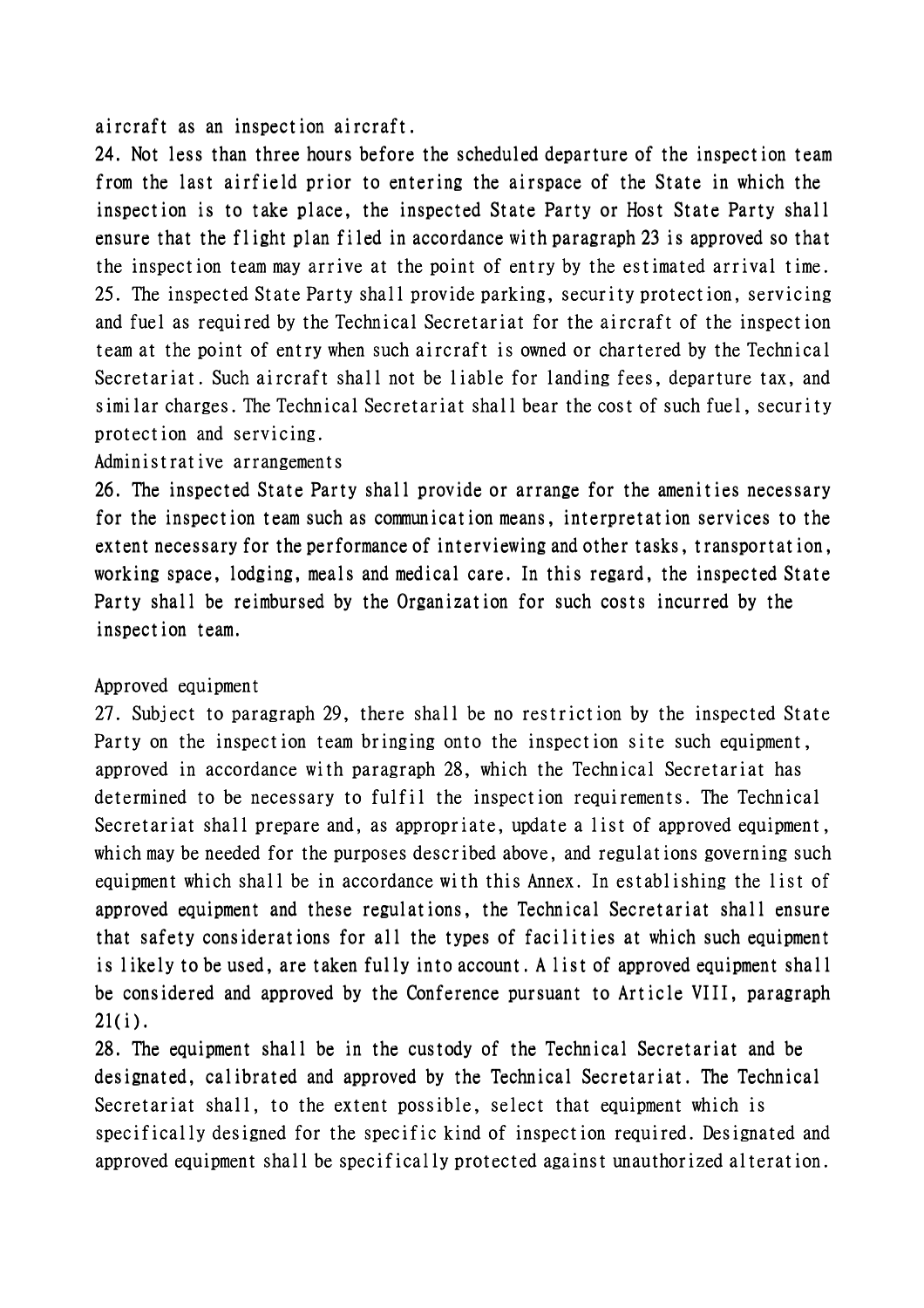aircraft as an inspection aircraft.

24. Not less than three hours before the scheduled departure of the inspection team from the last airfield prior to entering the airspace of the State in which the inspection is to take place, the inspected State Party or Host State Party shall ensure that the flight plan filed in accordance with paragraph 23 is approved so that the inspection team may arrive at the point of entry by the estimated arrival time.

25. The inspected State Party shall provide parking, security protection, servicing and fuel as required by the Technical Secretariat for the aircraft of the inspection team at the point of entry when such aircraft is owned or chartered by the Technical Secretariat. Such aircraft shall not be liable for landing fees, departure tax, and similar charges. The Technical Secretariat shall bear the cost of such fuel, security protection and servicing.

Administrative arrangements

26. The inspected State Party shall provide or arrange for the amenities necessary for the inspection team such as communication means, interpretation services to the extent necessary for the performance of interviewing and other tasks, transportation, working space, lodging, meals and medical care. In this regard, the inspected State Party shall be reimbursed by the Organization for such costs incurred by the inspection team.

Approved equipment

27. Subject to paragraph 29, there shall be no restriction by the inspected State Party on the inspection team bringing onto the inspection site such equipment, approved in accordance with paragraph 28, which the Technical Secretariat has determined to be necessary to fulfil the inspection requirements. The Technical Secretariat shall prepare and, as appropriate, update a list of approved equipment, which may be needed for the purposes described above, and regulations governing such equipment which shall be in accordance with this Annex. In establishing the list of approved equipment and these regulations, the Technical Secretariat shall ensure that safety considerations for all the types of facilities at which such equipment is likely to be used, are taken fully into account. A list of approved equipment shall be considered and approved by the Conference pursuant to Article VIII, paragraph 21(i).

28. The equipment shall be in the custody of the Technical Secretariat and be designated, calibrated and approved by the Technical Secretariat. The Technical Secretariat shall, to the extent possible, select that equipment which is specifically designed for the specific kind of inspection required. Designated and approved equipment shall be specifically protected against unauthorized alteration.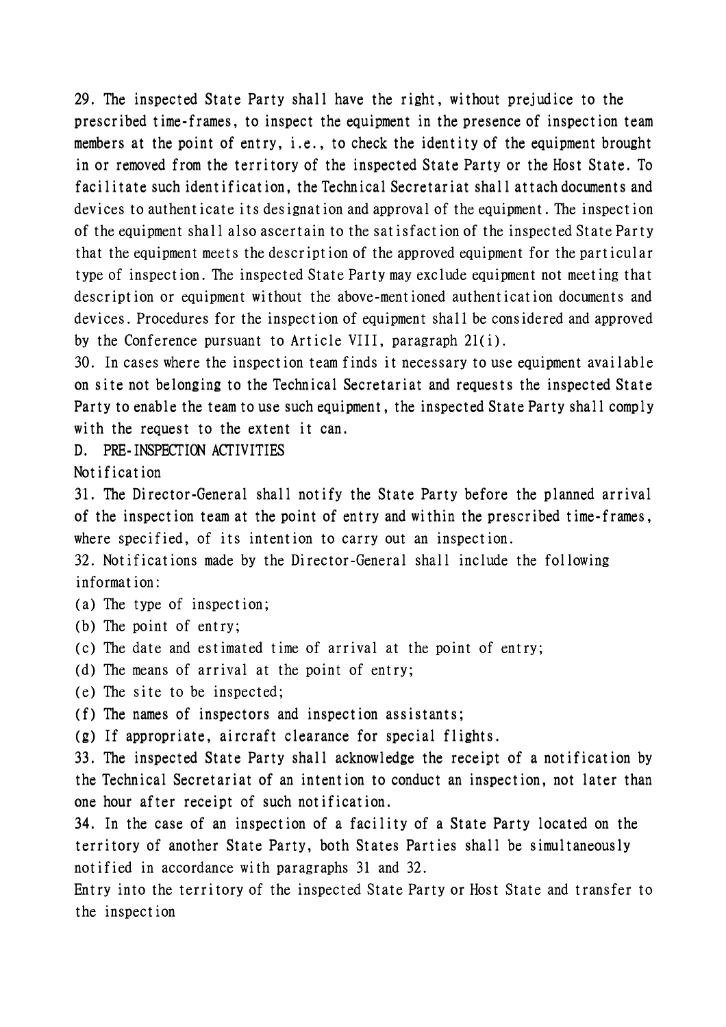29. The inspected State Party shall have the right, without prejudice to the prescribed time-frames, to inspect the equipment in the presence of inspection team members at the point of entry, i.e., to check the identity of the equipment brought in or removed from the territory of the inspected State Party or the Host State. To facilitate such identification, the Technical Secretariat shall attach documents and devices to authenticate its designation and approval of the equipment. The inspection of the equipment shall also ascertain to the satisfaction of the inspected State Party that the equipment meets the description of the approved equipment for the particular type of inspection. The inspected State Party may exclude equipment not meeting that description or equipment without the above-mentioned authentication documents and devices. Procedures for the inspection of equipment shall be considered and approved by the Conference pursuant to Article VIII, paragraph 21(i).

30. In cases where the inspection team finds it necessary to use equipment available on site not belonging to the Technical Secretariat and requests the inspected State Party to enable the team to use such equipment, the inspected State Party shall comply with the request to the extent it can.

## D. PRE-INSPECTION ACTIVITIES

### Notification

31. The Director-General shall notify the State Party before the planned arrival of the inspection team at the point of entry and within the prescribed time-frames, where specified, of its intention to carry out an inspection.

32. Notifications made by the Director-General shall include the following information:

(a) The type of inspection;

(b) The point of entry;

(c) The date and estimated time of arrival at the point of entry;

(d) The means of arrival at the point of entry;

(e) The site to be inspected;

(f) The names of inspectors and inspection assistants;

(g) If appropriate, aircraft clearance for special flights.

33. The inspected State Party shall acknowledge the receipt of a notification by the Technical Secretariat of an intention to conduct an inspection, not later than one hour after receipt of such notification.

34. In the case of an inspection of a facility of a State Party located on the territory of another State Party, both States Parties shall be simultaneously notified in accordance with paragraphs 31 and 32.

### Entry into the territory of the inspected State Party or Host State and transfer to the inspection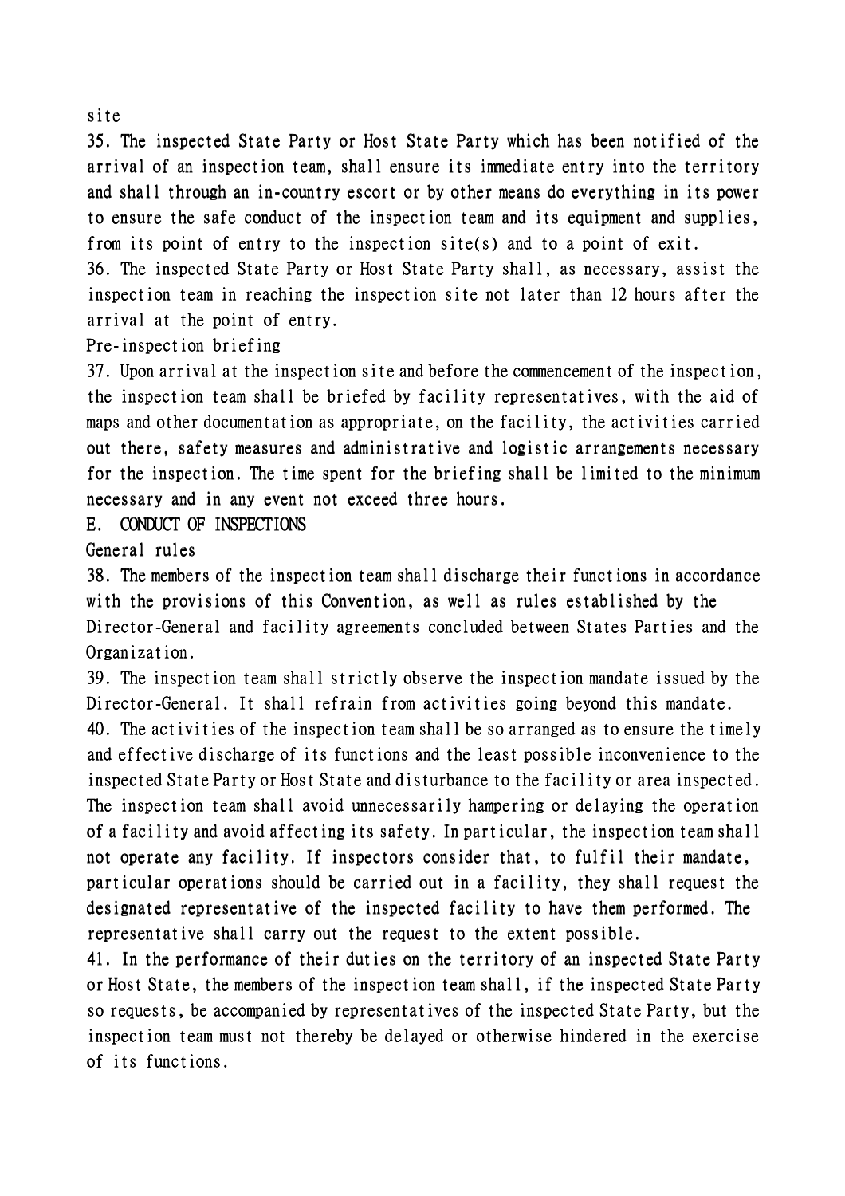site

35. The inspected State Party or Host State Party which has been notified of the arrival of an inspection team, shall ensure its immediate entry into the territory and shall through an in-country escort or by other means do everything in its power to ensure the safe conduct of the inspection team and its equipment and supplies, from its point of entry to the inspection site(s) and to a point of exit.

36. The inspected State Party or Host State Party shall, as necessary, assist the inspection team in reaching the inspection site not later than 12 hours after the arrival at the point of entry.

Pre-inspection briefing

37. Upon arrival at the inspection site and before the commencement of the inspection, the inspection team shall be briefed by facility representatives, with the aid of maps and other documentation as appropriate, on the facility, the activities carried out there, safety measures and administrative and logistic arrangements necessary for the inspection. The time spent for the briefing shall be limited to the minimum necessary and in any event not exceed three hours.

## E. CONDUCT OF INSPECTIONS

General rules

38. The members of the inspection team shall discharge their functions in accordance with the provisions of this Convention, as well as rules established by the Director-General and facility agreements concluded between States Parties and the Organization.

39. The inspection team shall strictly observe the inspection mandate issued by the Director-General. It shall refrain from activities going beyond this mandate.

40. The activities of the inspection team shall be so arranged as to ensure the timely and effective discharge of its functions and the least possible inconvenience to the inspected State Party or Host State and disturbance to the facility or area inspected. The inspection team shall avoid unnecessarily hampering or delaying the operation of a facility and avoid affecting its safety. In particular, the inspection team shall not operate any facility. If inspectors consider that, to fulfil their mandate, particular operations should be carried out in a facility, they shall request the designated representative of the inspected facility to have them performed. The representative shall carry out the request to the extent possible.

41. In the performance of their duties on the territory of an inspected State Party or Host State, the members of the inspection team shall, if the inspected State Party so requests, be accompanied by representatives of the inspected State Party, but the inspection team must not thereby be delayed or otherwise hindered in the exercise of its functions.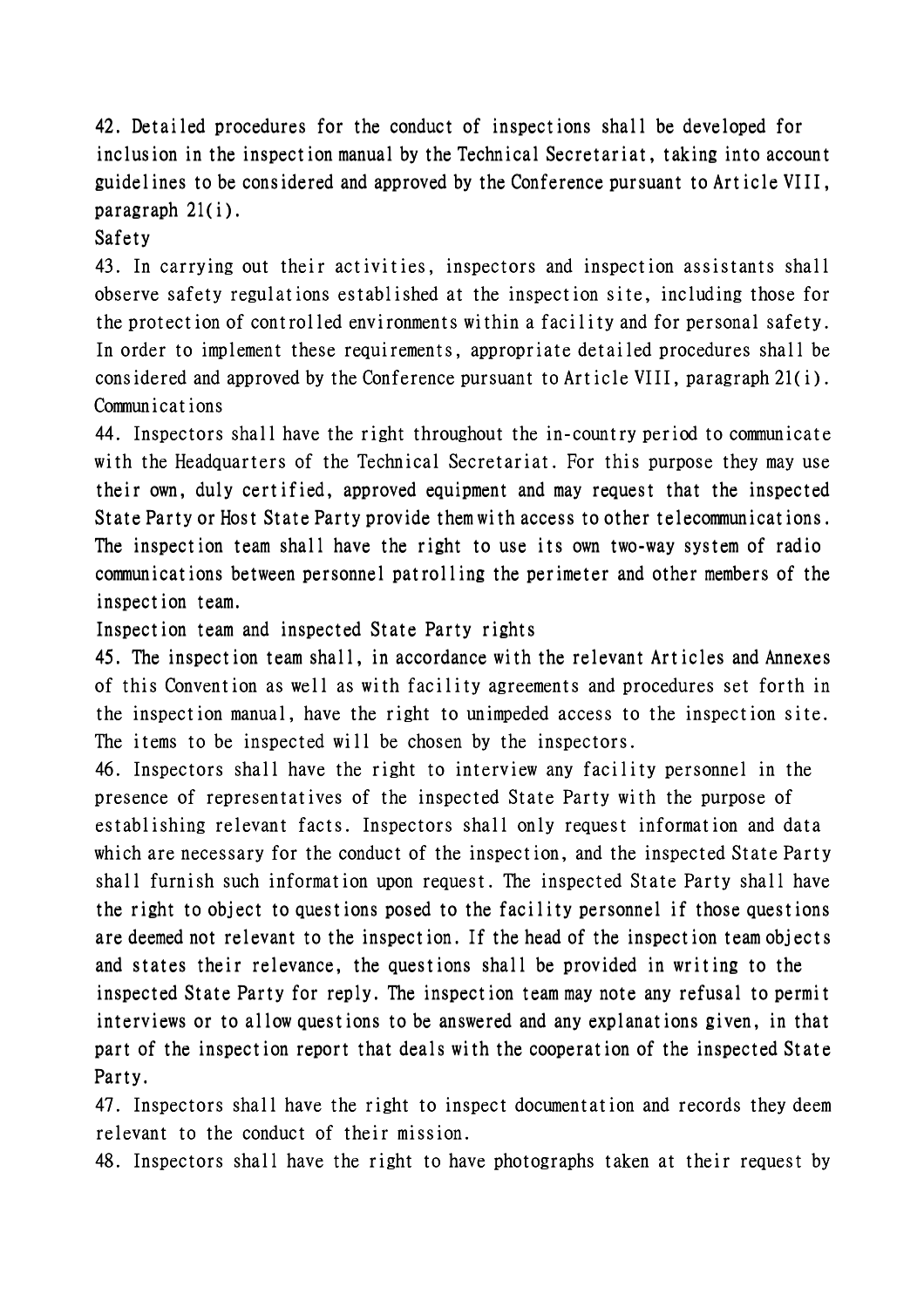42. Detailed procedures for the conduct of inspections shall be developed for inclusion in the inspection manual by the Technical Secretariat, taking into account guidelines to be considered and approved by the Conference pursuant to Article VIII, paragraph 21(i).

### Safety

43. In carrying out their activities, inspectors and inspection assistants shall observe safety regulations established at the inspection site, including those for the protection of controlled environments within a facility and for personal safety. In order to implement these requirements, appropriate detailed procedures shall be considered and approved by the Conference pursuant to Article VIII, paragraph 21(i).

### Communications

44. Inspectors shall have the right throughout the in-country period to communicate with the Headquarters of the Technical Secretariat. For this purpose they may use their own, duly certified, approved equipment and may request that the inspected State Party or Host State Party provide them with access to other telecommunications. The inspection team shall have the right to use its own two-way system of radio communications between personnel patrolling the perimeter and other members of the inspection team.

### Inspection team and inspected State Party rights

45. The inspection team shall, in accordance with the relevant Articles and Annexes of this Convention as well as with facility agreements and procedures set forth in the inspection manual, have the right to unimpeded access to the inspection site. The items to be inspected will be chosen by the inspectors.

46. Inspectors shall have the right to interview any facility personnel in the presence of representatives of the inspected State Party with the purpose of establishing relevant facts. Inspectors shall only request information and data which are necessary for the conduct of the inspection, and the inspected State Party shall furnish such information upon request. The inspected State Party shall have the right to object to questions posed to the facility personnel if those questions are deemed not relevant to the inspection. If the head of the inspection team objects and states their relevance, the questions shall be provided in writing to the inspected State Party for reply. The inspection team may note any refusal to permit interviews or to allow questions to be answered and any explanations given, in that part of the inspection report that deals with the cooperation of the inspected State Party.

47. Inspectors shall have the right to inspect documentation and records they deem relevant to the conduct of their mission.

48. Inspectors shall have the right to have photographs taken at their request by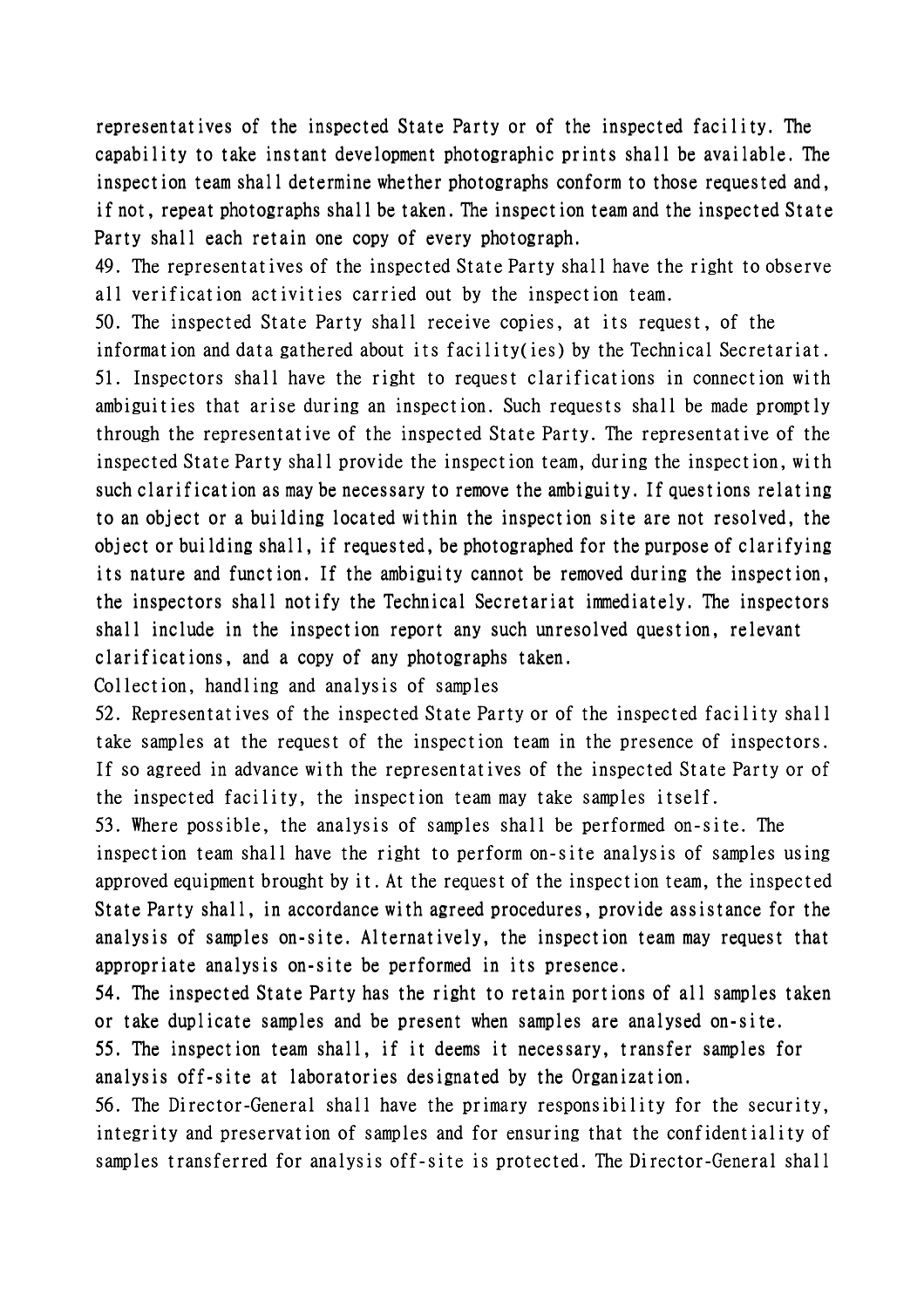representatives of the inspected State Party or of the inspected facility. The capability to take instant development photographic prints shall be available. The inspection team shall determine whether photographs conform to those requested and, if not, repeat photographs shall be taken. The inspection team and the inspected State Party shall each retain one copy of every photograph.

49. The representatives of the inspected State Party shall have the right to observe all verification activities carried out by the inspection team.

50. The inspected State Party shall receive copies, at its request, of the information and data gathered about its facility(ies) by the Technical Secretariat.

51. Inspectors shall have the right to request clarifications in connection with ambiguities that arise during an inspection. Such requests shall be made promptly through the representative of the inspected State Party. The representative of the inspected State Party shall provide the inspection team, during the inspection, with such clarification as may be necessary to remove the ambiguity. If questions relating to an object or a building located within the inspection site are not resolved, the object or building shall, if requested, be photographed for the purpose of clarifying its nature and function. If the ambiguity cannot be removed during the inspection, the inspectors shall notify the Technical Secretariat immediately. The inspectors shall include in the inspection report any such unresolved question, relevant clarifications, and a copy of any photographs taken.

Collection, handling and analysis of samples

52. Representatives of the inspected State Party or of the inspected facility shall take samples at the request of the inspection team in the presence of inspectors. If so agreed in advance with the representatives of the inspected State Party or of the inspected facility, the inspection team may take samples itself.

53. Where possible, the analysis of samples shall be performed on-site. The inspection team shall have the right to perform on-site analysis of samples using approved equipment brought by it. At the request of the inspection team, the inspected State Party shall, in accordance with agreed procedures, provide assistance for the analysis of samples on-site. Alternatively, the inspection team may request that appropriate analysis on-site be performed in its presence.

54. The inspected State Party has the right to retain portions of all samples taken or take duplicate samples and be present when samples are analysed on-site.

55. The inspection team shall, if it deems it necessary, transfer samples for analysis off-site at laboratories designated by the Organization.

56. The Director-General shall have the primary responsibility for the security, integrity and preservation of samples and for ensuring that the confidentiality of samples transferred for analysis off-site is protected. The Director-General shall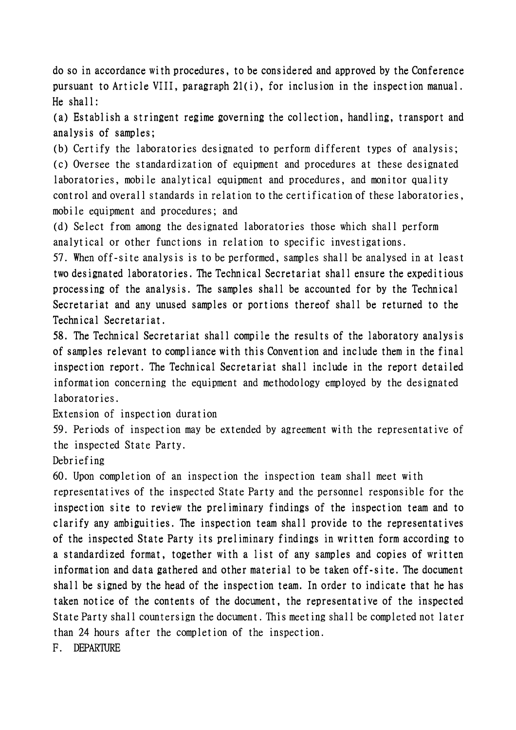do so in accordance with procedures, to be considered and approved by the Conference pursuant to Article VIII, paragraph 21(i), for inclusion in the inspection manual. He shall:

(a) Establish a stringent regime governing the collection, handling, transport and analysis of samples;

(b) Certify the laboratories designated to perform different types of analysis;

(c) Oversee the standardization of equipment and procedures at these designated laboratories, mobile analytical equipment and procedures, and monitor quality control and overall standards in relation to the certification of these laboratories, mobile equipment and procedures; and

(d) Select from among the designated laboratories those which shall perform analytical or other functions in relation to specific investigations.

57. When off-site analysis is to be performed, samples shall be analysed in at least two designated laboratories. The Technical Secretariat shall ensure the expeditious processing of the analysis. The samples shall be accounted for by the Technical Secretariat and any unused samples or portions thereof shall be returned to the Technical Secretariat.

58. The Technical Secretariat shall compile the results of the laboratory analysis of samples relevant to compliance with this Convention and include them in the final inspection report. The Technical Secretariat shall include in the report detailed information concerning the equipment and methodology employed by the designated laboratories.

### Extension of inspection duration

59. Periods of inspection may be extended by agreement with the representative of the inspected State Party.

### Debriefing

60. Upon completion of an inspection the inspection team shall meet with representatives of the inspected State Party and the personnel responsible for the inspection site to review the preliminary findings of the inspection team and to clarify any ambiguities. The inspection team shall provide to the representatives of the inspected State Party its preliminary findings in written form according to a standardized format, together with a list of any samples and copies of written information and data gathered and other material to be taken off-site. The document shall be signed by the head of the inspection team. In order to indicate that he has taken notice of the contents of the document, the representative of the inspected State Party shall countersign the document. This meeting shall be completed not later than 24 hours after the completion of the inspection.

## F. DEPARTURE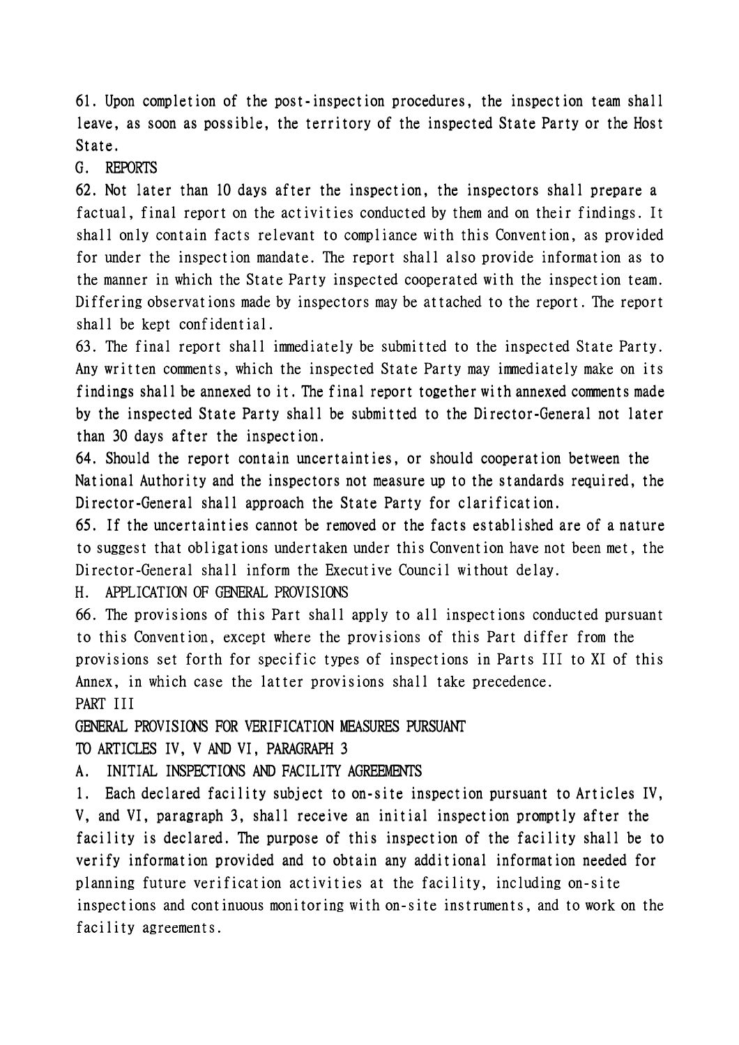61. Upon completion of the post-inspection procedures, the inspection team shall leave, as soon as possible, the territory of the inspected State Party or the Host State.

## G. REPORTS

62. Not later than 10 days after the inspection, the inspectors shall prepare a factual, final report on the activities conducted by them and on their findings. It shall only contain facts relevant to compliance with this Convention, as provided for under the inspection mandate. The report shall also provide information as to the manner in which the State Party inspected cooperated with the inspection team. Differing observations made by inspectors may be attached to the report. The report shall be kept confidential.

63. The final report shall immediately be submitted to the inspected State Party. Any written comments, which the inspected State Party may immediately make on its findings shall be annexed to it. The final report together with annexed comments made by the inspected State Party shall be submitted to the Director-General not later than 30 days after the inspection.

64. Should the report contain uncertainties, or should cooperation between the National Authority and the inspectors not measure up to the standards required, the Director-General shall approach the State Party for clarification.

65. If the uncertainties cannot be removed or the facts established are of a nature to suggest that obligations undertaken under this Convention have not been met, the Director-General shall inform the Executive Council without delay.

## H. APPLICATION OF GENERAL PROVISIONS

66. The provisions of this Part shall apply to all inspections conducted pursuant to this Convention, except where the provisions of this Part differ from the provisions set forth for specific types of inspections in Parts III to XI of this Annex, in which case the latter provisions shall take precedence.

# PART III

# GENERAL PROVISIONS FOR VERIFICATION MEASURES PURSUANT TO ARTICLES IV, V AND VI, PARAGRAPH 3

## A. INITIAL INSPECTIONS AND FACILITY AGREEMENTS

1. Each declared facility subject to on-site inspection pursuant to Articles IV, V, and VI, paragraph 3, shall receive an initial inspection promptly after the facility is declared. The purpose of this inspection of the facility shall be to verify information provided and to obtain any additional information needed for planning future verification activities at the facility, including on-site inspections and continuous monitoring with on-site instruments, and to work on the facility agreements.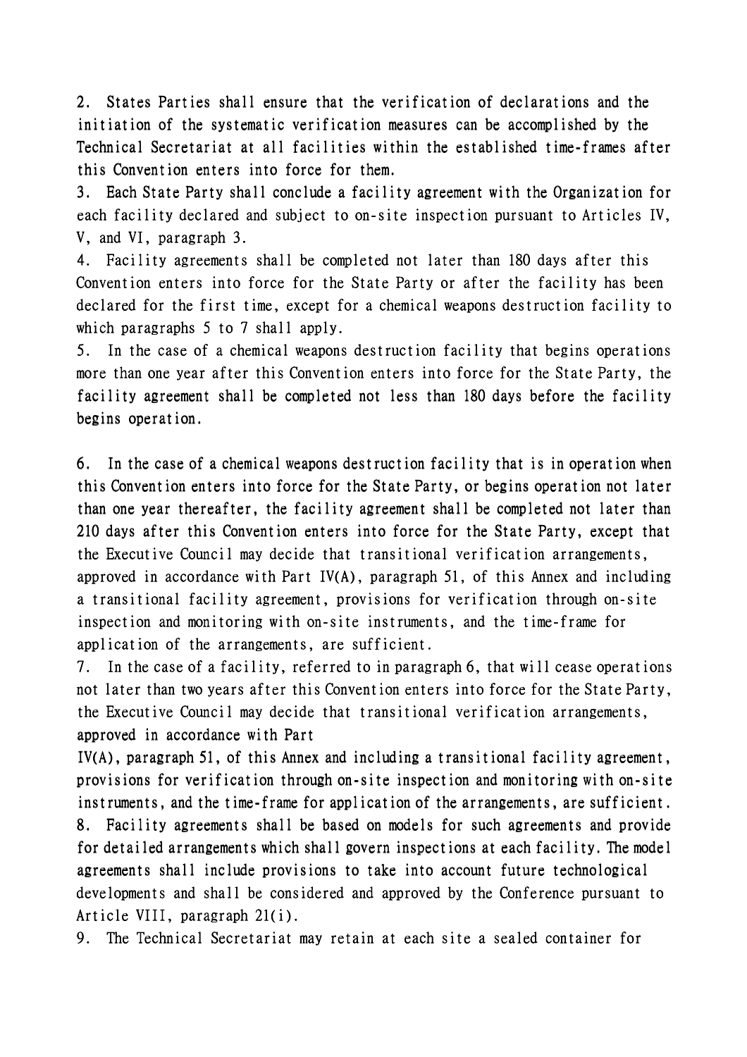2. States Parties shall ensure that the verification of declarations and the initiation of the systematic verification measures can be accomplished by the Technical Secretariat at all facilities within the established time-frames after this Convention enters into force for them.

3. Each State Party shall conclude a facility agreement with the Organization for each facility declared and subject to on-site inspection pursuant to Articles IV, V, and VI, paragraph 3.

4. Facility agreements shall be completed not later than 180 days after this Convention enters into force for the State Party or after the facility has been declared for the first time, except for a chemical weapons destruction facility to which paragraphs 5 to 7 shall apply.

5. In the case of a chemical weapons destruction facility that begins operations more than one year after this Convention enters into force for the State Party, the facility agreement shall be completed not less than 180 days before the facility begins operation.

6. In the case of a chemical weapons destruction facility that is in operation when this Convention enters into force for the State Party, or begins operation not later than one year thereafter, the facility agreement shall be completed not later than 210 days after this Convention enters into force for the State Party, except that the Executive Council may decide that transitional verification arrangements, approved in accordance with Part IV(A), paragraph 51, of this Annex and including a transitional facility agreement, provisions for verification through on-site inspection and monitoring with on-site instruments, and the time-frame for application of the arrangements, are sufficient.

7. In the case of a facility, referred to in paragraph 6, that will cease operations not later than two years after this Convention enters into force for the State Party, the Executive Council may decide that transitional verification arrangements, approved in accordance with Part IV(A), paragraph 51, of this Annex and including a transitional facility agreement, provisions for verification through on-site inspection and monitoring with on-site instruments, and the time-frame for application of the arrangements, are sufficient.

8. Facility agreements shall be based on models for such agreements and provide for detailed arrangements which shall govern inspections at each facility. The model agreements shall include provisions to take into account future technological developments and shall be considered and approved by the Conference pursuant to Article VIII, paragraph 21(i).

9. The Technical Secretariat may retain at each site a sealed container for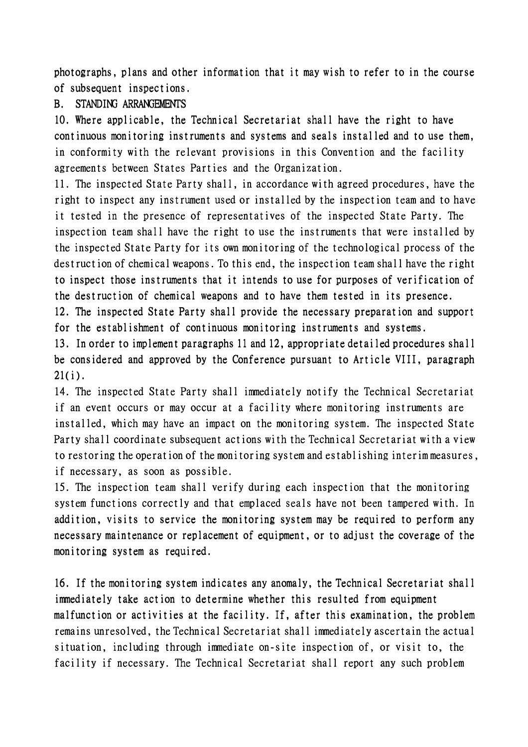photographs, plans and other information that it may wish to refer to in the course of subsequent inspections.

## B. STANDING ARRANGEMENTS

10. Where applicable, the Technical Secretariat shall have the right to have continuous monitoring instruments and systems and seals installed and to use them, in conformity with the relevant provisions in this Convention and the facility agreements between States Parties and the Organization.

11. The inspected State Party shall, in accordance with agreed procedures, have the right to inspect any instrument used or installed by the inspection team and to have it tested in the presence of representatives of the inspected State Party. The inspection team shall have the right to use the instruments that were installed by the inspected State Party for its own monitoring of the technological process of the destruction of chemical weapons. To this end, the inspection team shall have the right to inspect those instruments that it intends to use for purposes of verification of the destruction of chemical weapons and to have them tested in its presence.

12. The inspected State Party shall provide the necessary preparation and support for the establishment of continuous monitoring instruments and systems.

13. In order to implement paragraphs 11 and 12, appropriate detailed procedures shall be considered and approved by the Conference pursuant to Article VIII, paragraph 21(i).

14. The inspected State Party shall immediately notify the Technical Secretariat if an event occurs or may occur at a facility where monitoring instruments are installed, which may have an impact on the monitoring system. The inspected State Party shall coordinate subsequent actions with the Technical Secretariat with a view to restoring the operation of the monitoring system and establishing interim measures, if necessary, as soon as possible.

15. The inspection team shall verify during each inspection that the monitoring system functions correctly and that emplaced seals have not been tampered with. In addition, visits to service the monitoring system may be required to perform any necessary maintenance or replacement of equipment, or to adjust the coverage of the monitoring system as required.

16. If the monitoring system indicates any anomaly, the Technical Secretariat shall immediately take action to determine whether this resulted from equipment malfunction or activities at the facility. If, after this examination, the problem remains unresolved, the Technical Secretariat shall immediately ascertain the actual situation, including through immediate on-site inspection of, or visit to, the facility if necessary. The Technical Secretariat shall report any such problem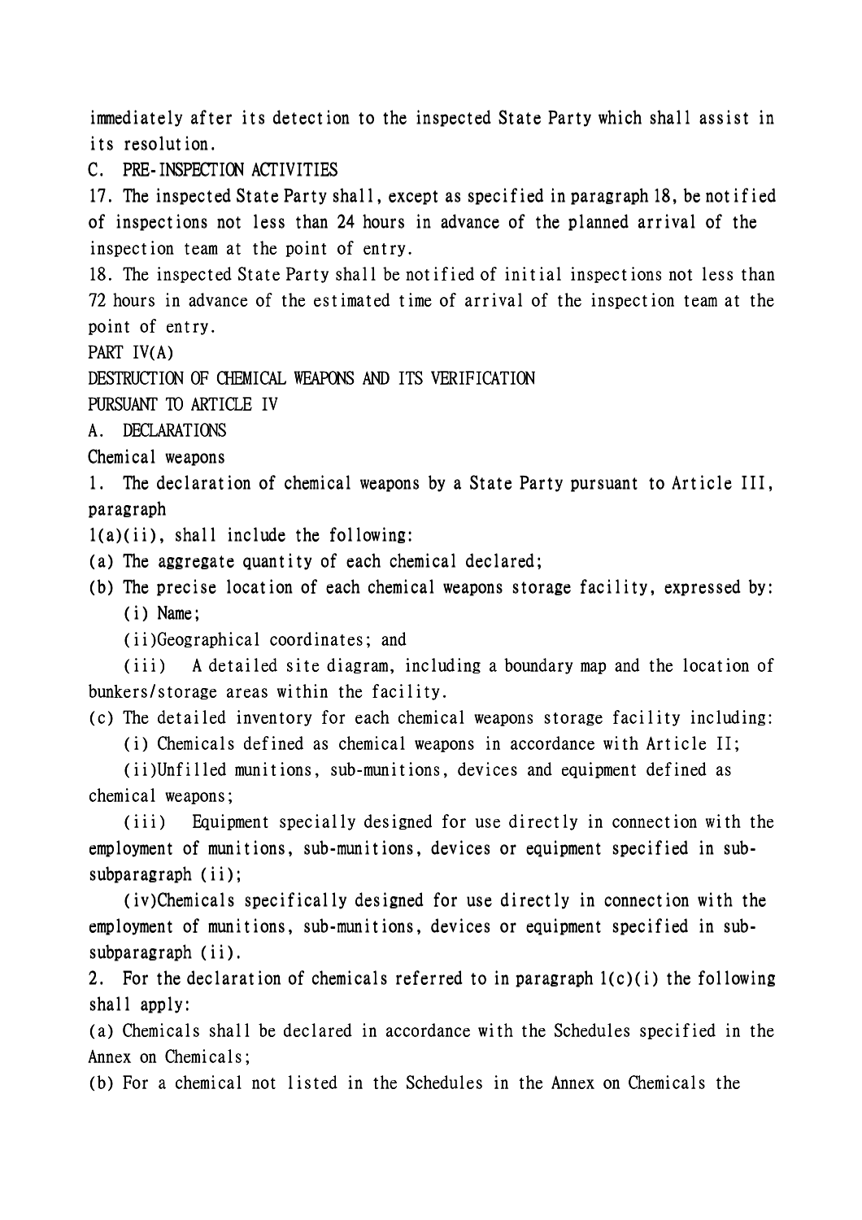immediately after its detection to the inspected State Party which shall assist in its resolution.

C. PRE-INSPECTION ACTIVITIES

17. The inspected State Party shall, except as specified in paragraph 18, be notified of inspections not less than 24 hours in advance of the planned arrival of the inspection team at the point of entry.

18. The inspected State Party shall be notified of initial inspections not less than 72 hours in advance of the estimated time of arrival of the inspection team at the point of entry.

PART IV(A)

DESTRUCTION OF CHEMICAL WEAPONS AND ITS VERIFICATION

PURSUANT TO ARTICLE IV

A. DECLARATIONS

Chemical weapons

1. The declaration of chemical weapons by a State Party pursuant to Article III, paragraph
1(a)(ii), shall include the following:

(a) The aggregate quantity of each chemical declared;

(b) The precise location of each chemical weapons storage facility, expressed by:

  (i) Name;

  (ii)Geographical coordinates; and

  (iii) A detailed site diagram, including a boundary map and the location of bunkers/storage areas within the facility.

(c) The detailed inventory for each chemical weapons storage facility including:

  (i) Chemicals defined as chemical weapons in accordance with Article II;

  (ii)Unfilled munitions, sub-munitions, devices and equipment defined as chemical weapons;

  (iii) Equipment specially designed for use directly in connection with the employment of munitions, sub-munitions, devices or equipment specified in sub-subparagraph (ii);

  (iv)Chemicals specifically designed for use directly in connection with the employment of munitions, sub-munitions, devices or equipment specified in sub-subparagraph (ii).

2. For the declaration of chemicals referred to in paragraph 1(c)(i) the following shall apply:

(a) Chemicals shall be declared in accordance with the Schedules specified in the Annex on Chemicals;

(b) For a chemical not listed in the Schedules in the Annex on Chemicals the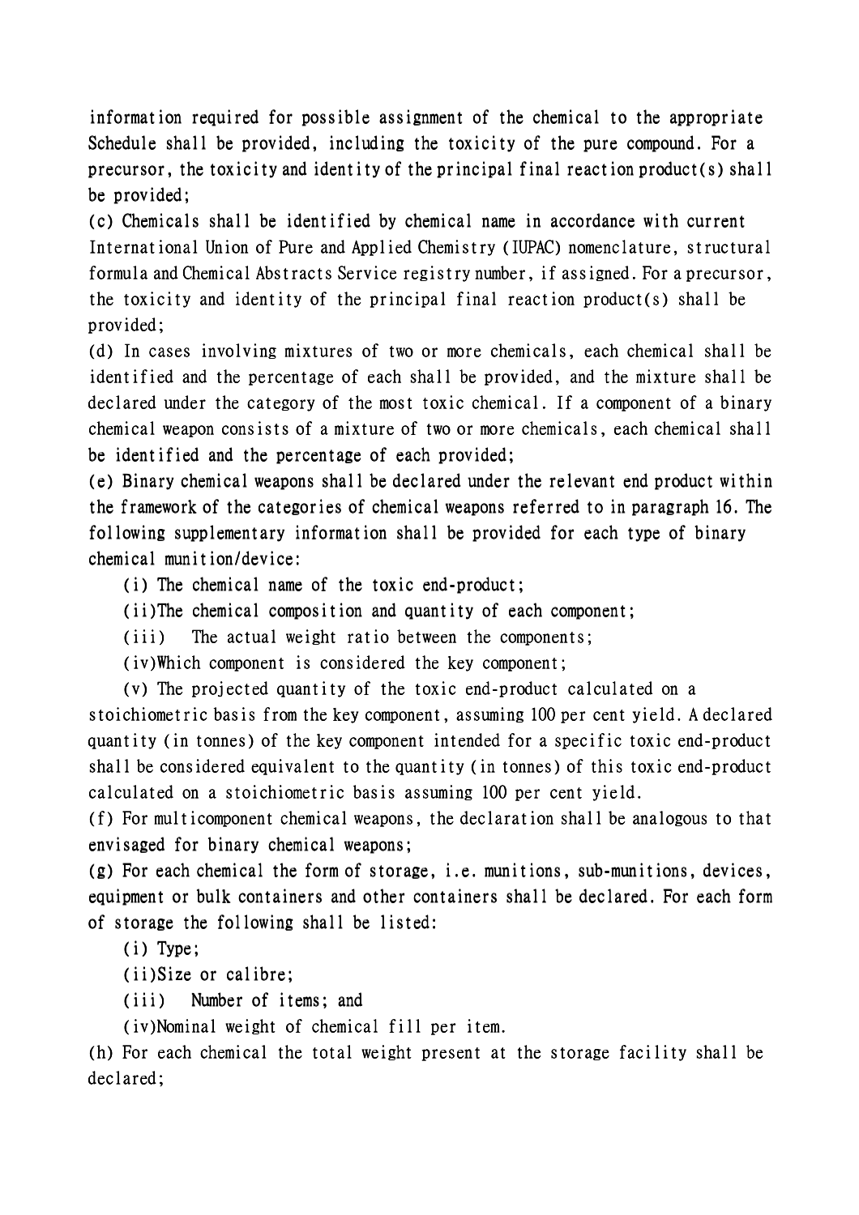information required for possible assignment of the chemical to the appropriate Schedule shall be provided, including the toxicity of the pure compound. For a precursor, the toxicity and identity of the principal final reaction product(s) shall be provided;

(c) Chemicals shall be identified by chemical name in accordance with current International Union of Pure and Applied Chemistry (IUPAC) nomenclature, structural formula and Chemical Abstracts Service registry number, if assigned. For a precursor, the toxicity and identity of the principal final reaction product(s) shall be provided;

(d) In cases involving mixtures of two or more chemicals, each chemical shall be identified and the percentage of each shall be provided, and the mixture shall be declared under the category of the most toxic chemical. If a component of a binary chemical weapon consists of a mixture of two or more chemicals, each chemical shall be identified and the percentage of each provided;

(e) Binary chemical weapons shall be declared under the relevant end product within the framework of the categories of chemical weapons referred to in paragraph 16. The following supplementary information shall be provided for each type of binary chemical munition/device:

(i) The chemical name of the toxic end-product;

(ii) The chemical composition and quantity of each component;

(iii) The actual weight ratio between the components;

(iv) Which component is considered the key component;

(v) The projected quantity of the toxic end-product calculated on a stoichiometric basis from the key component, assuming 100 per cent yield. A declared quantity (in tonnes) of the key component intended for a specific toxic end-product shall be considered equivalent to the quantity (in tonnes) of this toxic end-product calculated on a stoichiometric basis assuming 100 per cent yield.

(f) For multicomponent chemical weapons, the declaration shall be analogous to that envisaged for binary chemical weapons;

(g) For each chemical the form of storage, i.e. munitions, sub-munitions, devices, equipment or bulk containers and other containers shall be declared. For each form of storage the following shall be listed:

(i) Type;

(ii) Size or calibre;

(iii) Number of items; and

(iv) Nominal weight of chemical fill per item.

(h) For each chemical the total weight present at the storage facility shall be declared;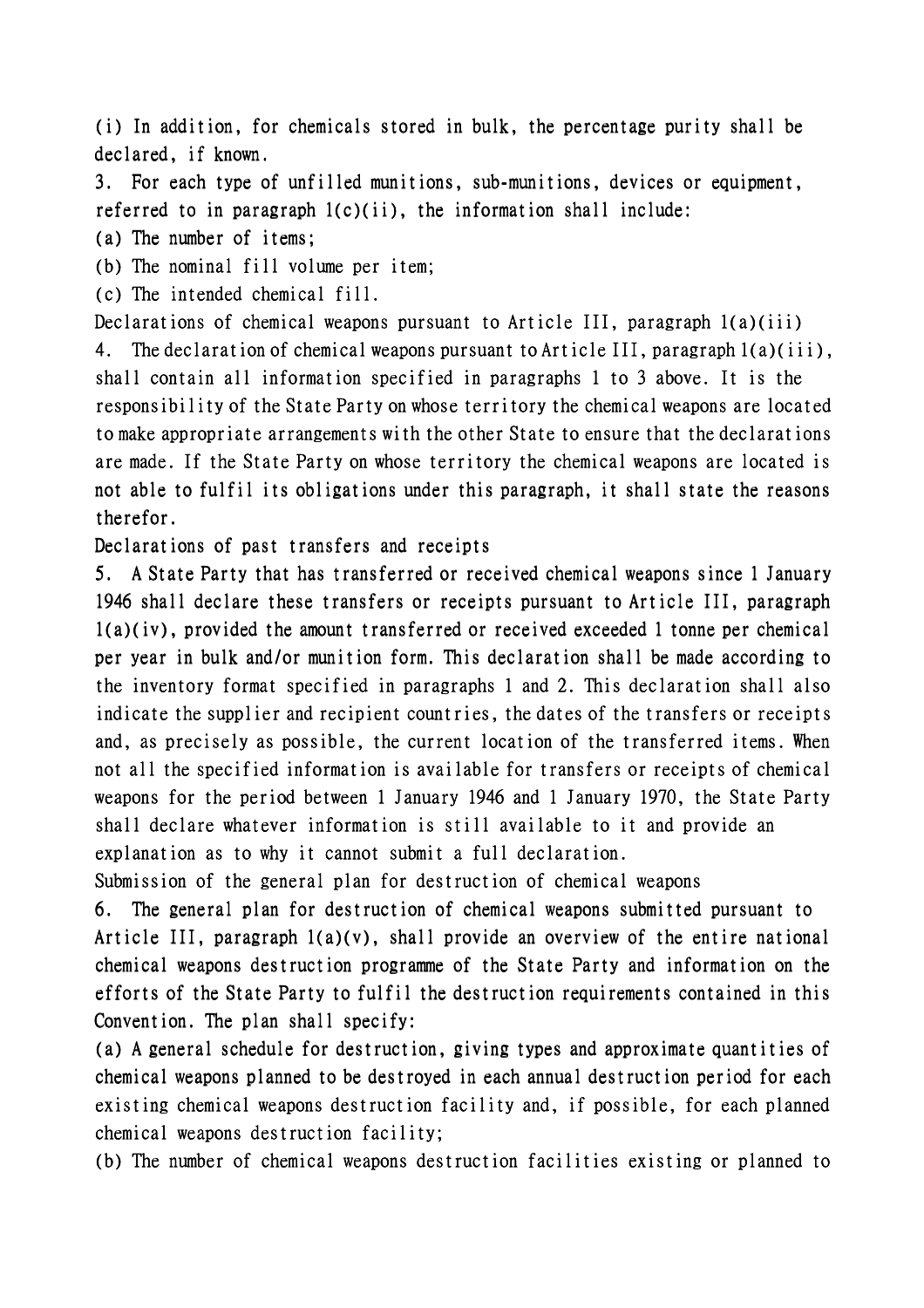(i) In addition, for chemicals stored in bulk, the percentage purity shall be declared, if known.

3. For each type of unfilled munitions, sub-munitions, devices or equipment, referred to in paragraph 1(c)(ii), the information shall include:

(a) The number of items;

(b) The nominal fill volume per item;

(c) The intended chemical fill.

Declarations of chemical weapons pursuant to Article III, paragraph 1(a)(iii)

4. The declaration of chemical weapons pursuant to Article III, paragraph 1(a)(iii), shall contain all information specified in paragraphs 1 to 3 above. It is the responsibility of the State Party on whose territory the chemical weapons are located to make appropriate arrangements with the other State to ensure that the declarations are made. If the State Party on whose territory the chemical weapons are located is not able to fulfil its obligations under this paragraph, it shall state the reasons therefor.

Declarations of past transfers and receipts

5. A State Party that has transferred or received chemical weapons since 1 January 1946 shall declare these transfers or receipts pursuant to Article III, paragraph 1(a)(iv), provided the amount transferred or received exceeded 1 tonne per chemical per year in bulk and/or munition form. This declaration shall be made according to the inventory format specified in paragraphs 1 and 2. This declaration shall also indicate the supplier and recipient countries, the dates of the transfers or receipts and, as precisely as possible, the current location of the transferred items. When not all the specified information is available for transfers or receipts of chemical weapons for the period between 1 January 1946 and 1 January 1970, the State Party shall declare whatever information is still available to it and provide an explanation as to why it cannot submit a full declaration.

Submission of the general plan for destruction of chemical weapons

6. The general plan for destruction of chemical weapons submitted pursuant to Article III, paragraph 1(a)(v), shall provide an overview of the entire national chemical weapons destruction programme of the State Party and information on the efforts of the State Party to fulfil the destruction requirements contained in this Convention. The plan shall specify:

(a) A general schedule for destruction, giving types and approximate quantities of chemical weapons planned to be destroyed in each annual destruction period for each existing chemical weapons destruction facility and, if possible, for each planned chemical weapons destruction facility;

(b) The number of chemical weapons destruction facilities existing or planned to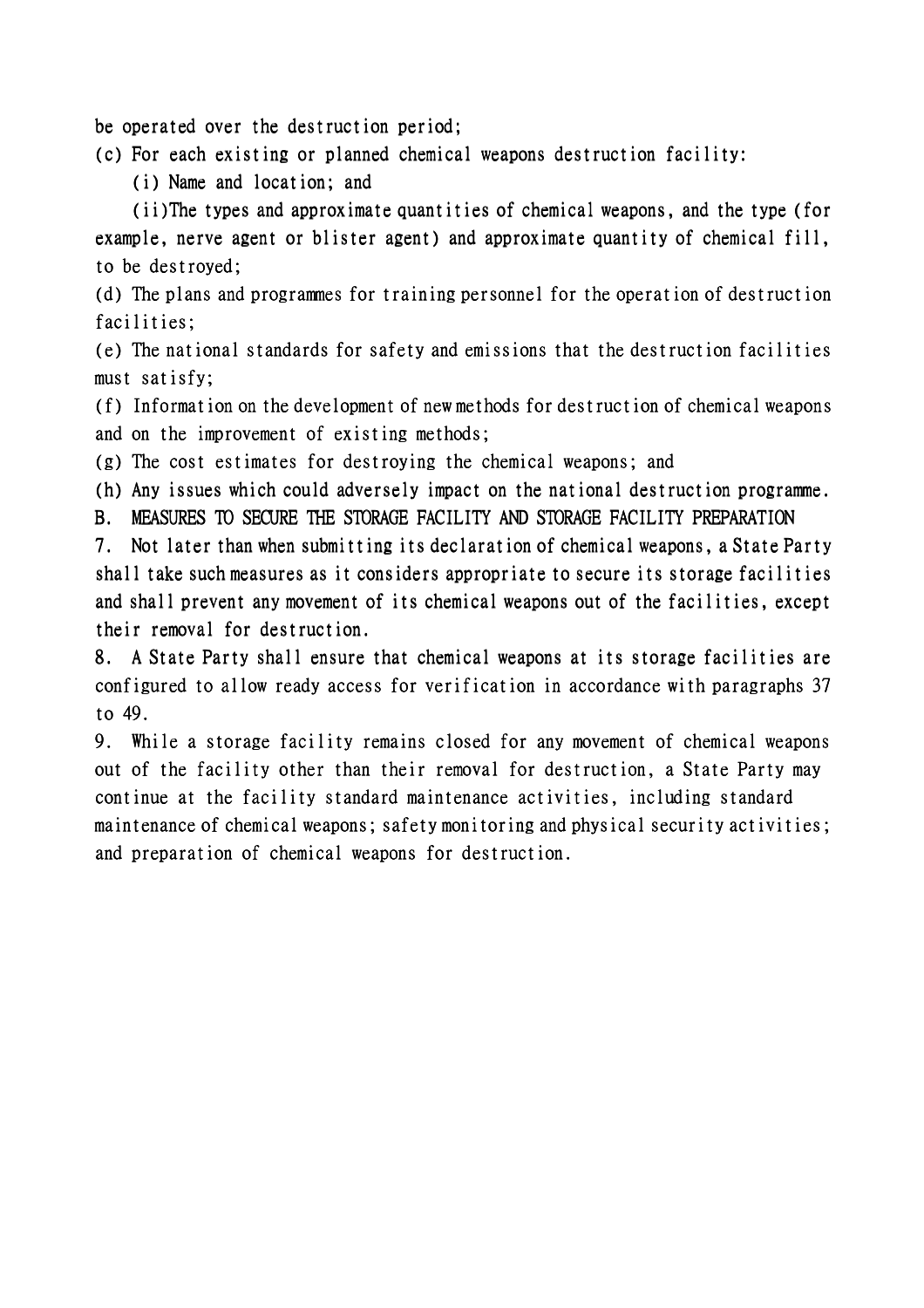be operated over the destruction period;

(c) For each existing or planned chemical weapons destruction facility:

(i) Name and location; and

(ii)The types and approximate quantities of chemical weapons, and the type (for example, nerve agent or blister agent) and approximate quantity of chemical fill, to be destroyed;

(d) The plans and programmes for training personnel for the operation of destruction facilities;

(e) The national standards for safety and emissions that the destruction facilities must satisfy;

(f) Information on the development of new methods for destruction of chemical weapons and on the improvement of existing methods;

(g) The cost estimates for destroying the chemical weapons; and

(h) Any issues which could adversely impact on the national destruction programme.

## B. MEASURES TO SECURE THE STORAGE FACILITY AND STORAGE FACILITY PREPARATION

7. Not later than when submitting its declaration of chemical weapons, a State Party shall take such measures as it considers appropriate to secure its storage facilities and shall prevent any movement of its chemical weapons out of the facilities, except their removal for destruction.

8. A State Party shall ensure that chemical weapons at its storage facilities are configured to allow ready access for verification in accordance with paragraphs 37 to 49.

9. While a storage facility remains closed for any movement of chemical weapons out of the facility other than their removal for destruction, a State Party may continue at the facility standard maintenance activities, including standard maintenance of chemical weapons; safety monitoring and physical security activities; and preparation of chemical weapons for destruction.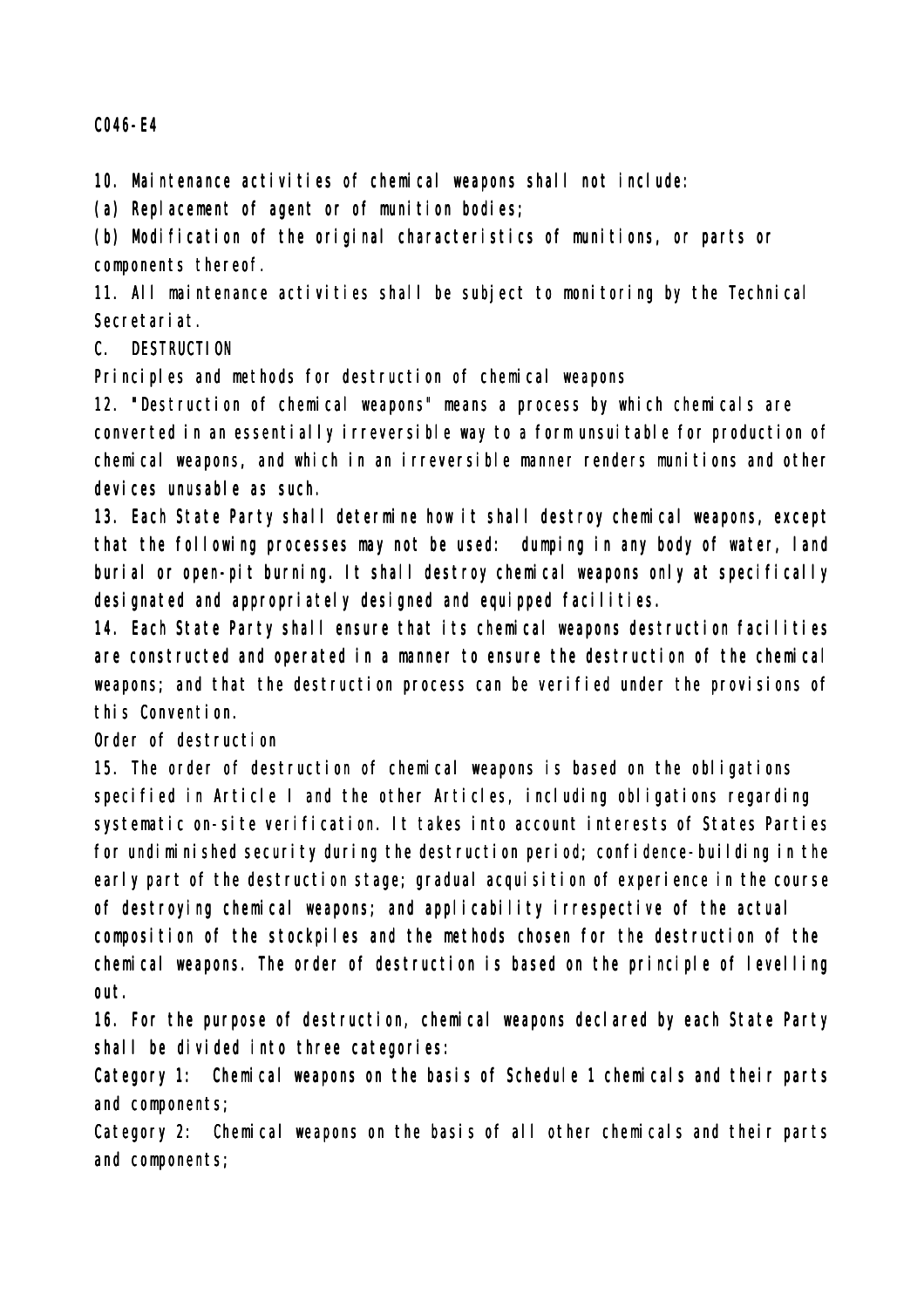C046-E4

10. Maintenance activities of chemical weapons shall not include:

(a) Replacement of agent or of munition bodies;

(b) Modification of the original characteristics of munitions, or parts or components thereof.

11. All maintenance activities shall be subject to monitoring by the Technical Secretariat.

C. DESTRUCTION

Principles and methods for destruction of chemical weapons

12. "Destruction of chemical weapons" means a process by which chemicals are converted in an essentially irreversible way to a form unsuitable for production of chemical weapons, and which in an irreversible manner renders munitions and other devices unusable as such.

13. Each State Party shall determine how it shall destroy chemical weapons, except that the following processes may not be used: dumping in any body of water, land burial or open-pit burning. It shall destroy chemical weapons only at specifically designated and appropriately designed and equipped facilities.

14. Each State Party shall ensure that its chemical weapons destruction facilities are constructed and operated in a manner to ensure the destruction of the chemical weapons; and that the destruction process can be verified under the provisions of this Convention.

Order of destruction

15. The order of destruction of chemical weapons is based on the obligations specified in Article I and the other Articles, including obligations regarding systematic on-site verification. It takes into account interests of States Parties for undiminished security during the destruction period; confidence-building in the early part of the destruction stage; gradual acquisition of experience in the course of destroying chemical weapons; and applicability irrespective of the actual composition of the stockpiles and the methods chosen for the destruction of the chemical weapons. The order of destruction is based on the principle of levelling out.

16. For the purpose of destruction, chemical weapons declared by each State Party shall be divided into three categories:

Category 1: Chemical weapons on the basis of Schedule 1 chemicals and their parts and components;

Category 2: Chemical weapons on the basis of all other chemicals and their parts and components;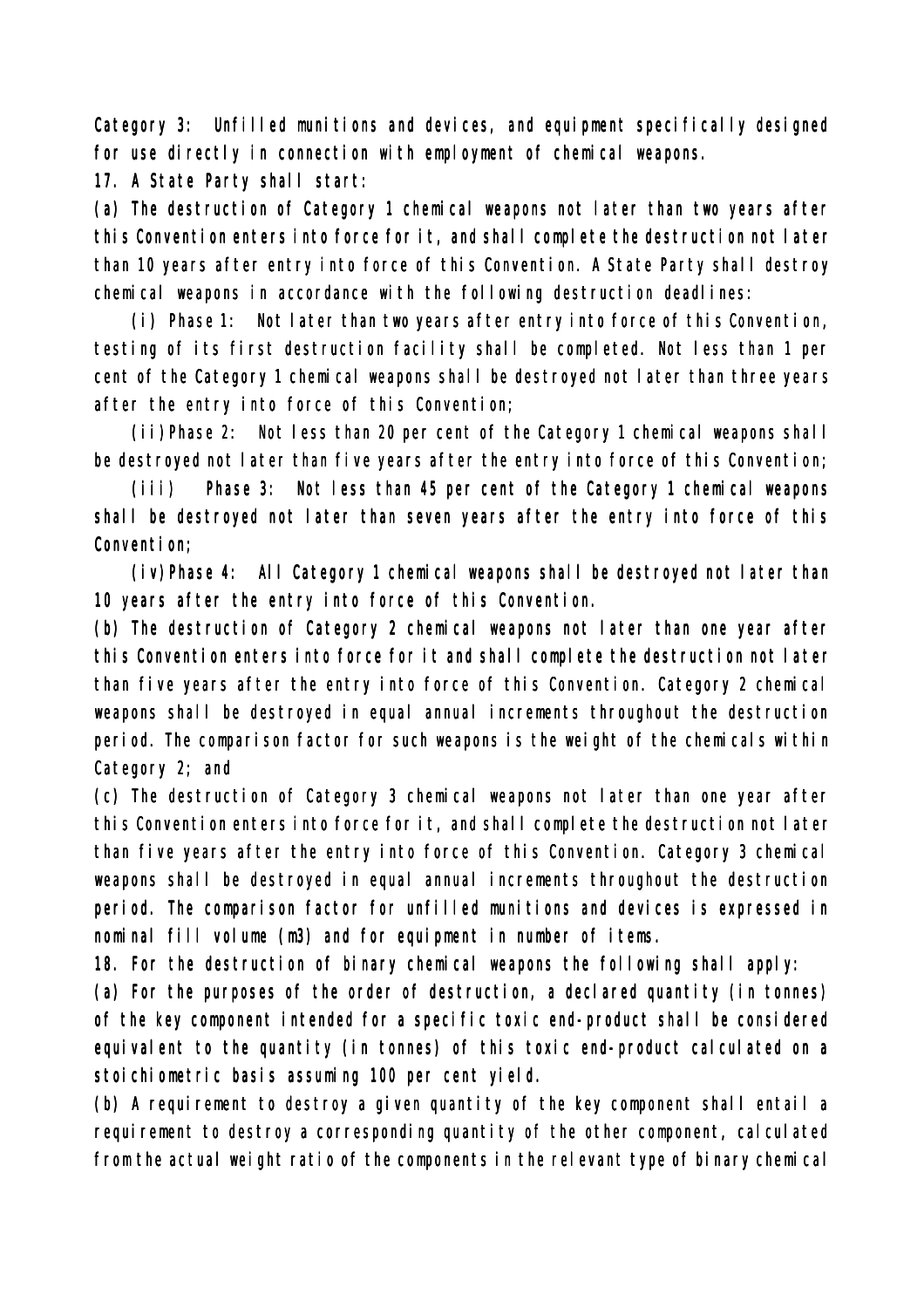Category 3: Unfilled munitions and devices, and equipment specifically designed for use directly in connection with employment of chemical weapons.

17. A State Party shall start:

(a) The destruction of Category 1 chemical weapons not later than two years after this Convention enters into force for it, and shall complete the destruction not later than 10 years after entry into force of this Convention. A State Party shall destroy chemical weapons in accordance with the following destruction deadlines:

(i) Phase 1: Not later than two years after entry into force of this Convention, testing of its first destruction facility shall be completed. Not less than 1 per cent of the Category 1 chemical weapons shall be destroyed not later than three years after the entry into force of this Convention;

(ii) Phase 2: Not less than 20 per cent of the Category 1 chemical weapons shall be destroyed not later than five years after the entry into force of this Convention;

(iii) Phase 3: Not less than 45 per cent of the Category 1 chemical weapons shall be destroyed not later than seven years after the entry into force of this Convention;

(iv) Phase 4: All Category 1 chemical weapons shall be destroyed not later than 10 years after the entry into force of this Convention.

(b) The destruction of Category 2 chemical weapons not later than one year after this Convention enters into force for it and shall complete the destruction not later than five years after the entry into force of this Convention. Category 2 chemical weapons shall be destroyed in equal annual increments throughout the destruction period. The comparison factor for such weapons is the weight of the chemicals within Category 2; and

(c) The destruction of Category 3 chemical weapons not later than one year after this Convention enters into force for it, and shall complete the destruction not later than five years after the entry into force of this Convention. Category 3 chemical weapons shall be destroyed in equal annual increments throughout the destruction period. The comparison factor for unfilled munitions and devices is expressed in nominal fill volume ($m^3$) and for equipment in number of items.

18. For the destruction of binary chemical weapons the following shall apply:

(a) For the purposes of the order of destruction, a declared quantity (in tonnes) of the key component intended for a specific toxic end-product shall be considered equivalent to the quantity (in tonnes) of this toxic end-product calculated on a stoichiometric basis assuming 100 per cent yield.

(b) A requirement to destroy a given quantity of the key component shall entail a requirement to destroy a corresponding quantity of the other component, calculated from the actual weight ratio of the components in the relevant type of binary chemical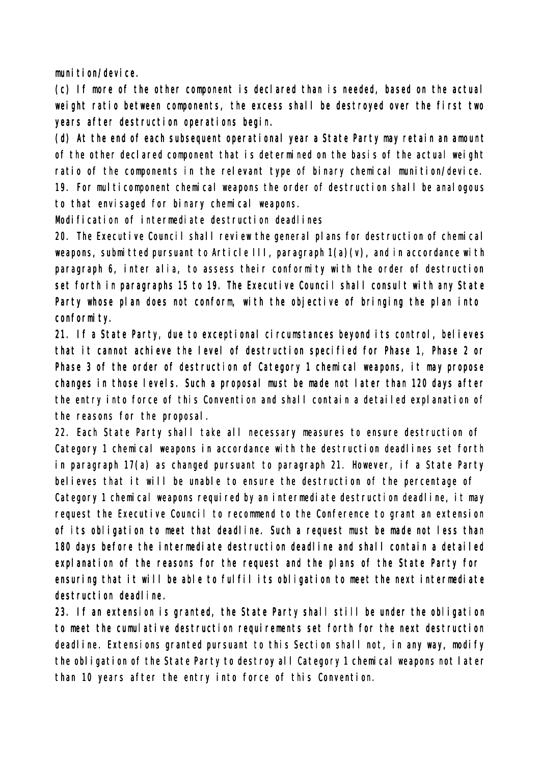munition/device.

(c) If more of the other component is declared than is needed, based on the actual weight ratio between components, the excess shall be destroyed over the first two years after destruction operations begin.

(d) At the end of each subsequent operational year a State Party may retain an amount of the other declared component that is determined on the basis of the actual weight ratio of the components in the relevant type of binary chemical munition/device.

19. For multicomponent chemical weapons the order of destruction shall be analogous to that envisaged for binary chemical weapons.

Modification of intermediate destruction deadlines

20. The Executive Council shall review the general plans for destruction of chemical weapons, submitted pursuant to Article III, paragraph 1(a)(v), and in accordance with paragraph 6, inter alia, to assess their conformity with the order of destruction set forth in paragraphs 15 to 19. The Executive Council shall consult with any State Party whose plan does not conform, with the objective of bringing the plan into conformity.

21. If a State Party, due to exceptional circumstances beyond its control, believes that it cannot achieve the level of destruction specified for Phase 1, Phase 2 or Phase 3 of the order of destruction of Category 1 chemical weapons, it may propose changes in those levels. Such a proposal must be made not later than 120 days after the entry into force of this Convention and shall contain a detailed explanation of the reasons for the proposal.

22. Each State Party shall take all necessary measures to ensure destruction of Category 1 chemical weapons in accordance with the destruction deadlines set forth in paragraph 17(a) as changed pursuant to paragraph 21. However, if a State Party believes that it will be unable to ensure the destruction of the percentage of Category 1 chemical weapons required by an intermediate destruction deadline, it may request the Executive Council to recommend to the Conference to grant an extension of its obligation to meet that deadline. Such a request must be made not less than 180 days before the intermediate destruction deadline and shall contain a detailed explanation of the reasons for the request and the plans of the State Party for ensuring that it will be able to fulfil its obligation to meet the next intermediate destruction deadline.

23. If an extension is granted, the State Party shall still be under the obligation to meet the cumulative destruction requirements set forth for the next destruction deadline. Extensions granted pursuant to this Section shall not, in any way, modify the obligation of the State Party to destroy all Category 1 chemical weapons not later than 10 years after the entry into force of this Convention.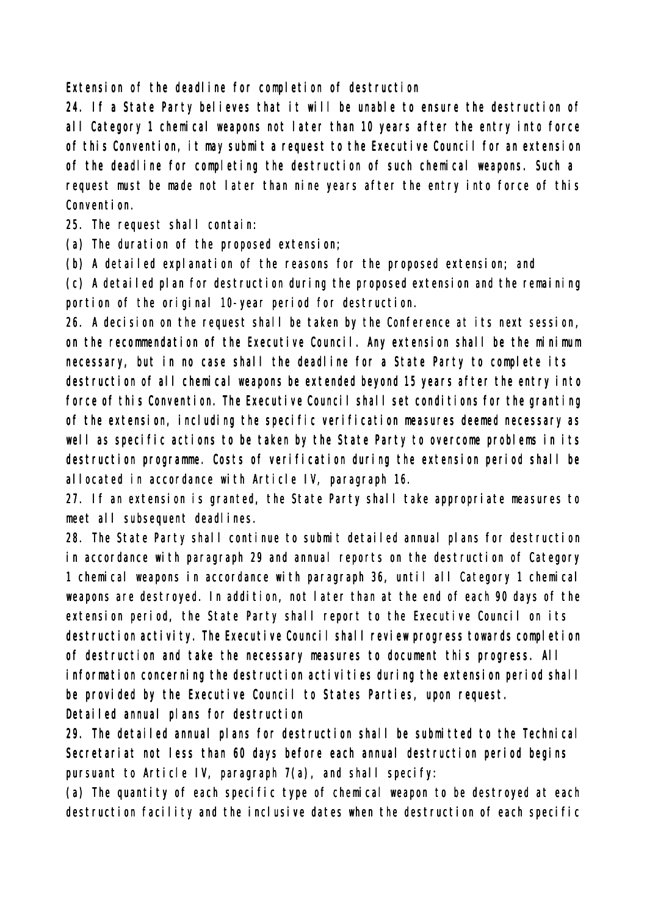### Extension of the deadline for completion of destruction

24. If a State Party believes that it will be unable to ensure the destruction of all Category 1 chemical weapons not later than 10 years after the entry into force of this Convention, it may submit a request to the Executive Council for an extension of the deadline for completing the destruction of such chemical weapons. Such a request must be made not later than nine years after the entry into force of this Convention.

25. The request shall contain:

(a) The duration of the proposed extension;

(b) A detailed explanation of the reasons for the proposed extension; and

(c) A detailed plan for destruction during the proposed extension and the remaining portion of the original 10-year period for destruction.

26. A decision on the request shall be taken by the Conference at its next session, on the recommendation of the Executive Council. Any extension shall be the minimum necessary, but in no case shall the deadline for a State Party to complete its destruction of all chemical weapons be extended beyond 15 years after the entry into force of this Convention. The Executive Council shall set conditions for the granting of the extension, including the specific verification measures deemed necessary as well as specific actions to be taken by the State Party to overcome problems in its destruction programme. Costs of verification during the extension period shall be allocated in accordance with Article IV, paragraph 16.

27. If an extension is granted, the State Party shall take appropriate measures to meet all subsequent deadlines.

28. The State Party shall continue to submit detailed annual plans for destruction in accordance with paragraph 29 and annual reports on the destruction of Category 1 chemical weapons in accordance with paragraph 36, until all Category 1 chemical weapons are destroyed. In addition, not later than at the end of each 90 days of the extension period, the State Party shall report to the Executive Council on its destruction activity. The Executive Council shall review progress towards completion of destruction and take the necessary measures to document this progress. All information concerning the destruction activities during the extension period shall be provided by the Executive Council to States Parties, upon request.

### Detailed annual plans for destruction

29. The detailed annual plans for destruction shall be submitted to the Technical Secretariat not less than 60 days before each annual destruction period begins pursuant to Article IV, paragraph 7(a), and shall specify:

(a) The quantity of each specific type of chemical weapon to be destroyed at each destruction facility and the inclusive dates when the destruction of each specific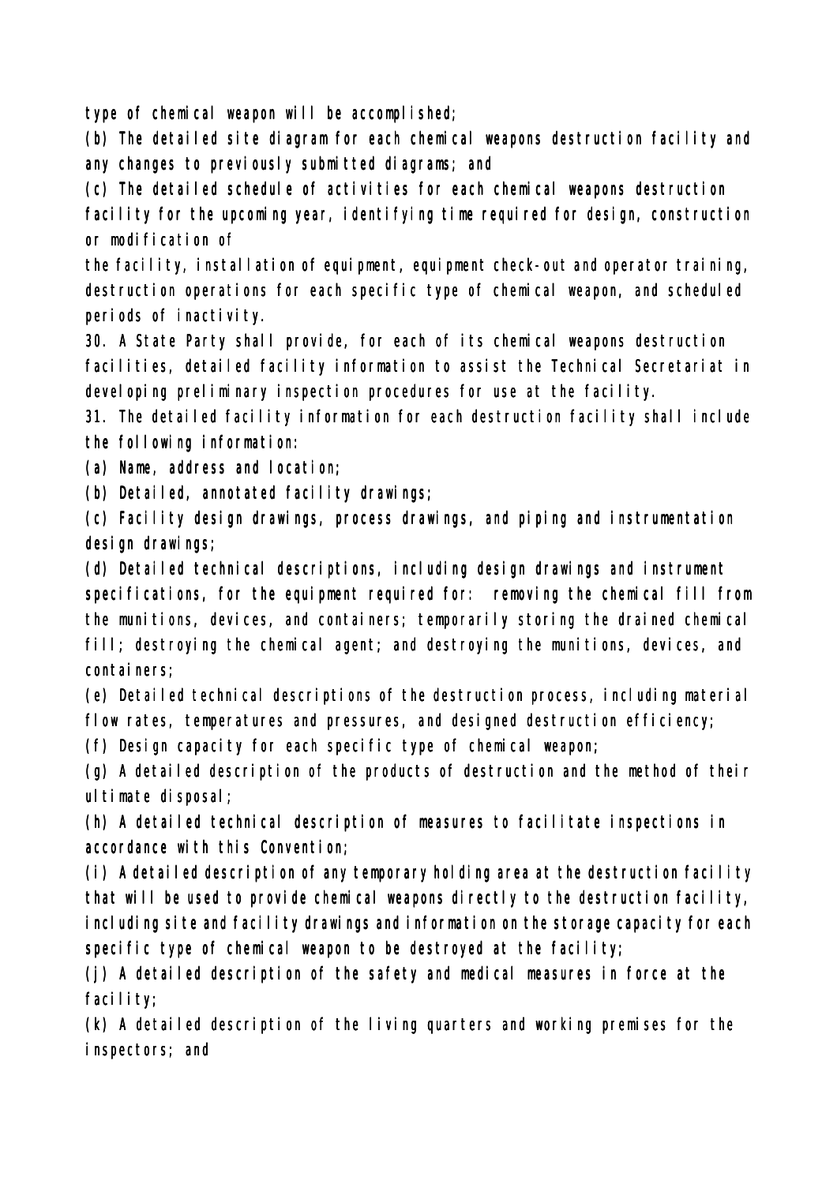type of chemical weapon will be accomplished;

(b) The detailed site diagram for each chemical weapons destruction facility and any changes to previously submitted diagrams; and

(c) The detailed schedule of activities for each chemical weapons destruction facility for the upcoming year, identifying time required for design, construction or modification of the facility, installation of equipment, equipment check-out and operator training, destruction operations for each specific type of chemical weapon, and scheduled periods of inactivity.

30. A State Party shall provide, for each of its chemical weapons destruction facilities, detailed facility information to assist the Technical Secretariat in developing preliminary inspection procedures for use at the facility.

31. The detailed facility information for each destruction facility shall include the following information:

(a) Name, address and location;

(b) Detailed, annotated facility drawings;

(c) Facility design drawings, process drawings, and piping and instrumentation design drawings;

(d) Detailed technical descriptions, including design drawings and instrument specifications, for the equipment required for: removing the chemical fill from the munitions, devices, and containers; temporarily storing the drained chemical fill; destroying the chemical agent; and destroying the munitions, devices, and containers;

(e) Detailed technical descriptions of the destruction process, including material flow rates, temperatures and pressures, and designed destruction efficiency;

(f) Design capacity for each specific type of chemical weapon;

(g) A detailed description of the products of destruction and the method of their ultimate disposal;

(h) A detailed technical description of measures to facilitate inspections in accordance with this Convention;

(i) A detailed description of any temporary holding area at the destruction facility that will be used to provide chemical weapons directly to the destruction facility, including site and facility drawings and information on the storage capacity for each specific type of chemical weapon to be destroyed at the facility;

(j) A detailed description of the safety and medical measures in force at the facility;

(k) A detailed description of the living quarters and working premises for the inspectors; and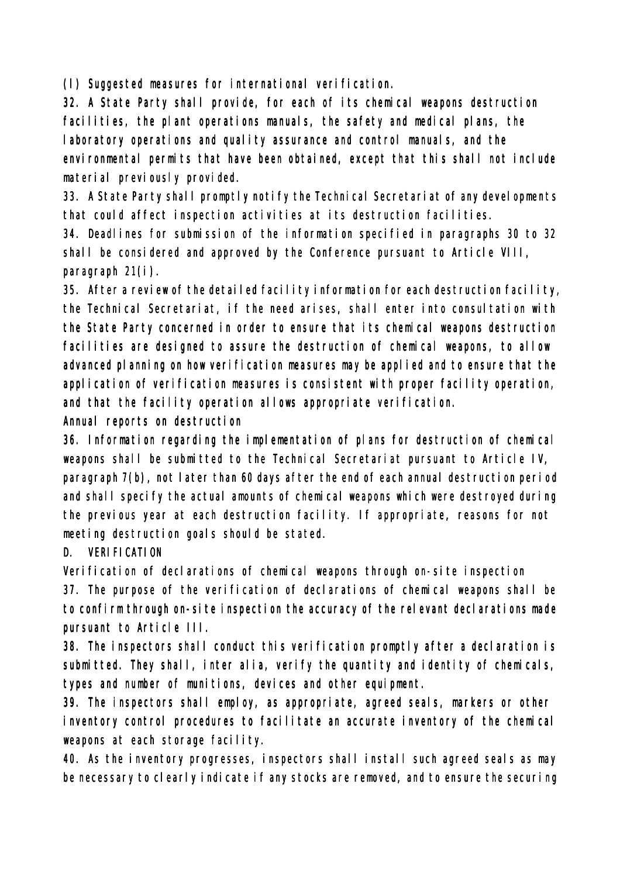(l) Suggested measures for international verification.

32. A State Party shall provide, for each of its chemical weapons destruction facilities, the plant operations manuals, the safety and medical plans, the laboratory operations and quality assurance and control manuals, and the environmental permits that have been obtained, except that this shall not include material previously provided.

33. A State Party shall promptly notify the Technical Secretariat of any developments that could affect inspection activities at its destruction facilities.

34. Deadlines for submission of the information specified in paragraphs 30 to 32 shall be considered and approved by the Conference pursuant to Article VIII, paragraph 21(i).

35. After a review of the detailed facility information for each destruction facility, the Technical Secretariat, if the need arises, shall enter into consultation with the State Party concerned in order to ensure that its chemical weapons destruction facilities are designed to assure the destruction of chemical weapons, to allow advanced planning on how verification measures may be applied and to ensure that the application of verification measures is consistent with proper facility operation, and that the facility operation allows appropriate verification.

Annual reports on destruction

36. Information regarding the implementation of plans for destruction of chemical weapons shall be submitted to the Technical Secretariat pursuant to Article IV, paragraph 7(b), not later than 60 days after the end of each annual destruction period and shall specify the actual amounts of chemical weapons which were destroyed during the previous year at each destruction facility. If appropriate, reasons for not meeting destruction goals should be stated.

## D. VERIFICATION

Verification of declarations of chemical weapons through on-site inspection

37. The purpose of the verification of declarations of chemical weapons shall be to confirm through on-site inspection the accuracy of the relevant declarations made pursuant to Article III.

38. The inspectors shall conduct this verification promptly after a declaration is submitted. They shall, inter alia, verify the quantity and identity of chemicals, types and number of munitions, devices and other equipment.

39. The inspectors shall employ, as appropriate, agreed seals, markers or other inventory control procedures to facilitate an accurate inventory of the chemical weapons at each storage facility.

40. As the inventory progresses, inspectors shall install such agreed seals as may be necessary to clearly indicate if any stocks are removed, and to ensure the securing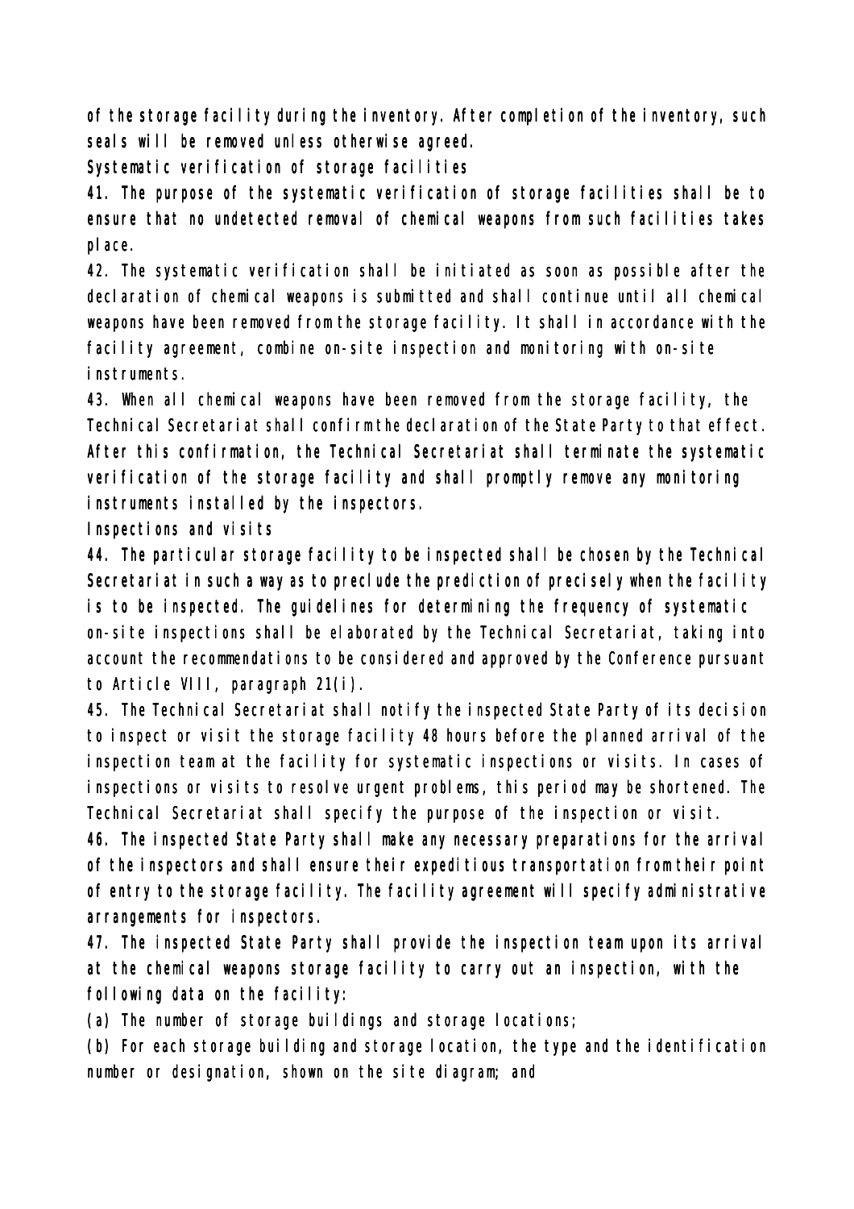of the storage facility during the inventory. After completion of the inventory, such seals will be removed unless otherwise agreed.

### Systematic verification of storage facilities

41. The purpose of the systematic verification of storage facilities shall be to ensure that no undetected removal of chemical weapons from such facilities takes place.

42. The systematic verification shall be initiated as soon as possible after the declaration of chemical weapons is submitted and shall continue until all chemical weapons have been removed from the storage facility. It shall in accordance with the facility agreement, combine on-site inspection and monitoring with on-site instruments.

43. When all chemical weapons have been removed from the storage facility, the Technical Secretariat shall confirm the declaration of the State Party to that effect. After this confirmation, the Technical Secretariat shall terminate the systematic verification of the storage facility and shall promptly remove any monitoring instruments installed by the inspectors.

### Inspections and visits

44. The particular storage facility to be inspected shall be chosen by the Technical Secretariat in such a way as to preclude the prediction of precisely when the facility is to be inspected. The guidelines for determining the frequency of systematic on-site inspections shall be elaborated by the Technical Secretariat, taking into account the recommendations to be considered and approved by the Conference pursuant to Article VIII, paragraph 21(i).

45. The Technical Secretariat shall notify the inspected State Party of its decision to inspect or visit the storage facility 48 hours before the planned arrival of the inspection team at the facility for systematic inspections or visits. In cases of inspections or visits to resolve urgent problems, this period may be shortened. The Technical Secretariat shall specify the purpose of the inspection or visit.

46. The inspected State Party shall make any necessary preparations for the arrival of the inspectors and shall ensure their expeditious transportation from their point of entry to the storage facility. The facility agreement will specify administrative arrangements for inspectors.

47. The inspected State Party shall provide the inspection team upon its arrival at the chemical weapons storage facility to carry out an inspection, with the following data on the facility:

(a) The number of storage buildings and storage locations;

(b) For each storage building and storage location, the type and the identification number or designation, shown on the site diagram; and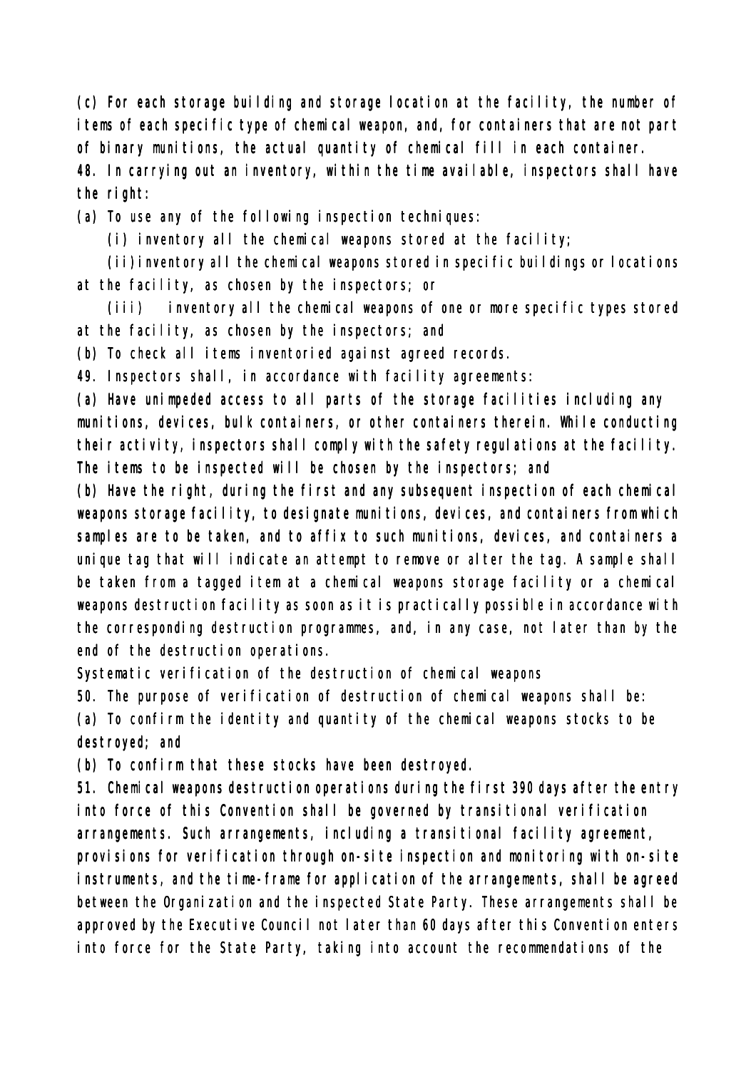(c) For each storage building and storage location at the facility, the number of items of each specific type of chemical weapon, and, for containers that are not part of binary munitions, the actual quantity of chemical fill in each container.

48. In carrying out an inventory, within the time available, inspectors shall have the right:

(a) To use any of the following inspection techniques:

(i) inventory all the chemical weapons stored at the facility;

(ii) inventory all the chemical weapons stored in specific buildings or locations at the facility, as chosen by the inspectors; or

(iii) inventory all the chemical weapons of one or more specific types stored at the facility, as chosen by the inspectors; and

(b) To check all items inventoried against agreed records.

49. Inspectors shall, in accordance with facility agreements:

(a) Have unimpeded access to all parts of the storage facilities including any munitions, devices, bulk containers, or other containers therein. While conducting their activity, inspectors shall comply with the safety regulations at the facility. The items to be inspected will be chosen by the inspectors; and

(b) Have the right, during the first and any subsequent inspection of each chemical weapons storage facility, to designate munitions, devices, and containers from which samples are to be taken, and to affix to such munitions, devices, and containers a unique tag that will indicate an attempt to remove or alter the tag. A sample shall be taken from a tagged item at a chemical weapons storage facility or a chemical weapons destruction facility as soon as it is practically possible in accordance with the corresponding destruction programmes, and, in any case, not later than by the end of the destruction operations.

### Systematic verification of the destruction of chemical weapons

50. The purpose of verification of destruction of chemical weapons shall be:

(a) To confirm the identity and quantity of the chemical weapons stocks to be destroyed; and

(b) To confirm that these stocks have been destroyed.

51. Chemical weapons destruction operations during the first 390 days after the entry into force of this Convention shall be governed by transitional verification arrangements. Such arrangements, including a transitional facility agreement, provisions for verification through on-site inspection and monitoring with on-site instruments, and the time-frame for application of the arrangements, shall be agreed between the Organization and the inspected State Party. These arrangements shall be approved by the Executive Council not later than 60 days after this Convention enters into force for the State Party, taking into account the recommendations of the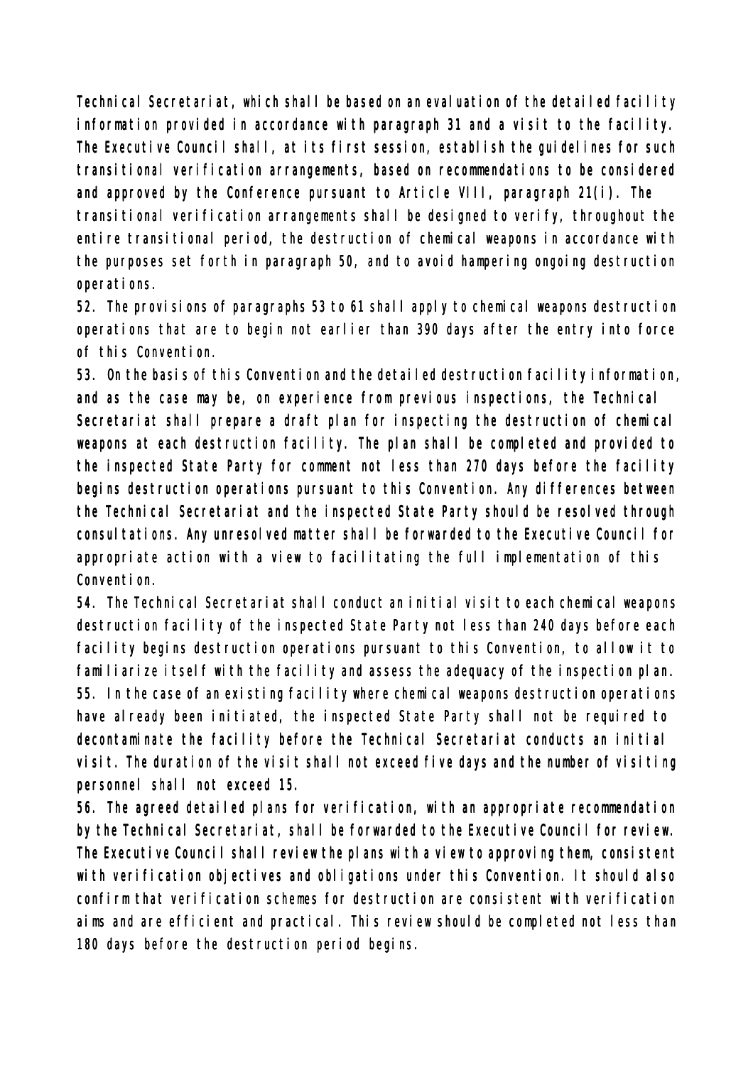Technical Secretariat, which shall be based on an evaluation of the detailed facility information provided in accordance with paragraph 31 and a visit to the facility. The Executive Council shall, at its first session, establish the guidelines for such transitional verification arrangements, based on recommendations to be considered and approved by the Conference pursuant to Article VIII, paragraph 21(i). The transitional verification arrangements shall be designed to verify, throughout the entire transitional period, the destruction of chemical weapons in accordance with the purposes set forth in paragraph 50, and to avoid hampering ongoing destruction operations.

52. The provisions of paragraphs 53 to 61 shall apply to chemical weapons destruction operations that are to begin not earlier than 390 days after the entry into force of this Convention.

53. On the basis of this Convention and the detailed destruction facility information, and as the case may be, on experience from previous inspections, the Technical Secretariat shall prepare a draft plan for inspecting the destruction of chemical weapons at each destruction facility. The plan shall be completed and provided to the inspected State Party for comment not less than 270 days before the facility begins destruction operations pursuant to this Convention. Any differences between the Technical Secretariat and the inspected State Party should be resolved through consultations. Any unresolved matter shall be forwarded to the Executive Council for appropriate action with a view to facilitating the full implementation of this Convention.

54. The Technical Secretariat shall conduct an initial visit to each chemical weapons destruction facility of the inspected State Party not less than 240 days before each facility begins destruction operations pursuant to this Convention, to allow it to familiarize itself with the facility and assess the adequacy of the inspection plan.

55. In the case of an existing facility where chemical weapons destruction operations have already been initiated, the inspected State Party shall not be required to decontaminate the facility before the Technical Secretariat conducts an initial visit. The duration of the visit shall not exceed five days and the number of visiting personnel shall not exceed 15.

56. The agreed detailed plans for verification, with an appropriate recommendation by the Technical Secretariat, shall be forwarded to the Executive Council for review. The Executive Council shall review the plans with a view to approving them, consistent with verification objectives and obligations under this Convention. It should also confirm that verification schemes for destruction are consistent with verification aims and are efficient and practical. This review should be completed not less than 180 days before the destruction period begins.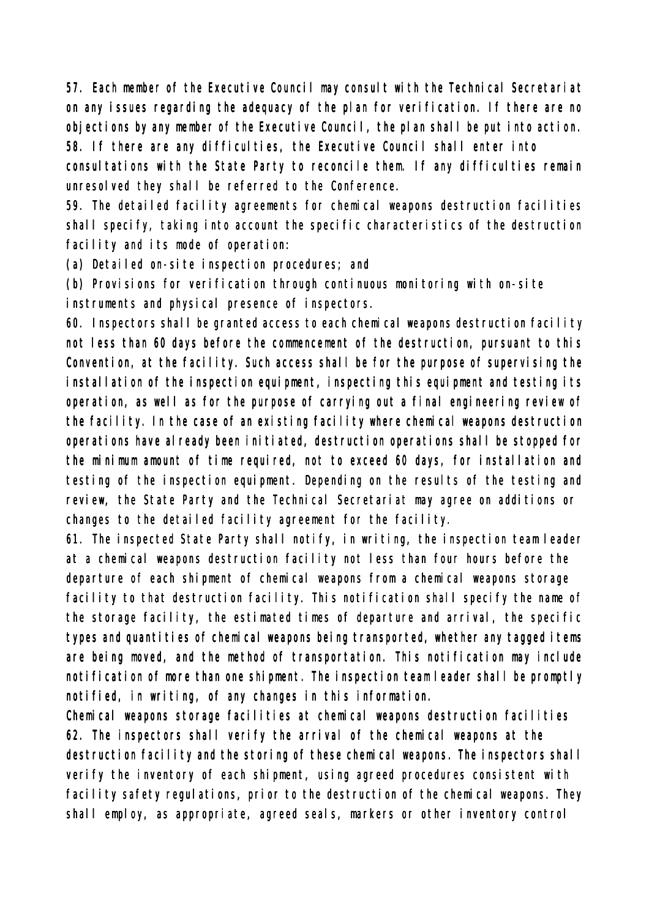57. Each member of the Executive Council may consult with the Technical Secretariat on any issues regarding the adequacy of the plan for verification. If there are no objections by any member of the Executive Council, the plan shall be put into action.

58. If there are any difficulties, the Executive Council shall enter into consultations with the State Party to reconcile them. If any difficulties remain unresolved they shall be referred to the Conference.

59. The detailed facility agreements for chemical weapons destruction facilities shall specify, taking into account the specific characteristics of the destruction facility and its mode of operation:

(a) Detailed on-site inspection procedures; and

(b) Provisions for verification through continuous monitoring with on-site instruments and physical presence of inspectors.

60. Inspectors shall be granted access to each chemical weapons destruction facility not less than 60 days before the commencement of the destruction, pursuant to this Convention, at the facility. Such access shall be for the purpose of supervising the installation of the inspection equipment, inspecting this equipment and testing its operation, as well as for the purpose of carrying out a final engineering review of the facility. In the case of an existing facility where chemical weapons destruction operations have already been initiated, destruction operations shall be stopped for the minimum amount of time required, not to exceed 60 days, for installation and testing of the inspection equipment. Depending on the results of the testing and review, the State Party and the Technical Secretariat may agree on additions or changes to the detailed facility agreement for the facility.

61. The inspected State Party shall notify, in writing, the inspection team leader at a chemical weapons destruction facility not less than four hours before the departure of each shipment of chemical weapons from a chemical weapons storage facility to that destruction facility. This notification shall specify the name of the storage facility, the estimated times of departure and arrival, the specific types and quantities of chemical weapons being transported, whether any tagged items are being moved, and the method of transportation. This notification may include notification of more than one shipment. The inspection team leader shall be promptly notified, in writing, of any changes in this information.

Chemical weapons storage facilities at chemical weapons destruction facilities

62. The inspectors shall verify the arrival of the chemical weapons at the destruction facility and the storing of these chemical weapons. The inspectors shall verify the inventory of each shipment, using agreed procedures consistent with facility safety regulations, prior to the destruction of the chemical weapons. They shall employ, as appropriate, agreed seals, markers or other inventory control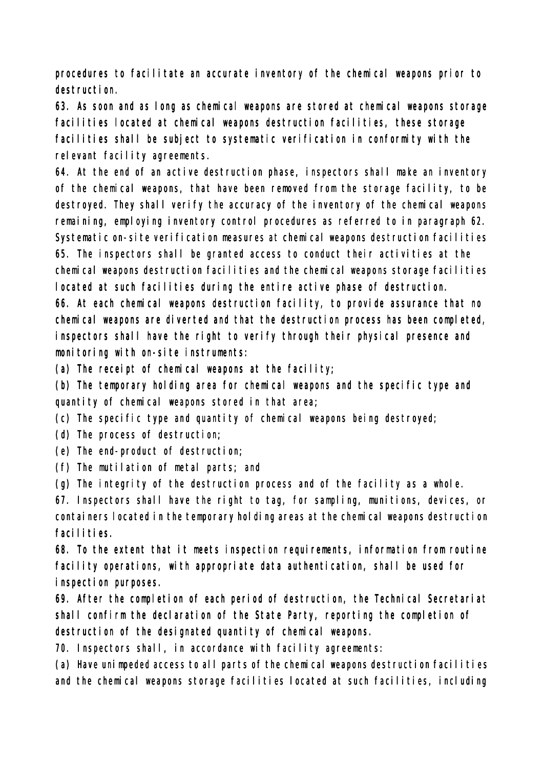procedures to facilitate an accurate inventory of the chemical weapons prior to destruction.

63. As soon and as long as chemical weapons are stored at chemical weapons storage facilities located at chemical weapons destruction facilities, these storage facilities shall be subject to systematic verification in conformity with the relevant facility agreements.

64. At the end of an active destruction phase, inspectors shall make an inventory of the chemical weapons, that have been removed from the storage facility, to be destroyed. They shall verify the accuracy of the inventory of the chemical weapons remaining, employing inventory control procedures as referred to in paragraph 62.

Systematic on-site verification measures at chemical weapons destruction facilities

65. The inspectors shall be granted access to conduct their activities at the chemical weapons destruction facilities and the chemical weapons storage facilities located at such facilities during the entire active phase of destruction.

66. At each chemical weapons destruction facility, to provide assurance that no chemical weapons are diverted and that the destruction process has been completed, inspectors shall have the right to verify through their physical presence and monitoring with on-site instruments:

(a) The receipt of chemical weapons at the facility;

(b) The temporary holding area for chemical weapons and the specific type and quantity of chemical weapons stored in that area;

(c) The specific type and quantity of chemical weapons being destroyed;

(d) The process of destruction;

(e) The end-product of destruction;

(f) The mutilation of metal parts; and

(g) The integrity of the destruction process and of the facility as a whole.

67. Inspectors shall have the right to tag, for sampling, munitions, devices, or containers located in the temporary holding areas at the chemical weapons destruction facilities.

68. To the extent that it meets inspection requirements, information from routine facility operations, with appropriate data authentication, shall be used for inspection purposes.

69. After the completion of each period of destruction, the Technical Secretariat shall confirm the declaration of the State Party, reporting the completion of destruction of the designated quantity of chemical weapons.

70. Inspectors shall, in accordance with facility agreements:

(a) Have unimpeded access to all parts of the chemical weapons destruction facilities and the chemical weapons storage facilities located at such facilities, including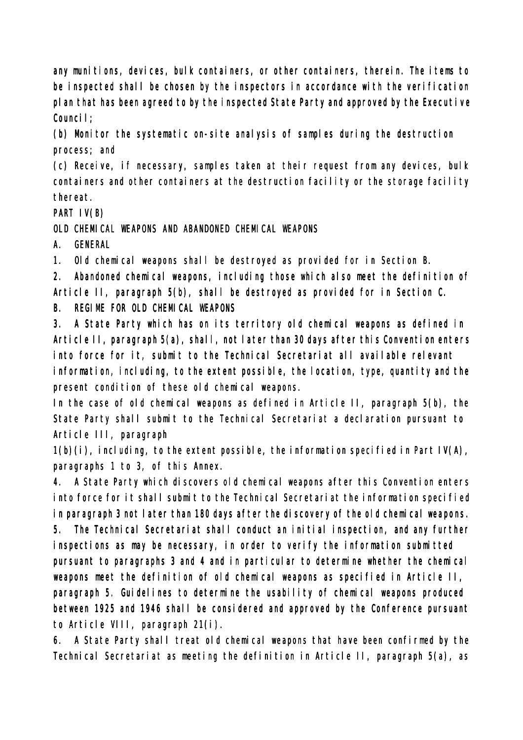any munitions, devices, bulk containers, or other containers, therein. The items to be inspected shall be chosen by the inspectors in accordance with the verification plan that has been agreed to by the inspected State Party and approved by the Executive Council;

(b) Monitor the systematic on-site analysis of samples during the destruction process; and

(c) Receive, if necessary, samples taken at their request from any devices, bulk containers and other containers at the destruction facility or the storage facility thereat.

## PART IV(B)

## OLD CHEMICAL WEAPONS AND ABANDONED CHEMICAL WEAPONS

### A. GENERAL

1. Old chemical weapons shall be destroyed as provided for in Section B.

2. Abandoned chemical weapons, including those which also meet the definition of Article II, paragraph 5(b), shall be destroyed as provided for in Section C.

### B. REGIME FOR OLD CHEMICAL WEAPONS

3. A State Party which has on its territory old chemical weapons as defined in Article II, paragraph 5(a), shall, not later than 30 days after this Convention enters into force for it, submit to the Technical Secretariat all available relevant information, including, to the extent possible, the location, type, quantity and the present condition of these old chemical weapons.

In the case of old chemical weapons as defined in Article II, paragraph 5(b), the State Party shall submit to the Technical Secretariat a declaration pursuant to Article III, paragraph 1(b)(i), including, to the extent possible, the information specified in Part IV(A), paragraphs 1 to 3, of this Annex.

4. A State Party which discovers old chemical weapons after this Convention enters into force for it shall submit to the Technical Secretariat the information specified in paragraph 3 not later than 180 days after the discovery of the old chemical weapons.

5. The Technical Secretariat shall conduct an initial inspection, and any further inspections as may be necessary, in order to verify the information submitted pursuant to paragraphs 3 and 4 and in particular to determine whether the chemical weapons meet the definition of old chemical weapons as specified in Article II, paragraph 5. Guidelines to determine the usability of chemical weapons produced between 1925 and 1946 shall be considered and approved by the Conference pursuant to Article VIII, paragraph 21(i).

6. A State Party shall treat old chemical weapons that have been confirmed by the Technical Secretariat as meeting the definition in Article II, paragraph 5(a), as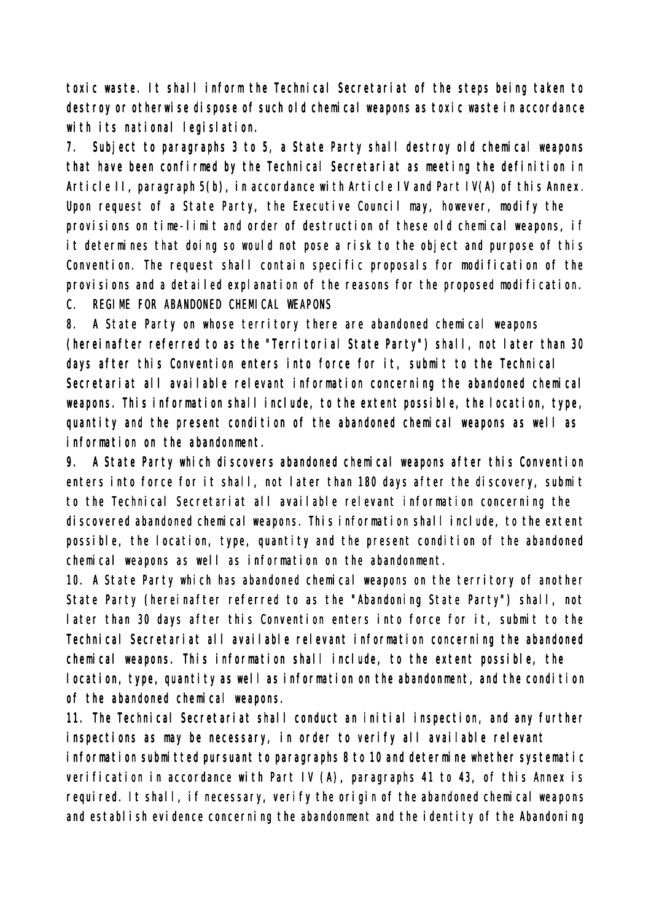toxic waste. It shall inform the Technical Secretariat of the steps being taken to destroy or otherwise dispose of such old chemical weapons as toxic waste in accordance with its national legislation.

7. Subject to paragraphs 3 to 5, a State Party shall destroy old chemical weapons that have been confirmed by the Technical Secretariat as meeting the definition in Article II, paragraph 5(b), in accordance with Article IV and Part IV(A) of this Annex. Upon request of a State Party, the Executive Council may, however, modify the provisions on time-limit and order of destruction of these old chemical weapons, if it determines that doing so would not pose a risk to the object and purpose of this Convention. The request shall contain specific proposals for modification of the provisions and a detailed explanation of the reasons for the proposed modification.

C. REGIME FOR ABANDONED CHEMICAL WEAPONS

8. A State Party on whose territory there are abandoned chemical weapons (hereinafter referred to as the "Territorial State Party") shall, not later than 30 days after this Convention enters into force for it, submit to the Technical Secretariat all available relevant information concerning the abandoned chemical weapons. This information shall include, to the extent possible, the location, type, quantity and the present condition of the abandoned chemical weapons as well as information on the abandonment.

9. A State Party which discovers abandoned chemical weapons after this Convention enters into force for it shall, not later than 180 days after the discovery, submit to the Technical Secretariat all available relevant information concerning the discovered abandoned chemical weapons. This information shall include, to the extent possible, the location, type, quantity and the present condition of the abandoned chemical weapons as well as information on the abandonment.

10. A State Party which has abandoned chemical weapons on the territory of another State Party (hereinafter referred to as the "Abandoning State Party") shall, not later than 30 days after this Convention enters into force for it, submit to the Technical Secretariat all available relevant information concerning the abandoned chemical weapons. This information shall include, to the extent possible, the location, type, quantity as well as information on the abandonment, and the condition of the abandoned chemical weapons.

11. The Technical Secretariat shall conduct an initial inspection, and any further inspections as may be necessary, in order to verify all available relevant information submitted pursuant to paragraphs 8 to 10 and determine whether systematic verification in accordance with Part IV (A), paragraphs 41 to 43, of this Annex is required. It shall, if necessary, verify the origin of the abandoned chemical weapons and establish evidence concerning the abandonment and the identity of the Abandoning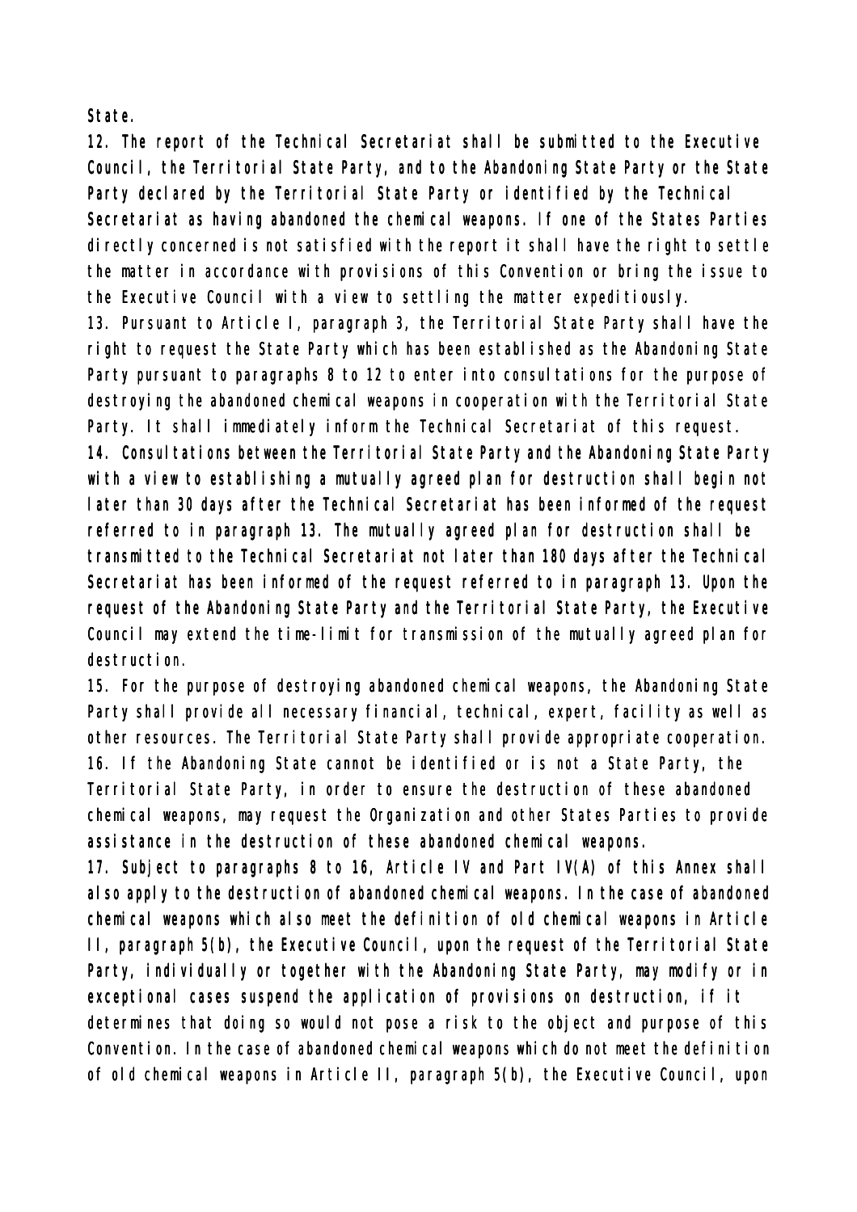State.

12. The report of the Technical Secretariat shall be submitted to the Executive Council, the Territorial State Party, and to the Abandoning State Party or the State Party declared by the Territorial State Party or identified by the Technical Secretariat as having abandoned the chemical weapons. If one of the States Parties directly concerned is not satisfied with the report it shall have the right to settle the matter in accordance with provisions of this Convention or bring the issue to the Executive Council with a view to settling the matter expeditiously.

13. Pursuant to Article I, paragraph 3, the Territorial State Party shall have the right to request the State Party which has been established as the Abandoning State Party pursuant to paragraphs 8 to 12 to enter into consultations for the purpose of destroying the abandoned chemical weapons in cooperation with the Territorial State Party. It shall immediately inform the Technical Secretariat of this request.

14. Consultations between the Territorial State Party and the Abandoning State Party with a view to establishing a mutually agreed plan for destruction shall begin not later than 30 days after the Technical Secretariat has been informed of the request referred to in paragraph 13. The mutually agreed plan for destruction shall be transmitted to the Technical Secretariat not later than 180 days after the Technical Secretariat has been informed of the request referred to in paragraph 13. Upon the request of the Abandoning State Party and the Territorial State Party, the Executive Council may extend the time-limit for transmission of the mutually agreed plan for destruction.

15. For the purpose of destroying abandoned chemical weapons, the Abandoning State Party shall provide all necessary financial, technical, expert, facility as well as other resources. The Territorial State Party shall provide appropriate cooperation.

16. If the Abandoning State cannot be identified or is not a State Party, the Territorial State Party, in order to ensure the destruction of these abandoned chemical weapons, may request the Organization and other States Parties to provide assistance in the destruction of these abandoned chemical weapons.

17. Subject to paragraphs 8 to 16, Article IV and Part IV(A) of this Annex shall also apply to the destruction of abandoned chemical weapons. In the case of abandoned chemical weapons which also meet the definition of old chemical weapons in Article II, paragraph 5(b), the Executive Council, upon the request of the Territorial State Party, individually or together with the Abandoning State Party, may modify or in exceptional cases suspend the application of provisions on destruction, if it determines that doing so would not pose a risk to the object and purpose of this Convention. In the case of abandoned chemical weapons which do not meet the definition of old chemical weapons in Article II, paragraph 5(b), the Executive Council, upon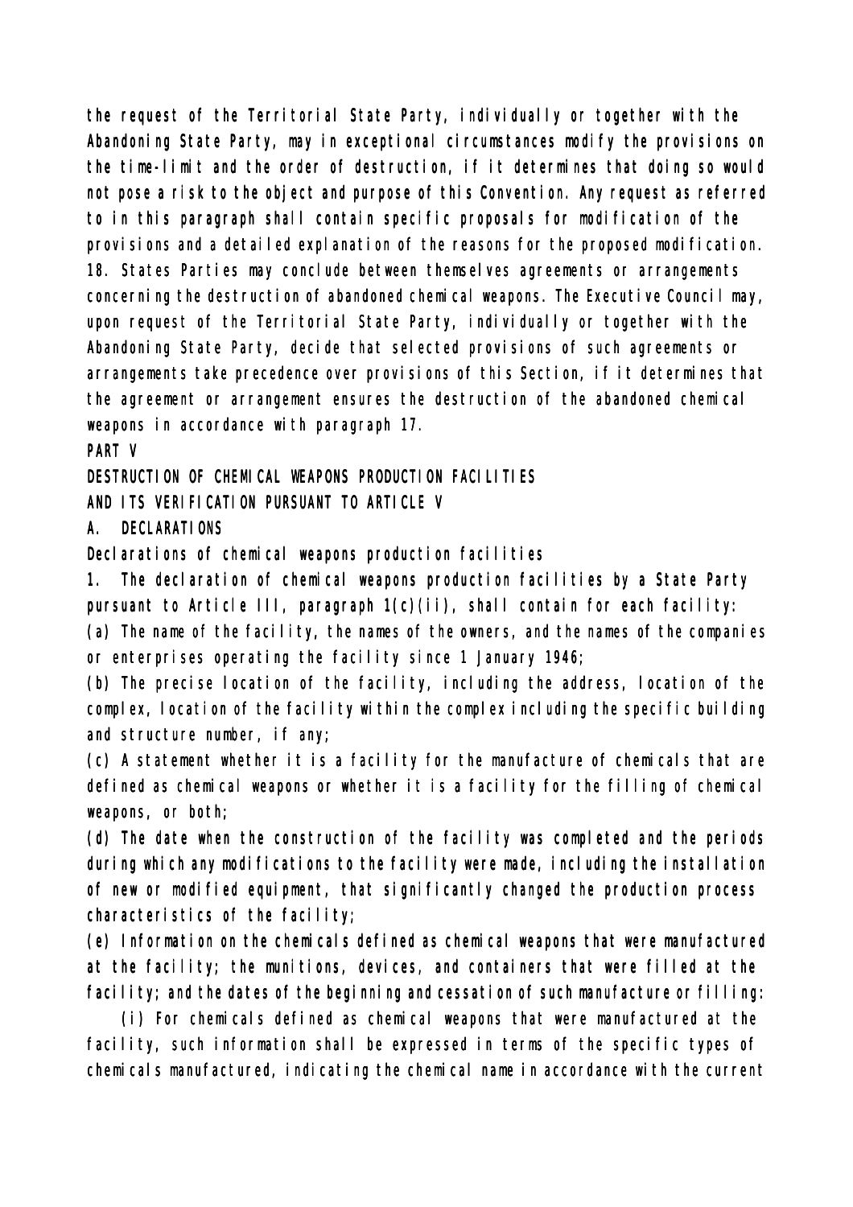the request of the Territorial State Party, individually or together with the Abandoning State Party, may in exceptional circumstances modify the provisions on the time-limit and the order of destruction, if it determines that doing so would not pose a risk to the object and purpose of this Convention. Any request as referred to in this paragraph shall contain specific proposals for modification of the provisions and a detailed explanation of the reasons for the proposed modification.

18. States Parties may conclude between themselves agreements or arrangements concerning the destruction of abandoned chemical weapons. The Executive Council may, upon request of the Territorial State Party, individually or together with the Abandoning State Party, decide that selected provisions of such agreements or arrangements take precedence over provisions of this Section, if it determines that the agreement or arrangement ensures the destruction of the abandoned chemical weapons in accordance with paragraph 17.

# PART V

# DESTRUCTION OF CHEMICAL WEAPONS PRODUCTION FACILITIES AND ITS VERIFICATION PURSUANT TO ARTICLE V

## A. DECLARATIONS

### Declarations of chemical weapons production facilities

1. The declaration of chemical weapons production facilities by a State Party pursuant to Article III, paragraph 1(c)(ii), shall contain for each facility:

(a) The name of the facility, the names of the owners, and the names of the companies or enterprises operating the facility since 1 January 1946;

(b) The precise location of the facility, including the address, location of the complex, location of the facility within the complex including the specific building and structure number, if any;

(c) A statement whether it is a facility for the manufacture of chemicals that are defined as chemical weapons or whether it is a facility for the filling of chemical weapons, or both;

(d) The date when the construction of the facility was completed and the periods during which any modifications to the facility were made, including the installation of new or modified equipment, that significantly changed the production process characteristics of the facility;

(e) Information on the chemicals defined as chemical weapons that were manufactured at the facility; the munitions, devices, and containers that were filled at the facility; and the dates of the beginning and cessation of such manufacture or filling:

(i) For chemicals defined as chemical weapons that were manufactured at the facility, such information shall be expressed in terms of the specific types of chemicals manufactured, indicating the chemical name in accordance with the current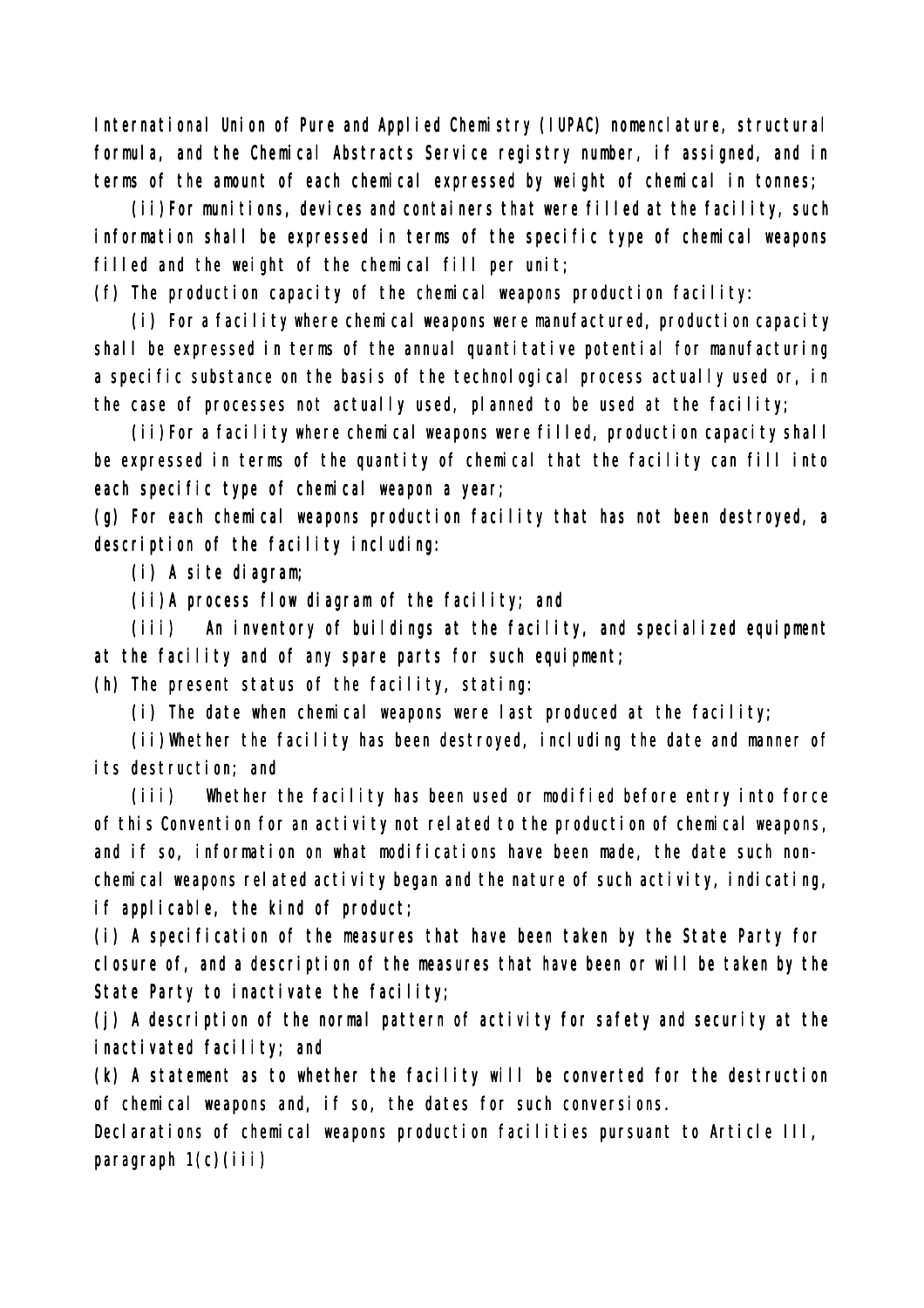International Union of Pure and Applied Chemistry (IUPAC) nomenclature, structural formula, and the Chemical Abstracts Service registry number, if assigned, and in terms of the amount of each chemical expressed by weight of chemical in tonnes;

(ii) For munitions, devices and containers that were filled at the facility, such information shall be expressed in terms of the specific type of chemical weapons filled and the weight of the chemical fill per unit;

(f) The production capacity of the chemical weapons production facility:

(i) For a facility where chemical weapons were manufactured, production capacity shall be expressed in terms of the annual quantitative potential for manufacturing a specific substance on the basis of the technological process actually used or, in the case of processes not actually used, planned to be used at the facility;

(ii) For a facility where chemical weapons were filled, production capacity shall be expressed in terms of the quantity of chemical that the facility can fill into each specific type of chemical weapon a year;

(g) For each chemical weapons production facility that has not been destroyed, a description of the facility including:

(i) A site diagram;

(ii) A process flow diagram of the facility; and

(iii) An inventory of buildings at the facility, and specialized equipment at the facility and of any spare parts for such equipment;

(h) The present status of the facility, stating:

(i) The date when chemical weapons were last produced at the facility;

(ii) Whether the facility has been destroyed, including the date and manner of its destruction; and

(iii) Whether the facility has been used or modified before entry into force of this Convention for an activity not related to the production of chemical weapons, and if so, information on what modifications have been made, the date such non-chemical weapons related activity began and the nature of such activity, indicating, if applicable, the kind of product;

(i) A specification of the measures that have been taken by the State Party for closure of, and a description of the measures that have been or will be taken by the State Party to inactivate the facility;

(j) A description of the normal pattern of activity for safety and security at the inactivated facility; and

(k) A statement as to whether the facility will be converted for the destruction of chemical weapons and, if so, the dates for such conversions.

Declarations of chemical weapons production facilities pursuant to Article III, paragraph 1(c)(iii)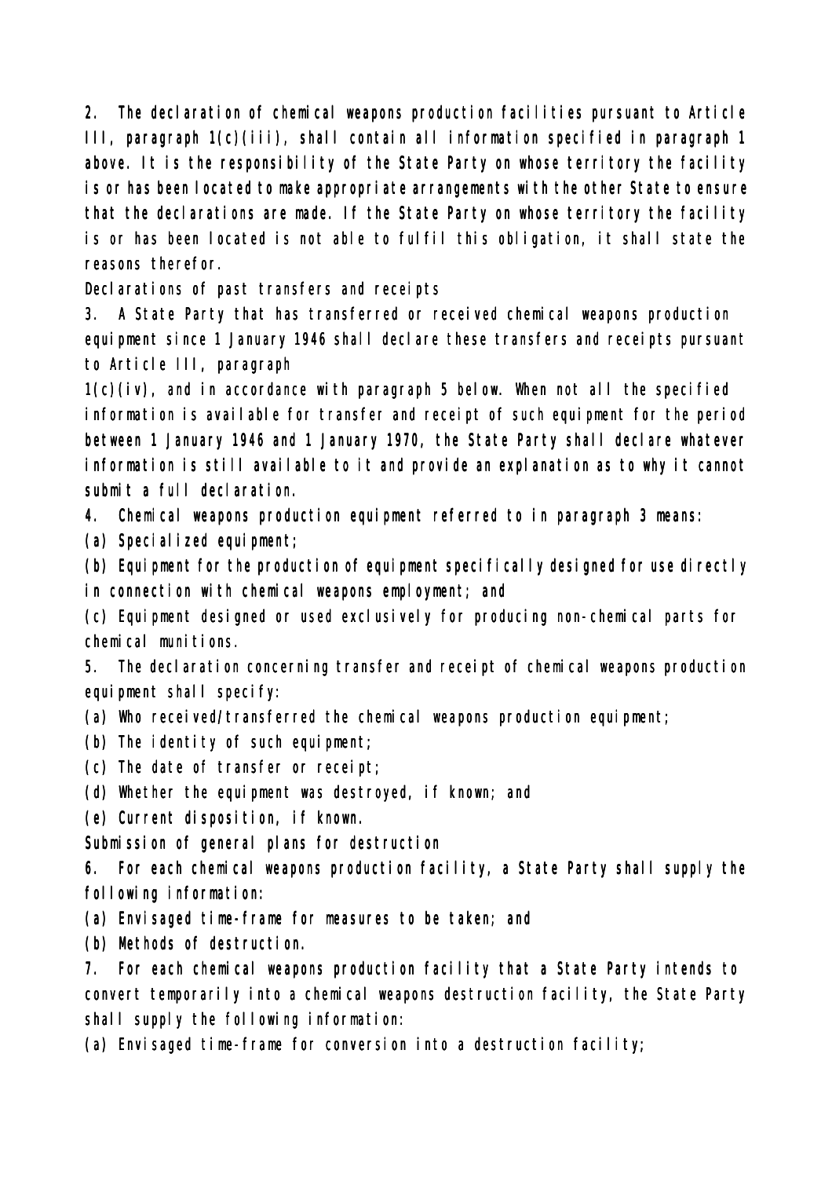2. The declaration of chemical weapons production facilities pursuant to Article III, paragraph 1(c)(iii), shall contain all information specified in paragraph 1 above. It is the responsibility of the State Party on whose territory the facility is or has been located to make appropriate arrangements with the other State to ensure that the declarations are made. If the State Party on whose territory the facility is or has been located is not able to fulfil this obligation, it shall state the reasons therefor.

Declarations of past transfers and receipts

3. A State Party that has transferred or received chemical weapons production equipment since 1 January 1946 shall declare these transfers and receipts pursuant to Article III, paragraph 1(c)(iv), and in accordance with paragraph 5 below. When not all the specified information is available for transfer and receipt of such equipment for the period between 1 January 1946 and 1 January 1970, the State Party shall declare whatever information is still available to it and provide an explanation as to why it cannot submit a full declaration.

4. Chemical weapons production equipment referred to in paragraph 3 means:

(a) Specialized equipment;

(b) Equipment for the production of equipment specifically designed for use directly in connection with chemical weapons employment; and

(c) Equipment designed or used exclusively for producing non-chemical parts for chemical munitions.

5. The declaration concerning transfer and receipt of chemical weapons production equipment shall specify:

(a) Who received/transferred the chemical weapons production equipment;

(b) The identity of such equipment;

(c) The date of transfer or receipt;

(d) Whether the equipment was destroyed, if known; and

(e) Current disposition, if known.

Submission of general plans for destruction

6. For each chemical weapons production facility, a State Party shall supply the following information:

(a) Envisaged time-frame for measures to be taken; and

(b) Methods of destruction.

7. For each chemical weapons production facility that a State Party intends to convert temporarily into a chemical weapons destruction facility, the State Party shall supply the following information:

(a) Envisaged time-frame for conversion into a destruction facility;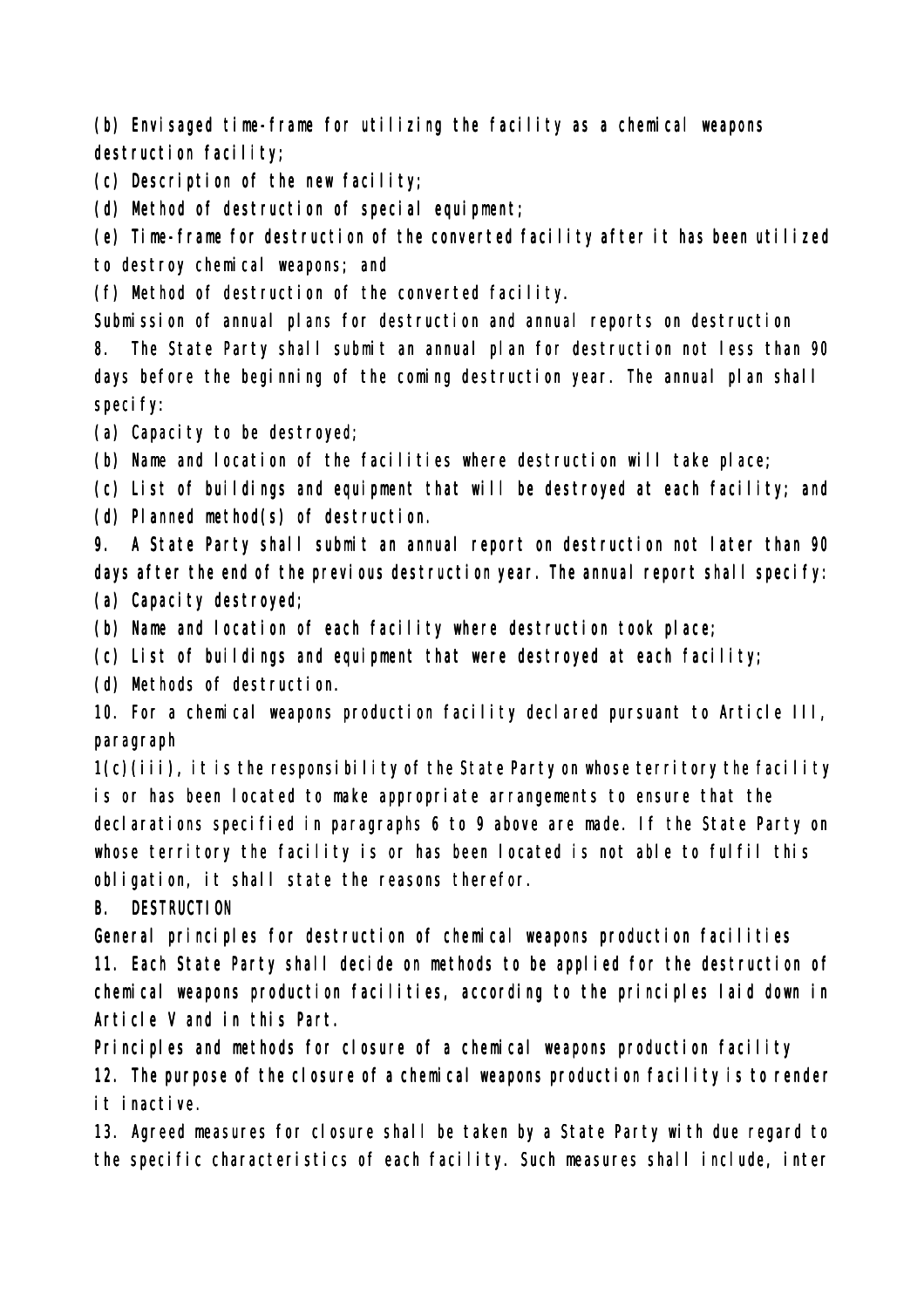(b) Envisaged time-frame for utilizing the facility as a chemical weapons destruction facility;

(c) Description of the new facility;

(d) Method of destruction of special equipment;

(e) Time-frame for destruction of the converted facility after it has been utilized to destroy chemical weapons; and

(f) Method of destruction of the converted facility.

Submission of annual plans for destruction and annual reports on destruction

8. The State Party shall submit an annual plan for destruction not less than 90 days before the beginning of the coming destruction year. The annual plan shall specify:

(a) Capacity to be destroyed;

(b) Name and location of the facilities where destruction will take place;

(c) List of buildings and equipment that will be destroyed at each facility; and

(d) Planned method(s) of destruction.

9. A State Party shall submit an annual report on destruction not later than 90 days after the end of the previous destruction year. The annual report shall specify:

(a) Capacity destroyed;

(b) Name and location of each facility where destruction took place;

(c) List of buildings and equipment that were destroyed at each facility;

(d) Methods of destruction.

10. For a chemical weapons production facility declared pursuant to Article III, paragraph 1(c)(iii), it is the responsibility of the State Party on whose territory the facility is or has been located to make appropriate arrangements to ensure that the declarations specified in paragraphs 6 to 9 above are made. If the State Party on whose territory the facility is or has been located is not able to fulfil this obligation, it shall state the reasons therefor.

## B. DESTRUCTION

General principles for destruction of chemical weapons production facilities

11. Each State Party shall decide on methods to be applied for the destruction of chemical weapons production facilities, according to the principles laid down in Article V and in this Part.

Principles and methods for closure of a chemical weapons production facility

12. The purpose of the closure of a chemical weapons production facility is to render it inactive.

13. Agreed measures for closure shall be taken by a State Party with due regard to the specific characteristics of each facility. Such measures shall include, inter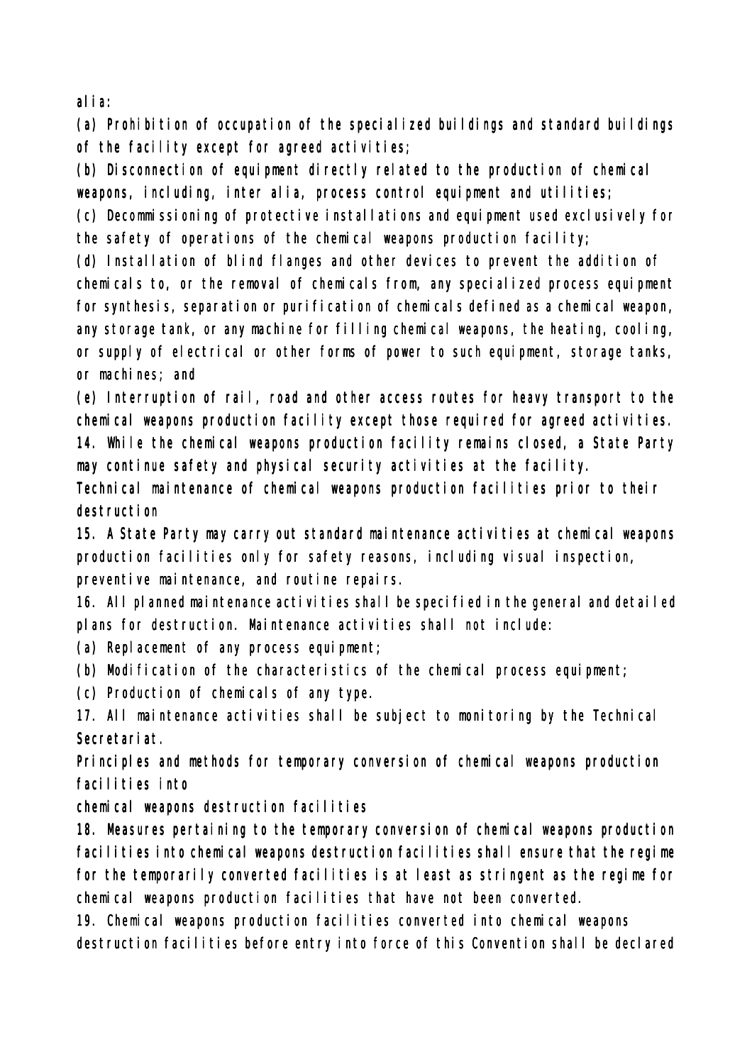alia:

(a) Prohibition of occupation of the specialized buildings and standard buildings of the facility except for agreed activities;

(b) Disconnection of equipment directly related to the production of chemical weapons, including, inter alia, process control equipment and utilities;

(c) Decommissioning of protective installations and equipment used exclusively for the safety of operations of the chemical weapons production facility;

(d) Installation of blind flanges and other devices to prevent the addition of chemicals to, or the removal of chemicals from, any specialized process equipment for synthesis, separation or purification of chemicals defined as a chemical weapon, any storage tank, or any machine for filling chemical weapons, the heating, cooling, or supply of electrical or other forms of power to such equipment, storage tanks, or machines; and

(e) Interruption of rail, road and other access routes for heavy transport to the chemical weapons production facility except those required for agreed activities.

14. While the chemical weapons production facility remains closed, a State Party may continue safety and physical security activities at the facility.

Technical maintenance of chemical weapons production facilities prior to their destruction

15. A State Party may carry out standard maintenance activities at chemical weapons production facilities only for safety reasons, including visual inspection, preventive maintenance, and routine repairs.

16. All planned maintenance activities shall be specified in the general and detailed plans for destruction. Maintenance activities shall not include:

(a) Replacement of any process equipment;

(b) Modification of the characteristics of the chemical process equipment;

(c) Production of chemicals of any type.

17. All maintenance activities shall be subject to monitoring by the Technical Secretariat.

Principles and methods for temporary conversion of chemical weapons production facilities into chemical weapons destruction facilities

18. Measures pertaining to the temporary conversion of chemical weapons production facilities into chemical weapons destruction facilities shall ensure that the regime for the temporarily converted facilities is at least as stringent as the regime for chemical weapons production facilities that have not been converted.

19. Chemical weapons production facilities converted into chemical weapons destruction facilities before entry into force of this Convention shall be declared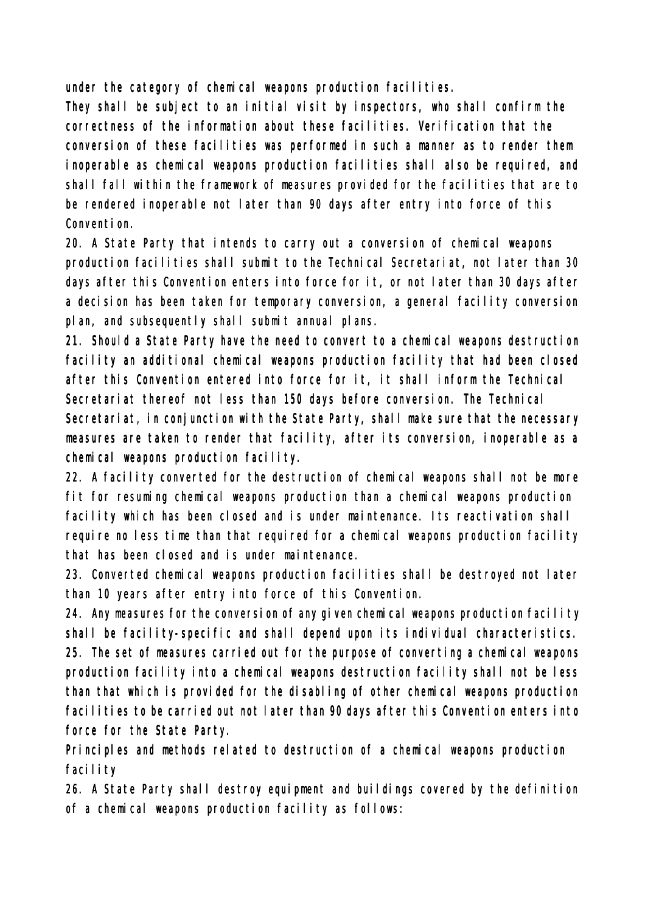under the category of chemical weapons production facilities.

They shall be subject to an initial visit by inspectors, who shall confirm the correctness of the information about these facilities. Verification that the conversion of these facilities was performed in such a manner as to render them inoperable as chemical weapons production facilities shall also be required, and shall fall within the framework of measures provided for the facilities that are to be rendered inoperable not later than 90 days after entry into force of this Convention.

20. A State Party that intends to carry out a conversion of chemical weapons production facilities shall submit to the Technical Secretariat, not later than 30 days after this Convention enters into force for it, or not later than 30 days after a decision has been taken for temporary conversion, a general facility conversion plan, and subsequently shall submit annual plans.

21. Should a State Party have the need to convert to a chemical weapons destruction facility an additional chemical weapons production facility that had been closed after this Convention entered into force for it, it shall inform the Technical Secretariat thereof not less than 150 days before conversion. The Technical Secretariat, in conjunction with the State Party, shall make sure that the necessary measures are taken to render that facility, after its conversion, inoperable as a chemical weapons production facility.

22. A facility converted for the destruction of chemical weapons shall not be more fit for resuming chemical weapons production than a chemical weapons production facility which has been closed and is under maintenance. Its reactivation shall require no less time than that required for a chemical weapons production facility that has been closed and is under maintenance.

23. Converted chemical weapons production facilities shall be destroyed not later than 10 years after entry into force of this Convention.

24. Any measures for the conversion of any given chemical weapons production facility shall be facility-specific and shall depend upon its individual characteristics.

25. The set of measures carried out for the purpose of converting a chemical weapons production facility into a chemical weapons destruction facility shall not be less than that which is provided for the disabling of other chemical weapons production facilities to be carried out not later than 90 days after this Convention enters into force for the State Party.

Principles and methods related to destruction of a chemical weapons production facility

26. A State Party shall destroy equipment and buildings covered by the definition of a chemical weapons production facility as follows: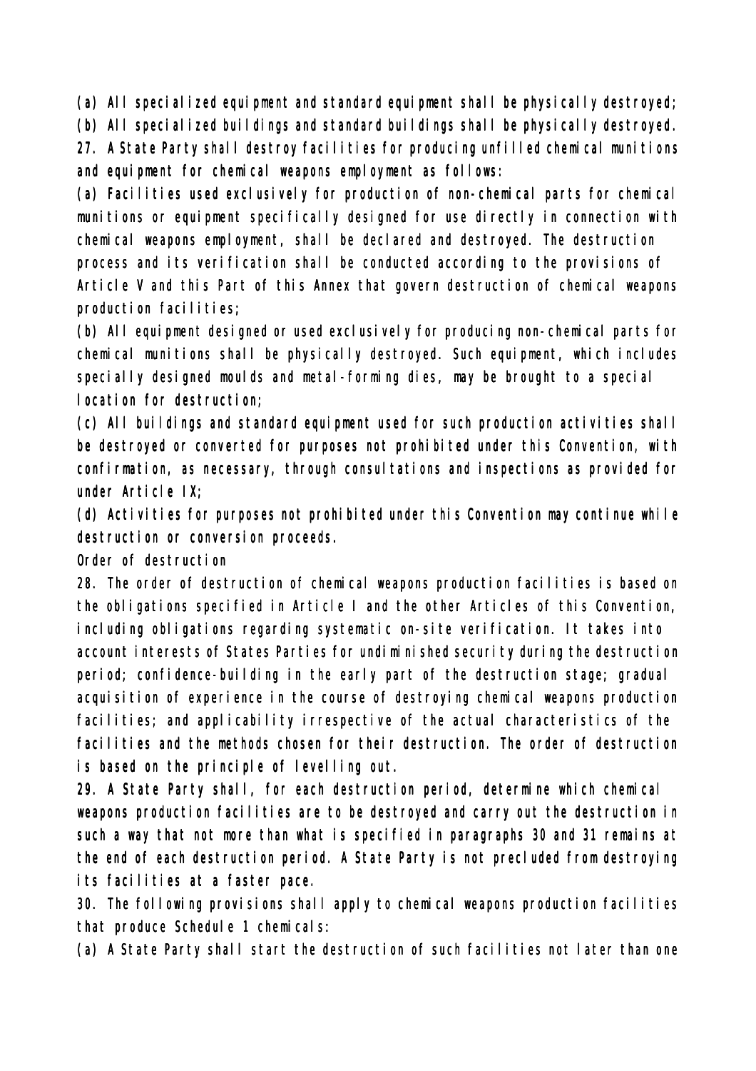(a) All specialized equipment and standard equipment shall be physically destroyed;

(b) All specialized buildings and standard buildings shall be physically destroyed.

27. A State Party shall destroy facilities for producing unfilled chemical munitions and equipment for chemical weapons employment as follows:

(a) Facilities used exclusively for production of non-chemical parts for chemical munitions or equipment specifically designed for use directly in connection with chemical weapons employment, shall be declared and destroyed. The destruction process and its verification shall be conducted according to the provisions of Article V and this Part of this Annex that govern destruction of chemical weapons production facilities;

(b) All equipment designed or used exclusively for producing non-chemical parts for chemical munitions shall be physically destroyed. Such equipment, which includes specially designed moulds and metal-forming dies, may be brought to a special location for destruction;

(c) All buildings and standard equipment used for such production activities shall be destroyed or converted for purposes not prohibited under this Convention, with confirmation, as necessary, through consultations and inspections as provided for under Article IX;

(d) Activities for purposes not prohibited under this Convention may continue while destruction or conversion proceeds.

Order of destruction

28. The order of destruction of chemical weapons production facilities is based on the obligations specified in Article I and the other Articles of this Convention, including obligations regarding systematic on-site verification. It takes into account interests of States Parties for undiminished security during the destruction period; confidence-building in the early part of the destruction stage; gradual acquisition of experience in the course of destroying chemical weapons production facilities; and applicability irrespective of the actual characteristics of the facilities and the methods chosen for their destruction. The order of destruction is based on the principle of levelling out.

29. A State Party shall, for each destruction period, determine which chemical weapons production facilities are to be destroyed and carry out the destruction in such a way that not more than what is specified in paragraphs 30 and 31 remains at the end of each destruction period. A State Party is not precluded from destroying its facilities at a faster pace.

30. The following provisions shall apply to chemical weapons production facilities that produce Schedule 1 chemicals:

(a) A State Party shall start the destruction of such facilities not later than one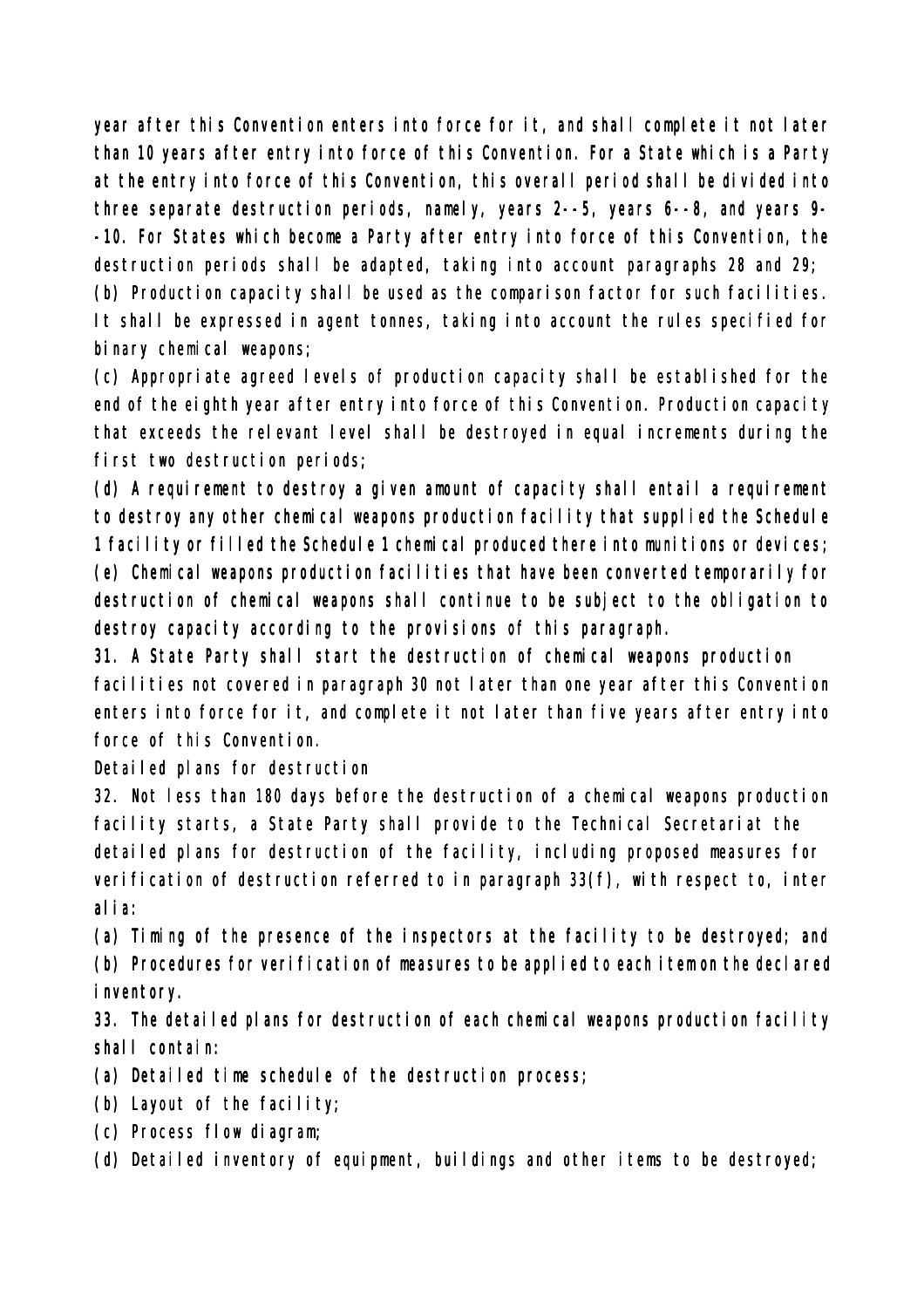year after this Convention enters into force for it, and shall complete it not later than 10 years after entry into force of this Convention. For a State which is a Party at the entry into force of this Convention, this overall period shall be divided into three separate destruction periods, namely, years 2--5, years 6--8, and years 9--10. For States which become a Party after entry into force of this Convention, the destruction periods shall be adapted, taking into account paragraphs 28 and 29;

(b) Production capacity shall be used as the comparison factor for such facilities. It shall be expressed in agent tonnes, taking into account the rules specified for binary chemical weapons;

(c) Appropriate agreed levels of production capacity shall be established for the end of the eighth year after entry into force of this Convention. Production capacity that exceeds the relevant level shall be destroyed in equal increments during the first two destruction periods;

(d) A requirement to destroy a given amount of capacity shall entail a requirement to destroy any other chemical weapons production facility that supplied the Schedule 1 facility or filled the Schedule 1 chemical produced there into munitions or devices;

(e) Chemical weapons production facilities that have been converted temporarily for destruction of chemical weapons shall continue to be subject to the obligation to destroy capacity according to the provisions of this paragraph.

31. A State Party shall start the destruction of chemical weapons production facilities not covered in paragraph 30 not later than one year after this Convention enters into force for it, and complete it not later than five years after entry into force of this Convention.

Detailed plans for destruction

32. Not less than 180 days before the destruction of a chemical weapons production facility starts, a State Party shall provide to the Technical Secretariat the detailed plans for destruction of the facility, including proposed measures for verification of destruction referred to in paragraph 33(f), with respect to, inter alia:

(a) Timing of the presence of the inspectors at the facility to be destroyed; and

(b) Procedures for verification of measures to be applied to each item on the declared inventory.

33. The detailed plans for destruction of each chemical weapons production facility shall contain:

(a) Detailed time schedule of the destruction process;

(b) Layout of the facility;

(c) Process flow diagram;

(d) Detailed inventory of equipment, buildings and other items to be destroyed;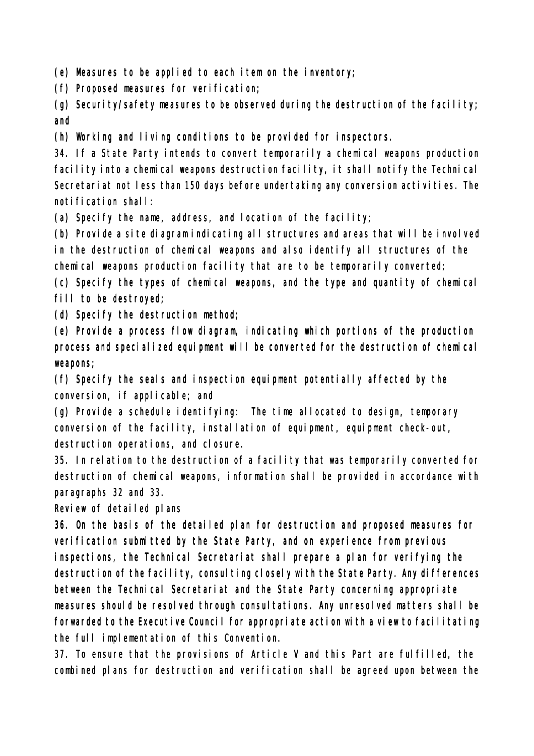(e) Measures to be applied to each item on the inventory;

(f) Proposed measures for verification;

(g) Security/safety measures to be observed during the destruction of the facility; and

(h) Working and living conditions to be provided for inspectors.

34. If a State Party intends to convert temporarily a chemical weapons production facility into a chemical weapons destruction facility, it shall notify the Technical Secretariat not less than 150 days before undertaking any conversion activities. The notification shall:

(a) Specify the name, address, and location of the facility;

(b) Provide a site diagram indicating all structures and areas that will be involved in the destruction of chemical weapons and also identify all structures of the chemical weapons production facility that are to be temporarily converted;

(c) Specify the types of chemical weapons, and the type and quantity of chemical fill to be destroyed;

(d) Specify the destruction method;

(e) Provide a process flow diagram, indicating which portions of the production process and specialized equipment will be converted for the destruction of chemical weapons;

(f) Specify the seals and inspection equipment potentially affected by the conversion, if applicable; and

(g) Provide a schedule identifying: The time allocated to design, temporary conversion of the facility, installation of equipment, equipment check-out, destruction operations, and closure.

35. In relation to the destruction of a facility that was temporarily converted for destruction of chemical weapons, information shall be provided in accordance with paragraphs 32 and 33.

Review of detailed plans

36. On the basis of the detailed plan for destruction and proposed measures for verification submitted by the State Party, and on experience from previous inspections, the Technical Secretariat shall prepare a plan for verifying the destruction of the facility, consulting closely with the State Party. Any differences between the Technical Secretariat and the State Party concerning appropriate measures should be resolved through consultations. Any unresolved matters shall be forwarded to the Executive Council for appropriate action with a view to facilitating the full implementation of this Convention.

37. To ensure that the provisions of Article V and this Part are fulfilled, the combined plans for destruction and verification shall be agreed upon between the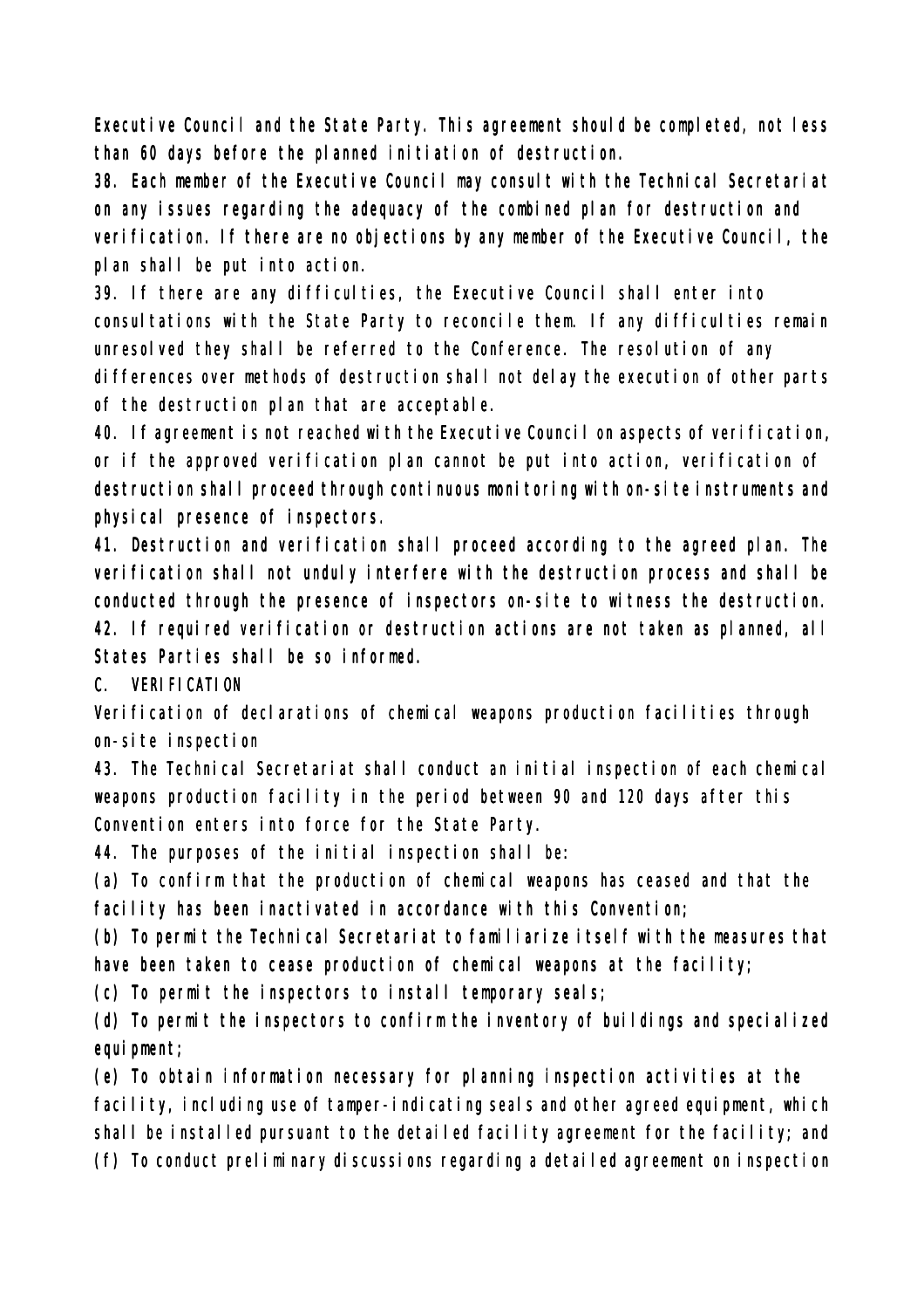Executive Council and the State Party. This agreement should be completed, not less than 60 days before the planned initiation of destruction.

38. Each member of the Executive Council may consult with the Technical Secretariat on any issues regarding the adequacy of the combined plan for destruction and verification. If there are no objections by any member of the Executive Council, the plan shall be put into action.

39. If there are any difficulties, the Executive Council shall enter into consultations with the State Party to reconcile them. If any difficulties remain unresolved they shall be referred to the Conference. The resolution of any differences over methods of destruction shall not delay the execution of other parts of the destruction plan that are acceptable.

40. If agreement is not reached with the Executive Council on aspects of verification, or if the approved verification plan cannot be put into action, verification of destruction shall proceed through continuous monitoring with on-site instruments and physical presence of inspectors.

41. Destruction and verification shall proceed according to the agreed plan. The verification shall not unduly interfere with the destruction process and shall be conducted through the presence of inspectors on-site to witness the destruction.

42. If required verification or destruction actions are not taken as planned, all States Parties shall be so informed.

## C. VERIFICATION

### Verification of declarations of chemical weapons production facilities through on-site inspection

43. The Technical Secretariat shall conduct an initial inspection of each chemical weapons production facility in the period between 90 and 120 days after this Convention enters into force for the State Party.

44. The purposes of the initial inspection shall be:

(a) To confirm that the production of chemical weapons has ceased and that the facility has been inactivated in accordance with this Convention;

(b) To permit the Technical Secretariat to familiarize itself with the measures that have been taken to cease production of chemical weapons at the facility;

(c) To permit the inspectors to install temporary seals;

(d) To permit the inspectors to confirm the inventory of buildings and specialized equipment;

(e) To obtain information necessary for planning inspection activities at the facility, including use of tamper-indicating seals and other agreed equipment, which shall be installed pursuant to the detailed facility agreement for the facility; and

(f) To conduct preliminary discussions regarding a detailed agreement on inspection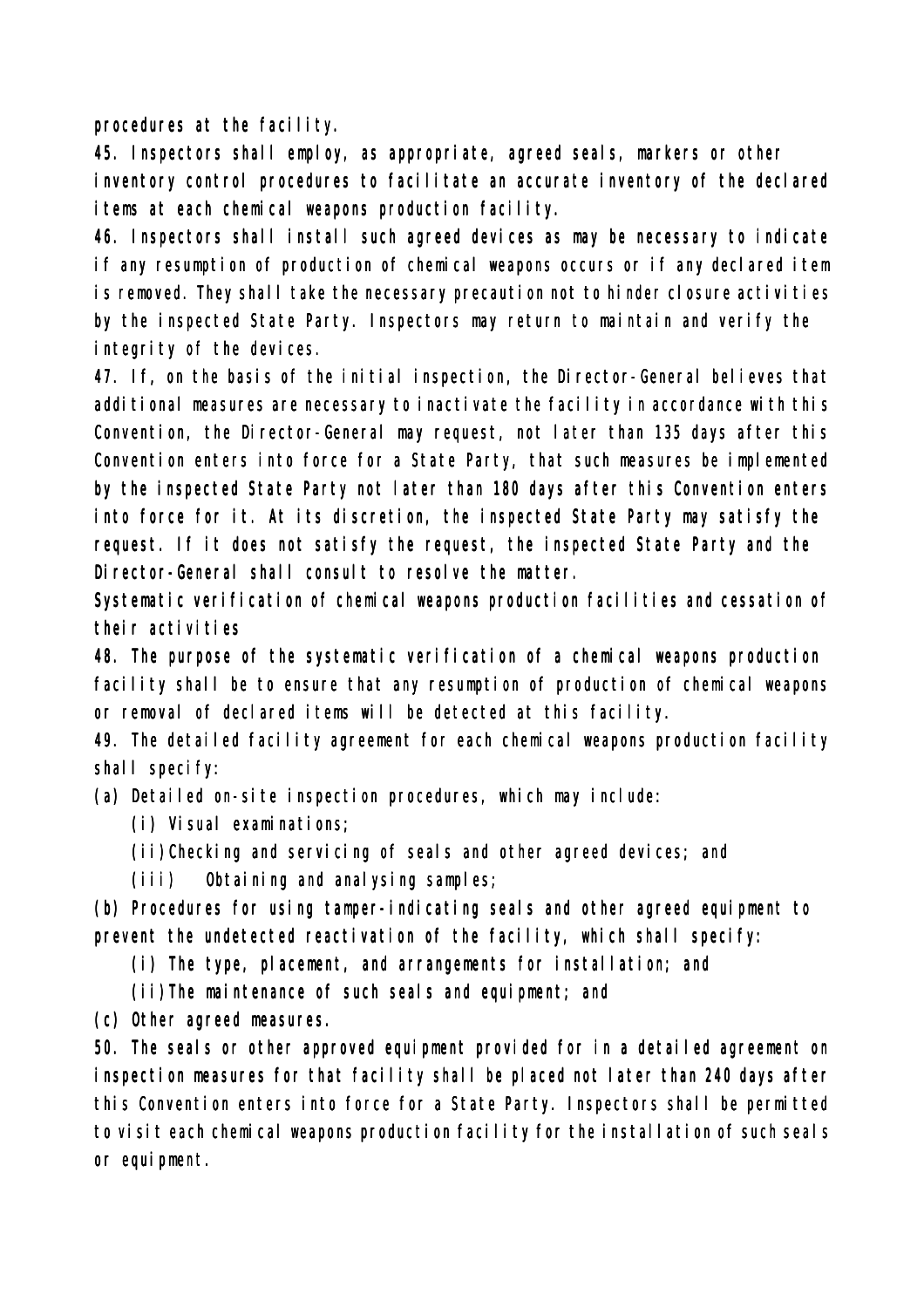procedures at the facility.

45. Inspectors shall employ, as appropriate, agreed seals, markers or other inventory control procedures to facilitate an accurate inventory of the declared items at each chemical weapons production facility.

46. Inspectors shall install such agreed devices as may be necessary to indicate if any resumption of production of chemical weapons occurs or if any declared item is removed. They shall take the necessary precaution not to hinder closure activities by the inspected State Party. Inspectors may return to maintain and verify the integrity of the devices.

47. If, on the basis of the initial inspection, the Director-General believes that additional measures are necessary to inactivate the facility in accordance with this Convention, the Director-General may request, not later than 135 days after this Convention enters into force for a State Party, that such measures be implemented by the inspected State Party not later than 180 days after this Convention enters into force for it. At its discretion, the inspected State Party may satisfy the request. If it does not satisfy the request, the inspected State Party and the Director-General shall consult to resolve the matter.

Systematic verification of chemical weapons production facilities and cessation of their activities

48. The purpose of the systematic verification of a chemical weapons production facility shall be to ensure that any resumption of production of chemical weapons or removal of declared items will be detected at this facility.

49. The detailed facility agreement for each chemical weapons production facility shall specify:

(a) Detailed on-site inspection procedures, which may include:

  (i) Visual examinations;

  (ii) Checking and servicing of seals and other agreed devices; and

  (iii) Obtaining and analysing samples;

(b) Procedures for using tamper-indicating seals and other agreed equipment to prevent the undetected reactivation of the facility, which shall specify:

  (i) The type, placement, and arrangements for installation; and

  (ii) The maintenance of such seals and equipment; and

(c) Other agreed measures.

50. The seals or other approved equipment provided for in a detailed agreement on inspection measures for that facility shall be placed not later than 240 days after this Convention enters into force for a State Party. Inspectors shall be permitted to visit each chemical weapons production facility for the installation of such seals or equipment.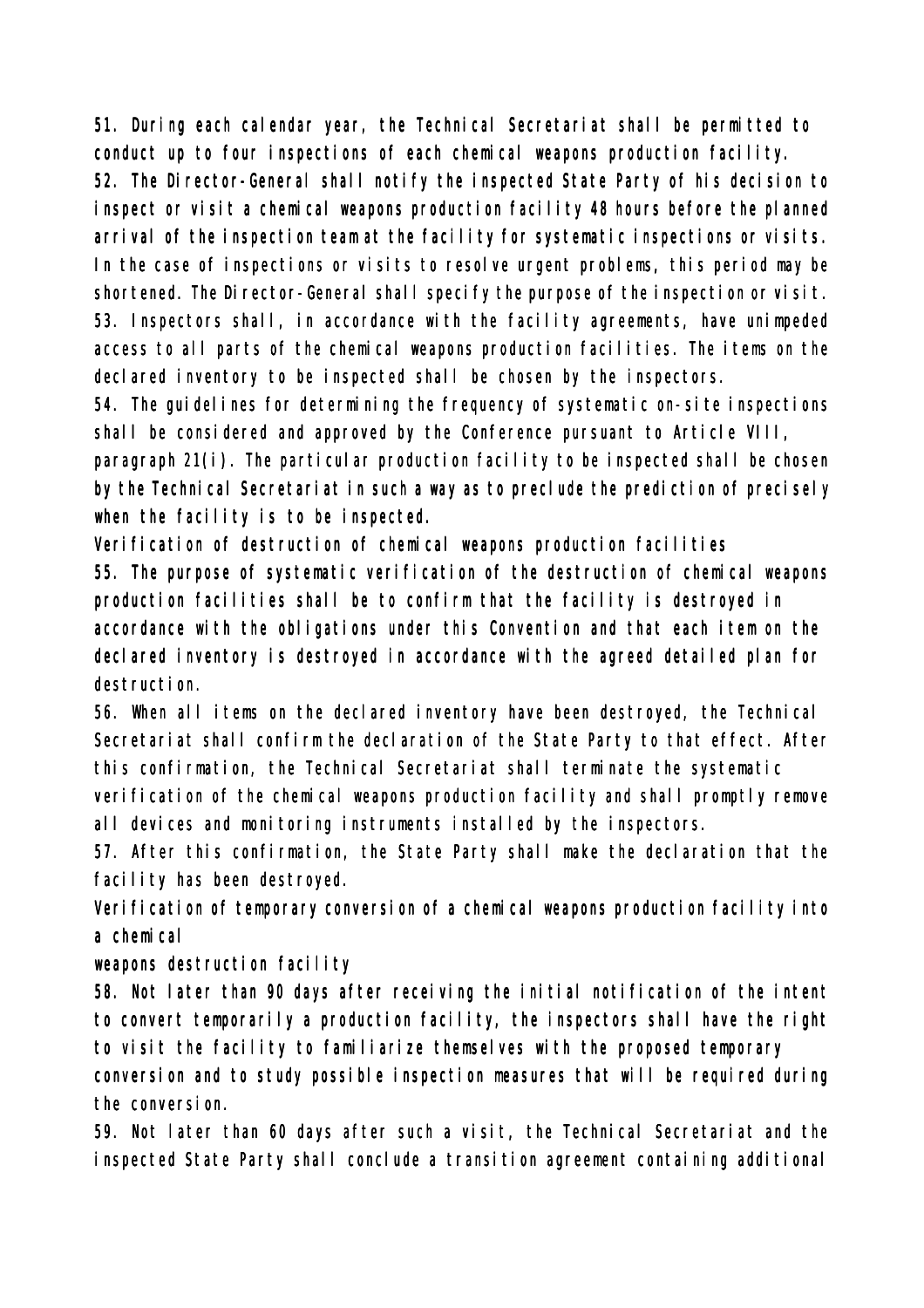51. During each calendar year, the Technical Secretariat shall be permitted to conduct up to four inspections of each chemical weapons production facility.

52. The Director-General shall notify the inspected State Party of his decision to inspect or visit a chemical weapons production facility 48 hours before the planned arrival of the inspection team at the facility for systematic inspections or visits. In the case of inspections or visits to resolve urgent problems, this period may be shortened. The Director-General shall specify the purpose of the inspection or visit.

53. Inspectors shall, in accordance with the facility agreements, have unimpeded access to all parts of the chemical weapons production facilities. The items on the declared inventory to be inspected shall be chosen by the inspectors.

54. The guidelines for determining the frequency of systematic on-site inspections shall be considered and approved by the Conference pursuant to Article VIII, paragraph 21(i). The particular production facility to be inspected shall be chosen by the Technical Secretariat in such a way as to preclude the prediction of precisely when the facility is to be inspected.

### Verification of destruction of chemical weapons production facilities

55. The purpose of systematic verification of the destruction of chemical weapons production facilities shall be to confirm that the facility is destroyed in accordance with the obligations under this Convention and that each item on the declared inventory is destroyed in accordance with the agreed detailed plan for destruction.

56. When all items on the declared inventory have been destroyed, the Technical Secretariat shall confirm the declaration of the State Party to that effect. After this confirmation, the Technical Secretariat shall terminate the systematic verification of the chemical weapons production facility and shall promptly remove all devices and monitoring instruments installed by the inspectors.

57. After this confirmation, the State Party shall make the declaration that the facility has been destroyed.

### Verification of temporary conversion of a chemical weapons production facility into a chemical weapons destruction facility

58. Not later than 90 days after receiving the initial notification of the intent to convert temporarily a production facility, the inspectors shall have the right to visit the facility to familiarize themselves with the proposed temporary conversion and to study possible inspection measures that will be required during the conversion.

59. Not later than 60 days after such a visit, the Technical Secretariat and the inspected State Party shall conclude a transition agreement containing additional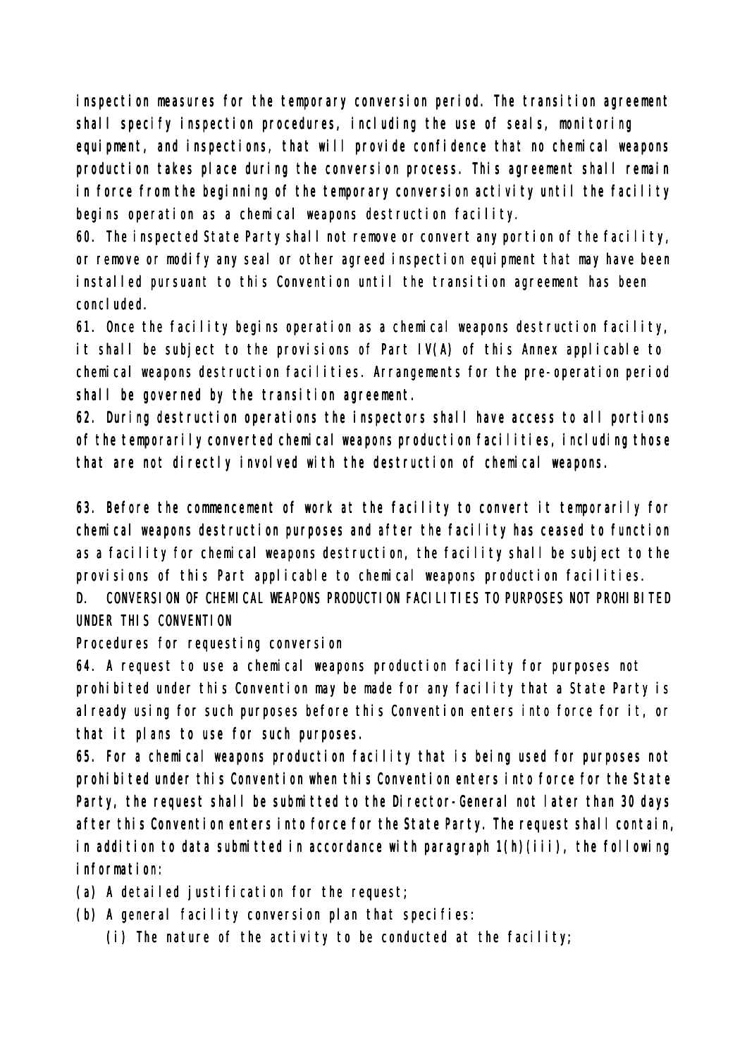inspection measures for the temporary conversion period. The transition agreement shall specify inspection procedures, including the use of seals, monitoring equipment, and inspections, that will provide confidence that no chemical weapons production takes place during the conversion process. This agreement shall remain in force from the beginning of the temporary conversion activity until the facility begins operation as a chemical weapons destruction facility.

60. The inspected State Party shall not remove or convert any portion of the facility, or remove or modify any seal or other agreed inspection equipment that may have been installed pursuant to this Convention until the transition agreement has been concluded.

61. Once the facility begins operation as a chemical weapons destruction facility, it shall be subject to the provisions of Part IV(A) of this Annex applicable to chemical weapons destruction facilities. Arrangements for the pre-operation period shall be governed by the transition agreement.

62. During destruction operations the inspectors shall have access to all portions of the temporarily converted chemical weapons production facilities, including those that are not directly involved with the destruction of chemical weapons.

63. Before the commencement of work at the facility to convert it temporarily for chemical weapons destruction purposes and after the facility has ceased to function as a facility for chemical weapons destruction, the facility shall be subject to the provisions of this Part applicable to chemical weapons production facilities.

## D. CONVERSION OF CHEMICAL WEAPONS PRODUCTION FACILITIES TO PURPOSES NOT PROHIBITED UNDER THIS CONVENTION

### Procedures for requesting conversion

64. A request to use a chemical weapons production facility for purposes not prohibited under this Convention may be made for any facility that a State Party is already using for such purposes before this Convention enters into force for it, or that it plans to use for such purposes.

65. For a chemical weapons production facility that is being used for purposes not prohibited under this Convention when this Convention enters into force for the State Party, the request shall be submitted to the Director-General not later than 30 days after this Convention enters into force for the State Party. The request shall contain, in addition to data submitted in accordance with paragraph 1(h)(iii), the following information:

(a) A detailed justification for the request;

(b) A general facility conversion plan that specifies:

  (i) The nature of the activity to be conducted at the facility;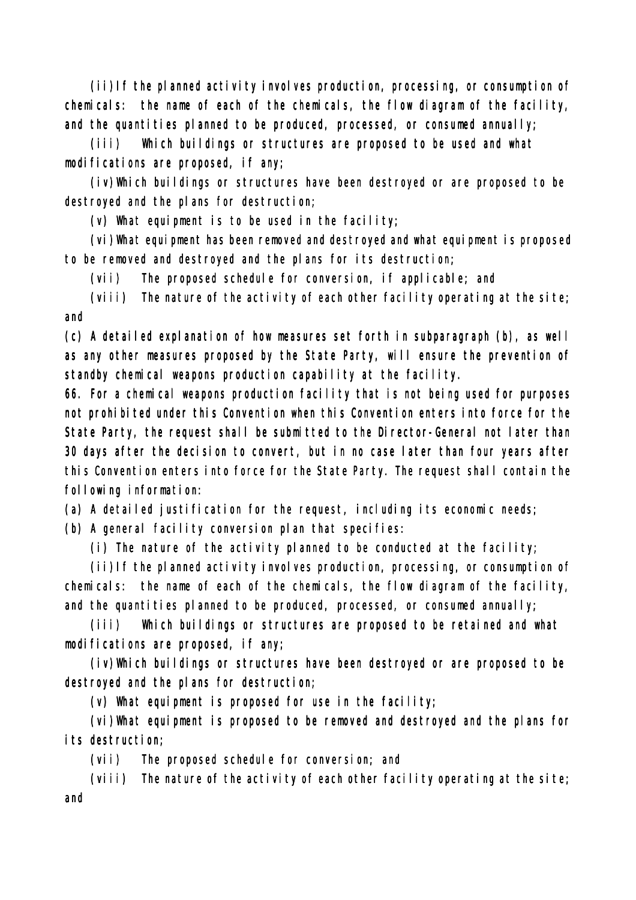(ii) If the planned activity involves production, processing, or consumption of chemicals: the name of each of the chemicals, the flow diagram of the facility, and the quantities planned to be produced, processed, or consumed annually;

(iii) Which buildings or structures are proposed to be used and what modifications are proposed, if any;

(iv) Which buildings or structures have been destroyed or are proposed to be destroyed and the plans for destruction;

(v) What equipment is to be used in the facility;

(vi) What equipment has been removed and destroyed and what equipment is proposed to be removed and destroyed and the plans for its destruction;

(vii) The proposed schedule for conversion, if applicable; and

(viii) The nature of the activity of each other facility operating at the site; and

(c) A detailed explanation of how measures set forth in subparagraph (b), as well as any other measures proposed by the State Party, will ensure the prevention of standby chemical weapons production capability at the facility.

66. For a chemical weapons production facility that is not being used for purposes not prohibited under this Convention when this Convention enters into force for the State Party, the request shall be submitted to the Director-General not later than 30 days after the decision to convert, but in no case later than four years after this Convention enters into force for the State Party. The request shall contain the following information:

(a) A detailed justification for the request, including its economic needs;

(b) A general facility conversion plan that specifies:

(i) The nature of the activity planned to be conducted at the facility;

(ii) If the planned activity involves production, processing, or consumption of chemicals: the name of each of the chemicals, the flow diagram of the facility, and the quantities planned to be produced, processed, or consumed annually;

(iii) Which buildings or structures are proposed to be retained and what modifications are proposed, if any;

(iv) Which buildings or structures have been destroyed or are proposed to be destroyed and the plans for destruction;

(v) What equipment is proposed for use in the facility;

(vi) What equipment is proposed to be removed and destroyed and the plans for its destruction;

(vii) The proposed schedule for conversion; and

(viii) The nature of the activity of each other facility operating at the site; and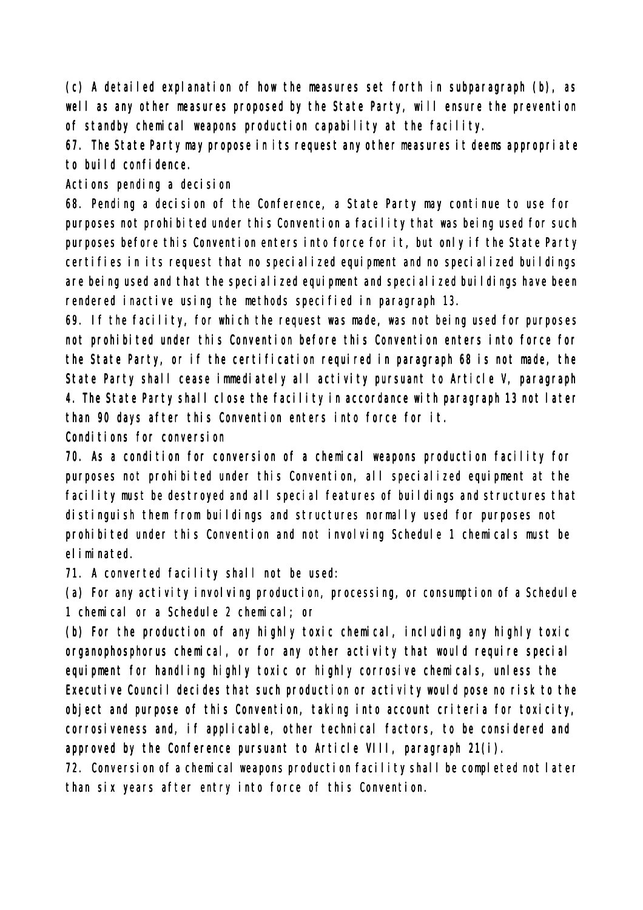(c) A detailed explanation of how the measures set forth in subparagraph (b), as well as any other measures proposed by the State Party, will ensure the prevention of standby chemical weapons production capability at the facility.

67. The State Party may propose in its request any other measures it deems appropriate to build confidence.

### Actions pending a decision

68. Pending a decision of the Conference, a State Party may continue to use for purposes not prohibited under this Convention a facility that was being used for such purposes before this Convention enters into force for it, but only if the State Party certifies in its request that no specialized equipment and no specialized buildings are being used and that the specialized equipment and specialized buildings have been rendered inactive using the methods specified in paragraph 13.

69. If the facility, for which the request was made, was not being used for purposes not prohibited under this Convention before this Convention enters into force for the State Party, or if the certification required in paragraph 68 is not made, the State Party shall cease immediately all activity pursuant to Article V, paragraph 4. The State Party shall close the facility in accordance with paragraph 13 not later than 90 days after this Convention enters into force for it.

### Conditions for conversion

70. As a condition for conversion of a chemical weapons production facility for purposes not prohibited under this Convention, all specialized equipment at the facility must be destroyed and all special features of buildings and structures that distinguish them from buildings and structures normally used for purposes not prohibited under this Convention and not involving Schedule 1 chemicals must be eliminated.

71. A converted facility shall not be used:

(a) For any activity involving production, processing, or consumption of a Schedule 1 chemical or a Schedule 2 chemical; or

(b) For the production of any highly toxic chemical, including any highly toxic organophosphorus chemical, or for any other activity that would require special equipment for handling highly toxic or highly corrosive chemicals, unless the Executive Council decides that such production or activity would pose no risk to the object and purpose of this Convention, taking into account criteria for toxicity, corrosiveness and, if applicable, other technical factors, to be considered and approved by the Conference pursuant to Article VIII, paragraph 21(i).

72. Conversion of a chemical weapons production facility shall be completed not later than six years after entry into force of this Convention.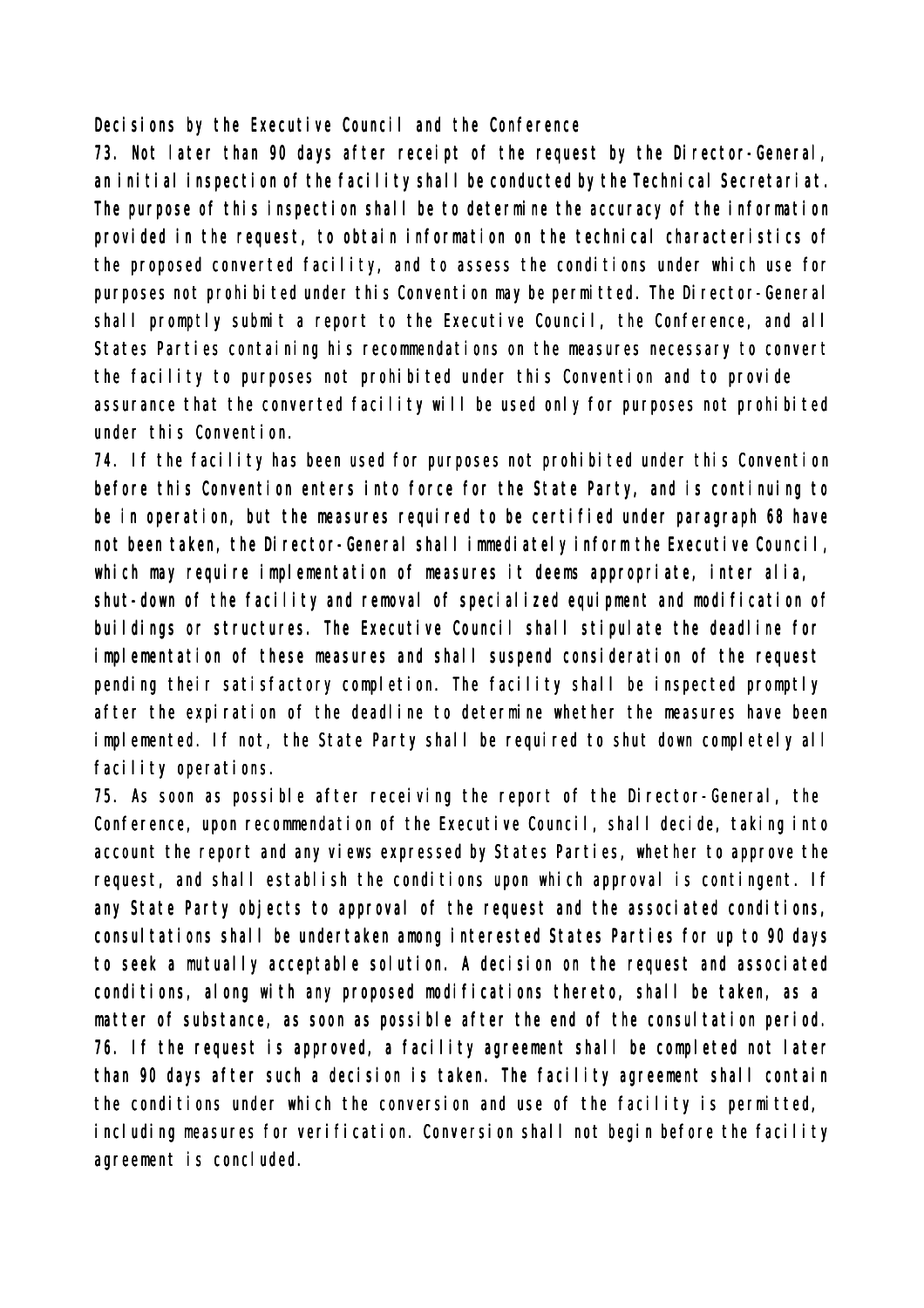### Decisions by the Executive Council and the Conference

73. Not later than 90 days after receipt of the request by the Director-General, an initial inspection of the facility shall be conducted by the Technical Secretariat. The purpose of this inspection shall be to determine the accuracy of the information provided in the request, to obtain information on the technical characteristics of the proposed converted facility, and to assess the conditions under which use for purposes not prohibited under this Convention may be permitted. The Director-General shall promptly submit a report to the Executive Council, the Conference, and all States Parties containing his recommendations on the measures necessary to convert the facility to purposes not prohibited under this Convention and to provide assurance that the converted facility will be used only for purposes not prohibited under this Convention.

74. If the facility has been used for purposes not prohibited under this Convention before this Convention enters into force for the State Party, and is continuing to be in operation, but the measures required to be certified under paragraph 68 have not been taken, the Director-General shall immediately inform the Executive Council, which may require implementation of measures it deems appropriate, inter alia, shut-down of the facility and removal of specialized equipment and modification of buildings or structures. The Executive Council shall stipulate the deadline for implementation of these measures and shall suspend consideration of the request pending their satisfactory completion. The facility shall be inspected promptly after the expiration of the deadline to determine whether the measures have been implemented. If not, the State Party shall be required to shut down completely all facility operations.

75. As soon as possible after receiving the report of the Director-General, the Conference, upon recommendation of the Executive Council, shall decide, taking into account the report and any views expressed by States Parties, whether to approve the request, and shall establish the conditions upon which approval is contingent. If any State Party objects to approval of the request and the associated conditions, consultations shall be undertaken among interested States Parties for up to 90 days to seek a mutually acceptable solution. A decision on the request and associated conditions, along with any proposed modifications thereto, shall be taken, as a matter of substance, as soon as possible after the end of the consultation period.

76. If the request is approved, a facility agreement shall be completed not later than 90 days after such a decision is taken. The facility agreement shall contain the conditions under which the conversion and use of the facility is permitted, including measures for verification. Conversion shall not begin before the facility agreement is concluded.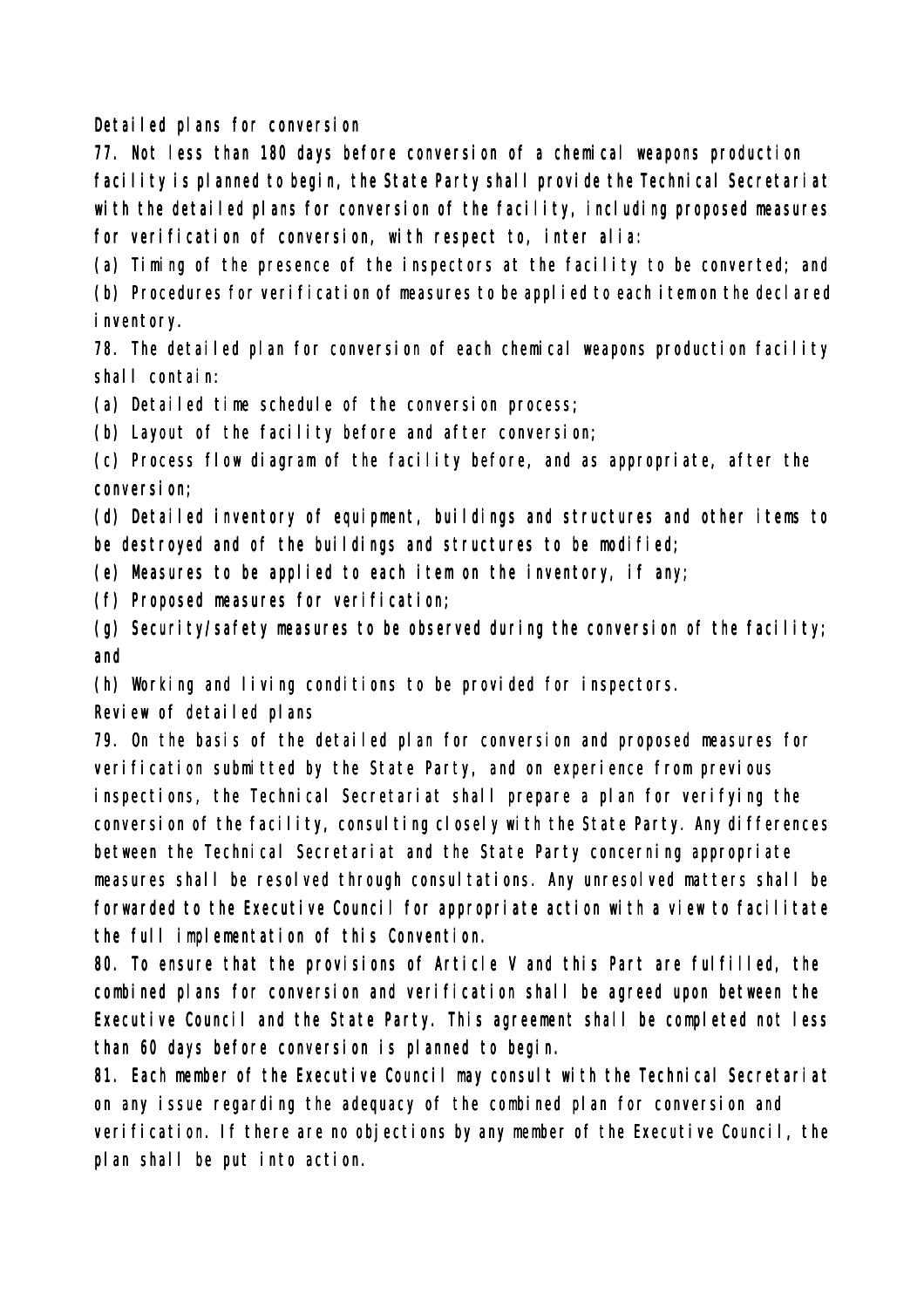Detailed plans for conversion

77. Not less than 180 days before conversion of a chemical weapons production facility is planned to begin, the State Party shall provide the Technical Secretariat with the detailed plans for conversion of the facility, including proposed measures for verification of conversion, with respect to, inter alia:

(a) Timing of the presence of the inspectors at the facility to be converted; and

(b) Procedures for verification of measures to be applied to each item on the declared inventory.

78. The detailed plan for conversion of each chemical weapons production facility shall contain:

(a) Detailed time schedule of the conversion process;

(b) Layout of the facility before and after conversion;

(c) Process flow diagram of the facility before, and as appropriate, after the conversion;

(d) Detailed inventory of equipment, buildings and structures and other items to be destroyed and of the buildings and structures to be modified;

(e) Measures to be applied to each item on the inventory, if any;

(f) Proposed measures for verification;

(g) Security/safety measures to be observed during the conversion of the facility; and

(h) Working and living conditions to be provided for inspectors.

Review of detailed plans

79. On the basis of the detailed plan for conversion and proposed measures for verification submitted by the State Party, and on experience from previous inspections, the Technical Secretariat shall prepare a plan for verifying the conversion of the facility, consulting closely with the State Party. Any differences between the Technical Secretariat and the State Party concerning appropriate measures shall be resolved through consultations. Any unresolved matters shall be forwarded to the Executive Council for appropriate action with a view to facilitate the full implementation of this Convention.

80. To ensure that the provisions of Article V and this Part are fulfilled, the combined plans for conversion and verification shall be agreed upon between the Executive Council and the State Party. This agreement shall be completed not less than 60 days before conversion is planned to begin.

81. Each member of the Executive Council may consult with the Technical Secretariat on any issue regarding the adequacy of the combined plan for conversion and verification. If there are no objections by any member of the Executive Council, the plan shall be put into action.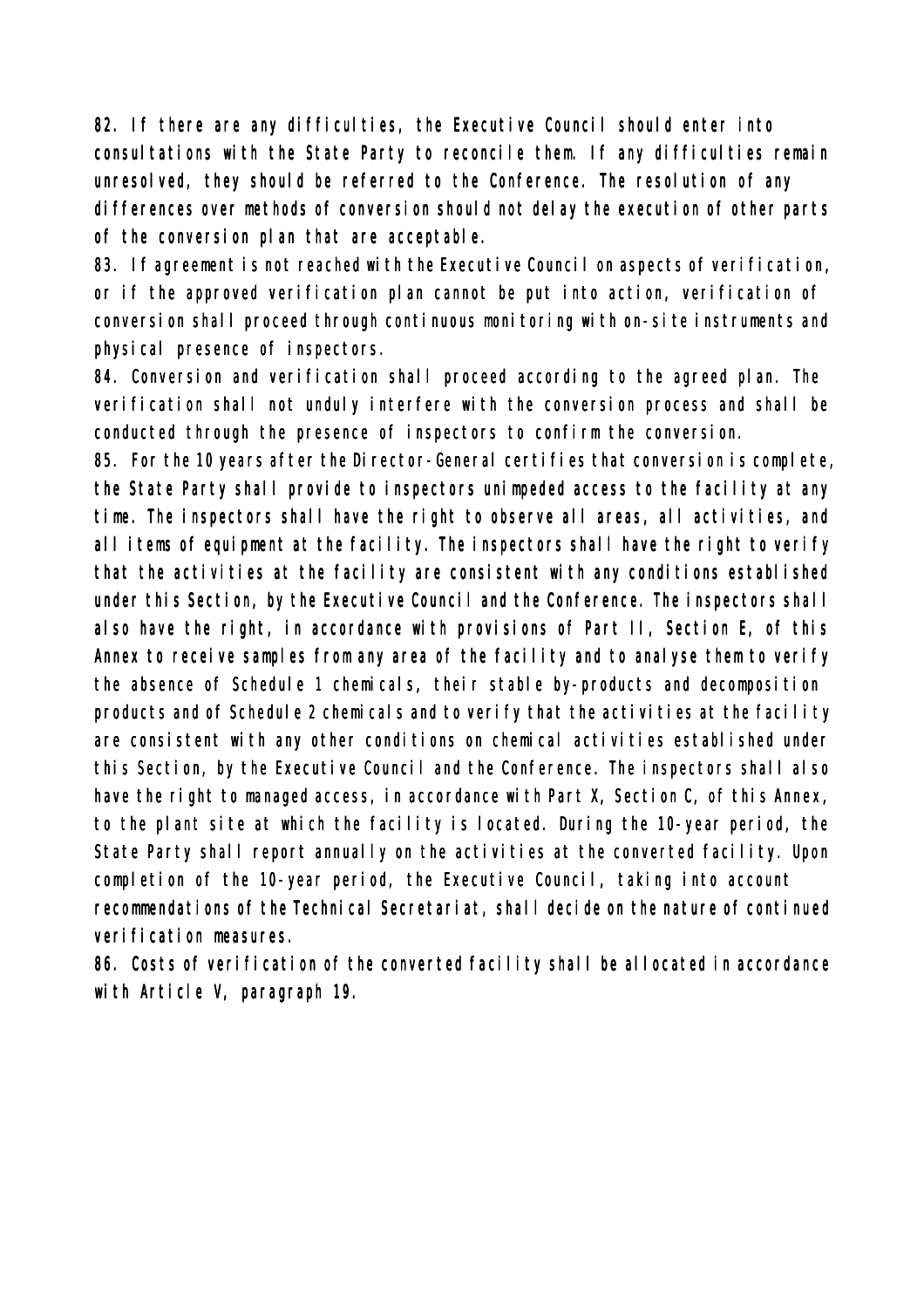82. If there are any difficulties, the Executive Council should enter into consultations with the State Party to reconcile them. If any difficulties remain unresolved, they should be referred to the Conference. The resolution of any differences over methods of conversion should not delay the execution of other parts of the conversion plan that are acceptable.

83. If agreement is not reached with the Executive Council on aspects of verification, or if the approved verification plan cannot be put into action, verification of conversion shall proceed through continuous monitoring with on-site instruments and physical presence of inspectors.

84. Conversion and verification shall proceed according to the agreed plan. The verification shall not unduly interfere with the conversion process and shall be conducted through the presence of inspectors to confirm the conversion.

85. For the 10 years after the Director-General certifies that conversion is complete, the State Party shall provide to inspectors unimpeded access to the facility at any time. The inspectors shall have the right to observe all areas, all activities, and all items of equipment at the facility. The inspectors shall have the right to verify that the activities at the facility are consistent with any conditions established under this Section, by the Executive Council and the Conference. The inspectors shall also have the right, in accordance with provisions of Part II, Section E, of this Annex to receive samples from any area of the facility and to analyse them to verify the absence of Schedule 1 chemicals, their stable by-products and decomposition products and of Schedule 2 chemicals and to verify that the activities at the facility are consistent with any other conditions on chemical activities established under this Section, by the Executive Council and the Conference. The inspectors shall also have the right to managed access, in accordance with Part X, Section C, of this Annex, to the plant site at which the facility is located. During the 10-year period, the State Party shall report annually on the activities at the converted facility. Upon completion of the 10-year period, the Executive Council, taking into account recommendations of the Technical Secretariat, shall decide on the nature of continued verification measures.

86. Costs of verification of the converted facility shall be allocated in accordance with Article V, paragraph 19.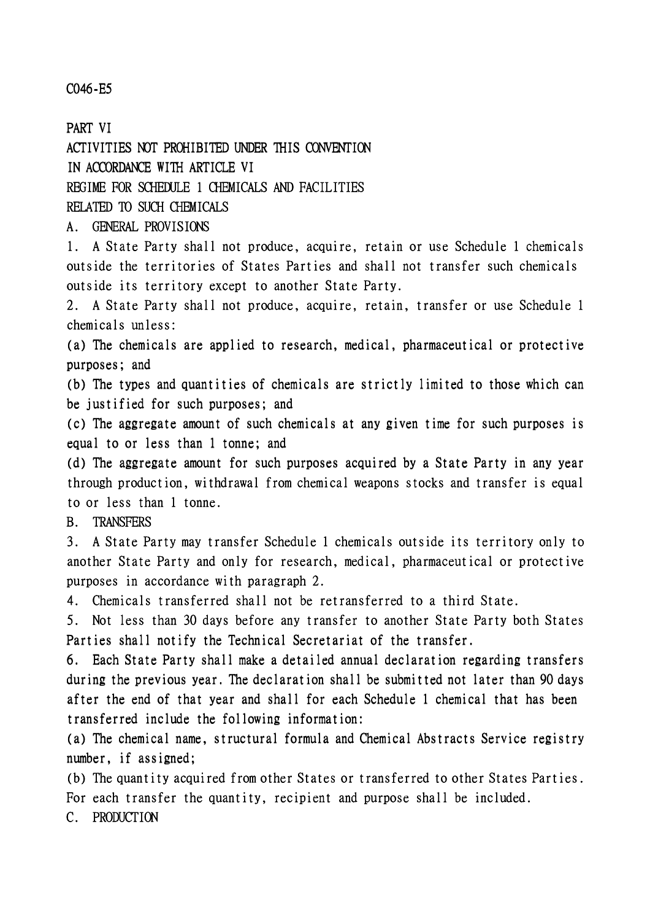C046-E5

# PART VI

## ACTIVITIES NOT PROHIBITED UNDER THIS CONVENTION IN ACCORDANCE WITH ARTICLE VI

## REGIME FOR SCHEDULE 1 CHEMICALS AND FACILITIES RELATED TO SUCH CHEMICALS

### A. GENERAL PROVISIONS

1. A State Party shall not produce, acquire, retain or use Schedule 1 chemicals outside the territories of States Parties and shall not transfer such chemicals outside its territory except to another State Party.

2. A State Party shall not produce, acquire, retain, transfer or use Schedule 1 chemicals unless:

(a) The chemicals are applied to research, medical, pharmaceutical or protective purposes; and

(b) The types and quantities of chemicals are strictly limited to those which can be justified for such purposes; and

(c) The aggregate amount of such chemicals at any given time for such purposes is equal to or less than 1 tonne; and

(d) The aggregate amount for such purposes acquired by a State Party in any year through production, withdrawal from chemical weapons stocks and transfer is equal to or less than 1 tonne.

### B. TRANSFERS

3. A State Party may transfer Schedule 1 chemicals outside its territory only to another State Party and only for research, medical, pharmaceutical or protective purposes in accordance with paragraph 2.

4. Chemicals transferred shall not be retransferred to a third State.

5. Not less than 30 days before any transfer to another State Party both States Parties shall notify the Technical Secretariat of the transfer.

6. Each State Party shall make a detailed annual declaration regarding transfers during the previous year. The declaration shall be submitted not later than 90 days after the end of that year and shall for each Schedule 1 chemical that has been transferred include the following information:

(a) The chemical name, structural formula and Chemical Abstracts Service registry number, if assigned;

(b) The quantity acquired from other States or transferred to other States Parties. For each transfer the quantity, recipient and purpose shall be included.

### C. PRODUCTION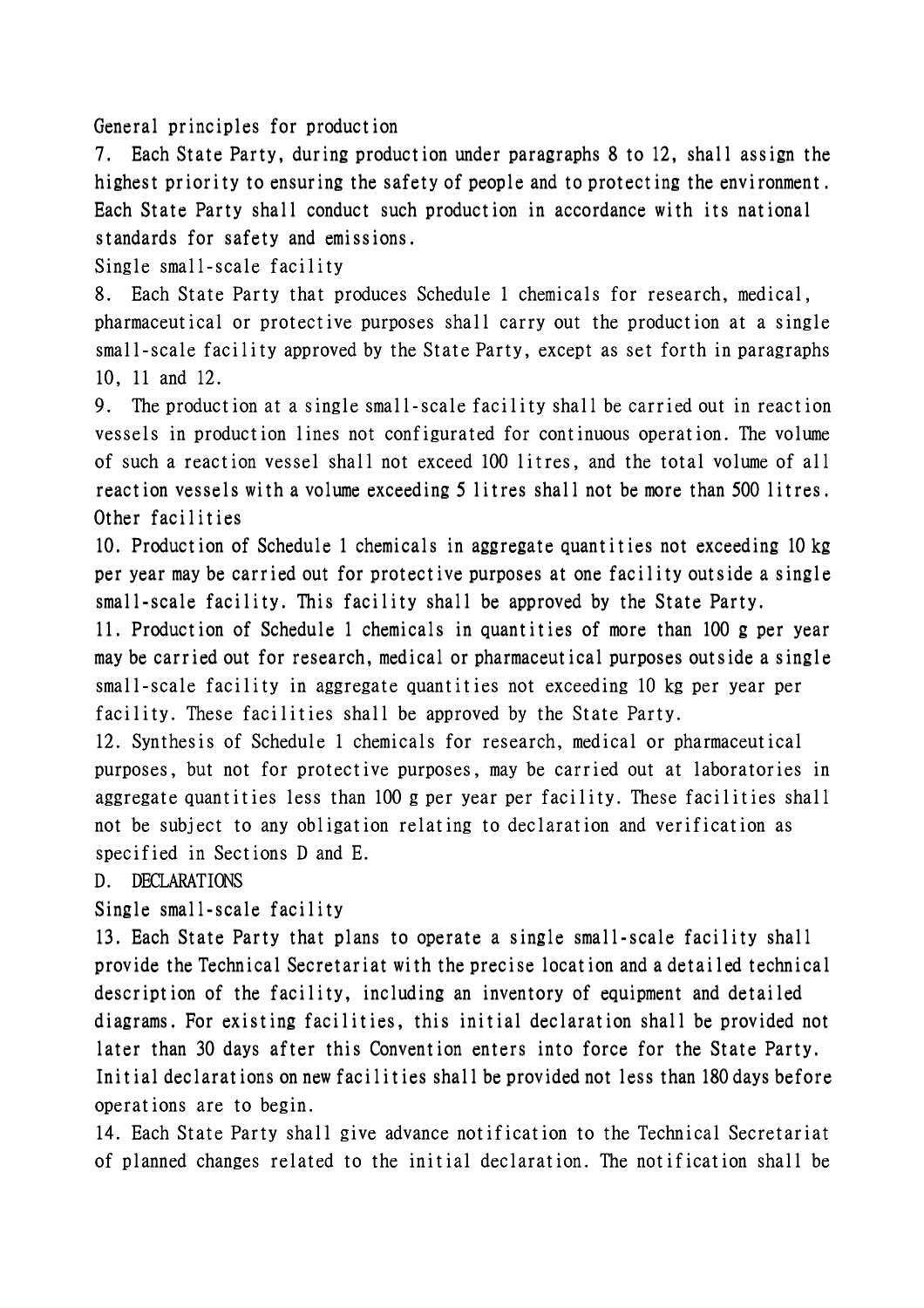General principles for production

7. Each State Party, during production under paragraphs 8 to 12, shall assign the highest priority to ensuring the safety of people and to protecting the environment. Each State Party shall conduct such production in accordance with its national standards for safety and emissions.

Single small-scale facility

8. Each State Party that produces Schedule 1 chemicals for research, medical, pharmaceutical or protective purposes shall carry out the production at a single small-scale facility approved by the State Party, except as set forth in paragraphs 10, 11 and 12.

9. The production at a single small-scale facility shall be carried out in reaction vessels in production lines not configurated for continuous operation. The volume of such a reaction vessel shall not exceed 100 litres, and the total volume of all reaction vessels with a volume exceeding 5 litres shall not be more than 500 litres.

Other facilities

10. Production of Schedule 1 chemicals in aggregate quantities not exceeding 10 kg per year may be carried out for protective purposes at one facility outside a single small-scale facility. This facility shall be approved by the State Party.

11. Production of Schedule 1 chemicals in quantities of more than 100 g per year may be carried out for research, medical or pharmaceutical purposes outside a single small-scale facility in aggregate quantities not exceeding 10 kg per year per facility. These facilities shall be approved by the State Party.

12. Synthesis of Schedule 1 chemicals for research, medical or pharmaceutical purposes, but not for protective purposes, may be carried out at laboratories in aggregate quantities less than 100 g per year per facility. These facilities shall not be subject to any obligation relating to declaration and verification as specified in Sections D and E.

D. DECLARATIONS

Single small-scale facility

13. Each State Party that plans to operate a single small-scale facility shall provide the Technical Secretariat with the precise location and a detailed technical description of the facility, including an inventory of equipment and detailed diagrams. For existing facilities, this initial declaration shall be provided not later than 30 days after this Convention enters into force for the State Party. Initial declarations on new facilities shall be provided not less than 180 days before operations are to begin.

14. Each State Party shall give advance notification to the Technical Secretariat of planned changes related to the initial declaration. The notification shall be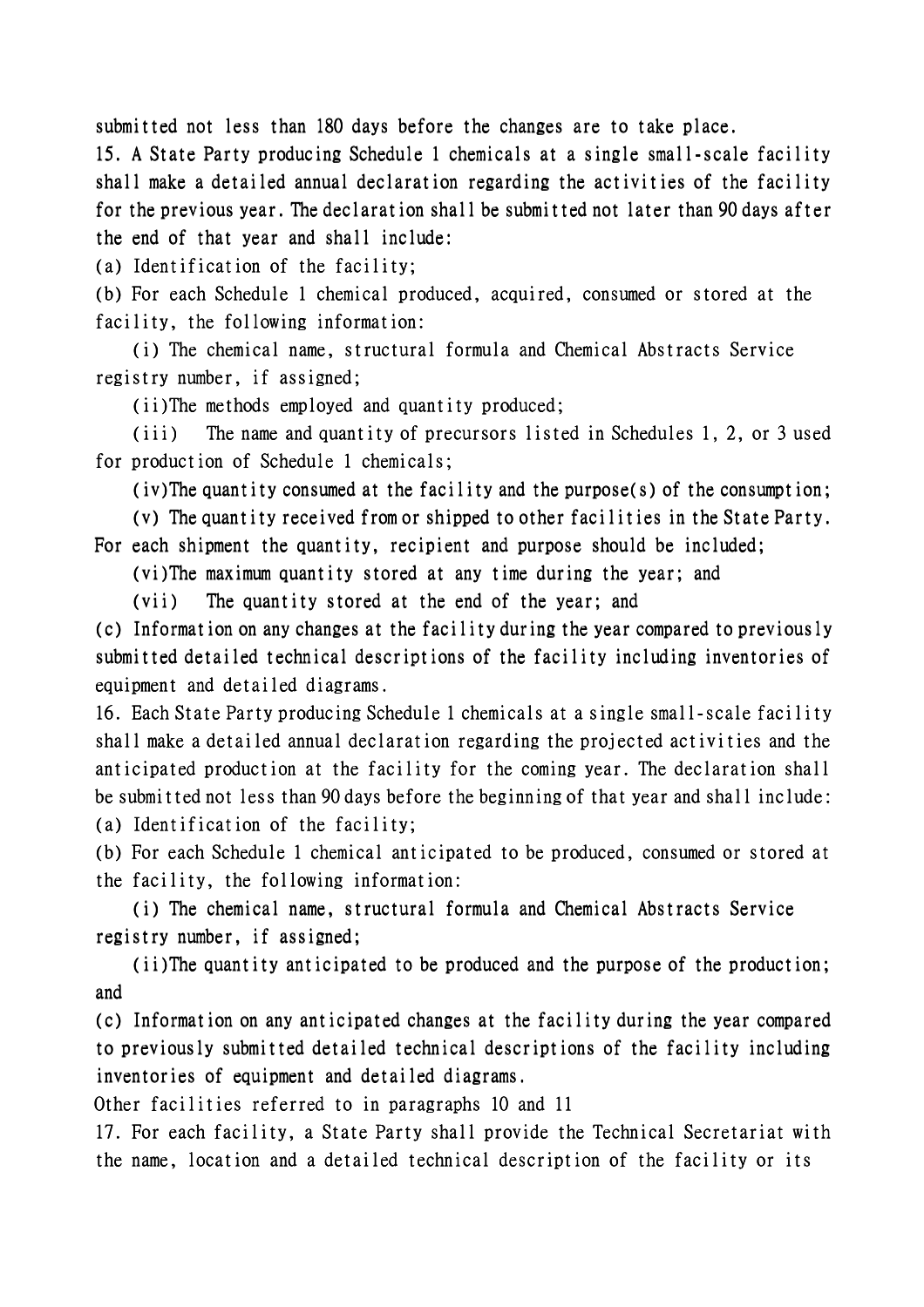submitted not less than 180 days before the changes are to take place.

15. A State Party producing Schedule 1 chemicals at a single small-scale facility shall make a detailed annual declaration regarding the activities of the facility for the previous year. The declaration shall be submitted not later than 90 days after the end of that year and shall include:

(a) Identification of the facility;

(b) For each Schedule 1 chemical produced, acquired, consumed or stored at the facility, the following information:

(i) The chemical name, structural formula and Chemical Abstracts Service registry number, if assigned;

(ii)The methods employed and quantity produced;

(iii) The name and quantity of precursors listed in Schedules 1, 2, or 3 used for production of Schedule 1 chemicals;

(iv)The quantity consumed at the facility and the purpose(s) of the consumption;

(v) The quantity received from or shipped to other facilities in the State Party. For each shipment the quantity, recipient and purpose should be included;

(vi)The maximum quantity stored at any time during the year; and

(vii) The quantity stored at the end of the year; and

(c) Information on any changes at the facility during the year compared to previously submitted detailed technical descriptions of the facility including inventories of equipment and detailed diagrams.

16. Each State Party producing Schedule 1 chemicals at a single small-scale facility shall make a detailed annual declaration regarding the projected activities and the anticipated production at the facility for the coming year. The declaration shall be submitted not less than 90 days before the beginning of that year and shall include:

(a) Identification of the facility;

(b) For each Schedule 1 chemical anticipated to be produced, consumed or stored at the facility, the following information:

(i) The chemical name, structural formula and Chemical Abstracts Service registry number, if assigned;

(ii)The quantity anticipated to be produced and the purpose of the production; and

(c) Information on any anticipated changes at the facility during the year compared to previously submitted detailed technical descriptions of the facility including inventories of equipment and detailed diagrams.

Other facilities referred to in paragraphs 10 and 11

17. For each facility, a State Party shall provide the Technical Secretariat with the name, location and a detailed technical description of the facility or its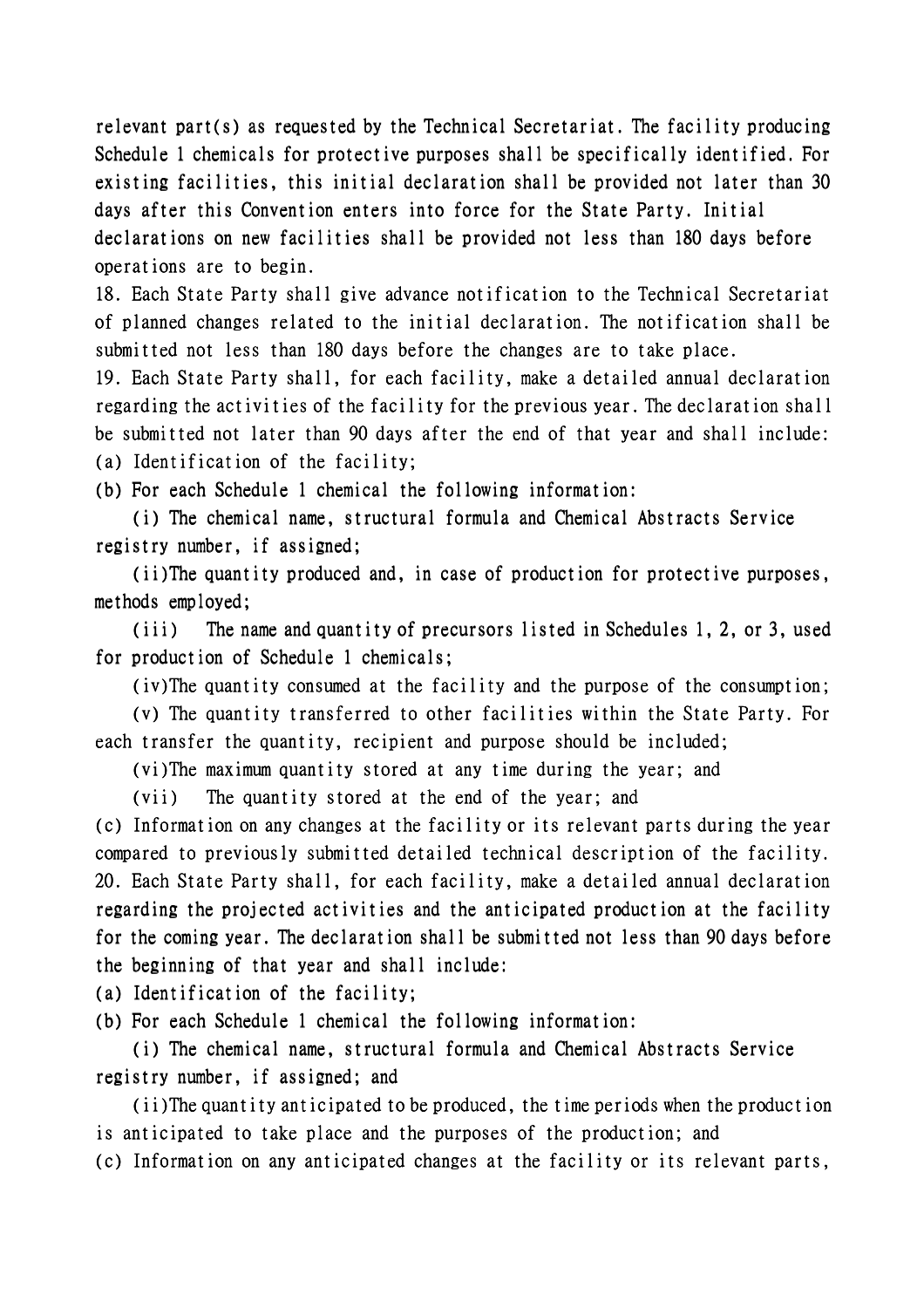relevant part(s) as requested by the Technical Secretariat. The facility producing Schedule 1 chemicals for protective purposes shall be specifically identified. For existing facilities, this initial declaration shall be provided not later than 30 days after this Convention enters into force for the State Party. Initial declarations on new facilities shall be provided not less than 180 days before operations are to begin.

18. Each State Party shall give advance notification to the Technical Secretariat of planned changes related to the initial declaration. The notification shall be submitted not less than 180 days before the changes are to take place.

19. Each State Party shall, for each facility, make a detailed annual declaration regarding the activities of the facility for the previous year. The declaration shall be submitted not later than 90 days after the end of that year and shall include:

(a) Identification of the facility;

(b) For each Schedule 1 chemical the following information:

(i) The chemical name, structural formula and Chemical Abstracts Service registry number, if assigned;

(ii) The quantity produced and, in case of production for protective purposes, methods employed;

(iii) The name and quantity of precursors listed in Schedules 1, 2, or 3, used for production of Schedule 1 chemicals;

(iv) The quantity consumed at the facility and the purpose of the consumption;

(v) The quantity transferred to other facilities within the State Party. For each transfer the quantity, recipient and purpose should be included;

(vi) The maximum quantity stored at any time during the year; and

(vii) The quantity stored at the end of the year; and

(c) Information on any changes at the facility or its relevant parts during the year compared to previously submitted detailed technical description of the facility.

20. Each State Party shall, for each facility, make a detailed annual declaration regarding the projected activities and the anticipated production at the facility for the coming year. The declaration shall be submitted not less than 90 days before the beginning of that year and shall include:

(a) Identification of the facility;

(b) For each Schedule 1 chemical the following information:

(i) The chemical name, structural formula and Chemical Abstracts Service registry number, if assigned; and

(ii) The quantity anticipated to be produced, the time periods when the production is anticipated to take place and the purposes of the production; and

(c) Information on any anticipated changes at the facility or its relevant parts,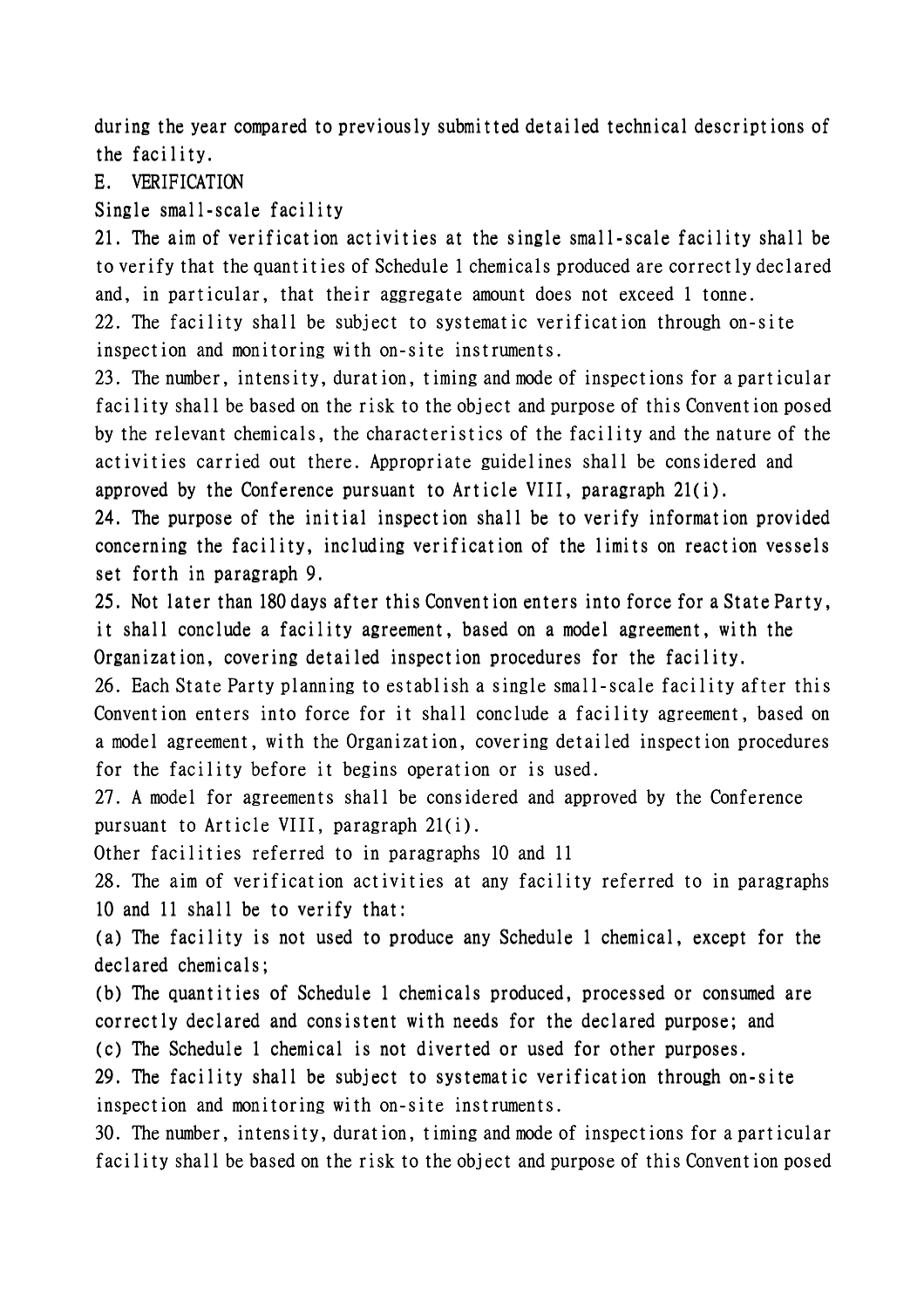during the year compared to previously submitted detailed technical descriptions of the facility.

## E. VERIFICATION

### Single small-scale facility

21. The aim of verification activities at the single small-scale facility shall be to verify that the quantities of Schedule 1 chemicals produced are correctly declared and, in particular, that their aggregate amount does not exceed 1 tonne.

22. The facility shall be subject to systematic verification through on-site inspection and monitoring with on-site instruments.

23. The number, intensity, duration, timing and mode of inspections for a particular facility shall be based on the risk to the object and purpose of this Convention posed by the relevant chemicals, the characteristics of the facility and the nature of the activities carried out there. Appropriate guidelines shall be considered and approved by the Conference pursuant to Article VIII, paragraph 21(i).

24. The purpose of the initial inspection shall be to verify information provided concerning the facility, including verification of the limits on reaction vessels set forth in paragraph 9.

25. Not later than 180 days after this Convention enters into force for a State Party, it shall conclude a facility agreement, based on a model agreement, with the Organization, covering detailed inspection procedures for the facility.

26. Each State Party planning to establish a single small-scale facility after this Convention enters into force for it shall conclude a facility agreement, based on a model agreement, with the Organization, covering detailed inspection procedures for the facility before it begins operation or is used.

27. A model for agreements shall be considered and approved by the Conference pursuant to Article VIII, paragraph 21(i).

### Other facilities referred to in paragraphs 10 and 11

28. The aim of verification activities at any facility referred to in paragraphs 10 and 11 shall be to verify that:

(a) The facility is not used to produce any Schedule 1 chemical, except for the declared chemicals;

(b) The quantities of Schedule 1 chemicals produced, processed or consumed are correctly declared and consistent with needs for the declared purpose; and

(c) The Schedule 1 chemical is not diverted or used for other purposes.

29. The facility shall be subject to systematic verification through on-site inspection and monitoring with on-site instruments.

30. The number, intensity, duration, timing and mode of inspections for a particular facility shall be based on the risk to the object and purpose of this Convention posed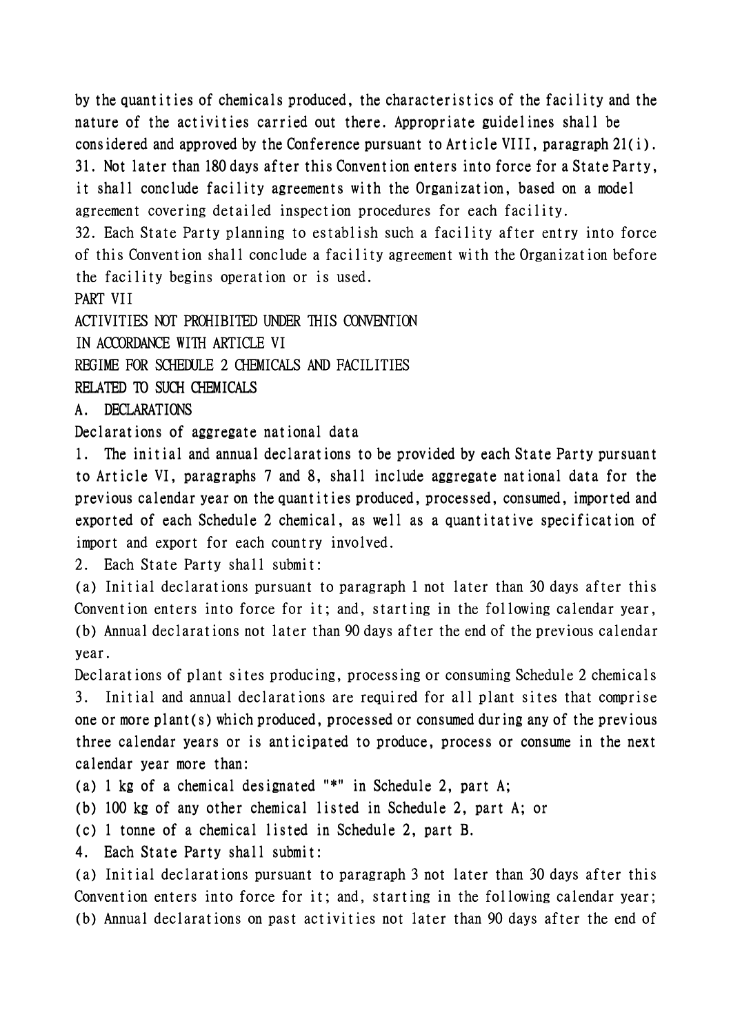by the quantities of chemicals produced, the characteristics of the facility and the nature of the activities carried out there. Appropriate guidelines shall be considered and approved by the Conference pursuant to Article VIII, paragraph 21(i).

31. Not later than 180 days after this Convention enters into force for a State Party, it shall conclude facility agreements with the Organization, based on a model agreement covering detailed inspection procedures for each facility.

32. Each State Party planning to establish such a facility after entry into force of this Convention shall conclude a facility agreement with the Organization before the facility begins operation or is used.

# PART VII

## ACTIVITIES NOT PROHIBITED UNDER THIS CONVENTION IN ACCORDANCE WITH ARTICLE VI

## REGIME FOR SCHEDULE 2 CHEMICALS AND FACILITIES RELATED TO SUCH CHEMICALS

### A. DECLARATIONS

#### Declarations of aggregate national data

1. The initial and annual declarations to be provided by each State Party pursuant to Article VI, paragraphs 7 and 8, shall include aggregate national data for the previous calendar year on the quantities produced, processed, consumed, imported and exported of each Schedule 2 chemical, as well as a quantitative specification of import and export for each country involved.

2. Each State Party shall submit:

(a) Initial declarations pursuant to paragraph 1 not later than 30 days after this Convention enters into force for it; and, starting in the following calendar year,

(b) Annual declarations not later than 90 days after the end of the previous calendar year.

#### Declarations of plant sites producing, processing or consuming Schedule 2 chemicals

3. Initial and annual declarations are required for all plant sites that comprise one or more plant(s) which produced, processed or consumed during any of the previous three calendar years or is anticipated to produce, process or consume in the next calendar year more than:

(a) 1 kg of a chemical designated "*" in Schedule 2, part A;

(b) 100 kg of any other chemical listed in Schedule 2, part A; or

(c) 1 tonne of a chemical listed in Schedule 2, part B.

4. Each State Party shall submit:

(a) Initial declarations pursuant to paragraph 3 not later than 30 days after this Convention enters into force for it; and, starting in the following calendar year;

(b) Annual declarations on past activities not later than 90 days after the end of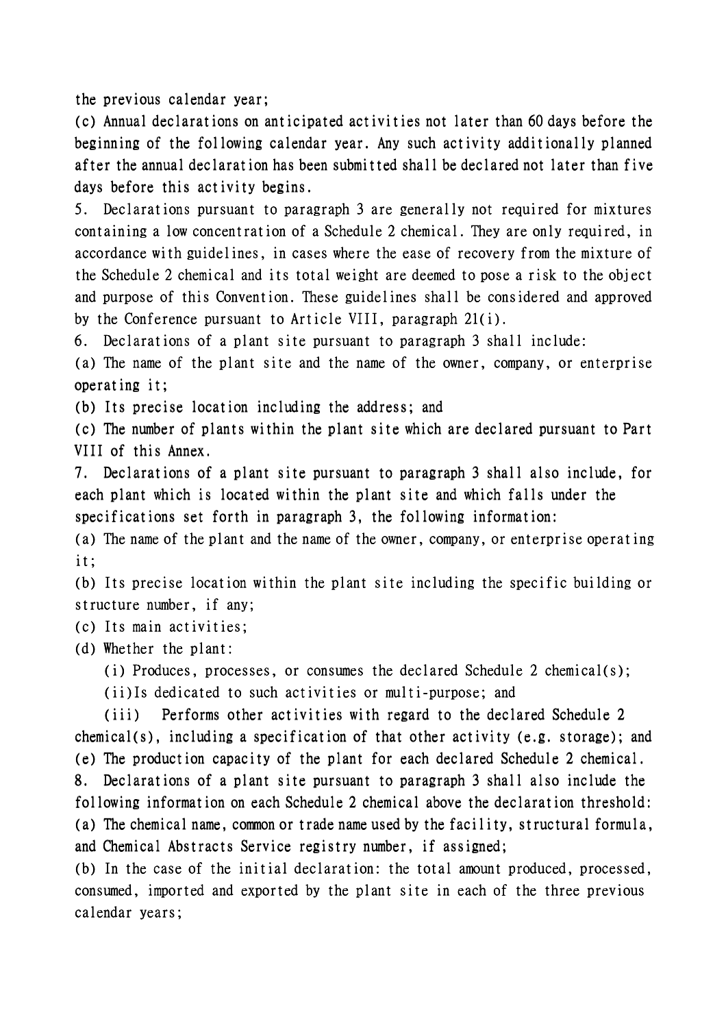the previous calendar year;

(c) Annual declarations on anticipated activities not later than 60 days before the beginning of the following calendar year. Any such activity additionally planned after the annual declaration has been submitted shall be declared not later than five days before this activity begins.

5. Declarations pursuant to paragraph 3 are generally not required for mixtures containing a low concentration of a Schedule 2 chemical. They are only required, in accordance with guidelines, in cases where the ease of recovery from the mixture of the Schedule 2 chemical and its total weight are deemed to pose a risk to the object and purpose of this Convention. These guidelines shall be considered and approved by the Conference pursuant to Article VIII, paragraph 21(i).

6. Declarations of a plant site pursuant to paragraph 3 shall include:

(a) The name of the plant site and the name of the owner, company, or enterprise operating it;

(b) Its precise location including the address; and

(c) The number of plants within the plant site which are declared pursuant to Part VIII of this Annex.

7. Declarations of a plant site pursuant to paragraph 3 shall also include, for each plant which is located within the plant site and which falls under the specifications set forth in paragraph 3, the following information:

(a) The name of the plant and the name of the owner, company, or enterprise operating it;

(b) Its precise location within the plant site including the specific building or structure number, if any;

(c) Its main activities;

(d) Whether the plant:

  (i) Produces, processes, or consumes the declared Schedule 2 chemical(s);

  (ii) Is dedicated to such activities or multi-purpose; and

  (iii) Performs other activities with regard to the declared Schedule 2 chemical(s), including a specification of that other activity (e.g. storage); and

(e) The production capacity of the plant for each declared Schedule 2 chemical.

8. Declarations of a plant site pursuant to paragraph 3 shall also include the following information on each Schedule 2 chemical above the declaration threshold:

(a) The chemical name, common or trade name used by the facility, structural formula, and Chemical Abstracts Service registry number, if assigned;

(b) In the case of the initial declaration: the total amount produced, processed, consumed, imported and exported by the plant site in each of the three previous calendar years;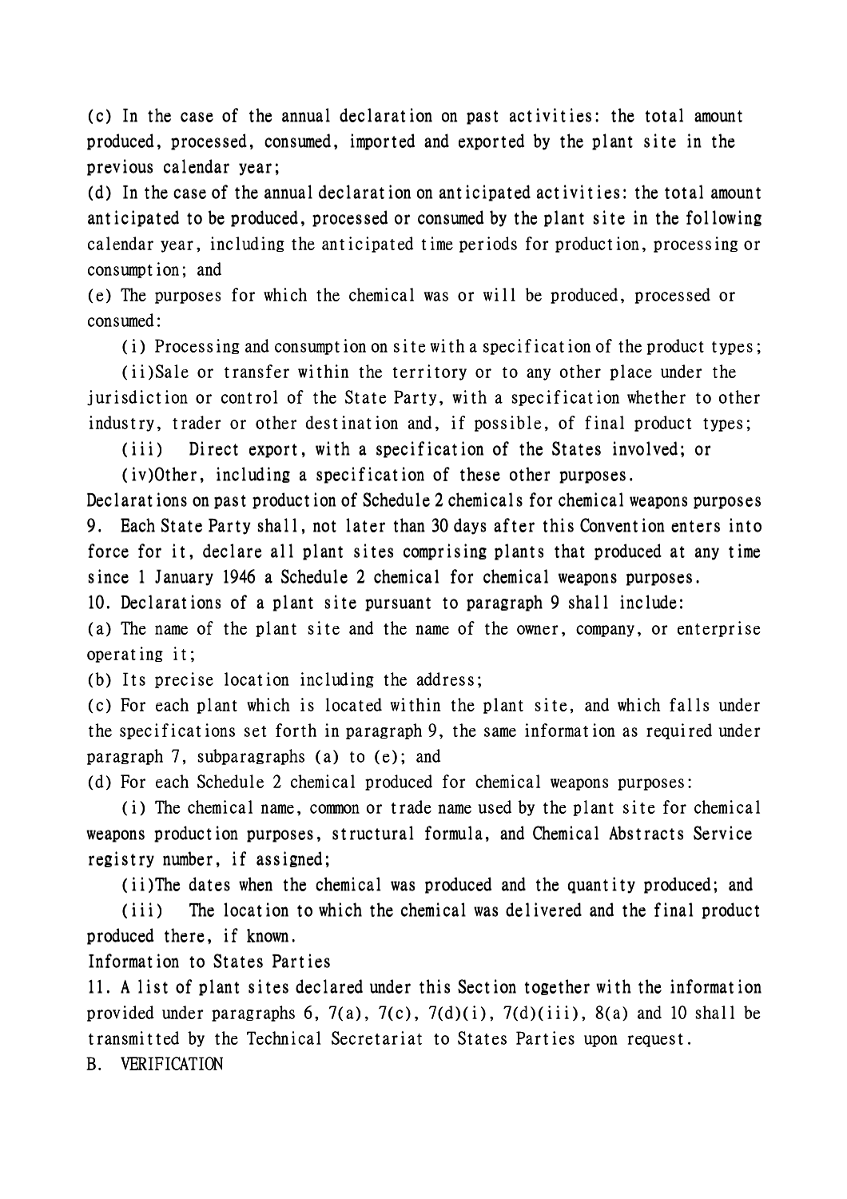(c) In the case of the annual declaration on past activities: the total amount produced, processed, consumed, imported and exported by the plant site in the previous calendar year;

(d) In the case of the annual declaration on anticipated activities: the total amount anticipated to be produced, processed or consumed by the plant site in the following calendar year, including the anticipated time periods for production, processing or consumption; and

(e) The purposes for which the chemical was or will be produced, processed or consumed:

(i) Processing and consumption on site with a specification of the product types;

(ii) Sale or transfer within the territory or to any other place under the jurisdiction or control of the State Party, with a specification whether to other industry, trader or other destination and, if possible, of final product types;

(iii) Direct export, with a specification of the States involved; or

(iv) Other, including a specification of these other purposes.

Declarations on past production of Schedule 2 chemicals for chemical weapons purposes

9. Each State Party shall, not later than 30 days after this Convention enters into force for it, declare all plant sites comprising plants that produced at any time since 1 January 1946 a Schedule 2 chemical for chemical weapons purposes.

10. Declarations of a plant site pursuant to paragraph 9 shall include:

(a) The name of the plant site and the name of the owner, company, or enterprise operating it;

(b) Its precise location including the address;

(c) For each plant which is located within the plant site, and which falls under the specifications set forth in paragraph 9, the same information as required under paragraph 7, subparagraphs (a) to (e); and

(d) For each Schedule 2 chemical produced for chemical weapons purposes:

(i) The chemical name, common or trade name used by the plant site for chemical weapons production purposes, structural formula, and Chemical Abstracts Service registry number, if assigned;

(ii) The dates when the chemical was produced and the quantity produced; and

(iii) The location to which the chemical was delivered and the final product produced there, if known.

Information to States Parties

11. A list of plant sites declared under this Section together with the information provided under paragraphs 6, 7(a), 7(c), 7(d)(i), 7(d)(iii), 8(a) and 10 shall be transmitted by the Technical Secretariat to States Parties upon request.

B. VERIFICATION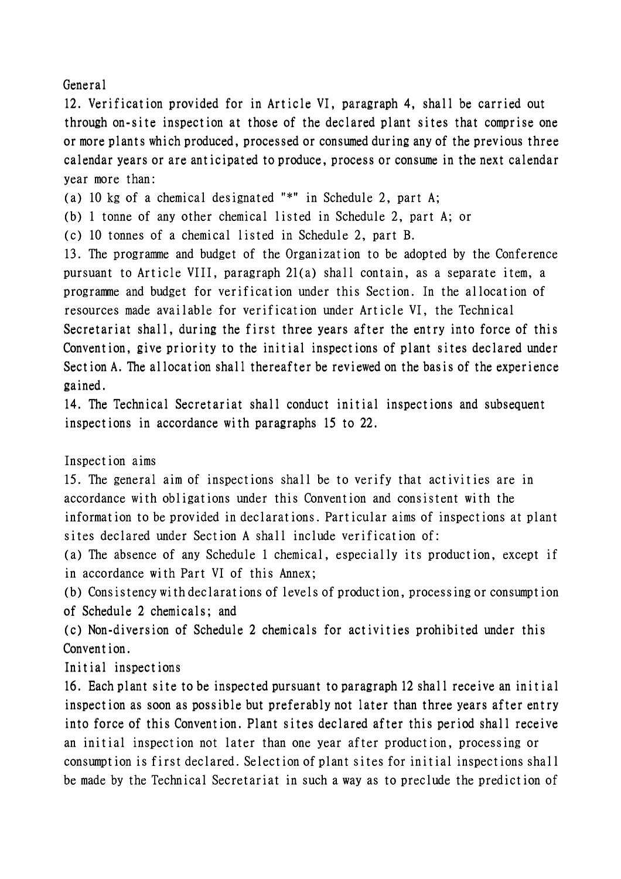### General

12. Verification provided for in Article VI, paragraph 4, shall be carried out through on-site inspection at those of the declared plant sites that comprise one or more plants which produced, processed or consumed during any of the previous three calendar years or are anticipated to produce, process or consume in the next calendar year more than:

(a) 10 kg of a chemical designated "*" in Schedule 2, part A;

(b) 1 tonne of any other chemical listed in Schedule 2, part A; or

(c) 10 tonnes of a chemical listed in Schedule 2, part B.

13. The programme and budget of the Organization to be adopted by the Conference pursuant to Article VIII, paragraph 21(a) shall contain, as a separate item, a programme and budget for verification under this Section. In the allocation of resources made available for verification under Article VI, the Technical Secretariat shall, during the first three years after the entry into force of this Convention, give priority to the initial inspections of plant sites declared under Section A. The allocation shall thereafter be reviewed on the basis of the experience gained.

14. The Technical Secretariat shall conduct initial inspections and subsequent inspections in accordance with paragraphs 15 to 22.

### Inspection aims

15. The general aim of inspections shall be to verify that activities are in accordance with obligations under this Convention and consistent with the information to be provided in declarations. Particular aims of inspections at plant sites declared under Section A shall include verification of:

(a) The absence of any Schedule 1 chemical, especially its production, except if in accordance with Part VI of this Annex;

(b) Consistency with declarations of levels of production, processing or consumption of Schedule 2 chemicals; and

(c) Non-diversion of Schedule 2 chemicals for activities prohibited under this Convention.

### Initial inspections

16. Each plant site to be inspected pursuant to paragraph 12 shall receive an initial inspection as soon as possible but preferably not later than three years after entry into force of this Convention. Plant sites declared after this period shall receive an initial inspection not later than one year after production, processing or consumption is first declared. Selection of plant sites for initial inspections shall be made by the Technical Secretariat in such a way as to preclude the prediction of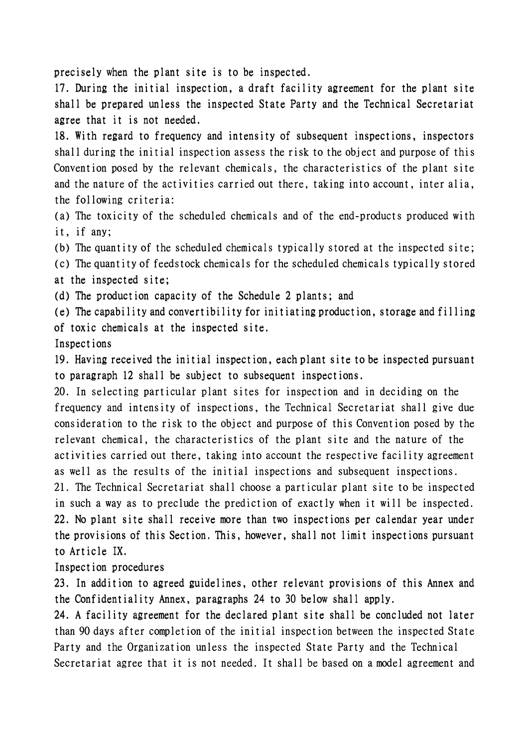precisely when the plant site is to be inspected.

17. During the initial inspection, a draft facility agreement for the plant site shall be prepared unless the inspected State Party and the Technical Secretariat agree that it is not needed.

18. With regard to frequency and intensity of subsequent inspections, inspectors shall during the initial inspection assess the risk to the object and purpose of this Convention posed by the relevant chemicals, the characteristics of the plant site and the nature of the activities carried out there, taking into account, inter alia, the following criteria:

(a) The toxicity of the scheduled chemicals and of the end-products produced with it, if any;

(b) The quantity of the scheduled chemicals typically stored at the inspected site;

(c) The quantity of feedstock chemicals for the scheduled chemicals typically stored at the inspected site;

(d) The production capacity of the Schedule 2 plants; and

(e) The capability and convertibility for initiating production, storage and filling of toxic chemicals at the inspected site.

Inspections

19. Having received the initial inspection, each plant site to be inspected pursuant to paragraph 12 shall be subject to subsequent inspections.

20. In selecting particular plant sites for inspection and in deciding on the frequency and intensity of inspections, the Technical Secretariat shall give due consideration to the risk to the object and purpose of this Convention posed by the relevant chemical, the characteristics of the plant site and the nature of the activities carried out there, taking into account the respective facility agreement as well as the results of the initial inspections and subsequent inspections.

21. The Technical Secretariat shall choose a particular plant site to be inspected in such a way as to preclude the prediction of exactly when it will be inspected.

22. No plant site shall receive more than two inspections per calendar year under the provisions of this Section. This, however, shall not limit inspections pursuant to Article IX.

Inspection procedures

23. In addition to agreed guidelines, other relevant provisions of this Annex and the Confidentiality Annex, paragraphs 24 to 30 below shall apply.

24. A facility agreement for the declared plant site shall be concluded not later than 90 days after completion of the initial inspection between the inspected State Party and the Organization unless the inspected State Party and the Technical Secretariat agree that it is not needed. It shall be based on a model agreement and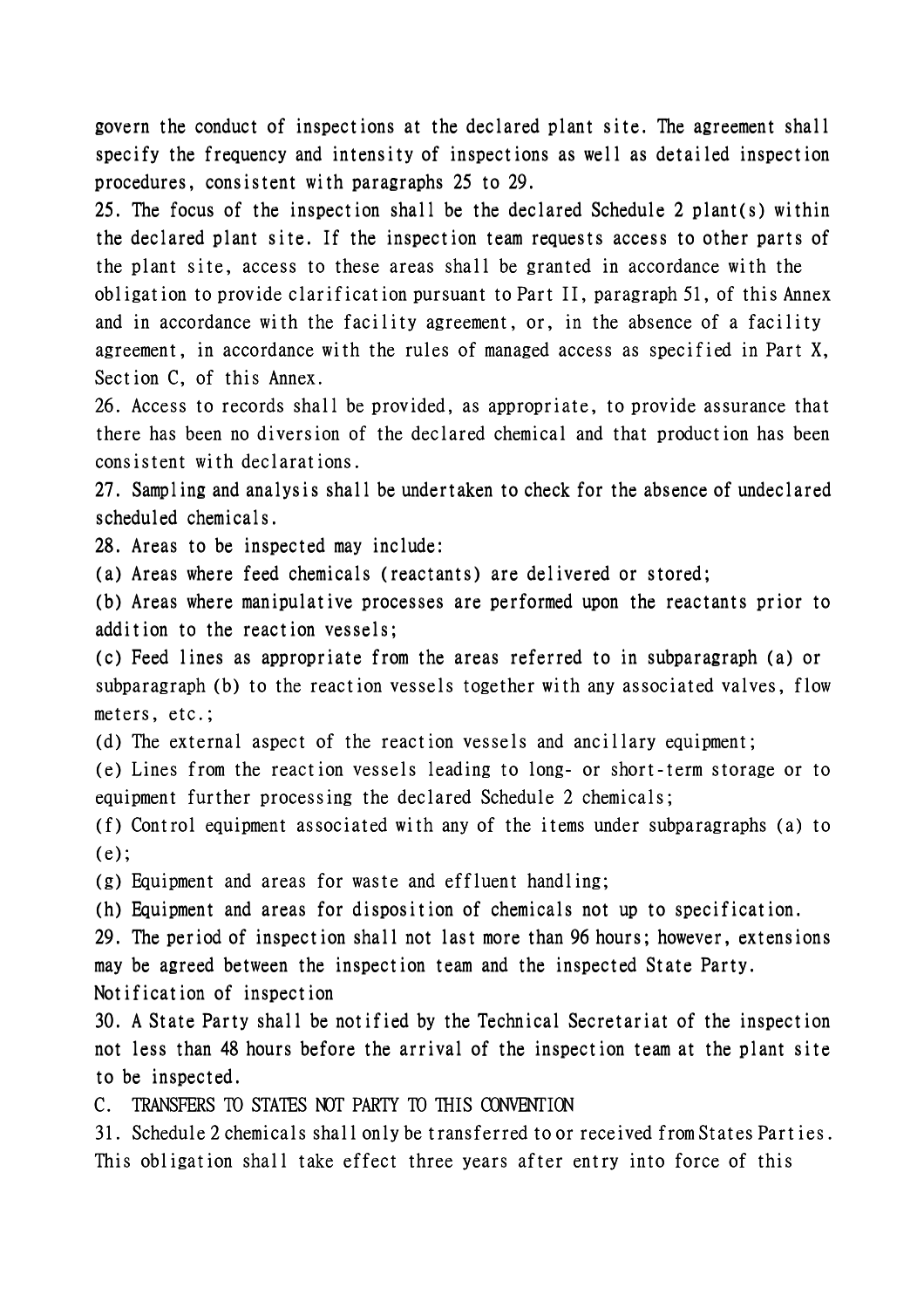govern the conduct of inspections at the declared plant site. The agreement shall specify the frequency and intensity of inspections as well as detailed inspection procedures, consistent with paragraphs 25 to 29.

25. The focus of the inspection shall be the declared Schedule 2 plant(s) within the declared plant site. If the inspection team requests access to other parts of the plant site, access to these areas shall be granted in accordance with the obligation to provide clarification pursuant to Part II, paragraph 51, of this Annex and in accordance with the facility agreement, or, in the absence of a facility agreement, in accordance with the rules of managed access as specified in Part X, Section C, of this Annex.

26. Access to records shall be provided, as appropriate, to provide assurance that there has been no diversion of the declared chemical and that production has been consistent with declarations.

27. Sampling and analysis shall be undertaken to check for the absence of undeclared scheduled chemicals.

28. Areas to be inspected may include:

(a) Areas where feed chemicals (reactants) are delivered or stored;

(b) Areas where manipulative processes are performed upon the reactants prior to addition to the reaction vessels;

(c) Feed lines as appropriate from the areas referred to in subparagraph (a) or subparagraph (b) to the reaction vessels together with any associated valves, flow meters, etc.;

(d) The external aspect of the reaction vessels and ancillary equipment;

(e) Lines from the reaction vessels leading to long- or short-term storage or to equipment further processing the declared Schedule 2 chemicals;

(f) Control equipment associated with any of the items under subparagraphs (a) to (e);

(g) Equipment and areas for waste and effluent handling;

(h) Equipment and areas for disposition of chemicals not up to specification.

29. The period of inspection shall not last more than 96 hours; however, extensions may be agreed between the inspection team and the inspected State Party.

Notification of inspection

30. A State Party shall be notified by the Technical Secretariat of the inspection not less than 48 hours before the arrival of the inspection team at the plant site to be inspected.

## C. TRANSFERS TO STATES NOT PARTY TO THIS CONVENTION

31. Schedule 2 chemicals shall only be transferred to or received from States Parties. This obligation shall take effect three years after entry into force of this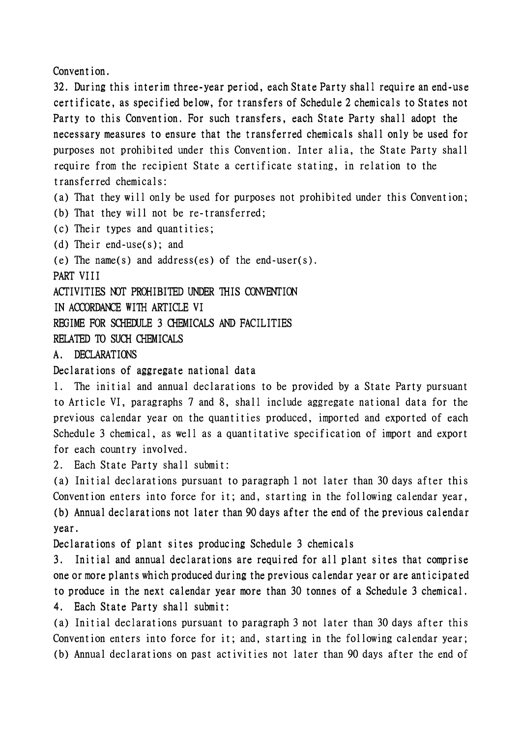Convention.

32. During this interim three-year period, each State Party shall require an end-use certificate, as specified below, for transfers of Schedule 2 chemicals to States not Party to this Convention. For such transfers, each State Party shall adopt the necessary measures to ensure that the transferred chemicals shall only be used for purposes not prohibited under this Convention. Inter alia, the State Party shall require from the recipient State a certificate stating, in relation to the transferred chemicals:

(a) That they will only be used for purposes not prohibited under this Convention;

(b) That they will not be re-transferred;

(c) Their types and quantities;

(d) Their end-use(s); and

(e) The name(s) and address(es) of the end-user(s).

# PART VIII

# ACTIVITIES NOT PROHIBITED UNDER THIS CONVENTION IN ACCORDANCE WITH ARTICLE VI

# REGIME FOR SCHEDULE 3 CHEMICALS AND FACILITIES RELATED TO SUCH CHEMICALS

## A. DECLARATIONS

### Declarations of aggregate national data

1. The initial and annual declarations to be provided by a State Party pursuant to Article VI, paragraphs 7 and 8, shall include aggregate national data for the previous calendar year on the quantities produced, imported and exported of each Schedule 3 chemical, as well as a quantitative specification of import and export for each country involved.

2. Each State Party shall submit:

(a) Initial declarations pursuant to paragraph 1 not later than 30 days after this Convention enters into force for it; and, starting in the following calendar year,

(b) Annual declarations not later than 90 days after the end of the previous calendar year.

### Declarations of plant sites producing Schedule 3 chemicals

3. Initial and annual declarations are required for all plant sites that comprise one or more plants which produced during the previous calendar year or are anticipated to produce in the next calendar year more than 30 tonnes of a Schedule 3 chemical.

4. Each State Party shall submit:

(a) Initial declarations pursuant to paragraph 3 not later than 30 days after this Convention enters into force for it; and, starting in the following calendar year;

(b) Annual declarations on past activities not later than 90 days after the end of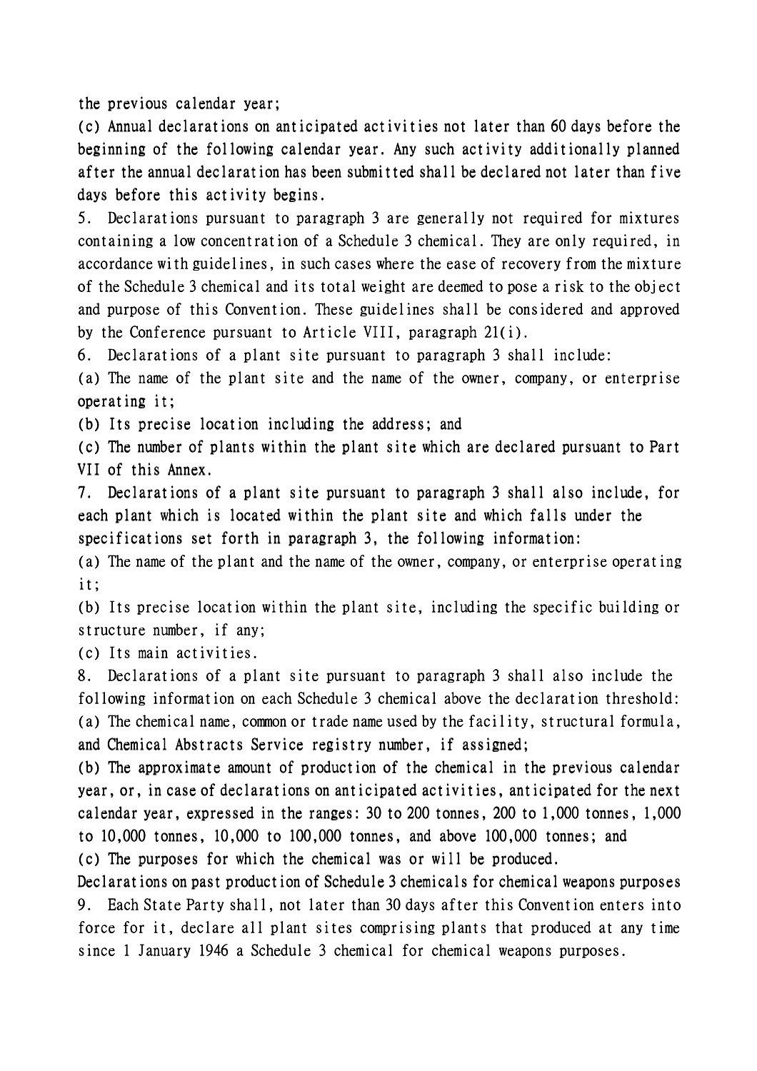the previous calendar year;

(c) Annual declarations on anticipated activities not later than 60 days before the beginning of the following calendar year. Any such activity additionally planned after the annual declaration has been submitted shall be declared not later than five days before this activity begins.

5. Declarations pursuant to paragraph 3 are generally not required for mixtures containing a low concentration of a Schedule 3 chemical. They are only required, in accordance with guidelines, in such cases where the ease of recovery from the mixture of the Schedule 3 chemical and its total weight are deemed to pose a risk to the object and purpose of this Convention. These guidelines shall be considered and approved by the Conference pursuant to Article VIII, paragraph 21(i).

6. Declarations of a plant site pursuant to paragraph 3 shall include:

(a) The name of the plant site and the name of the owner, company, or enterprise operating it;

(b) Its precise location including the address; and

(c) The number of plants within the plant site which are declared pursuant to Part VII of this Annex.

7. Declarations of a plant site pursuant to paragraph 3 shall also include, for each plant which is located within the plant site and which falls under the specifications set forth in paragraph 3, the following information:

(a) The name of the plant and the name of the owner, company, or enterprise operating it;

(b) Its precise location within the plant site, including the specific building or structure number, if any;

(c) Its main activities.

8. Declarations of a plant site pursuant to paragraph 3 shall also include the following information on each Schedule 3 chemical above the declaration threshold:

(a) The chemical name, common or trade name used by the facility, structural formula, and Chemical Abstracts Service registry number, if assigned;

(b) The approximate amount of production of the chemical in the previous calendar year, or, in case of declarations on anticipated activities, anticipated for the next calendar year, expressed in the ranges: 30 to 200 tonnes, 200 to 1,000 tonnes, 1,000 to 10,000 tonnes, 10,000 to 100,000 tonnes, and above 100,000 tonnes; and

(c) The purposes for which the chemical was or will be produced.

Declarations on past production of Schedule 3 chemicals for chemical weapons purposes

9. Each State Party shall, not later than 30 days after this Convention enters into force for it, declare all plant sites comprising plants that produced at any time since 1 January 1946 a Schedule 3 chemical for chemical weapons purposes.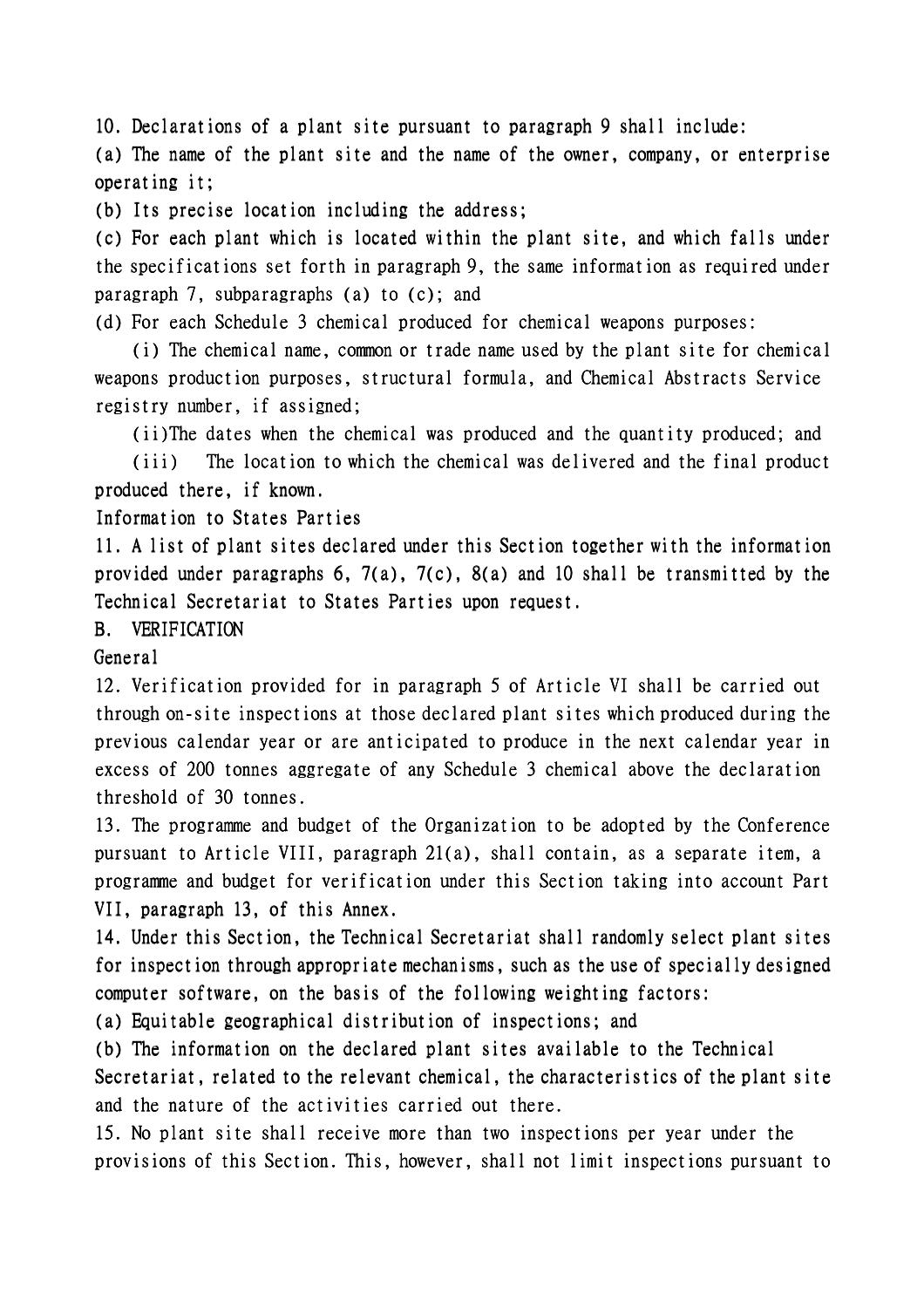10. Declarations of a plant site pursuant to paragraph 9 shall include:

(a) The name of the plant site and the name of the owner, company, or enterprise operating it;

(b) Its precise location including the address;

(c) For each plant which is located within the plant site, and which falls under the specifications set forth in paragraph 9, the same information as required under paragraph 7, subparagraphs (a) to (c); and

(d) For each Schedule 3 chemical produced for chemical weapons purposes:

(i) The chemical name, common or trade name used by the plant site for chemical weapons production purposes, structural formula, and Chemical Abstracts Service registry number, if assigned;

(ii)The dates when the chemical was produced and the quantity produced; and

(iii) The location to which the chemical was delivered and the final product produced there, if known.

Information to States Parties

11. A list of plant sites declared under this Section together with the information provided under paragraphs 6, 7(a), 7(c), 8(a) and 10 shall be transmitted by the Technical Secretariat to States Parties upon request.

B. VERIFICATION

General

12. Verification provided for in paragraph 5 of Article VI shall be carried out through on-site inspections at those declared plant sites which produced during the previous calendar year or are anticipated to produce in the next calendar year in excess of 200 tonnes aggregate of any Schedule 3 chemical above the declaration threshold of 30 tonnes.

13. The programme and budget of the Organization to be adopted by the Conference pursuant to Article VIII, paragraph 21(a), shall contain, as a separate item, a programme and budget for verification under this Section taking into account Part VII, paragraph 13, of this Annex.

14. Under this Section, the Technical Secretariat shall randomly select plant sites for inspection through appropriate mechanisms, such as the use of specially designed computer software, on the basis of the following weighting factors:

(a) Equitable geographical distribution of inspections; and

(b) The information on the declared plant sites available to the Technical Secretariat, related to the relevant chemical, the characteristics of the plant site and the nature of the activities carried out there.

15. No plant site shall receive more than two inspections per year under the provisions of this Section. This, however, shall not limit inspections pursuant to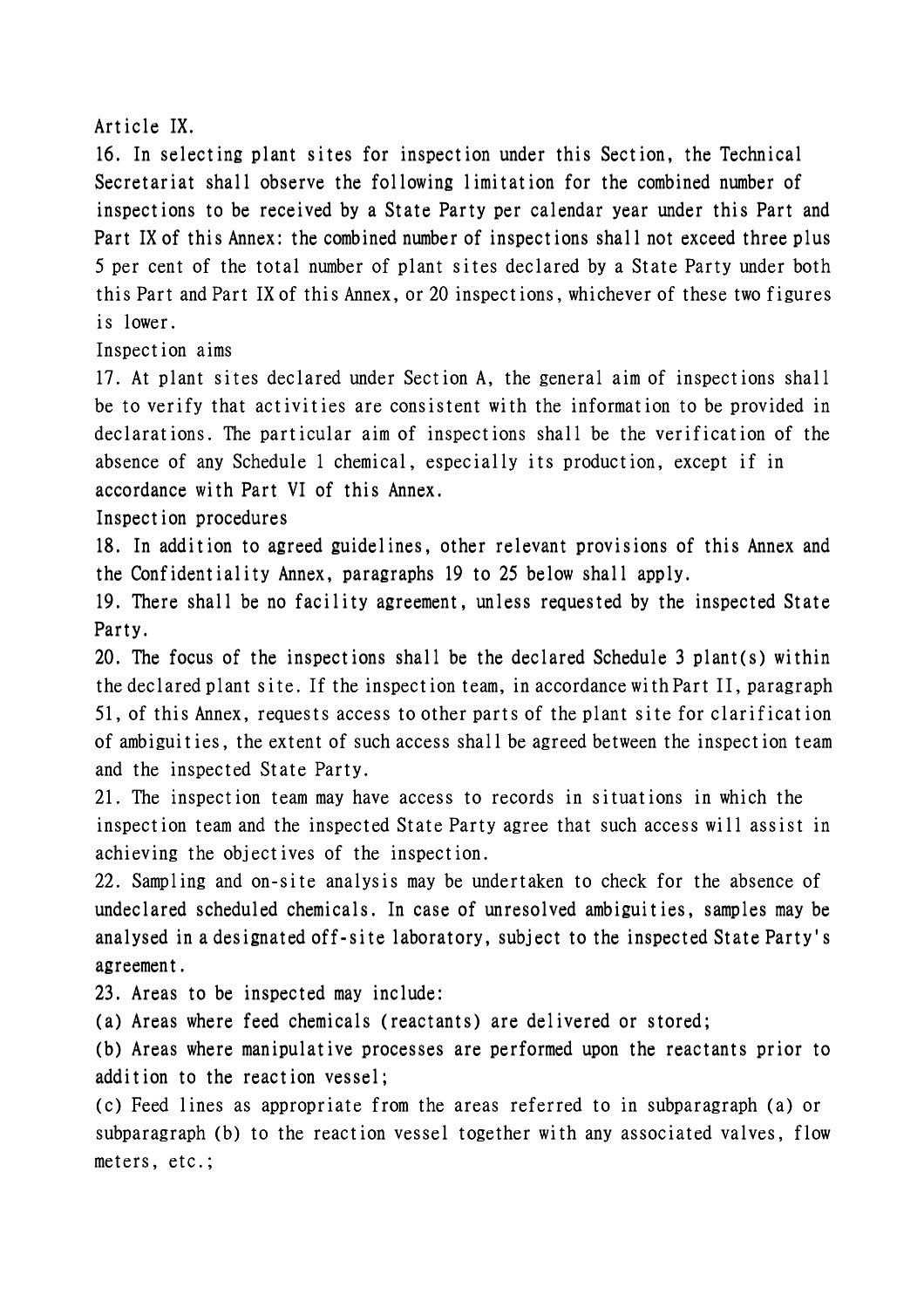Article IX.

16. In selecting plant sites for inspection under this Section, the Technical Secretariat shall observe the following limitation for the combined number of inspections to be received by a State Party per calendar year under this Part and Part IX of this Annex: the combined number of inspections shall not exceed three plus 5 per cent of the total number of plant sites declared by a State Party under both this Part and Part IX of this Annex, or 20 inspections, whichever of these two figures is lower.

Inspection aims

17. At plant sites declared under Section A, the general aim of inspections shall be to verify that activities are consistent with the information to be provided in declarations. The particular aim of inspections shall be the verification of the absence of any Schedule 1 chemical, especially its production, except if in accordance with Part VI of this Annex.

Inspection procedures

18. In addition to agreed guidelines, other relevant provisions of this Annex and the Confidentiality Annex, paragraphs 19 to 25 below shall apply.

19. There shall be no facility agreement, unless requested by the inspected State Party.

20. The focus of the inspections shall be the declared Schedule 3 plant(s) within the declared plant site. If the inspection team, in accordance with Part II, paragraph 51, of this Annex, requests access to other parts of the plant site for clarification of ambiguities, the extent of such access shall be agreed between the inspection team and the inspected State Party.

21. The inspection team may have access to records in situations in which the inspection team and the inspected State Party agree that such access will assist in achieving the objectives of the inspection.

22. Sampling and on-site analysis may be undertaken to check for the absence of undeclared scheduled chemicals. In case of unresolved ambiguities, samples may be analysed in a designated off-site laboratory, subject to the inspected State Party's agreement.

23. Areas to be inspected may include:

(a) Areas where feed chemicals (reactants) are delivered or stored;

(b) Areas where manipulative processes are performed upon the reactants prior to addition to the reaction vessel;

(c) Feed lines as appropriate from the areas referred to in subparagraph (a) or subparagraph (b) to the reaction vessel together with any associated valves, flow meters, etc.;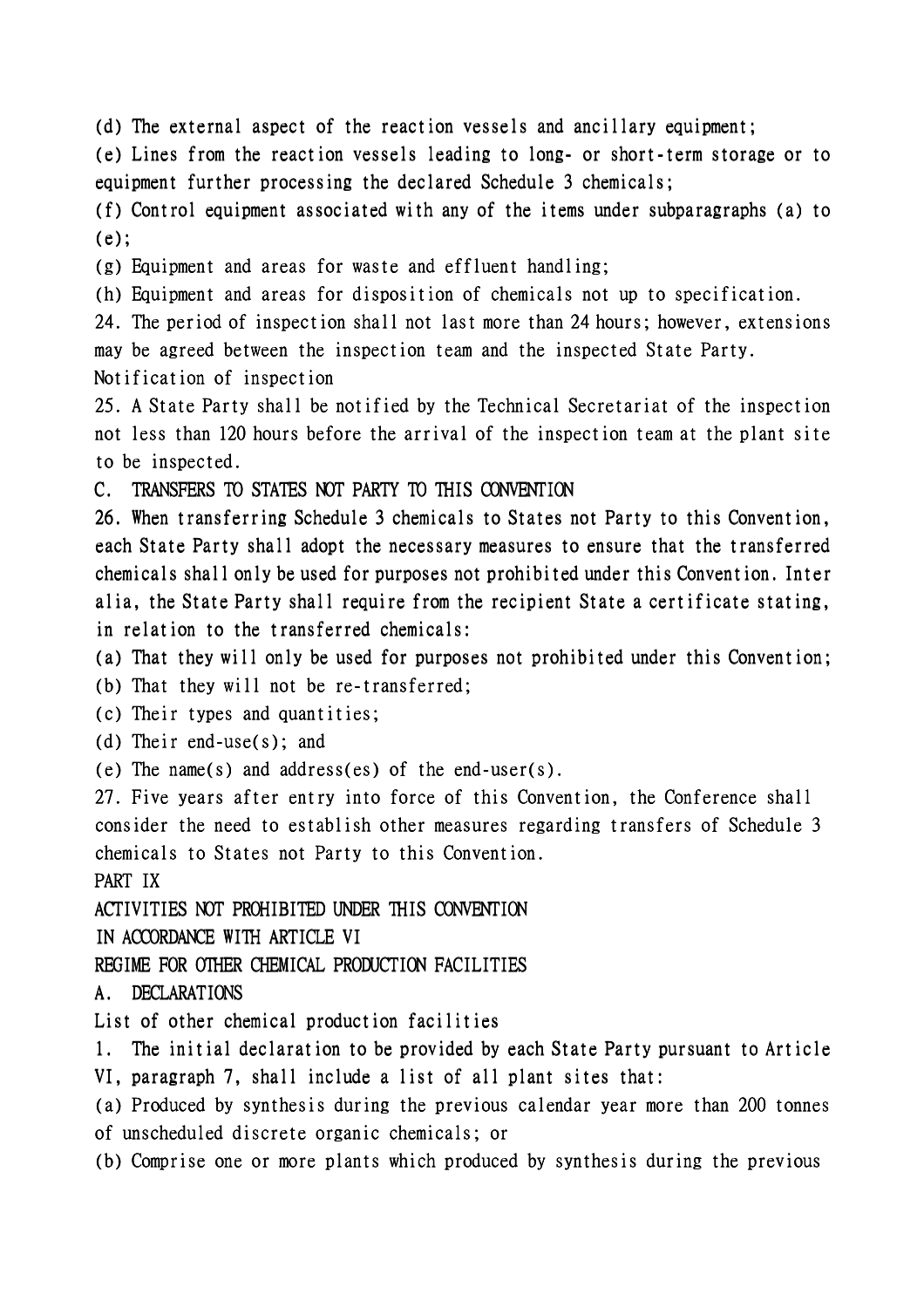(d) The external aspect of the reaction vessels and ancillary equipment;

(e) Lines from the reaction vessels leading to long- or short-term storage or to equipment further processing the declared Schedule 3 chemicals;

(f) Control equipment associated with any of the items under subparagraphs (a) to (e);

(g) Equipment and areas for waste and effluent handling;

(h) Equipment and areas for disposition of chemicals not up to specification.

24. The period of inspection shall not last more than 24 hours; however, extensions may be agreed between the inspection team and the inspected State Party.

Notification of inspection

25. A State Party shall be notified by the Technical Secretariat of the inspection not less than 120 hours before the arrival of the inspection team at the plant site to be inspected.

## C. TRANSFERS TO STATES NOT PARTY TO THIS CONVENTION

26. When transferring Schedule 3 chemicals to States not Party to this Convention, each State Party shall adopt the necessary measures to ensure that the transferred chemicals shall only be used for purposes not prohibited under this Convention. Inter alia, the State Party shall require from the recipient State a certificate stating, in relation to the transferred chemicals:

(a) That they will only be used for purposes not prohibited under this Convention;

(b) That they will not be re-transferred;

(c) Their types and quantities;

(d) Their end-use(s); and

(e) The name(s) and address(es) of the end-user(s).

27. Five years after entry into force of this Convention, the Conference shall consider the need to establish other measures regarding transfers of Schedule 3 chemicals to States not Party to this Convention.

# PART IX

# ACTIVITIES NOT PROHIBITED UNDER THIS CONVENTION IN ACCORDANCE WITH ARTICLE VI

# REGIME FOR OTHER CHEMICAL PRODUCTION FACILITIES

## A. DECLARATIONS

List of other chemical production facilities

1. The initial declaration to be provided by each State Party pursuant to Article VI, paragraph 7, shall include a list of all plant sites that:

(a) Produced by synthesis during the previous calendar year more than 200 tonnes of unscheduled discrete organic chemicals; or

(b) Comprise one or more plants which produced by synthesis during the previous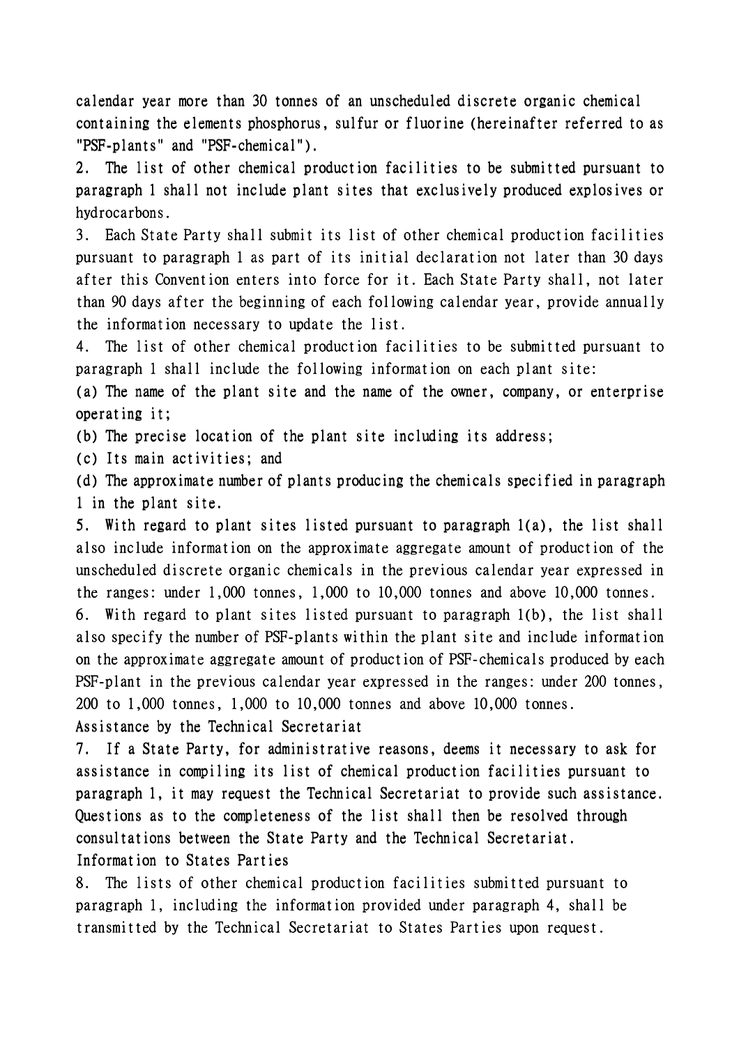calendar year more than 30 tonnes of an unscheduled discrete organic chemical containing the elements phosphorus, sulfur or fluorine (hereinafter referred to as "PSF-plants" and "PSF-chemical").

2. The list of other chemical production facilities to be submitted pursuant to paragraph 1 shall not include plant sites that exclusively produced explosives or hydrocarbons.

3. Each State Party shall submit its list of other chemical production facilities pursuant to paragraph 1 as part of its initial declaration not later than 30 days after this Convention enters into force for it. Each State Party shall, not later than 90 days after the beginning of each following calendar year, provide annually the information necessary to update the list.

4. The list of other chemical production facilities to be submitted pursuant to paragraph 1 shall include the following information on each plant site:

(a) The name of the plant site and the name of the owner, company, or enterprise operating it;

(b) The precise location of the plant site including its address;

(c) Its main activities; and

(d) The approximate number of plants producing the chemicals specified in paragraph 1 in the plant site.

5. With regard to plant sites listed pursuant to paragraph 1(a), the list shall also include information on the approximate aggregate amount of production of the unscheduled discrete organic chemicals in the previous calendar year expressed in the ranges: under 1,000 tonnes, 1,000 to 10,000 tonnes and above 10,000 tonnes.

6. With regard to plant sites listed pursuant to paragraph 1(b), the list shall also specify the number of PSF-plants within the plant site and include information on the approximate aggregate amount of production of PSF-chemicals produced by each PSF-plant in the previous calendar year expressed in the ranges: under 200 tonnes, 200 to 1,000 tonnes, 1,000 to 10,000 tonnes and above 10,000 tonnes.

Assistance by the Technical Secretariat

7. If a State Party, for administrative reasons, deems it necessary to ask for assistance in compiling its list of chemical production facilities pursuant to paragraph 1, it may request the Technical Secretariat to provide such assistance. Questions as to the completeness of the list shall then be resolved through consultations between the State Party and the Technical Secretariat.

Information to States Parties

8. The lists of other chemical production facilities submitted pursuant to paragraph 1, including the information provided under paragraph 4, shall be transmitted by the Technical Secretariat to States Parties upon request.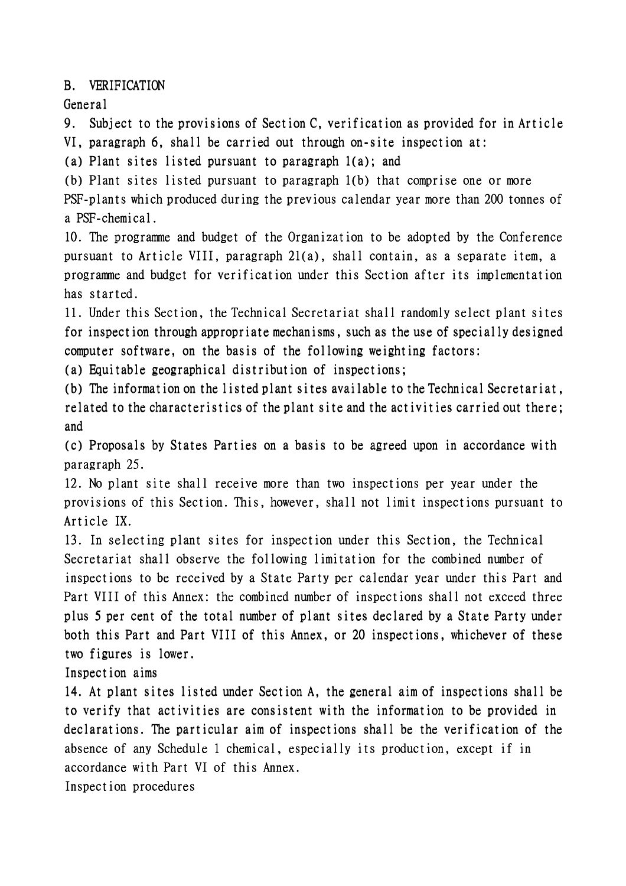## B. VERIFICATION

### General

9. Subject to the provisions of Section C, verification as provided for in Article VI, paragraph 6, shall be carried out through on-site inspection at:

(a) Plant sites listed pursuant to paragraph 1(a); and

(b) Plant sites listed pursuant to paragraph 1(b) that comprise one or more PSF-plants which produced during the previous calendar year more than 200 tonnes of a PSF-chemical.

10. The programme and budget of the Organization to be adopted by the Conference pursuant to Article VIII, paragraph 21(a), shall contain, as a separate item, a programme and budget for verification under this Section after its implementation has started.

11. Under this Section, the Technical Secretariat shall randomly select plant sites for inspection through appropriate mechanisms, such as the use of specially designed computer software, on the basis of the following weighting factors:

(a) Equitable geographical distribution of inspections;

(b) The information on the listed plant sites available to the Technical Secretariat, related to the characteristics of the plant site and the activities carried out there; and

(c) Proposals by States Parties on a basis to be agreed upon in accordance with paragraph 25.

12. No plant site shall receive more than two inspections per year under the provisions of this Section. This, however, shall not limit inspections pursuant to Article IX.

13. In selecting plant sites for inspection under this Section, the Technical Secretariat shall observe the following limitation for the combined number of inspections to be received by a State Party per calendar year under this Part and Part VIII of this Annex: the combined number of inspections shall not exceed three plus 5 per cent of the total number of plant sites declared by a State Party under both this Part and Part VIII of this Annex, or 20 inspections, whichever of these two figures is lower.

### Inspection aims

14. At plant sites listed under Section A, the general aim of inspections shall be to verify that activities are consistent with the information to be provided in declarations. The particular aim of inspections shall be the verification of the absence of any Schedule 1 chemical, especially its production, except if in accordance with Part VI of this Annex.

### Inspection procedures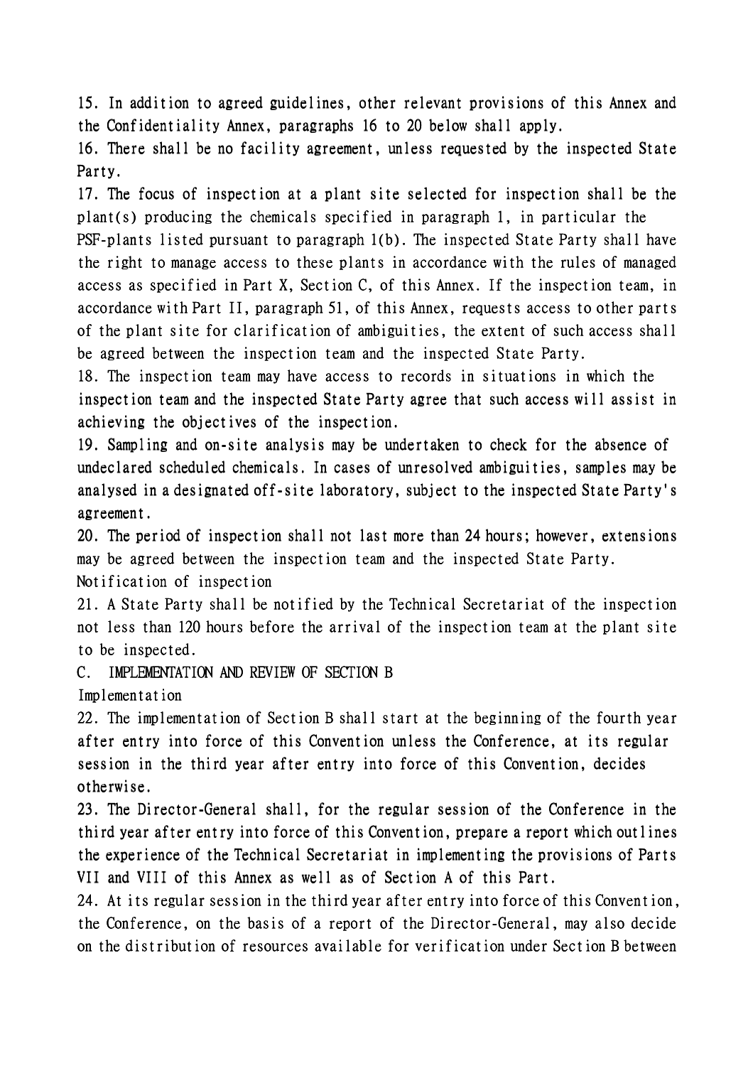15. In addition to agreed guidelines, other relevant provisions of this Annex and the Confidentiality Annex, paragraphs 16 to 20 below shall apply.

16. There shall be no facility agreement, unless requested by the inspected State Party.

17. The focus of inspection at a plant site selected for inspection shall be the plant(s) producing the chemicals specified in paragraph 1, in particular the PSF-plants listed pursuant to paragraph 1(b). The inspected State Party shall have the right to manage access to these plants in accordance with the rules of managed access as specified in Part X, Section C, of this Annex. If the inspection team, in accordance with Part II, paragraph 51, of this Annex, requests access to other parts of the plant site for clarification of ambiguities, the extent of such access shall be agreed between the inspection team and the inspected State Party.

18. The inspection team may have access to records in situations in which the inspection team and the inspected State Party agree that such access will assist in achieving the objectives of the inspection.

19. Sampling and on-site analysis may be undertaken to check for the absence of undeclared scheduled chemicals. In cases of unresolved ambiguities, samples may be analysed in a designated off-site laboratory, subject to the inspected State Party's agreement.

20. The period of inspection shall not last more than 24 hours; however, extensions may be agreed between the inspection team and the inspected State Party.

Notification of inspection

21. A State Party shall be notified by the Technical Secretariat of the inspection not less than 120 hours before the arrival of the inspection team at the plant site to be inspected.

## C. IMPLEMENTATION AND REVIEW OF SECTION B

Implementation

22. The implementation of Section B shall start at the beginning of the fourth year after entry into force of this Convention unless the Conference, at its regular session in the third year after entry into force of this Convention, decides otherwise.

23. The Director-General shall, for the regular session of the Conference in the third year after entry into force of this Convention, prepare a report which outlines the experience of the Technical Secretariat in implementing the provisions of Parts VII and VIII of this Annex as well as of Section A of this Part.

24. At its regular session in the third year after entry into force of this Convention, the Conference, on the basis of a report of the Director-General, may also decide on the distribution of resources available for verification under Section B between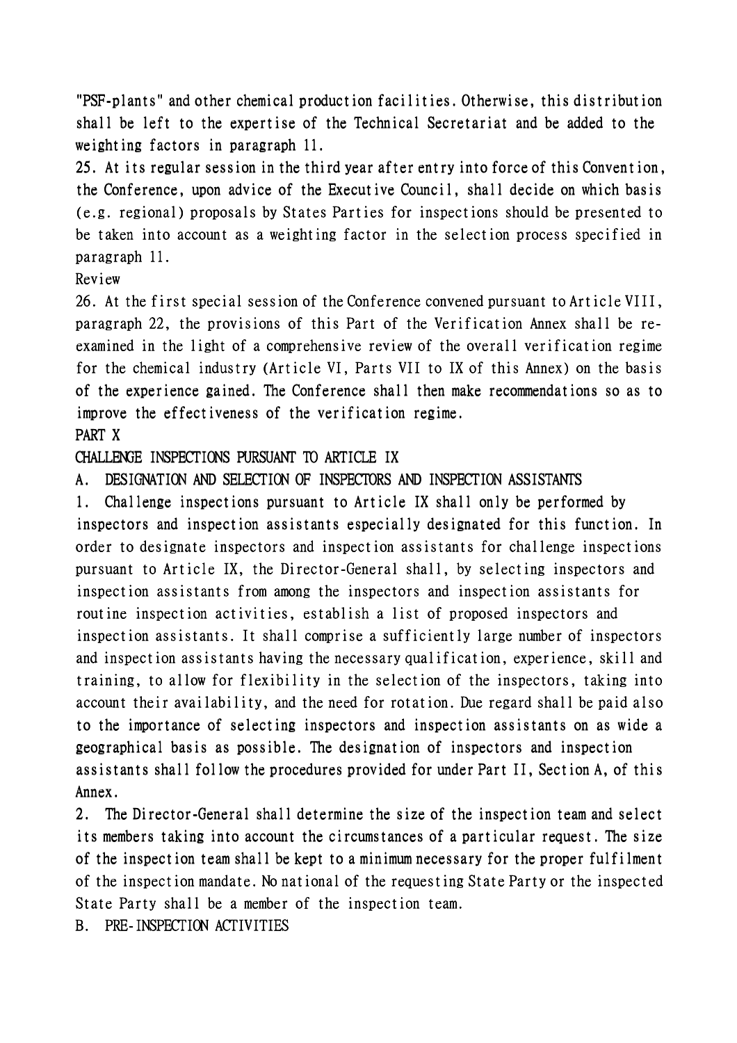"PSF-plants" and other chemical production facilities. Otherwise, this distribution shall be left to the expertise of the Technical Secretariat and be added to the weighting factors in paragraph 11.

25. At its regular session in the third year after entry into force of this Convention, the Conference, upon advice of the Executive Council, shall decide on which basis (e.g. regional) proposals by States Parties for inspections should be presented to be taken into account as a weighting factor in the selection process specified in paragraph 11.

Review

26. At the first special session of the Conference convened pursuant to Article VIII, paragraph 22, the provisions of this Part of the Verification Annex shall be re-examined in the light of a comprehensive review of the overall verification regime for the chemical industry (Article VI, Parts VII to IX of this Annex) on the basis of the experience gained. The Conference shall then make recommendations so as to improve the effectiveness of the verification regime.

PART X

CHALLENGE INSPECTIONS PURSUANT TO ARTICLE IX

A. DESIGNATION AND SELECTION OF INSPECTORS AND INSPECTION ASSISTANTS

1. Challenge inspections pursuant to Article IX shall only be performed by inspectors and inspection assistants especially designated for this function. In order to designate inspectors and inspection assistants for challenge inspections pursuant to Article IX, the Director-General shall, by selecting inspectors and inspection assistants from among the inspectors and inspection assistants for routine inspection activities, establish a list of proposed inspectors and inspection assistants. It shall comprise a sufficiently large number of inspectors and inspection assistants having the necessary qualification, experience, skill and training, to allow for flexibility in the selection of the inspectors, taking into account their availability, and the need for rotation. Due regard shall be paid also to the importance of selecting inspectors and inspection assistants on as wide a geographical basis as possible. The designation of inspectors and inspection assistants shall follow the procedures provided for under Part II, Section A, of this Annex.

2. The Director-General shall determine the size of the inspection team and select its members taking into account the circumstances of a particular request. The size of the inspection team shall be kept to a minimum necessary for the proper fulfilment of the inspection mandate. No national of the requesting State Party or the inspected State Party shall be a member of the inspection team.

B. PRE-INSPECTION ACTIVITIES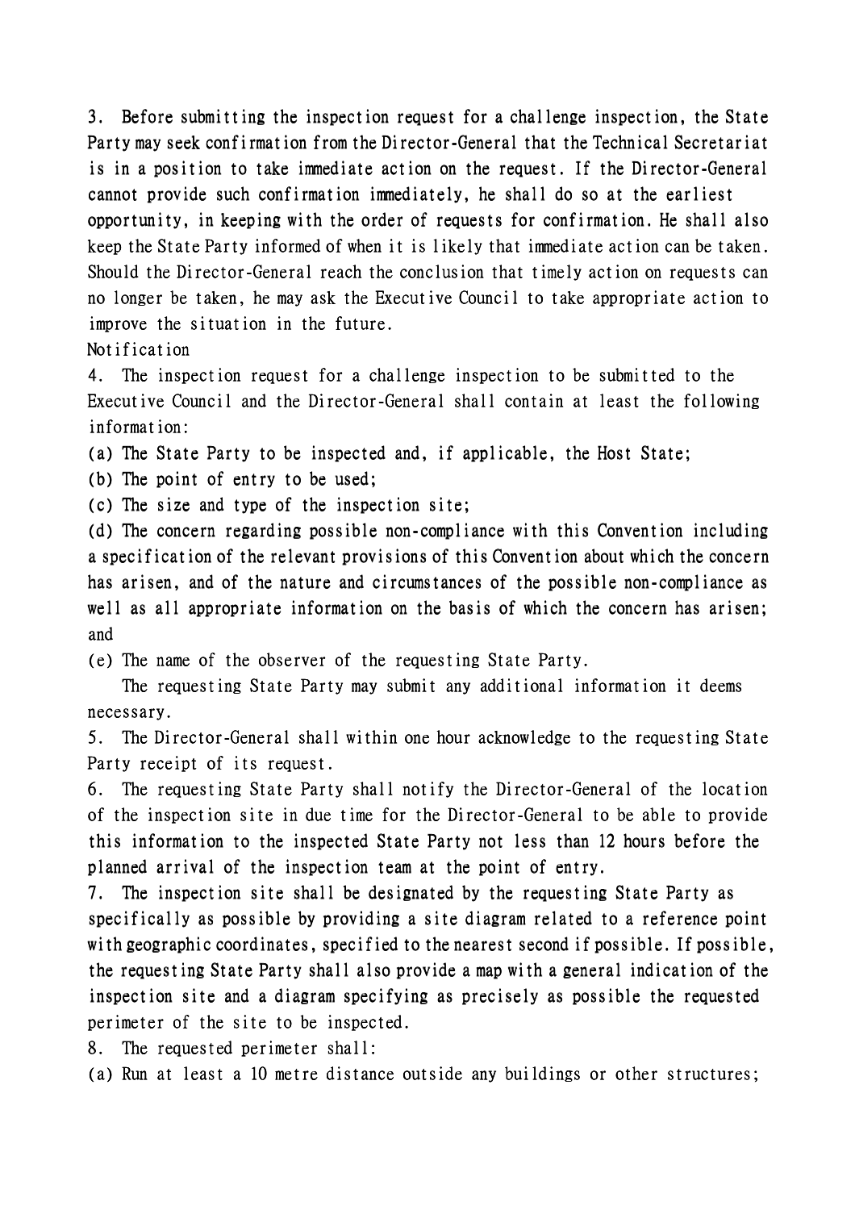3. Before submitting the inspection request for a challenge inspection, the State Party may seek confirmation from the Director-General that the Technical Secretariat is in a position to take immediate action on the request. If the Director-General cannot provide such confirmation immediately, he shall do so at the earliest opportunity, in keeping with the order of requests for confirmation. He shall also keep the State Party informed of when it is likely that immediate action can be taken. Should the Director-General reach the conclusion that timely action on requests can no longer be taken, he may ask the Executive Council to take appropriate action to improve the situation in the future.

Notification

4. The inspection request for a challenge inspection to be submitted to the Executive Council and the Director-General shall contain at least the following information:

(a) The State Party to be inspected and, if applicable, the Host State;

(b) The point of entry to be used;

(c) The size and type of the inspection site;

(d) The concern regarding possible non-compliance with this Convention including a specification of the relevant provisions of this Convention about which the concern has arisen, and of the nature and circumstances of the possible non-compliance as well as all appropriate information on the basis of which the concern has arisen; and

(e) The name of the observer of the requesting State Party.

The requesting State Party may submit any additional information it deems necessary.

5. The Director-General shall within one hour acknowledge to the requesting State Party receipt of its request.

6. The requesting State Party shall notify the Director-General of the location of the inspection site in due time for the Director-General to be able to provide this information to the inspected State Party not less than 12 hours before the planned arrival of the inspection team at the point of entry.

7. The inspection site shall be designated by the requesting State Party as specifically as possible by providing a site diagram related to a reference point with geographic coordinates, specified to the nearest second if possible. If possible, the requesting State Party shall also provide a map with a general indication of the inspection site and a diagram specifying as precisely as possible the requested perimeter of the site to be inspected.

8. The requested perimeter shall:

(a) Run at least a 10 metre distance outside any buildings or other structures;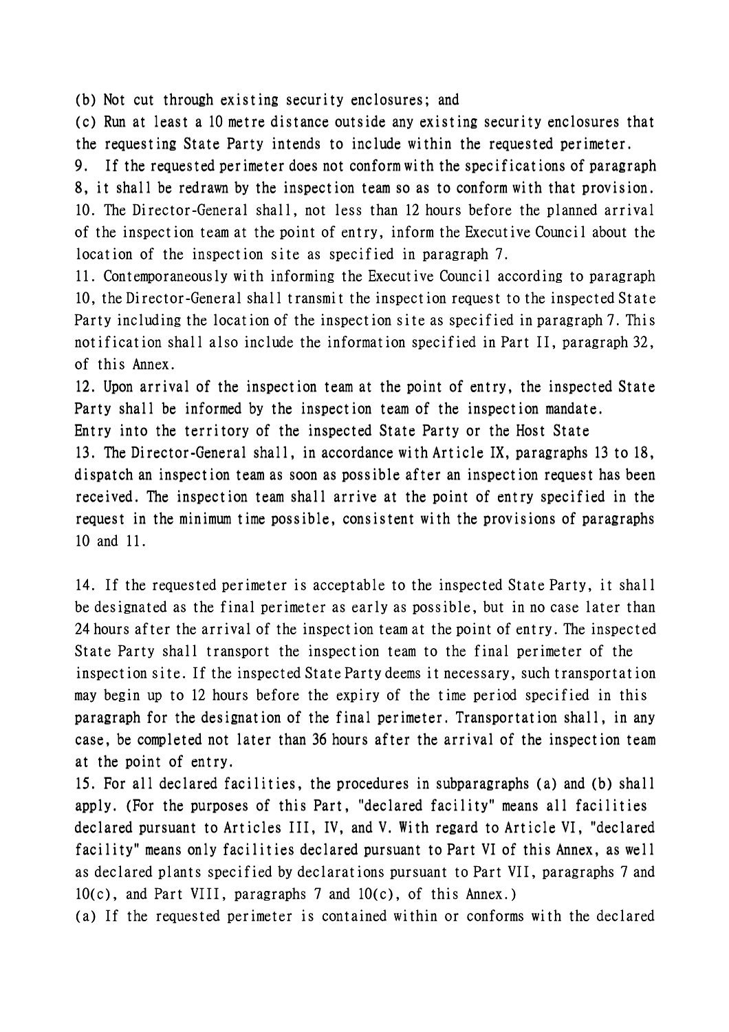(b) Not cut through existing security enclosures; and

(c) Run at least a 10 metre distance outside any existing security enclosures that the requesting State Party intends to include within the requested perimeter.

9. If the requested perimeter does not conform with the specifications of paragraph 8, it shall be redrawn by the inspection team so as to conform with that provision.

10. The Director-General shall, not less than 12 hours before the planned arrival of the inspection team at the point of entry, inform the Executive Council about the location of the inspection site as specified in paragraph 7.

11. Contemporaneously with informing the Executive Council according to paragraph 10, the Director-General shall transmit the inspection request to the inspected State Party including the location of the inspection site as specified in paragraph 7. This notification shall also include the information specified in Part II, paragraph 32, of this Annex.

12. Upon arrival of the inspection team at the point of entry, the inspected State Party shall be informed by the inspection team of the inspection mandate.

Entry into the territory of the inspected State Party or the Host State

13. The Director-General shall, in accordance with Article IX, paragraphs 13 to 18, dispatch an inspection team as soon as possible after an inspection request has been received. The inspection team shall arrive at the point of entry specified in the request in the minimum time possible, consistent with the provisions of paragraphs 10 and 11.

14. If the requested perimeter is acceptable to the inspected State Party, it shall be designated as the final perimeter as early as possible, but in no case later than 24 hours after the arrival of the inspection team at the point of entry. The inspected State Party shall transport the inspection team to the final perimeter of the inspection site. If the inspected State Party deems it necessary, such transportation may begin up to 12 hours before the expiry of the time period specified in this paragraph for the designation of the final perimeter. Transportation shall, in any case, be completed not later than 36 hours after the arrival of the inspection team at the point of entry.

15. For all declared facilities, the procedures in subparagraphs (a) and (b) shall apply. (For the purposes of this Part, "declared facility" means all facilities declared pursuant to Articles III, IV, and V. With regard to Article VI, "declared facility" means only facilities declared pursuant to Part VI of this Annex, as well as declared plants specified by declarations pursuant to Part VII, paragraphs 7 and 10(c), and Part VIII, paragraphs 7 and 10(c), of this Annex.)

(a) If the requested perimeter is contained within or conforms with the declared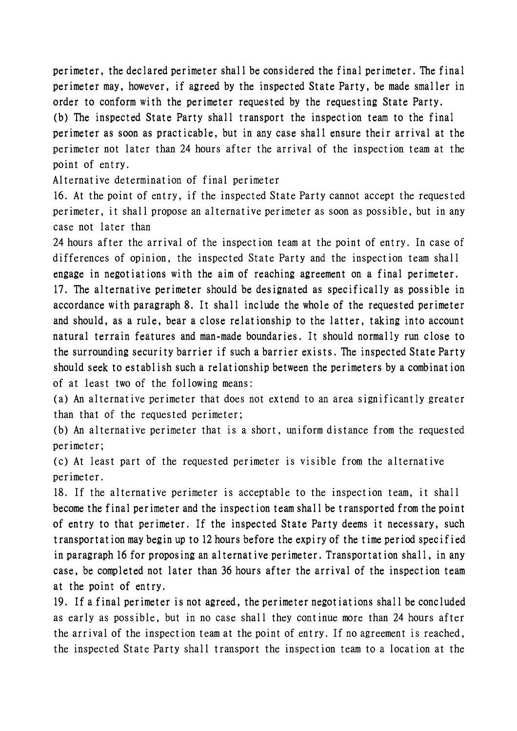perimeter, the declared perimeter shall be considered the final perimeter. The final perimeter may, however, if agreed by the inspected State Party, be made smaller in order to conform with the perimeter requested by the requesting State Party.

(b) The inspected State Party shall transport the inspection team to the final perimeter as soon as practicable, but in any case shall ensure their arrival at the perimeter not later than 24 hours after the arrival of the inspection team at the point of entry.

Alternative determination of final perimeter

16. At the point of entry, if the inspected State Party cannot accept the requested perimeter, it shall propose an alternative perimeter as soon as possible, but in any case not later than 24 hours after the arrival of the inspection team at the point of entry. In case of differences of opinion, the inspected State Party and the inspection team shall engage in negotiations with the aim of reaching agreement on a final perimeter.

17. The alternative perimeter should be designated as specifically as possible in accordance with paragraph 8. It shall include the whole of the requested perimeter and should, as a rule, bear a close relationship to the latter, taking into account natural terrain features and man-made boundaries. It should normally run close to the surrounding security barrier if such a barrier exists. The inspected State Party should seek to establish such a relationship between the perimeters by a combination of at least two of the following means:

(a) An alternative perimeter that does not extend to an area significantly greater than that of the requested perimeter;

(b) An alternative perimeter that is a short, uniform distance from the requested perimeter;

(c) At least part of the requested perimeter is visible from the alternative perimeter.

18. If the alternative perimeter is acceptable to the inspection team, it shall become the final perimeter and the inspection team shall be transported from the point of entry to that perimeter. If the inspected State Party deems it necessary, such transportation may begin up to 12 hours before the expiry of the time period specified in paragraph 16 for proposing an alternative perimeter. Transportation shall, in any case, be completed not later than 36 hours after the arrival of the inspection team at the point of entry.

19. If a final perimeter is not agreed, the perimeter negotiations shall be concluded as early as possible, but in no case shall they continue more than 24 hours after the arrival of the inspection team at the point of entry. If no agreement is reached, the inspected State Party shall transport the inspection team to a location at the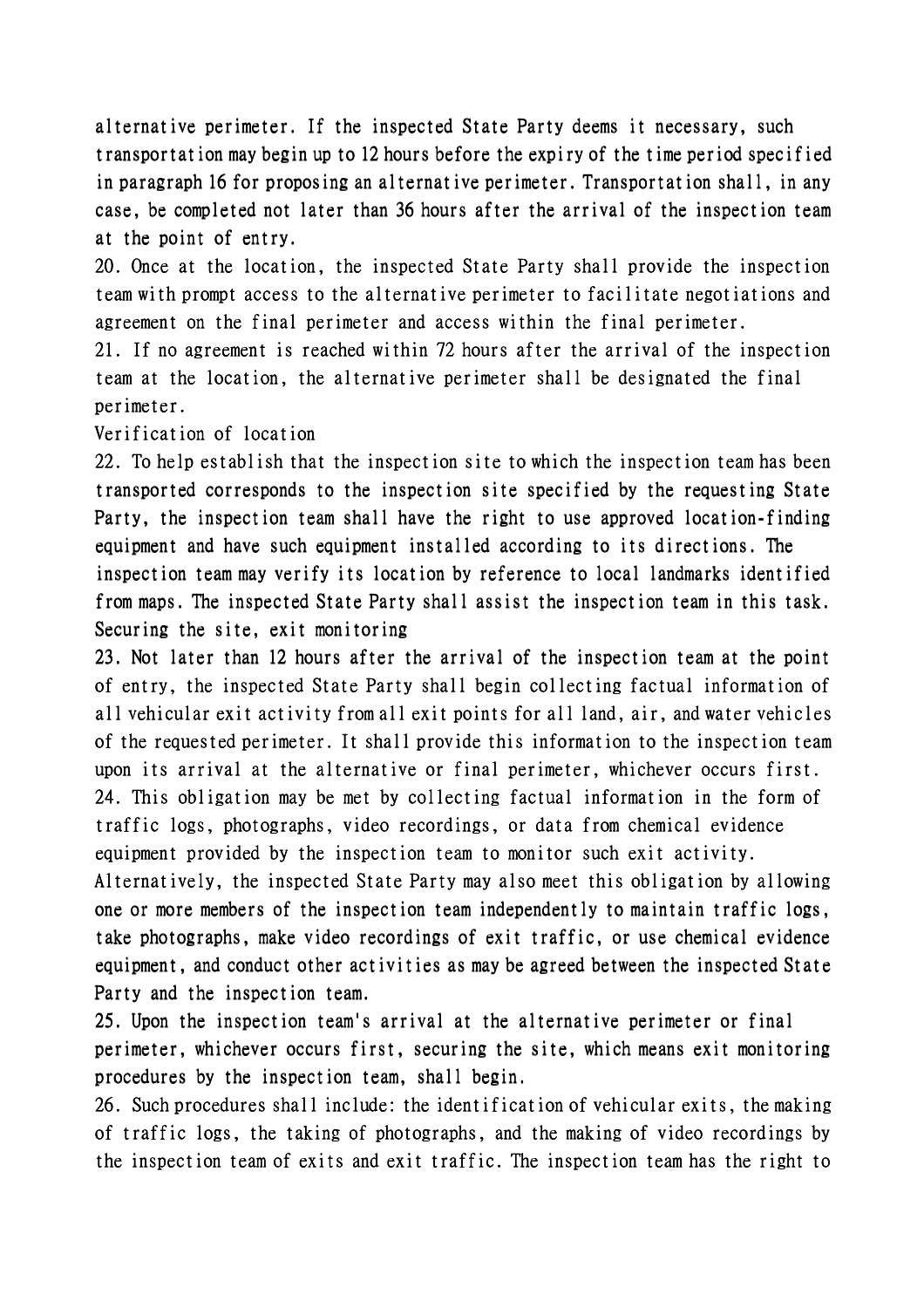alternative perimeter. If the inspected State Party deems it necessary, such transportation may begin up to 12 hours before the expiry of the time period specified in paragraph 16 for proposing an alternative perimeter. Transportation shall, in any case, be completed not later than 36 hours after the arrival of the inspection team at the point of entry.

20. Once at the location, the inspected State Party shall provide the inspection team with prompt access to the alternative perimeter to facilitate negotiations and agreement on the final perimeter and access within the final perimeter.

21. If no agreement is reached within 72 hours after the arrival of the inspection team at the location, the alternative perimeter shall be designated the final perimeter.

Verification of location

22. To help establish that the inspection site to which the inspection team has been transported corresponds to the inspection site specified by the requesting State Party, the inspection team shall have the right to use approved location-finding equipment and have such equipment installed according to its directions. The inspection team may verify its location by reference to local landmarks identified from maps. The inspected State Party shall assist the inspection team in this task.

Securing the site, exit monitoring

23. Not later than 12 hours after the arrival of the inspection team at the point of entry, the inspected State Party shall begin collecting factual information of all vehicular exit activity from all exit points for all land, air, and water vehicles of the requested perimeter. It shall provide this information to the inspection team upon its arrival at the alternative or final perimeter, whichever occurs first.

24. This obligation may be met by collecting factual information in the form of traffic logs, photographs, video recordings, or data from chemical evidence equipment provided by the inspection team to monitor such exit activity. Alternatively, the inspected State Party may also meet this obligation by allowing one or more members of the inspection team independently to maintain traffic logs, take photographs, make video recordings of exit traffic, or use chemical evidence equipment, and conduct other activities as may be agreed between the inspected State Party and the inspection team.

25. Upon the inspection team's arrival at the alternative perimeter or final perimeter, whichever occurs first, securing the site, which means exit monitoring procedures by the inspection team, shall begin.

26. Such procedures shall include: the identification of vehicular exits, the making of traffic logs, the taking of photographs, and the making of video recordings by the inspection team of exits and exit traffic. The inspection team has the right to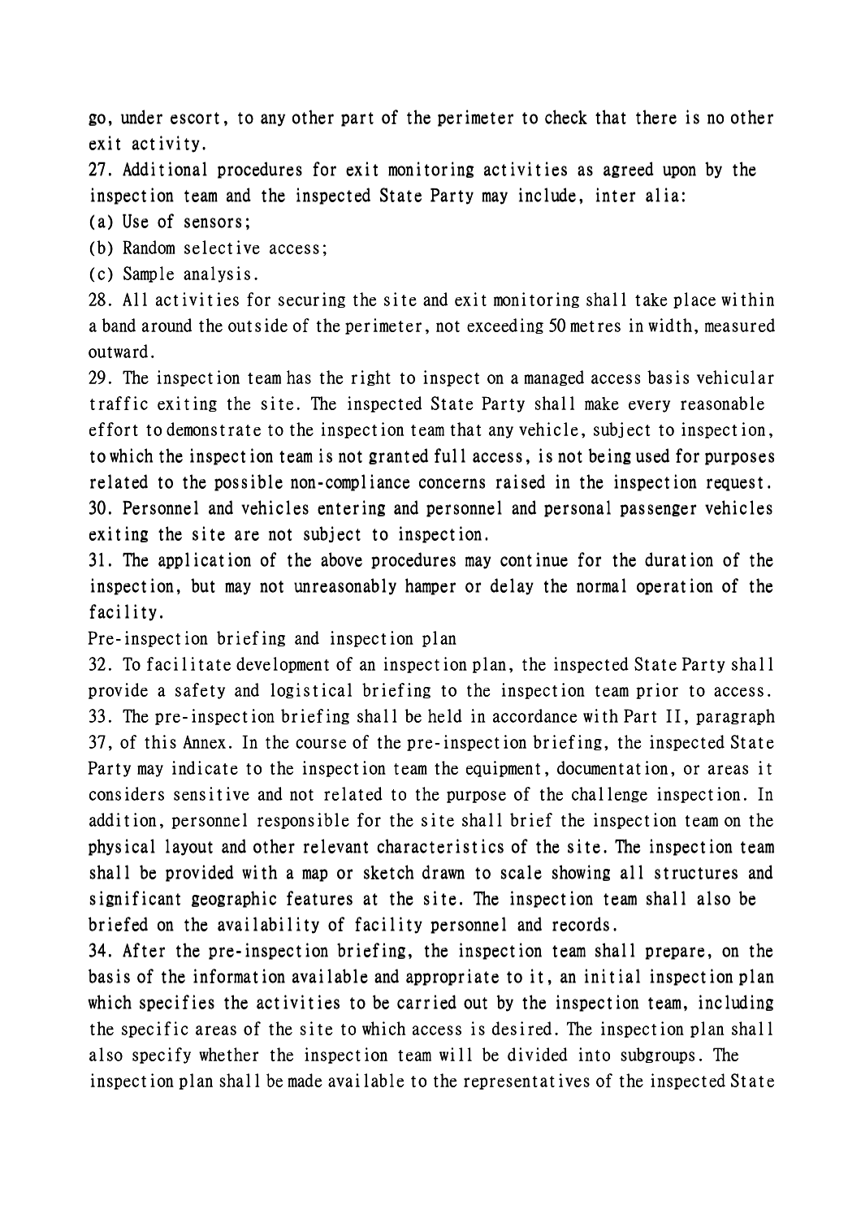go, under escort, to any other part of the perimeter to check that there is no other exit activity.

27. Additional procedures for exit monitoring activities as agreed upon by the inspection team and the inspected State Party may include, inter alia:

(a) Use of sensors;

(b) Random selective access;

(c) Sample analysis.

28. All activities for securing the site and exit monitoring shall take place within a band around the outside of the perimeter, not exceeding 50 metres in width, measured outward.

29. The inspection team has the right to inspect on a managed access basis vehicular traffic exiting the site. The inspected State Party shall make every reasonable effort to demonstrate to the inspection team that any vehicle, subject to inspection, to which the inspection team is not granted full access, is not being used for purposes related to the possible non-compliance concerns raised in the inspection request.

30. Personnel and vehicles entering and personnel and personal passenger vehicles exiting the site are not subject to inspection.

31. The application of the above procedures may continue for the duration of the inspection, but may not unreasonably hamper or delay the normal operation of the facility.

Pre-inspection briefing and inspection plan

32. To facilitate development of an inspection plan, the inspected State Party shall provide a safety and logistical briefing to the inspection team prior to access.

33. The pre-inspection briefing shall be held in accordance with Part II, paragraph 37, of this Annex. In the course of the pre-inspection briefing, the inspected State Party may indicate to the inspection team the equipment, documentation, or areas it considers sensitive and not related to the purpose of the challenge inspection. In addition, personnel responsible for the site shall brief the inspection team on the physical layout and other relevant characteristics of the site. The inspection team shall be provided with a map or sketch drawn to scale showing all structures and significant geographic features at the site. The inspection team shall also be briefed on the availability of facility personnel and records.

34. After the pre-inspection briefing, the inspection team shall prepare, on the basis of the information available and appropriate to it, an initial inspection plan which specifies the activities to be carried out by the inspection team, including the specific areas of the site to which access is desired. The inspection plan shall also specify whether the inspection team will be divided into subgroups. The inspection plan shall be made available to the representatives of the inspected State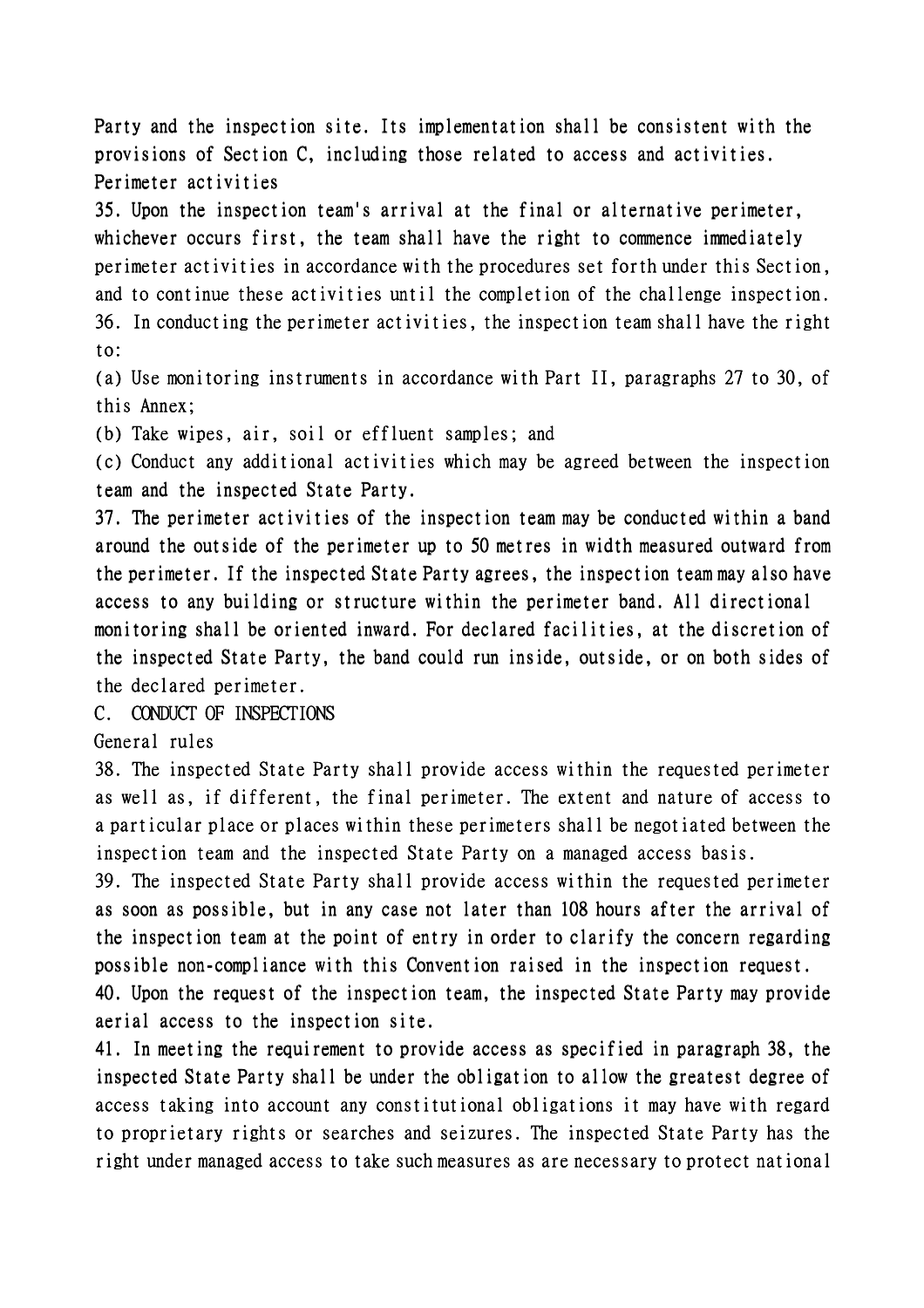Party and the inspection site. Its implementation shall be consistent with the provisions of Section C, including those related to access and activities.

Perimeter activities

35. Upon the inspection team's arrival at the final or alternative perimeter, whichever occurs first, the team shall have the right to commence immediately perimeter activities in accordance with the procedures set forth under this Section, and to continue these activities until the completion of the challenge inspection.

36. In conducting the perimeter activities, the inspection team shall have the right to:

(a) Use monitoring instruments in accordance with Part II, paragraphs 27 to 30, of this Annex;

(b) Take wipes, air, soil or effluent samples; and

(c) Conduct any additional activities which may be agreed between the inspection team and the inspected State Party.

37. The perimeter activities of the inspection team may be conducted within a band around the outside of the perimeter up to 50 metres in width measured outward from the perimeter. If the inspected State Party agrees, the inspection team may also have access to any building or structure within the perimeter band. All directional monitoring shall be oriented inward. For declared facilities, at the discretion of the inspected State Party, the band could run inside, outside, or on both sides of the declared perimeter.

C. CONDUCT OF INSPECTIONS

General rules

38. The inspected State Party shall provide access within the requested perimeter as well as, if different, the final perimeter. The extent and nature of access to a particular place or places within these perimeters shall be negotiated between the inspection team and the inspected State Party on a managed access basis.

39. The inspected State Party shall provide access within the requested perimeter as soon as possible, but in any case not later than 108 hours after the arrival of the inspection team at the point of entry in order to clarify the concern regarding possible non-compliance with this Convention raised in the inspection request.

40. Upon the request of the inspection team, the inspected State Party may provide aerial access to the inspection site.

41. In meeting the requirement to provide access as specified in paragraph 38, the inspected State Party shall be under the obligation to allow the greatest degree of access taking into account any constitutional obligations it may have with regard to proprietary rights or searches and seizures. The inspected State Party has the right under managed access to take such measures as are necessary to protect national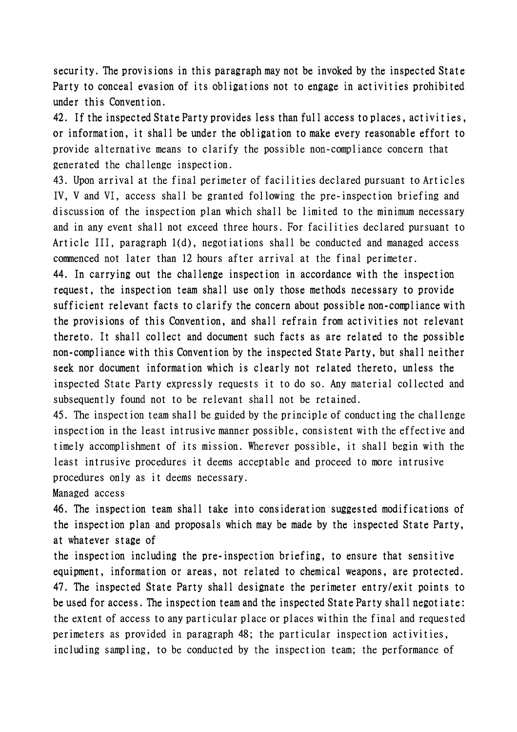security. The provisions in this paragraph may not be invoked by the inspected State Party to conceal evasion of its obligations not to engage in activities prohibited under this Convention.

42. If the inspected State Party provides less than full access to places, activities, or information, it shall be under the obligation to make every reasonable effort to provide alternative means to clarify the possible non-compliance concern that generated the challenge inspection.

43. Upon arrival at the final perimeter of facilities declared pursuant to Articles IV, V and VI, access shall be granted following the pre-inspection briefing and discussion of the inspection plan which shall be limited to the minimum necessary and in any event shall not exceed three hours. For facilities declared pursuant to Article III, paragraph 1(d), negotiations shall be conducted and managed access commenced not later than 12 hours after arrival at the final perimeter.

44. In carrying out the challenge inspection in accordance with the inspection request, the inspection team shall use only those methods necessary to provide sufficient relevant facts to clarify the concern about possible non-compliance with the provisions of this Convention, and shall refrain from activities not relevant thereto. It shall collect and document such facts as are related to the possible non-compliance with this Convention by the inspected State Party, but shall neither seek nor document information which is clearly not related thereto, unless the inspected State Party expressly requests it to do so. Any material collected and subsequently found not to be relevant shall not be retained.

45. The inspection team shall be guided by the principle of conducting the challenge inspection in the least intrusive manner possible, consistent with the effective and timely accomplishment of its mission. Wherever possible, it shall begin with the least intrusive procedures it deems acceptable and proceed to more intrusive procedures only as it deems necessary.

Managed access

46. The inspection team shall take into consideration suggested modifications of the inspection plan and proposals which may be made by the inspected State Party, at whatever stage of the inspection including the pre-inspection briefing, to ensure that sensitive equipment, information or areas, not related to chemical weapons, are protected.

47. The inspected State Party shall designate the perimeter entry/exit points to be used for access. The inspection team and the inspected State Party shall negotiate: the extent of access to any particular place or places within the final and requested perimeters as provided in paragraph 48; the particular inspection activities, including sampling, to be conducted by the inspection team; the performance of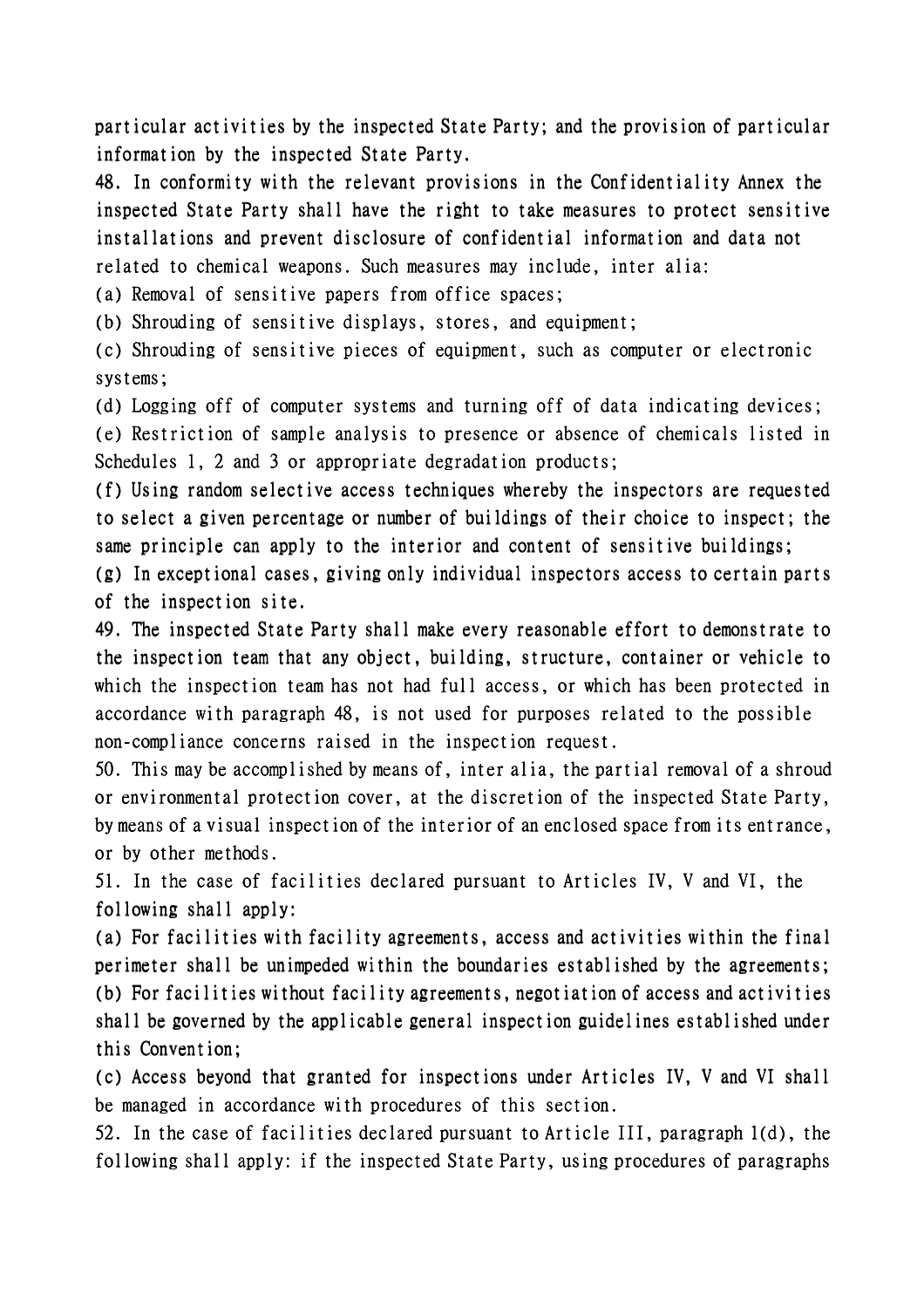particular activities by the inspected State Party; and the provision of particular information by the inspected State Party.

48. In conformity with the relevant provisions in the Confidentiality Annex the inspected State Party shall have the right to take measures to protect sensitive installations and prevent disclosure of confidential information and data not related to chemical weapons. Such measures may include, inter alia:

(a) Removal of sensitive papers from office spaces;

(b) Shrouding of sensitive displays, stores, and equipment;

(c) Shrouding of sensitive pieces of equipment, such as computer or electronic systems;

(d) Logging off of computer systems and turning off of data indicating devices;

(e) Restriction of sample analysis to presence or absence of chemicals listed in Schedules 1, 2 and 3 or appropriate degradation products;

(f) Using random selective access techniques whereby the inspectors are requested to select a given percentage or number of buildings of their choice to inspect; the same principle can apply to the interior and content of sensitive buildings;

(g) In exceptional cases, giving only individual inspectors access to certain parts of the inspection site.

49. The inspected State Party shall make every reasonable effort to demonstrate to the inspection team that any object, building, structure, container or vehicle to which the inspection team has not had full access, or which has been protected in accordance with paragraph 48, is not used for purposes related to the possible non-compliance concerns raised in the inspection request.

50. This may be accomplished by means of, inter alia, the partial removal of a shroud or environmental protection cover, at the discretion of the inspected State Party, by means of a visual inspection of the interior of an enclosed space from its entrance, or by other methods.

51. In the case of facilities declared pursuant to Articles IV, V and VI, the following shall apply:

(a) For facilities with facility agreements, access and activities within the final perimeter shall be unimpeded within the boundaries established by the agreements;

(b) For facilities without facility agreements, negotiation of access and activities shall be governed by the applicable general inspection guidelines established under this Convention;

(c) Access beyond that granted for inspections under Articles IV, V and VI shall be managed in accordance with procedures of this section.

52. In the case of facilities declared pursuant to Article III, paragraph 1(d), the following shall apply: if the inspected State Party, using procedures of paragraphs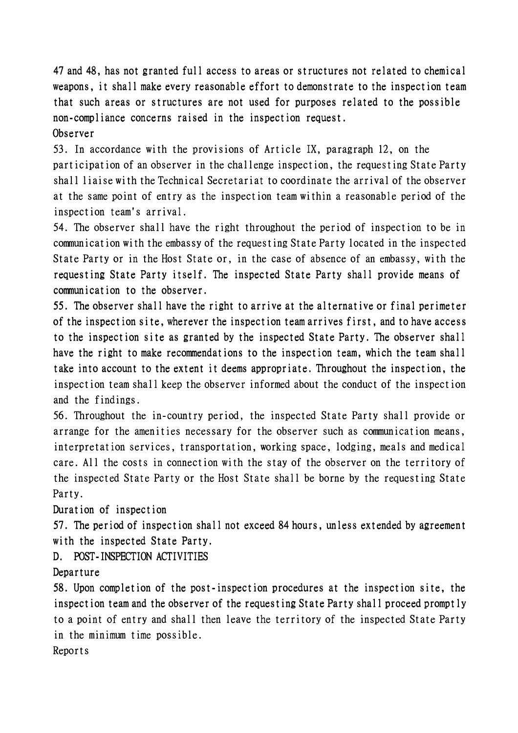47 and 48, has not granted full access to areas or structures not related to chemical weapons, it shall make every reasonable effort to demonstrate to the inspection team that such areas or structures are not used for purposes related to the possible non-compliance concerns raised in the inspection request.

### Observer

53. In accordance with the provisions of Article IX, paragraph 12, on the participation of an observer in the challenge inspection, the requesting State Party shall liaise with the Technical Secretariat to coordinate the arrival of the observer at the same point of entry as the inspection team within a reasonable period of the inspection team's arrival.

54. The observer shall have the right throughout the period of inspection to be in communication with the embassy of the requesting State Party located in the inspected State Party or in the Host State or, in the case of absence of an embassy, with the requesting State Party itself. The inspected State Party shall provide means of communication to the observer.

55. The observer shall have the right to arrive at the alternative or final perimeter of the inspection site, wherever the inspection team arrives first, and to have access to the inspection site as granted by the inspected State Party. The observer shall have the right to make recommendations to the inspection team, which the team shall take into account to the extent it deems appropriate. Throughout the inspection, the inspection team shall keep the observer informed about the conduct of the inspection and the findings.

56. Throughout the in-country period, the inspected State Party shall provide or arrange for the amenities necessary for the observer such as communication means, interpretation services, transportation, working space, lodging, meals and medical care. All the costs in connection with the stay of the observer on the territory of the inspected State Party or the Host State shall be borne by the requesting State Party.

### Duration of inspection

57. The period of inspection shall not exceed 84 hours, unless extended by agreement with the inspected State Party.

## D. POST-INSPECTION ACTIVITIES

### Departure

58. Upon completion of the post-inspection procedures at the inspection site, the inspection team and the observer of the requesting State Party shall proceed promptly to a point of entry and shall then leave the territory of the inspected State Party in the minimum time possible.

### Reports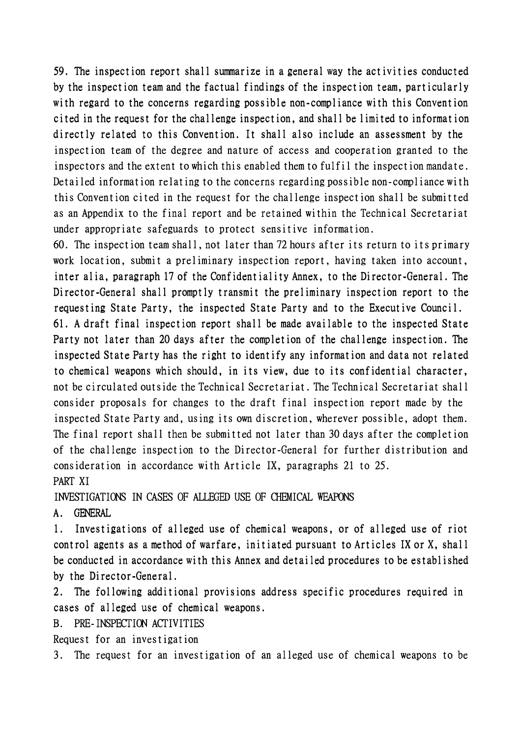59. The inspection report shall summarize in a general way the activities conducted by the inspection team and the factual findings of the inspection team, particularly with regard to the concerns regarding possible non-compliance with this Convention cited in the request for the challenge inspection, and shall be limited to information directly related to this Convention. It shall also include an assessment by the inspection team of the degree and nature of access and cooperation granted to the inspectors and the extent to which this enabled them to fulfil the inspection mandate. Detailed information relating to the concerns regarding possible non-compliance with this Convention cited in the request for the challenge inspection shall be submitted as an Appendix to the final report and be retained within the Technical Secretariat under appropriate safeguards to protect sensitive information.

60. The inspection team shall, not later than 72 hours after its return to its primary work location, submit a preliminary inspection report, having taken into account, inter alia, paragraph 17 of the Confidentiality Annex, to the Director-General. The Director-General shall promptly transmit the preliminary inspection report to the requesting State Party, the inspected State Party and to the Executive Council.

61. A draft final inspection report shall be made available to the inspected State Party not later than 20 days after the completion of the challenge inspection. The inspected State Party has the right to identify any information and data not related to chemical weapons which should, in its view, due to its confidential character, not be circulated outside the Technical Secretariat. The Technical Secretariat shall consider proposals for changes to the draft final inspection report made by the inspected State Party and, using its own discretion, wherever possible, adopt them. The final report shall then be submitted not later than 30 days after the completion of the challenge inspection to the Director-General for further distribution and consideration in accordance with Article IX, paragraphs 21 to 25.

## PART XI

## INVESTIGATIONS IN CASES OF ALLEGED USE OF CHEMICAL WEAPONS

### A. GENERAL

1. Investigations of alleged use of chemical weapons, or of alleged use of riot control agents as a method of warfare, initiated pursuant to Articles IX or X, shall be conducted in accordance with this Annex and detailed procedures to be established by the Director-General.

2. The following additional provisions address specific procedures required in cases of alleged use of chemical weapons.

### B. PRE-INSPECTION ACTIVITIES

Request for an investigation

3. The request for an investigation of an alleged use of chemical weapons to be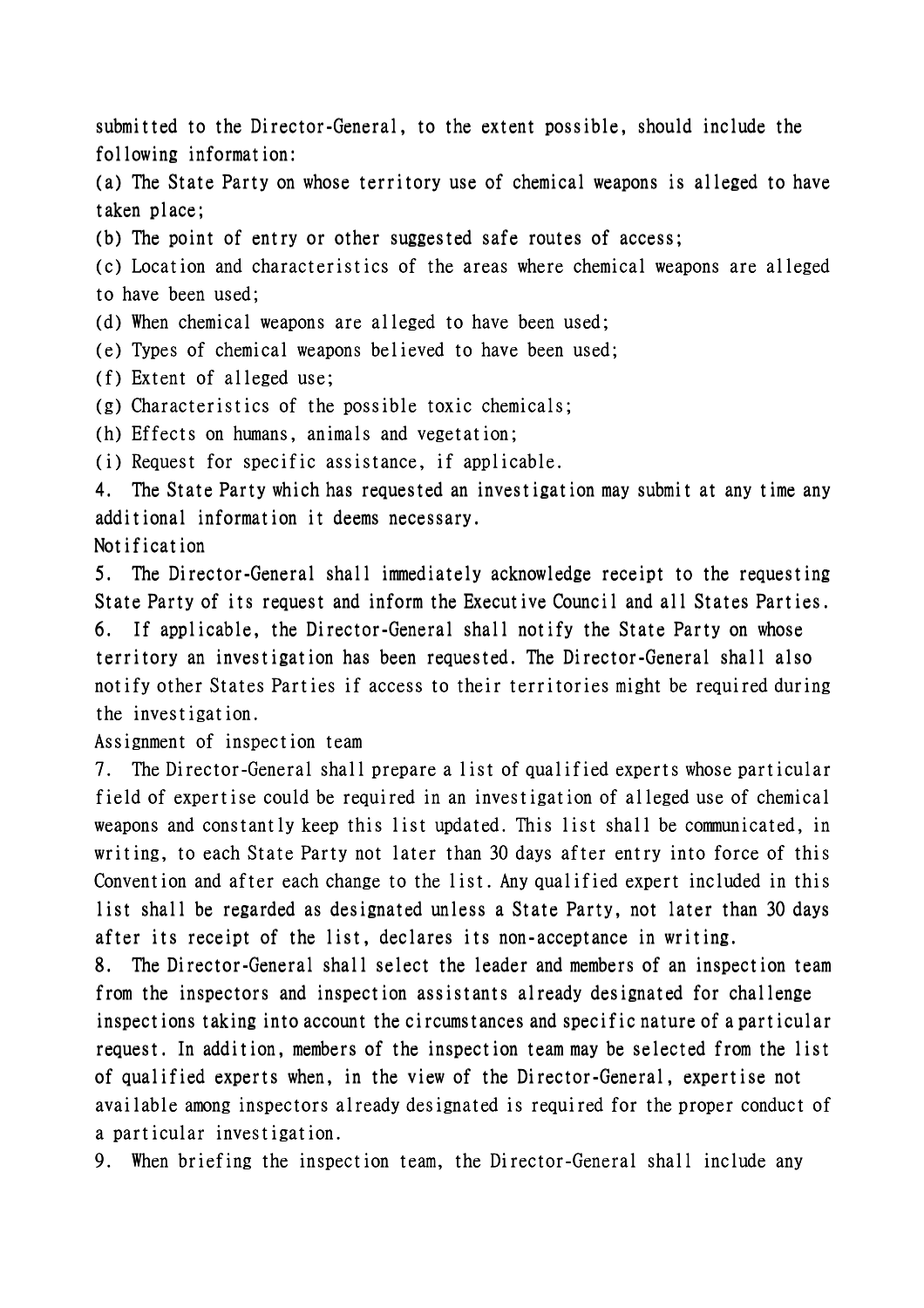submitted to the Director-General, to the extent possible, should include the following information:

(a) The State Party on whose territory use of chemical weapons is alleged to have taken place;

(b) The point of entry or other suggested safe routes of access;

(c) Location and characteristics of the areas where chemical weapons are alleged to have been used;

(d) When chemical weapons are alleged to have been used;

(e) Types of chemical weapons believed to have been used;

(f) Extent of alleged use;

(g) Characteristics of the possible toxic chemicals;

(h) Effects on humans, animals and vegetation;

(i) Request for specific assistance, if applicable.

4. The State Party which has requested an investigation may submit at any time any additional information it deems necessary.

Notification

5. The Director-General shall immediately acknowledge receipt to the requesting State Party of its request and inform the Executive Council and all States Parties.

6. If applicable, the Director-General shall notify the State Party on whose territory an investigation has been requested. The Director-General shall also notify other States Parties if access to their territories might be required during the investigation.

Assignment of inspection team

7. The Director-General shall prepare a list of qualified experts whose particular field of expertise could be required in an investigation of alleged use of chemical weapons and constantly keep this list updated. This list shall be communicated, in writing, to each State Party not later than 30 days after entry into force of this Convention and after each change to the list. Any qualified expert included in this list shall be regarded as designated unless a State Party, not later than 30 days after its receipt of the list, declares its non-acceptance in writing.

8. The Director-General shall select the leader and members of an inspection team from the inspectors and inspection assistants already designated for challenge inspections taking into account the circumstances and specific nature of a particular request. In addition, members of the inspection team may be selected from the list of qualified experts when, in the view of the Director-General, expertise not available among inspectors already designated is required for the proper conduct of a particular investigation.

9. When briefing the inspection team, the Director-General shall include any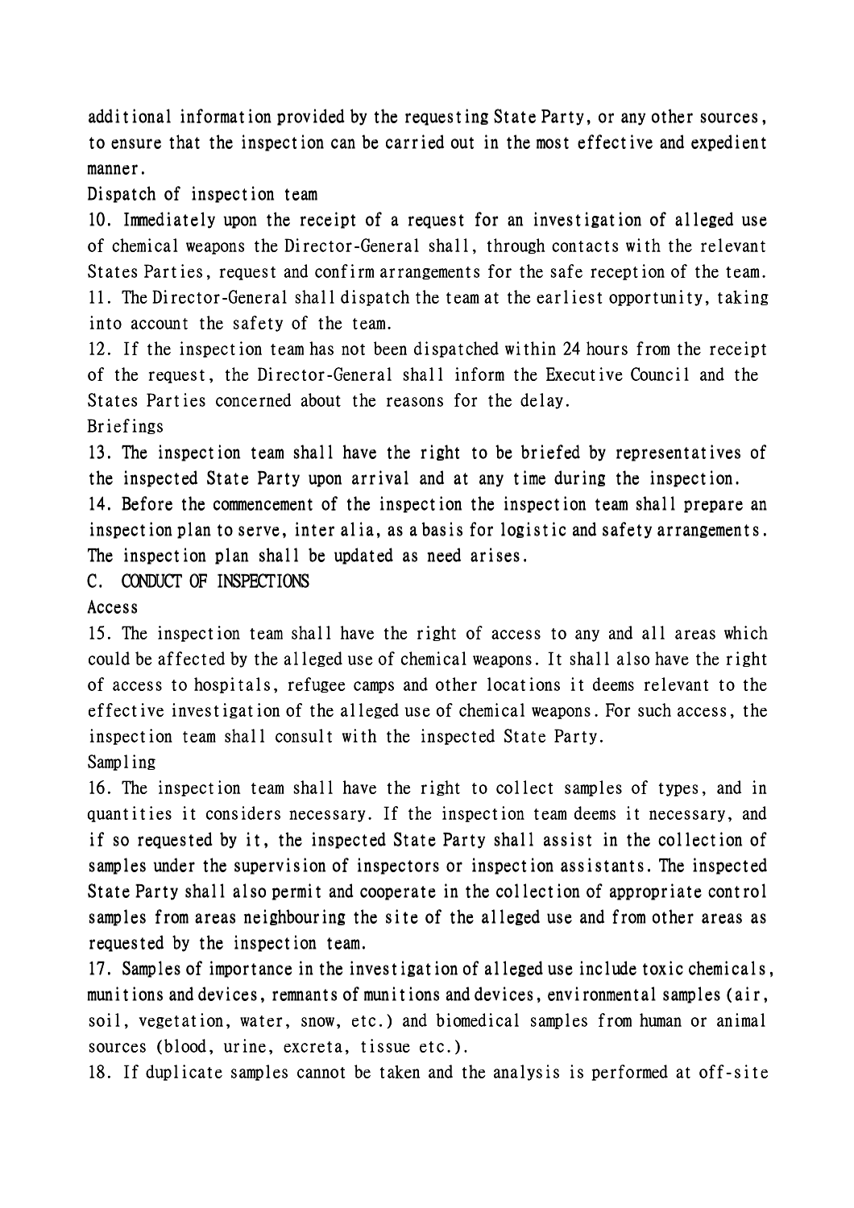additional information provided by the requesting State Party, or any other sources, to ensure that the inspection can be carried out in the most effective and expedient manner.

Dispatch of inspection team

10. Immediately upon the receipt of a request for an investigation of alleged use of chemical weapons the Director-General shall, through contacts with the relevant States Parties, request and confirm arrangements for the safe reception of the team.

11. The Director-General shall dispatch the team at the earliest opportunity, taking into account the safety of the team.

12. If the inspection team has not been dispatched within 24 hours from the receipt of the request, the Director-General shall inform the Executive Council and the States Parties concerned about the reasons for the delay.

Briefings

13. The inspection team shall have the right to be briefed by representatives of the inspected State Party upon arrival and at any time during the inspection.

14. Before the commencement of the inspection the inspection team shall prepare an inspection plan to serve, inter alia, as a basis for logistic and safety arrangements. The inspection plan shall be updated as need arises.

C. CONDUCT OF INSPECTIONS

Access

15. The inspection team shall have the right of access to any and all areas which could be affected by the alleged use of chemical weapons. It shall also have the right of access to hospitals, refugee camps and other locations it deems relevant to the effective investigation of the alleged use of chemical weapons. For such access, the inspection team shall consult with the inspected State Party.

Sampling

16. The inspection team shall have the right to collect samples of types, and in quantities it considers necessary. If the inspection team deems it necessary, and if so requested by it, the inspected State Party shall assist in the collection of samples under the supervision of inspectors or inspection assistants. The inspected State Party shall also permit and cooperate in the collection of appropriate control samples from areas neighbouring the site of the alleged use and from other areas as requested by the inspection team.

17. Samples of importance in the investigation of alleged use include toxic chemicals, munitions and devices, remnants of munitions and devices, environmental samples (air, soil, vegetation, water, snow, etc.) and biomedical samples from human or animal sources (blood, urine, excreta, tissue etc.).

18. If duplicate samples cannot be taken and the analysis is performed at off-site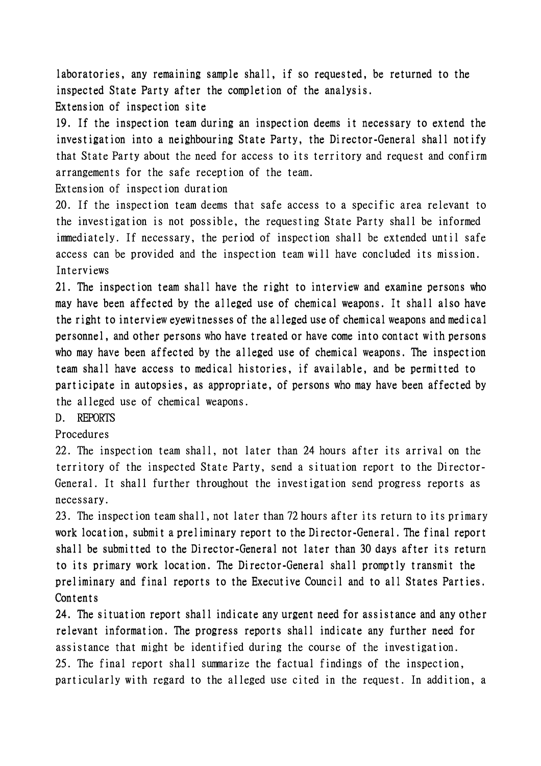laboratories, any remaining sample shall, if so requested, be returned to the inspected State Party after the completion of the analysis.

Extension of inspection site

19. If the inspection team during an inspection deems it necessary to extend the investigation into a neighbouring State Party, the Director-General shall notify that State Party about the need for access to its territory and request and confirm arrangements for the safe reception of the team.

Extension of inspection duration

20. If the inspection team deems that safe access to a specific area relevant to the investigation is not possible, the requesting State Party shall be informed immediately. If necessary, the period of inspection shall be extended until safe access can be provided and the inspection team will have concluded its mission.

Interviews

21. The inspection team shall have the right to interview and examine persons who may have been affected by the alleged use of chemical weapons. It shall also have the right to interview eyewitnesses of the alleged use of chemical weapons and medical personnel, and other persons who have treated or have come into contact with persons who may have been affected by the alleged use of chemical weapons. The inspection team shall have access to medical histories, if available, and be permitted to participate in autopsies, as appropriate, of persons who may have been affected by the alleged use of chemical weapons.

D. REPORTS

Procedures

22. The inspection team shall, not later than 24 hours after its arrival on the territory of the inspected State Party, send a situation report to the Director-General. It shall further throughout the investigation send progress reports as necessary.

23. The inspection team shall, not later than 72 hours after its return to its primary work location, submit a preliminary report to the Director-General. The final report shall be submitted to the Director-General not later than 30 days after its return to its primary work location. The Director-General shall promptly transmit the preliminary and final reports to the Executive Council and to all States Parties.

Contents

24. The situation report shall indicate any urgent need for assistance and any other relevant information. The progress reports shall indicate any further need for assistance that might be identified during the course of the investigation.

25. The final report shall summarize the factual findings of the inspection, particularly with regard to the alleged use cited in the request. In addition, a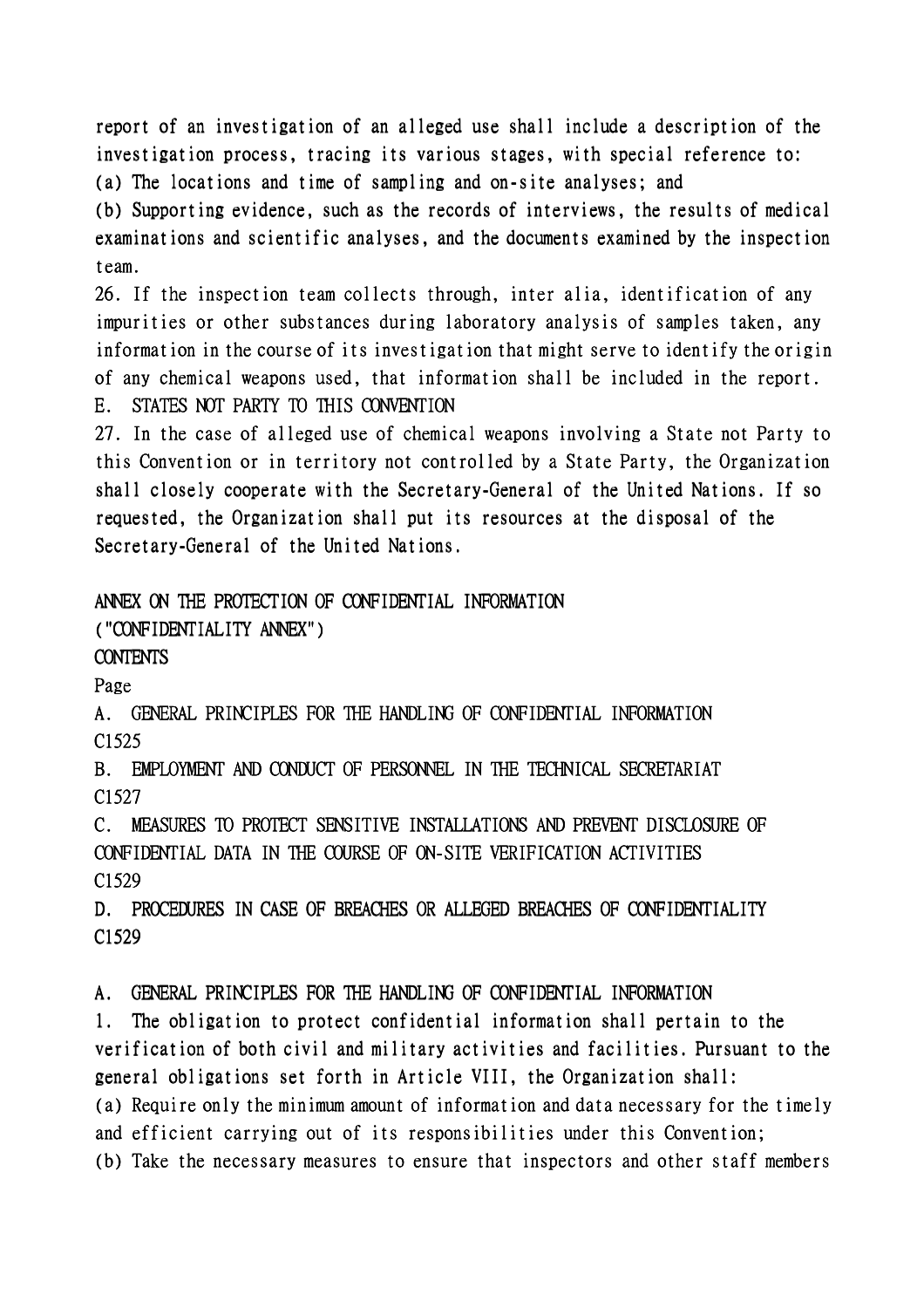report of an investigation of an alleged use shall include a description of the investigation process, tracing its various stages, with special reference to:

(a) The locations and time of sampling and on-site analyses; and

(b) Supporting evidence, such as the records of interviews, the results of medical examinations and scientific analyses, and the documents examined by the inspection team.

26. If the inspection team collects through, inter alia, identification of any impurities or other substances during laboratory analysis of samples taken, any information in the course of its investigation that might serve to identify the origin of any chemical weapons used, that information shall be included in the report.

## E. STATES NOT PARTY TO THIS CONVENTION

27. In the case of alleged use of chemical weapons involving a State not Party to this Convention or in territory not controlled by a State Party, the Organization shall closely cooperate with the Secretary-General of the United Nations. If so requested, the Organization shall put its resources at the disposal of the Secretary-General of the United Nations.

# ANNEX ON THE PROTECTION OF CONFIDENTIAL INFORMATION ("CONFIDENTIALITY ANNEX")

CONTENTS

Page

A. GENERAL PRINCIPLES FOR THE HANDLING OF CONFIDENTIAL INFORMATION
C1525

B. EMPLOYMENT AND CONDUCT OF PERSONNEL IN THE TECHNICAL SECRETARIAT
C1527

C. MEASURES TO PROTECT SENSITIVE INSTALLATIONS AND PREVENT DISCLOSURE OF CONFIDENTIAL DATA IN THE COURSE OF ON-SITE VERIFICATION ACTIVITIES
C1529

D. PROCEDURES IN CASE OF BREACHES OR ALLEGED BREACHES OF CONFIDENTIALITY
C1529

## A. GENERAL PRINCIPLES FOR THE HANDLING OF CONFIDENTIAL INFORMATION

1. The obligation to protect confidential information shall pertain to the verification of both civil and military activities and facilities. Pursuant to the general obligations set forth in Article VIII, the Organization shall:

(a) Require only the minimum amount of information and data necessary for the timely and efficient carrying out of its responsibilities under this Convention;

(b) Take the necessary measures to ensure that inspectors and other staff members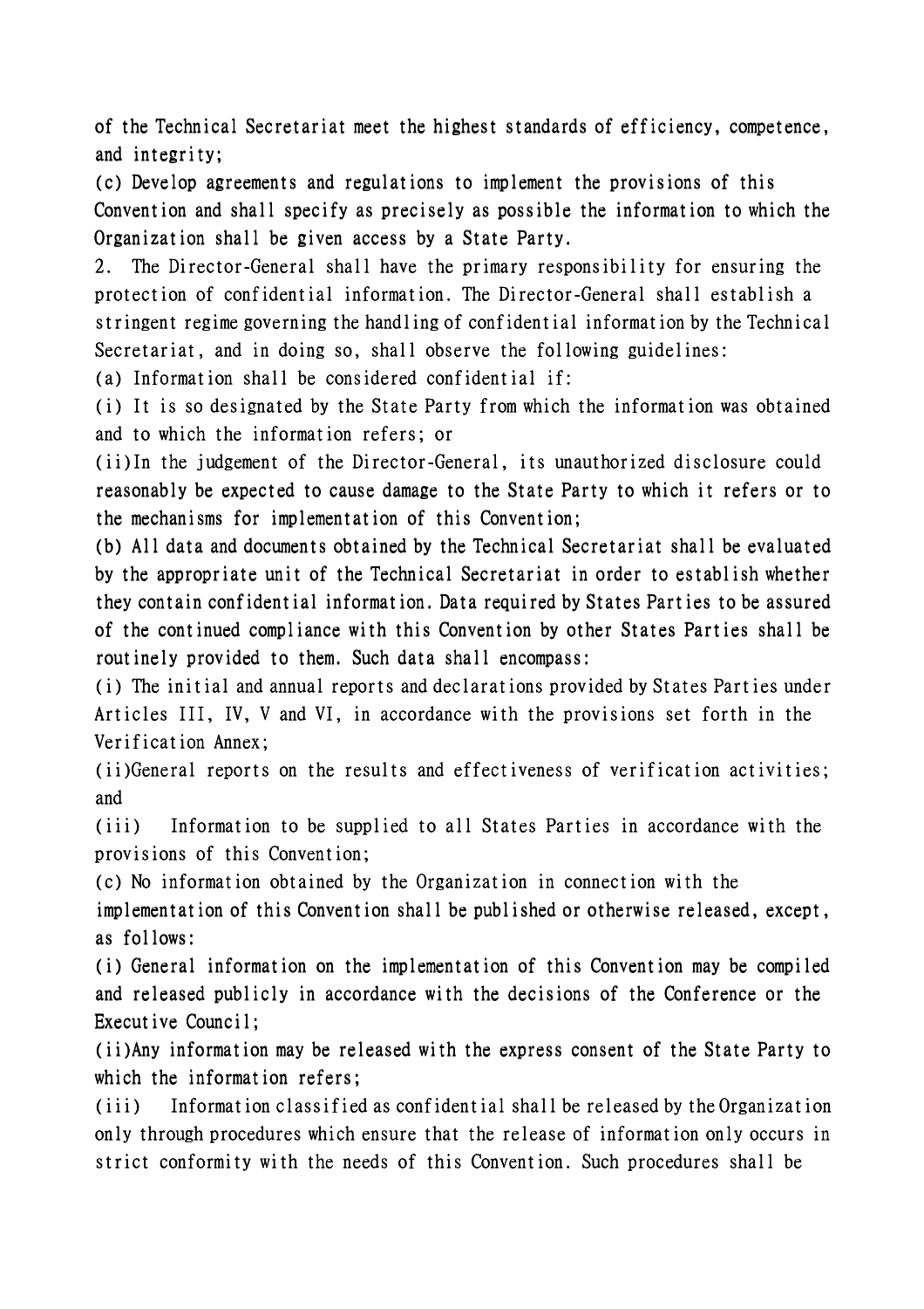of the Technical Secretariat meet the highest standards of efficiency, competence, and integrity;

(c) Develop agreements and regulations to implement the provisions of this Convention and shall specify as precisely as possible the information to which the Organization shall be given access by a State Party.

2. The Director-General shall have the primary responsibility for ensuring the protection of confidential information. The Director-General shall establish a stringent regime governing the handling of confidential information by the Technical Secretariat, and in doing so, shall observe the following guidelines:

(a) Information shall be considered confidential if:

(i) It is so designated by the State Party from which the information was obtained and to which the information refers; or

(ii)In the judgement of the Director-General, its unauthorized disclosure could reasonably be expected to cause damage to the State Party to which it refers or to the mechanisms for implementation of this Convention;

(b) All data and documents obtained by the Technical Secretariat shall be evaluated by the appropriate unit of the Technical Secretariat in order to establish whether they contain confidential information. Data required by States Parties to be assured of the continued compliance with this Convention by other States Parties shall be routinely provided to them. Such data shall encompass:

(i) The initial and annual reports and declarations provided by States Parties under Articles III, IV, V and VI, in accordance with the provisions set forth in the Verification Annex;

(ii)General reports on the results and effectiveness of verification activities; and

(iii) Information to be supplied to all States Parties in accordance with the provisions of this Convention;

(c) No information obtained by the Organization in connection with the implementation of this Convention shall be published or otherwise released, except, as follows:

(i) General information on the implementation of this Convention may be compiled and released publicly in accordance with the decisions of the Conference or the Executive Council;

(ii)Any information may be released with the express consent of the State Party to which the information refers;

(iii) Information classified as confidential shall be released by the Organization only through procedures which ensure that the release of information only occurs in strict conformity with the needs of this Convention. Such procedures shall be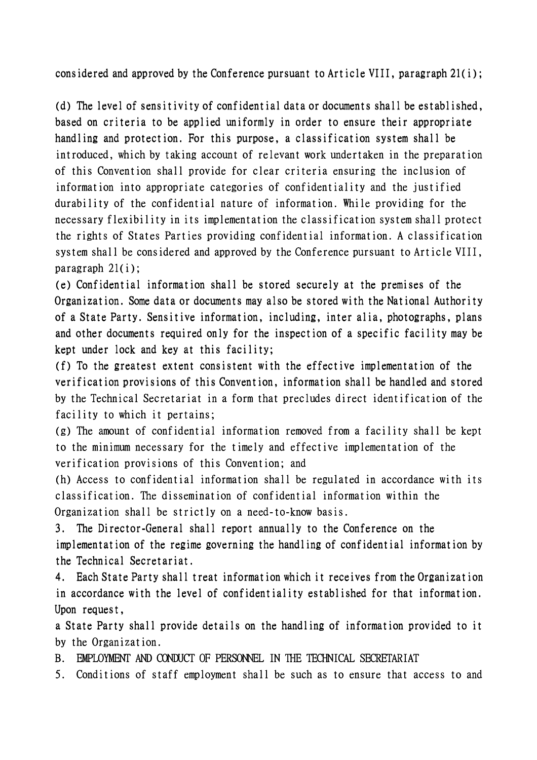considered and approved by the Conference pursuant to Article VIII, paragraph 21(i);

(d) The level of sensitivity of confidential data or documents shall be established, based on criteria to be applied uniformly in order to ensure their appropriate handling and protection. For this purpose, a classification system shall be introduced, which by taking account of relevant work undertaken in the preparation of this Convention shall provide for clear criteria ensuring the inclusion of information into appropriate categories of confidentiality and the justified durability of the confidential nature of information. While providing for the necessary flexibility in its implementation the classification system shall protect the rights of States Parties providing confidential information. A classification system shall be considered and approved by the Conference pursuant to Article VIII, paragraph 21(i);

(e) Confidential information shall be stored securely at the premises of the Organization. Some data or documents may also be stored with the National Authority of a State Party. Sensitive information, including, inter alia, photographs, plans and other documents required only for the inspection of a specific facility may be kept under lock and key at this facility;

(f) To the greatest extent consistent with the effective implementation of the verification provisions of this Convention, information shall be handled and stored by the Technical Secretariat in a form that precludes direct identification of the facility to which it pertains;

(g) The amount of confidential information removed from a facility shall be kept to the minimum necessary for the timely and effective implementation of the verification provisions of this Convention; and

(h) Access to confidential information shall be regulated in accordance with its classification. The dissemination of confidential information within the Organization shall be strictly on a need-to-know basis.

3. The Director-General shall report annually to the Conference on the implementation of the regime governing the handling of confidential information by the Technical Secretariat.

4. Each State Party shall treat information which it receives from the Organization in accordance with the level of confidentiality established for that information. Upon request, a State Party shall provide details on the handling of information provided to it by the Organization.

## B. EMPLOYMENT AND CONDUCT OF PERSONNEL IN THE TECHNICAL SECRETARIAT

5. Conditions of staff employment shall be such as to ensure that access to and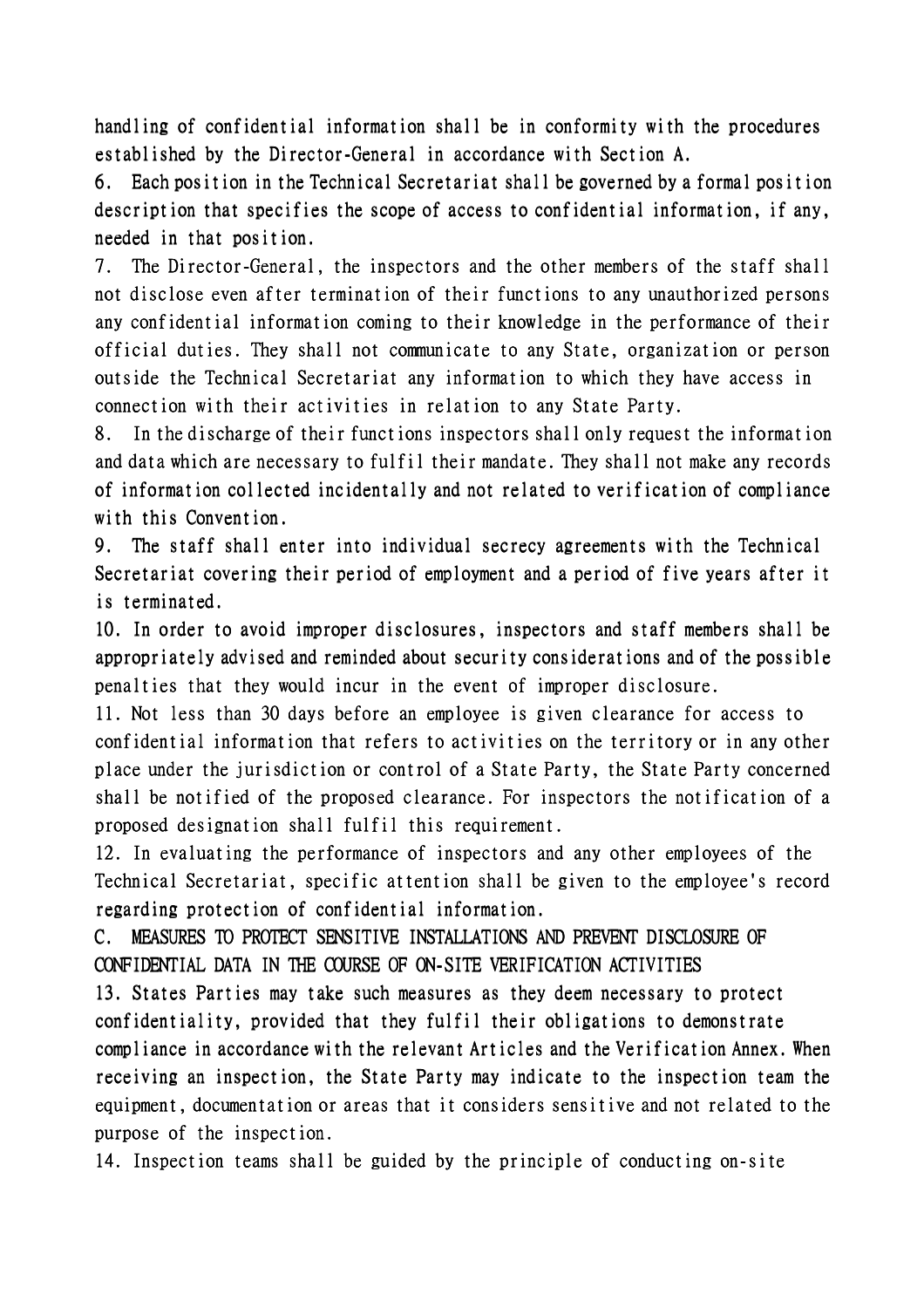handling of confidential information shall be in conformity with the procedures established by the Director-General in accordance with Section A.

6. Each position in the Technical Secretariat shall be governed by a formal position description that specifies the scope of access to confidential information, if any, needed in that position.

7. The Director-General, the inspectors and the other members of the staff shall not disclose even after termination of their functions to any unauthorized persons any confidential information coming to their knowledge in the performance of their official duties. They shall not communicate to any State, organization or person outside the Technical Secretariat any information to which they have access in connection with their activities in relation to any State Party.

8. In the discharge of their functions inspectors shall only request the information and data which are necessary to fulfil their mandate. They shall not make any records of information collected incidentally and not related to verification of compliance with this Convention.

9. The staff shall enter into individual secrecy agreements with the Technical Secretariat covering their period of employment and a period of five years after it is terminated.

10. In order to avoid improper disclosures, inspectors and staff members shall be appropriately advised and reminded about security considerations and of the possible penalties that they would incur in the event of improper disclosure.

11. Not less than 30 days before an employee is given clearance for access to confidential information that refers to activities on the territory or in any other place under the jurisdiction or control of a State Party, the State Party concerned shall be notified of the proposed clearance. For inspectors the notification of a proposed designation shall fulfil this requirement.

12. In evaluating the performance of inspectors and any other employees of the Technical Secretariat, specific attention shall be given to the employee's record regarding protection of confidential information.

C. MEASURES TO PROTECT SENSITIVE INSTALLATIONS AND PREVENT DISCLOSURE OF CONFIDENTIAL DATA IN THE COURSE OF ON-SITE VERIFICATION ACTIVITIES

13. States Parties may take such measures as they deem necessary to protect confidentiality, provided that they fulfil their obligations to demonstrate compliance in accordance with the relevant Articles and the Verification Annex. When receiving an inspection, the State Party may indicate to the inspection team the equipment, documentation or areas that it considers sensitive and not related to the purpose of the inspection.

14. Inspection teams shall be guided by the principle of conducting on-site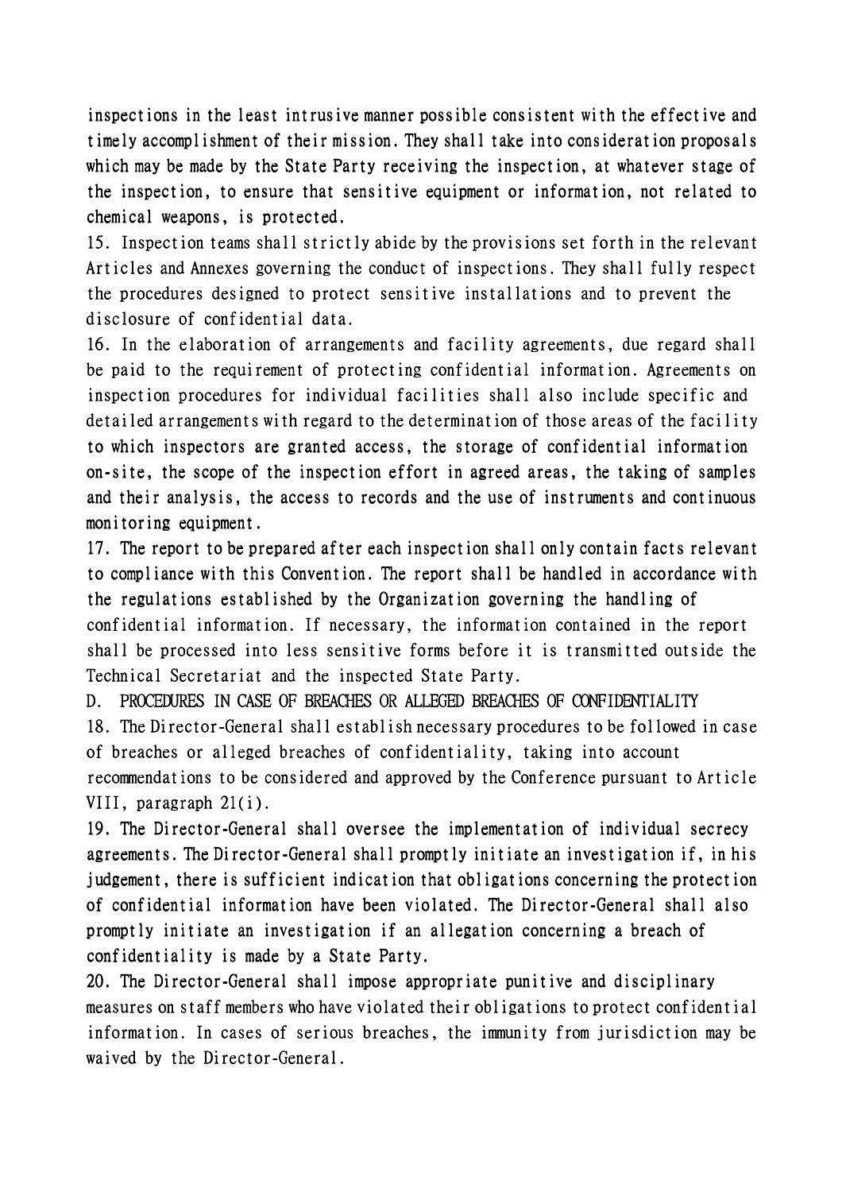inspections in the least intrusive manner possible consistent with the effective and timely accomplishment of their mission. They shall take into consideration proposals which may be made by the State Party receiving the inspection, at whatever stage of the inspection, to ensure that sensitive equipment or information, not related to chemical weapons, is protected.

15. Inspection teams shall strictly abide by the provisions set forth in the relevant Articles and Annexes governing the conduct of inspections. They shall fully respect the procedures designed to protect sensitive installations and to prevent the disclosure of confidential data.

16. In the elaboration of arrangements and facility agreements, due regard shall be paid to the requirement of protecting confidential information. Agreements on inspection procedures for individual facilities shall also include specific and detailed arrangements with regard to the determination of those areas of the facility to which inspectors are granted access, the storage of confidential information on-site, the scope of the inspection effort in agreed areas, the taking of samples and their analysis, the access to records and the use of instruments and continuous monitoring equipment.

17. The report to be prepared after each inspection shall only contain facts relevant to compliance with this Convention. The report shall be handled in accordance with the regulations established by the Organization governing the handling of confidential information. If necessary, the information contained in the report shall be processed into less sensitive forms before it is transmitted outside the Technical Secretariat and the inspected State Party.

## D. PROCEDURES IN CASE OF BREACHES OR ALLEGED BREACHES OF CONFIDENTIALITY

18. The Director-General shall establish necessary procedures to be followed in case of breaches or alleged breaches of confidentiality, taking into account recommendations to be considered and approved by the Conference pursuant to Article VIII, paragraph 21(i).

19. The Director-General shall oversee the implementation of individual secrecy agreements. The Director-General shall promptly initiate an investigation if, in his judgement, there is sufficient indication that obligations concerning the protection of confidential information have been violated. The Director-General shall also promptly initiate an investigation if an allegation concerning a breach of confidentiality is made by a State Party.

20. The Director-General shall impose appropriate punitive and disciplinary measures on staff members who have violated their obligations to protect confidential information. In cases of serious breaches, the immunity from jurisdiction may be waived by the Director-General.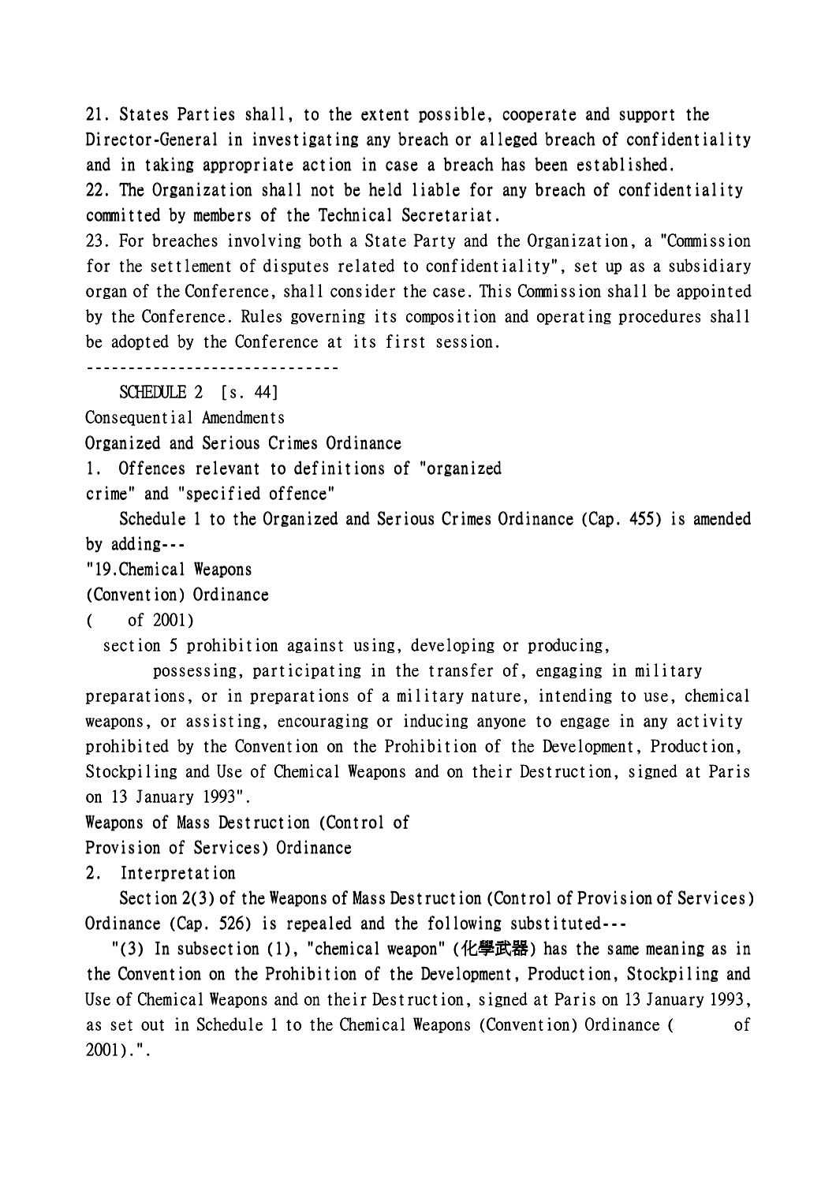21. States Parties shall, to the extent possible, cooperate and support the Director-General in investigating any breach or alleged breach of confidentiality and in taking appropriate action in case a breach has been established.

22. The Organization shall not be held liable for any breach of confidentiality committed by members of the Technical Secretariat.

23. For breaches involving both a State Party and the Organization, a "Commission for the settlement of disputes related to confidentiality", set up as a subsidiary organ of the Conference, shall consider the case. This Commission shall be appointed by the Conference. Rules governing its composition and operating procedures shall be adopted by the Conference at its first session.

------------------------------

SCHEDULE 2 [s. 44]

Consequential Amendments

Organized and Serious Crimes Ordinance

1. Offences relevant to definitions of "organized crime" and "specified offence"

Schedule 1 to the Organized and Serious Crimes Ordinance (Cap. 455) is amended by adding---

"19.Chemical Weapons (Convention) Ordinance ( of 2001)

section 5 prohibition against using, developing or producing, possessing, participating in the transfer of, engaging in military preparations, or in preparations of a military nature, intending to use, chemical weapons, or assisting, encouraging or inducing anyone to engage in any activity prohibited by the Convention on the Prohibition of the Development, Production, Stockpiling and Use of Chemical Weapons and on their Destruction, signed at Paris on 13 January 1993".

Weapons of Mass Destruction (Control of Provision of Services) Ordinance

2. Interpretation

Section 2(3) of the Weapons of Mass Destruction (Control of Provision of Services) Ordinance (Cap. 526) is repealed and the following substituted---

"(3) In subsection (1), "chemical weapon" (化學武器) has the same meaning as in the Convention on the Prohibition of the Development, Production, Stockpiling and Use of Chemical Weapons and on their Destruction, signed at Paris on 13 January 1993, as set out in Schedule 1 to the Chemical Weapons (Convention) Ordinance ( of 2001).".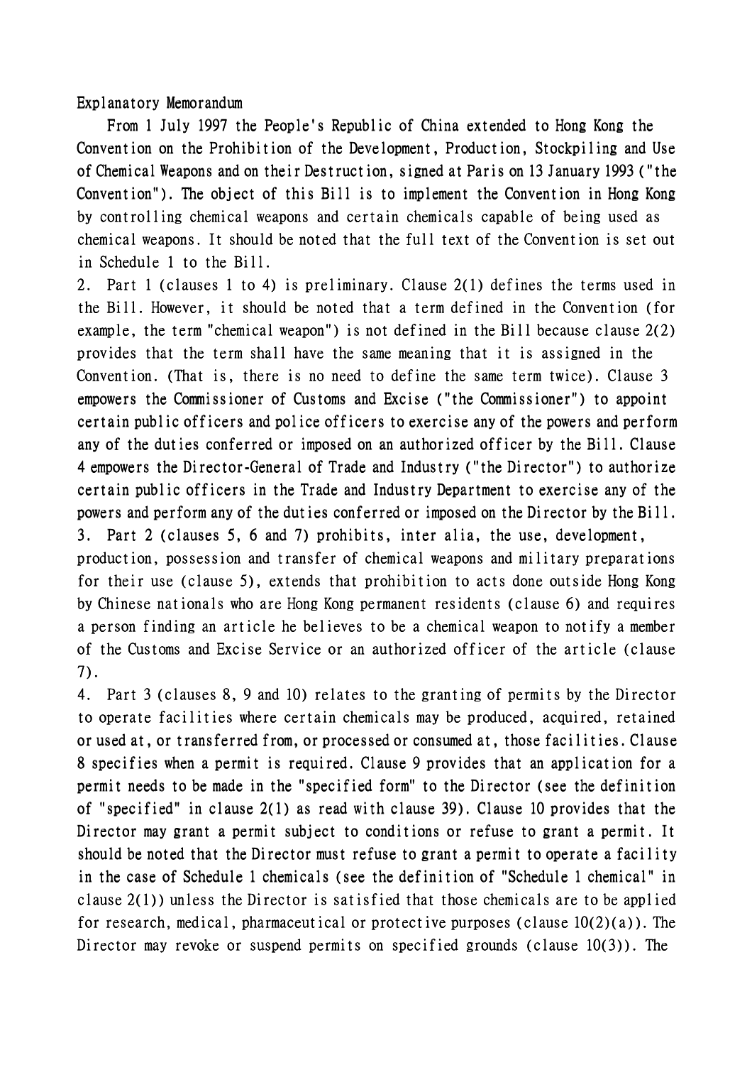Explanatory Memorandum

From 1 July 1997 the People's Republic of China extended to Hong Kong the Convention on the Prohibition of the Development, Production, Stockpiling and Use of Chemical Weapons and on their Destruction, signed at Paris on 13 January 1993 ("the Convention"). The object of this Bill is to implement the Convention in Hong Kong by controlling chemical weapons and certain chemicals capable of being used as chemical weapons. It should be noted that the full text of the Convention is set out in Schedule 1 to the Bill.

2. Part 1 (clauses 1 to 4) is preliminary. Clause 2(1) defines the terms used in the Bill. However, it should be noted that a term defined in the Convention (for example, the term "chemical weapon") is not defined in the Bill because clause 2(2) provides that the term shall have the same meaning that it is assigned in the Convention. (That is, there is no need to define the same term twice). Clause 3 empowers the Commissioner of Customs and Excise ("the Commissioner") to appoint certain public officers and police officers to exercise any of the powers and perform any of the duties conferred or imposed on an authorized officer by the Bill. Clause 4 empowers the Director-General of Trade and Industry ("the Director") to authorize certain public officers in the Trade and Industry Department to exercise any of the powers and perform any of the duties conferred or imposed on the Director by the Bill.

3. Part 2 (clauses 5, 6 and 7) prohibits, inter alia, the use, development, production, possession and transfer of chemical weapons and military preparations for their use (clause 5), extends that prohibition to acts done outside Hong Kong by Chinese nationals who are Hong Kong permanent residents (clause 6) and requires a person finding an article he believes to be a chemical weapon to notify a member of the Customs and Excise Service or an authorized officer of the article (clause 7).

4. Part 3 (clauses 8, 9 and 10) relates to the granting of permits by the Director to operate facilities where certain chemicals may be produced, acquired, retained or used at, or transferred from, or processed or consumed at, those facilities. Clause 8 specifies when a permit is required. Clause 9 provides that an application for a permit needs to be made in the "specified form" to the Director (see the definition of "specified" in clause 2(1) as read with clause 39). Clause 10 provides that the Director may grant a permit subject to conditions or refuse to grant a permit. It should be noted that the Director must refuse to grant a permit to operate a facility in the case of Schedule 1 chemicals (see the definition of "Schedule 1 chemical" in clause 2(1)) unless the Director is satisfied that those chemicals are to be applied for research, medical, pharmaceutical or protective purposes (clause 10(2)(a)). The Director may revoke or suspend permits on specified grounds (clause 10(3)). The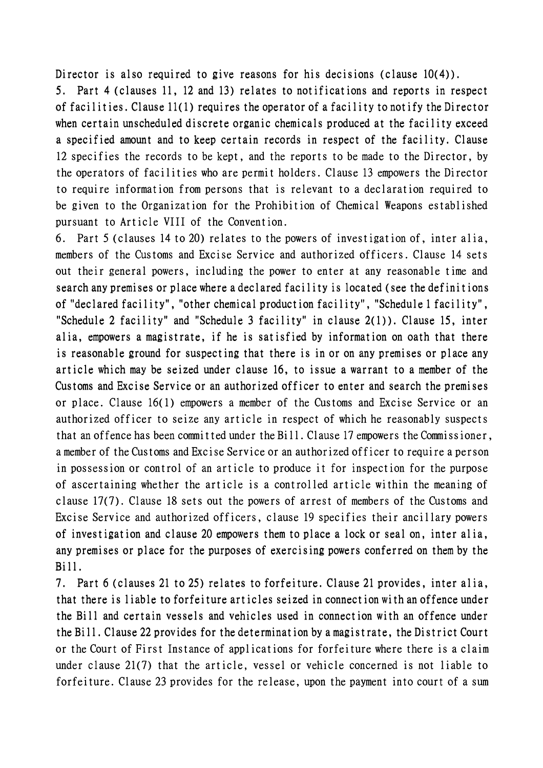Director is also required to give reasons for his decisions (clause 10(4)).

5. Part 4 (clauses 11, 12 and 13) relates to notifications and reports in respect of facilities. Clause 11(1) requires the operator of a facility to notify the Director when certain unscheduled discrete organic chemicals produced at the facility exceed a specified amount and to keep certain records in respect of the facility. Clause 12 specifies the records to be kept, and the reports to be made to the Director, by the operators of facilities who are permit holders. Clause 13 empowers the Director to require information from persons that is relevant to a declaration required to be given to the Organization for the Prohibition of Chemical Weapons established pursuant to Article VIII of the Convention.

6. Part 5 (clauses 14 to 20) relates to the powers of investigation of, inter alia, members of the Customs and Excise Service and authorized officers. Clause 14 sets out their general powers, including the power to enter at any reasonable time and search any premises or place where a declared facility is located (see the definitions of "declared facility", "other chemical production facility", "Schedule 1 facility", "Schedule 2 facility" and "Schedule 3 facility" in clause 2(1)). Clause 15, inter alia, empowers a magistrate, if he is satisfied by information on oath that there is reasonable ground for suspecting that there is in or on any premises or place any article which may be seized under clause 16, to issue a warrant to a member of the Customs and Excise Service or an authorized officer to enter and search the premises or place. Clause 16(1) empowers a member of the Customs and Excise Service or an authorized officer to seize any article in respect of which he reasonably suspects that an offence has been committed under the Bill. Clause 17 empowers the Commissioner, a member of the Customs and Excise Service or an authorized officer to require a person in possession or control of an article to produce it for inspection for the purpose of ascertaining whether the article is a controlled article within the meaning of clause 17(7). Clause 18 sets out the powers of arrest of members of the Customs and Excise Service and authorized officers, clause 19 specifies their ancillary powers of investigation and clause 20 empowers them to place a lock or seal on, inter alia, any premises or place for the purposes of exercising powers conferred on them by the Bill.

7. Part 6 (clauses 21 to 25) relates to forfeiture. Clause 21 provides, inter alia, that there is liable to forfeiture articles seized in connection with an offence under the Bill and certain vessels and vehicles used in connection with an offence under the Bill. Clause 22 provides for the determination by a magistrate, the District Court or the Court of First Instance of applications for forfeiture where there is a claim under clause 21(7) that the article, vessel or vehicle concerned is not liable to forfeiture. Clause 23 provides for the release, upon the payment into court of a sum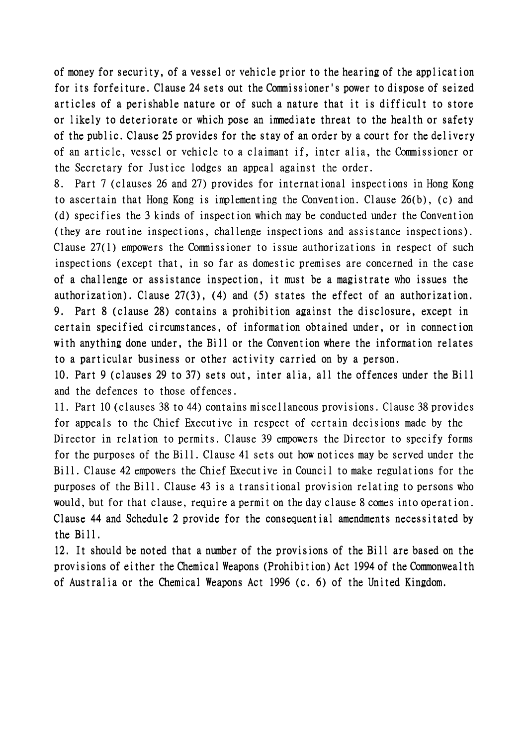of money for security, of a vessel or vehicle prior to the hearing of the application for its forfeiture. Clause 24 sets out the Commissioner's power to dispose of seized articles of a perishable nature or of such a nature that it is difficult to store or likely to deteriorate or which pose an immediate threat to the health or safety of the public. Clause 25 provides for the stay of an order by a court for the delivery of an article, vessel or vehicle to a claimant if, inter alia, the Commissioner or the Secretary for Justice lodges an appeal against the order.

8. Part 7 (clauses 26 and 27) provides for international inspections in Hong Kong to ascertain that Hong Kong is implementing the Convention. Clause 26(b), (c) and (d) specifies the 3 kinds of inspection which may be conducted under the Convention (they are routine inspections, challenge inspections and assistance inspections). Clause 27(1) empowers the Commissioner to issue authorizations in respect of such inspections (except that, in so far as domestic premises are concerned in the case of a challenge or assistance inspection, it must be a magistrate who issues the authorization). Clause 27(3), (4) and (5) states the effect of an authorization.

9. Part 8 (clause 28) contains a prohibition against the disclosure, except in certain specified circumstances, of information obtained under, or in connection with anything done under, the Bill or the Convention where the information relates to a particular business or other activity carried on by a person.

10. Part 9 (clauses 29 to 37) sets out, inter alia, all the offences under the Bill and the defences to those offences.

11. Part 10 (clauses 38 to 44) contains miscellaneous provisions. Clause 38 provides for appeals to the Chief Executive in respect of certain decisions made by the Director in relation to permits. Clause 39 empowers the Director to specify forms for the purposes of the Bill. Clause 41 sets out how notices may be served under the Bill. Clause 42 empowers the Chief Executive in Council to make regulations for the purposes of the Bill. Clause 43 is a transitional provision relating to persons who would, but for that clause, require a permit on the day clause 8 comes into operation. Clause 44 and Schedule 2 provide for the consequential amendments necessitated by the Bill.

12. It should be noted that a number of the provisions of the Bill are based on the provisions of either the Chemical Weapons (Prohibition) Act 1994 of the Commonwealth of Australia or the Chemical Weapons Act 1996 (c. 6) of the United Kingdom.